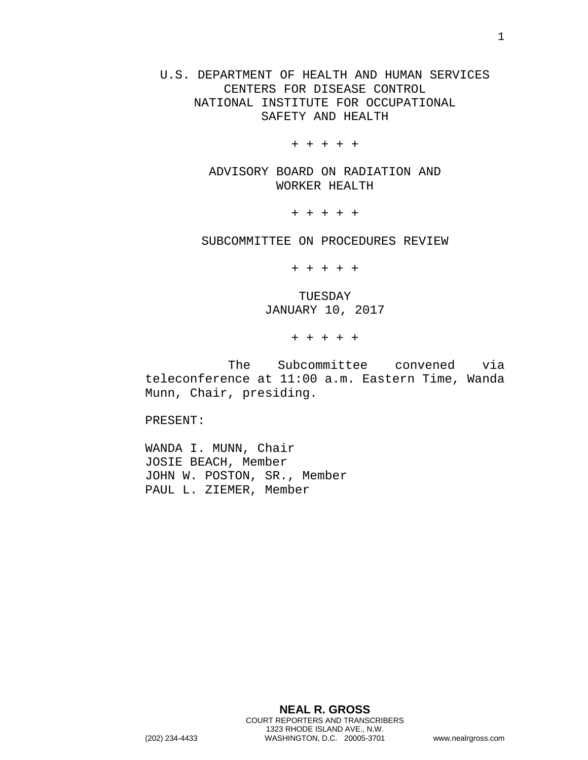U.S. DEPARTMENT OF HEALTH AND HUMAN SERVICES
CENTERS FOR DISEASE CONTROL
NATIONAL INSTITUTE FOR OCCUPATIONAL
SAFETY AND HEALTH

+ + + + +

ADVISORY BOARD ON RADIATION AND
WORKER HEALTH

+ + + + +

SUBCOMMITTEE ON PROCEDURES REVIEW

+ + + + +

TUESDAY
JANUARY 10, 2017

+ + + + +

The Subcommittee convened via teleconference at 11:00 a.m. Eastern Time, Wanda Munn, Chair, presiding.

PRESENT:

WANDA I. MUNN, Chair
JOSIE BEACH, Member
JOHN W. POSTON, SR., Member
PAUL L. ZIEMER, Member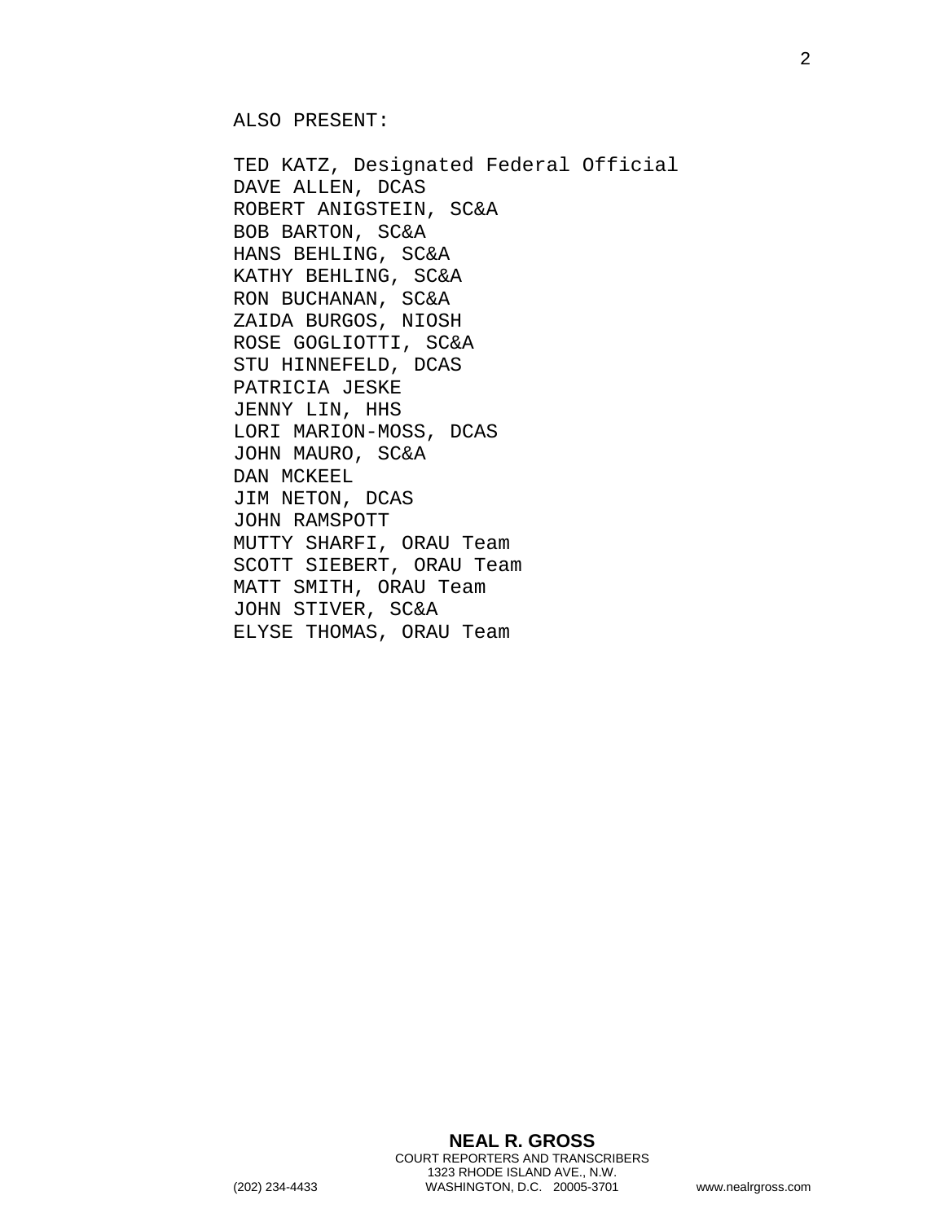ALSO PRESENT:

TED KATZ, Designated Federal Official
DAVE ALLEN, DCAS
ROBERT ANIGSTEIN, SC&A
BOB BARTON, SC&A
HANS BEHLING, SC&A
KATHY BEHLING, SC&A
RON BUCHANAN, SC&A
ZAIDA BURGOS, NIOSH
ROSE GOGLIOTTI, SC&A
STU HINNEFELD, DCAS
PATRICIA JESKE
JENNY LIN, HHS
LORI MARION-MOSS, DCAS
JOHN MAURO, SC&A
DAN MCKEEL
JIM NETON, DCAS
JOHN RAMSPOTT
MUTTY SHARFI, ORAU Team
SCOTT SIEBERT, ORAU Team
MATT SMITH, ORAU Team
JOHN STIVER, SC&A
ELYSE THOMAS, ORAU Team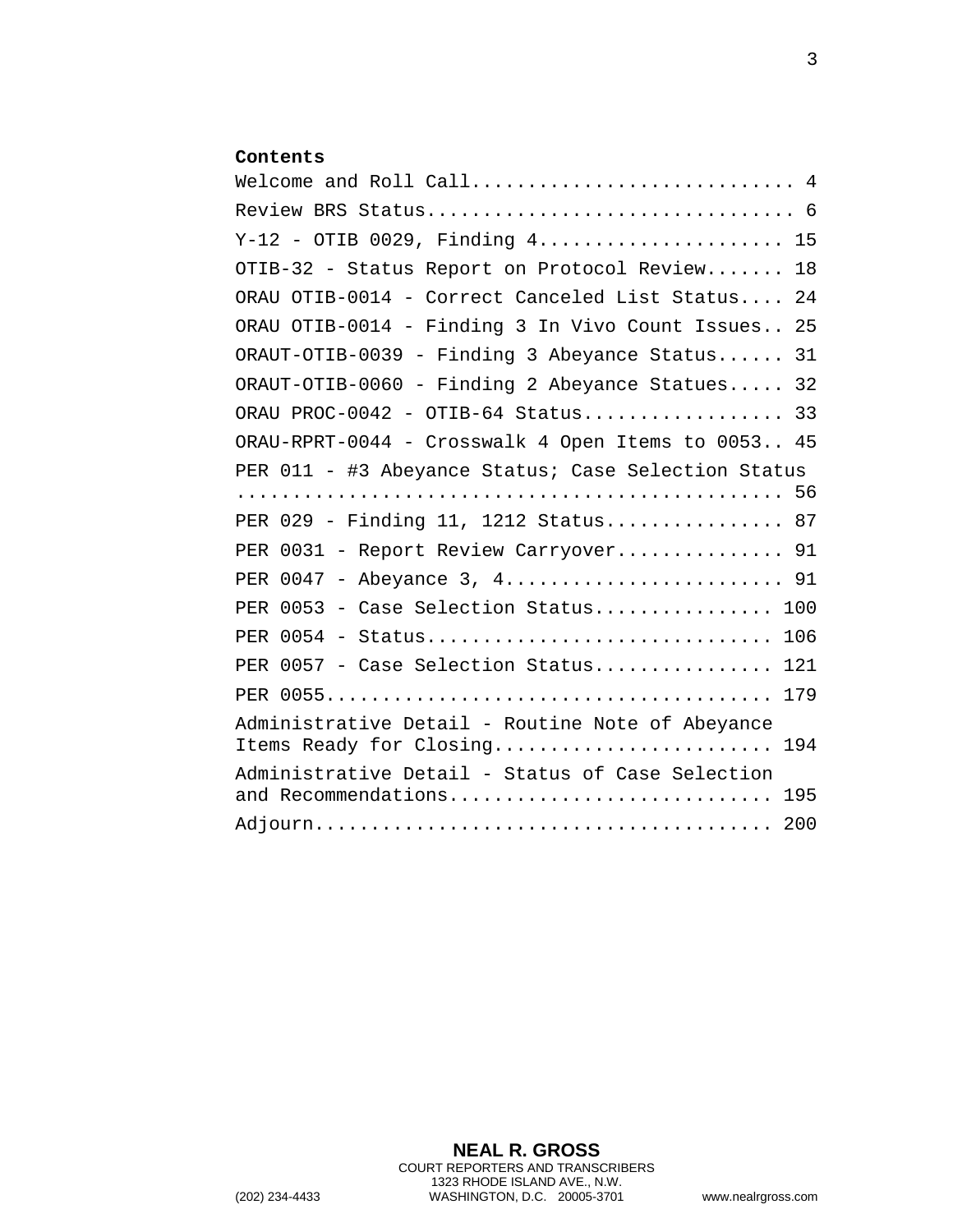**Contents**

Welcome and Roll Call............................ 4

Review BRS Status................................ 6

Y-12 - OTIB 0029, Finding 4..................... 15

OTIB-32 - Status Report on Protocol Review....... 18

ORAU OTIB-0014 - Correct Canceled List Status.... 24

ORAU OTIB-0014 - Finding 3 In Vivo Count Issues.. 25

ORAUT-OTIB-0039 - Finding 3 Abeyance Status...... 31

ORAUT-OTIB-0060 - Finding 2 Abeyance Statues..... 32

ORAU PROC-0042 - OTIB-64 Status.................. 33

ORAU-RPRT-0044 - Crosswalk 4 Open Items to 0053.. 45

PER 011 - #3 Abeyance Status; Case Selection Status ................................................ 56

PER 029 - Finding 11, 1212 Status................ 87

PER 0031 - Report Review Carryover............... 91

PER 0047 - Abeyance 3, 4......................... 91

PER 0053 - Case Selection Status................ 100

PER 0054 - Status............................... 106

PER 0057 - Case Selection Status................ 121

PER 0055........................................ 179

Administrative Detail - Routine Note of Abeyance Items Ready for Closing........................ 194

Administrative Detail - Status of Case Selection and Recommendations............................ 195

Adjourn......................................... 200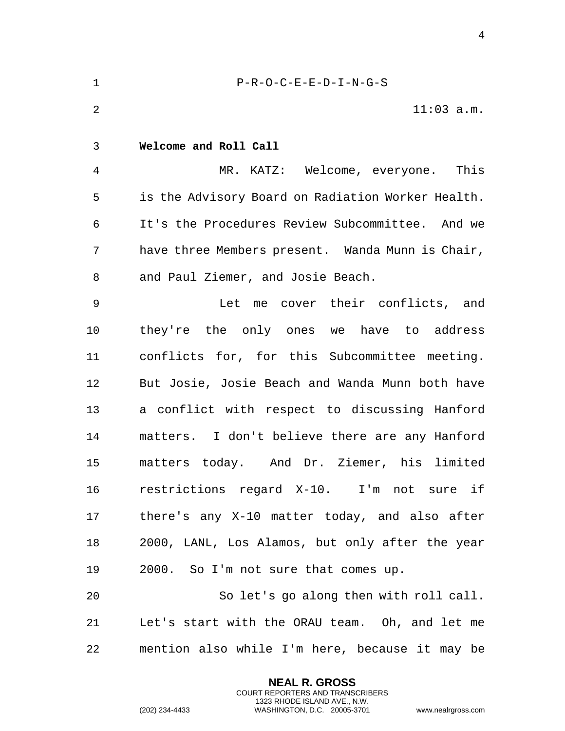P-R-O-C-E-E-D-I-N-G-S

11:03 a.m.

**Welcome and Roll Call**

MR. KATZ: Welcome, everyone. This is the Advisory Board on Radiation Worker Health. It's the Procedures Review Subcommittee. And we have three Members present. Wanda Munn is Chair, and Paul Ziemer, and Josie Beach.

Let me cover their conflicts, and they're the only ones we have to address conflicts for, for this Subcommittee meeting. But Josie, Josie Beach and Wanda Munn both have a conflict with respect to discussing Hanford matters. I don't believe there are any Hanford matters today. And Dr. Ziemer, his limited restrictions regard X-10. I'm not sure if there's any X-10 matter today, and also after 2000, LANL, Los Alamos, but only after the year 2000. So I'm not sure that comes up.

So let's go along then with roll call. Let's start with the ORAU team. Oh, and let me mention also while I'm here, because it may be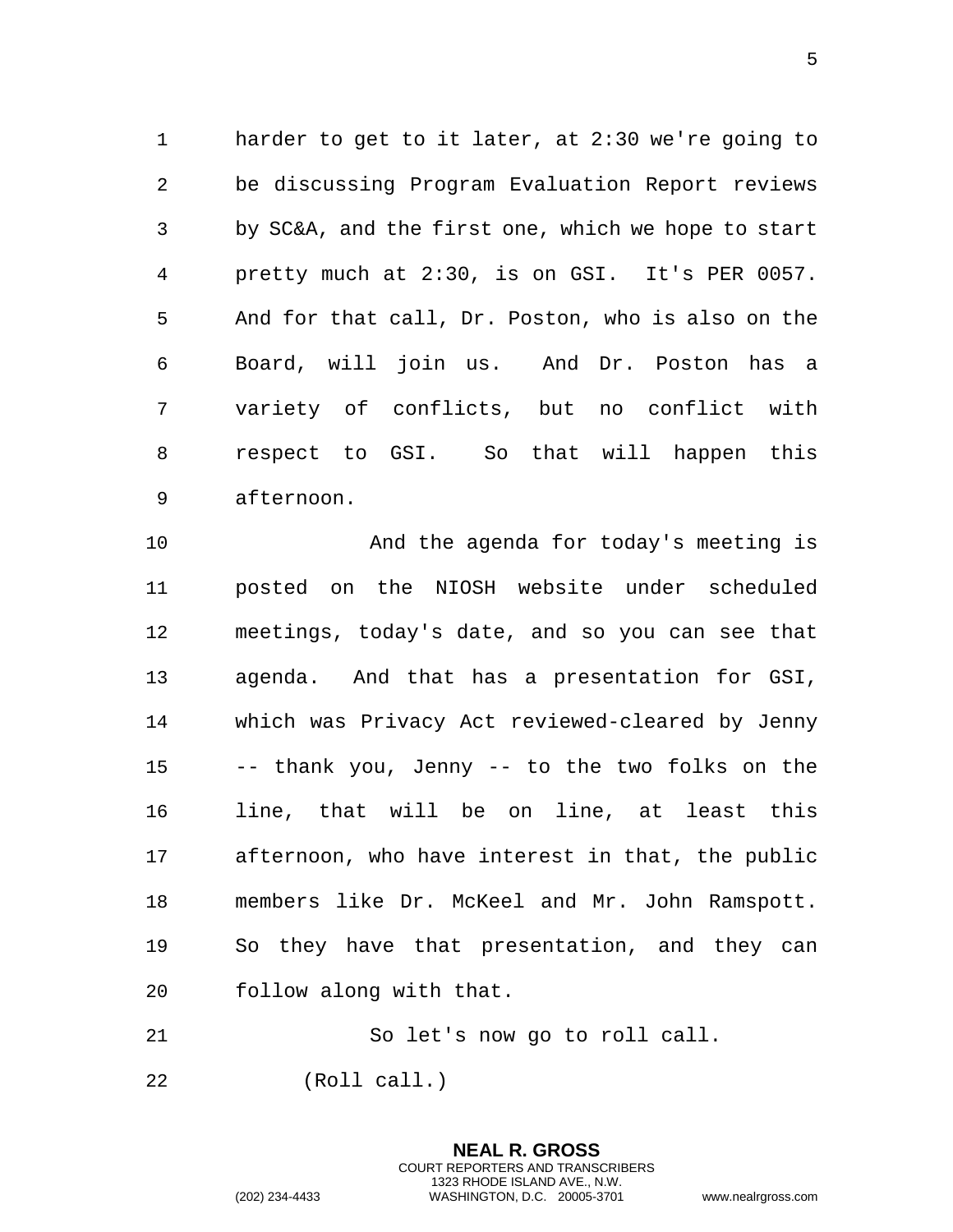harder to get to it later, at 2:30 we're going to be discussing Program Evaluation Report reviews by SC&A, and the first one, which we hope to start pretty much at 2:30, is on GSI. It's PER 0057. And for that call, Dr. Poston, who is also on the Board, will join us. And Dr. Poston has a variety of conflicts, but no conflict with respect to GSI. So that will happen this afternoon.

And the agenda for today's meeting is posted on the NIOSH website under scheduled meetings, today's date, and so you can see that agenda. And that has a presentation for GSI, which was Privacy Act reviewed-cleared by Jenny -- thank you, Jenny -- to the two folks on the line, that will be on line, at least this afternoon, who have interest in that, the public members like Dr. McKeel and Mr. John Ramspott. So they have that presentation, and they can follow along with that.

So let's now go to roll call.

(Roll call.)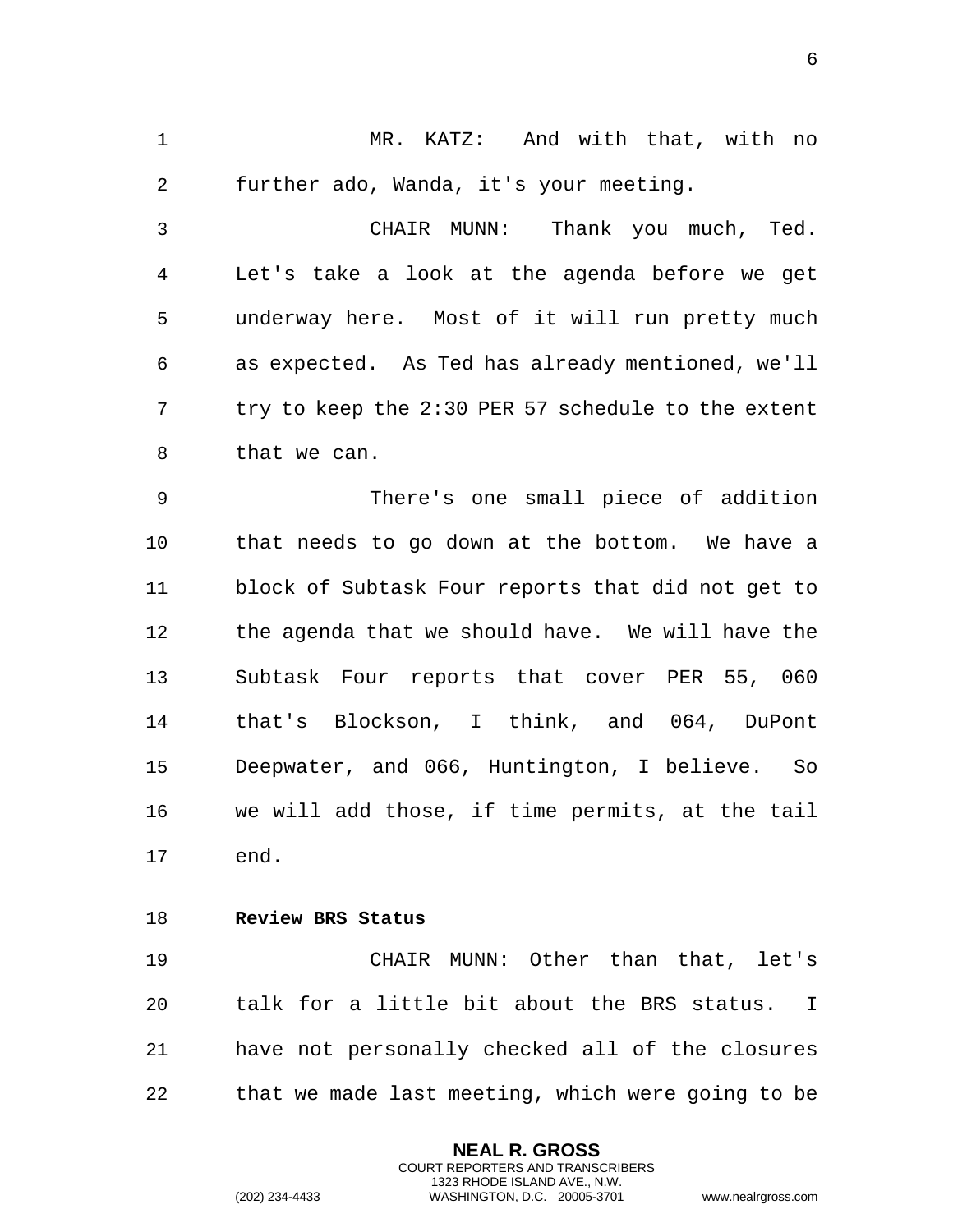MR. KATZ: And with that, with no further ado, Wanda, it's your meeting.

CHAIR MUNN: Thank you much, Ted. Let's take a look at the agenda before we get underway here. Most of it will run pretty much as expected. As Ted has already mentioned, we'll try to keep the 2:30 PER 57 schedule to the extent that we can.

There's one small piece of addition that needs to go down at the bottom. We have a block of Subtask Four reports that did not get to the agenda that we should have. We will have the Subtask Four reports that cover PER 55, 060 that's Blockson, I think, and 064, DuPont Deepwater, and 066, Huntington, I believe. So we will add those, if time permits, at the tail end.

**Review BRS Status**

CHAIR MUNN: Other than that, let's talk for a little bit about the BRS status. I have not personally checked all of the closures that we made last meeting, which were going to be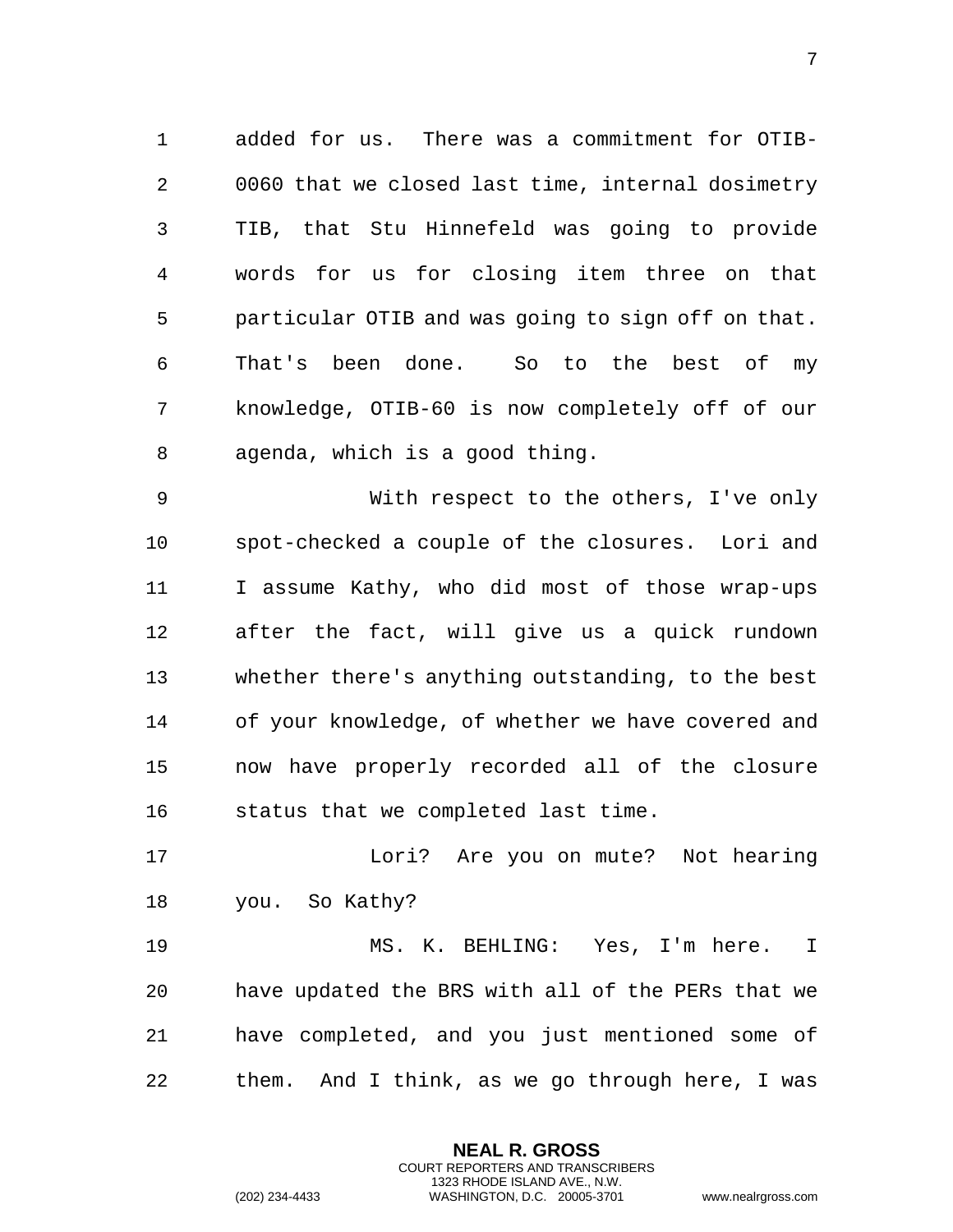added for us. There was a commitment for OTIB-0060 that we closed last time, internal dosimetry TIB, that Stu Hinnefeld was going to provide words for us for closing item three on that particular OTIB and was going to sign off on that. That's been done. So to the best of my knowledge, OTIB-60 is now completely off of our agenda, which is a good thing.

With respect to the others, I've only spot-checked a couple of the closures. Lori and I assume Kathy, who did most of those wrap-ups after the fact, will give us a quick rundown whether there's anything outstanding, to the best of your knowledge, of whether we have covered and now have properly recorded all of the closure status that we completed last time.

Lori? Are you on mute? Not hearing you. So Kathy?

MS. K. BEHLING: Yes, I'm here. I have updated the BRS with all of the PERs that we have completed, and you just mentioned some of them. And I think, as we go through here, I was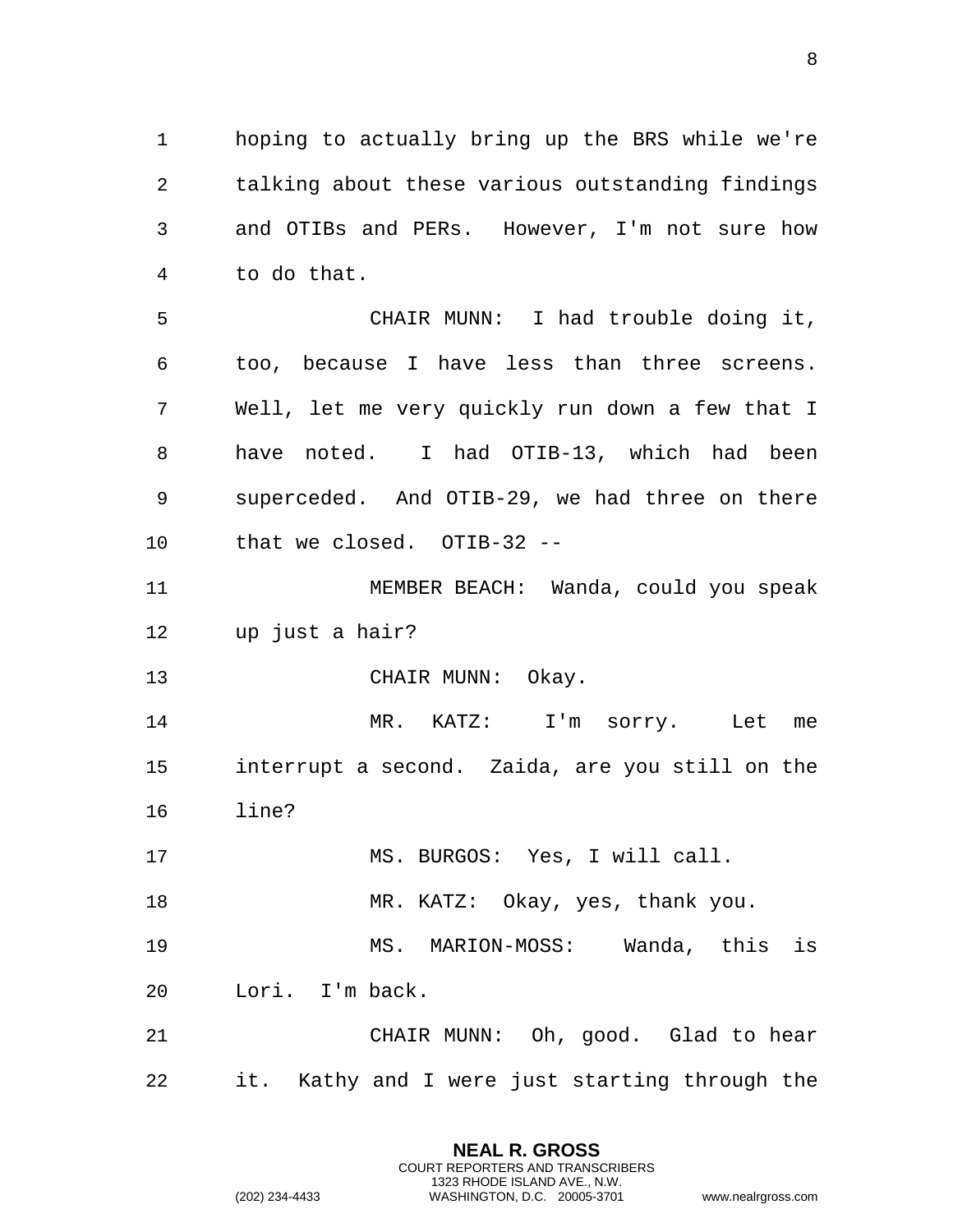hoping to actually bring up the BRS while we're talking about these various outstanding findings and OTIBs and PERs. However, I'm not sure how to do that.

CHAIR MUNN: I had trouble doing it, too, because I have less than three screens. Well, let me very quickly run down a few that I have noted. I had OTIB-13, which had been superceded. And OTIB-29, we had three on there that we closed. OTIB-32 --

MEMBER BEACH: Wanda, could you speak up just a hair?

CHAIR MUNN: Okay.

MR. KATZ: I'm sorry. Let me interrupt a second. Zaida, are you still on the line?

MS. BURGOS: Yes, I will call.

MR. KATZ: Okay, yes, thank you.

MS. MARION-MOSS: Wanda, this is Lori. I'm back.

CHAIR MUNN: Oh, good. Glad to hear it. Kathy and I were just starting through the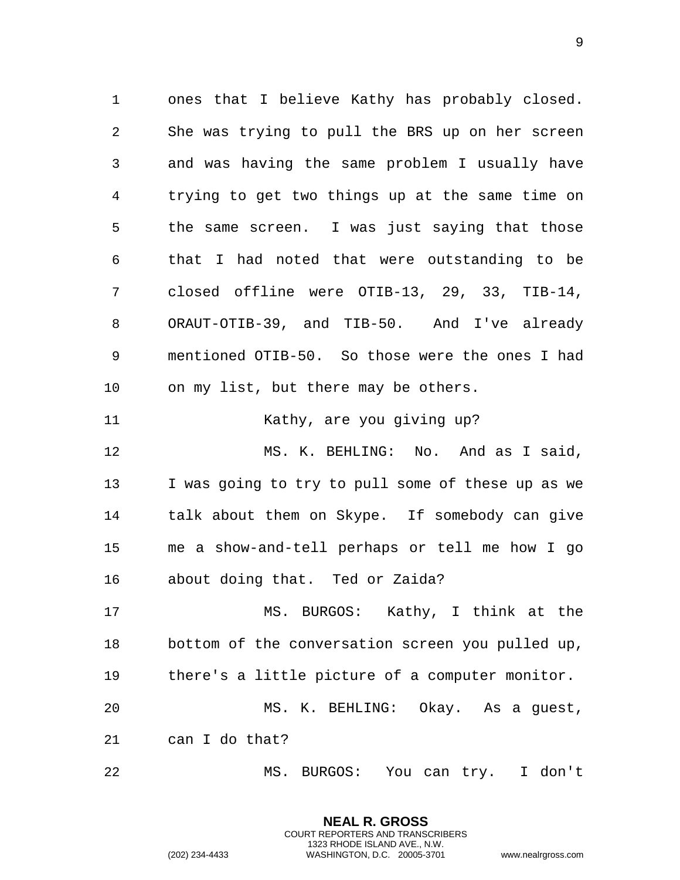ones that I believe Kathy has probably closed. She was trying to pull the BRS up on her screen and was having the same problem I usually have trying to get two things up at the same time on the same screen. I was just saying that those that I had noted that were outstanding to be closed offline were OTIB-13, 29, 33, TIB-14, ORAUT-OTIB-39, and TIB-50. And I've already mentioned OTIB-50. So those were the ones I had on my list, but there may be others.

Kathy, are you giving up?

MS. K. BEHLING: No. And as I said, I was going to try to pull some of these up as we talk about them on Skype. If somebody can give me a show-and-tell perhaps or tell me how I go about doing that. Ted or Zaida?

MS. BURGOS: Kathy, I think at the bottom of the conversation screen you pulled up, there's a little picture of a computer monitor.

MS. K. BEHLING: Okay. As a guest, can I do that?

MS. BURGOS: You can try. I don't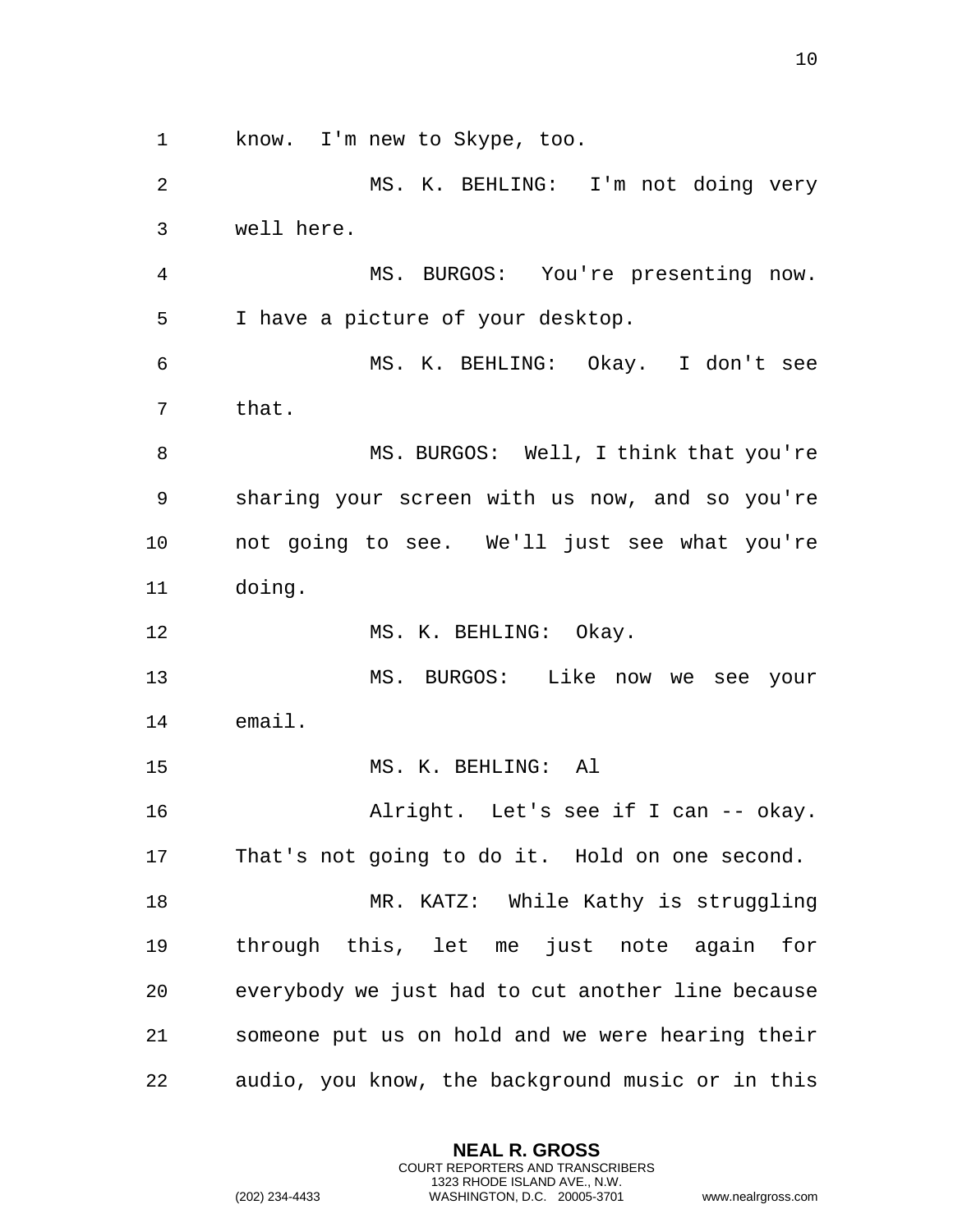know. I'm new to Skype, too.

MS. K. BEHLING: I'm not doing very well here.

MS. BURGOS: You're presenting now. I have a picture of your desktop.

MS. K. BEHLING: Okay. I don't see that.

MS. BURGOS: Well, I think that you're sharing your screen with us now, and so you're not going to see. We'll just see what you're doing.

MS. K. BEHLING: Okay.

MS. BURGOS: Like now we see your email.

MS. K. BEHLING: Al

Alright. Let's see if I can -- okay. That's not going to do it. Hold on one second.

MR. KATZ: While Kathy is struggling through this, let me just note again for everybody we just had to cut another line because someone put us on hold and we were hearing their audio, you know, the background music or in this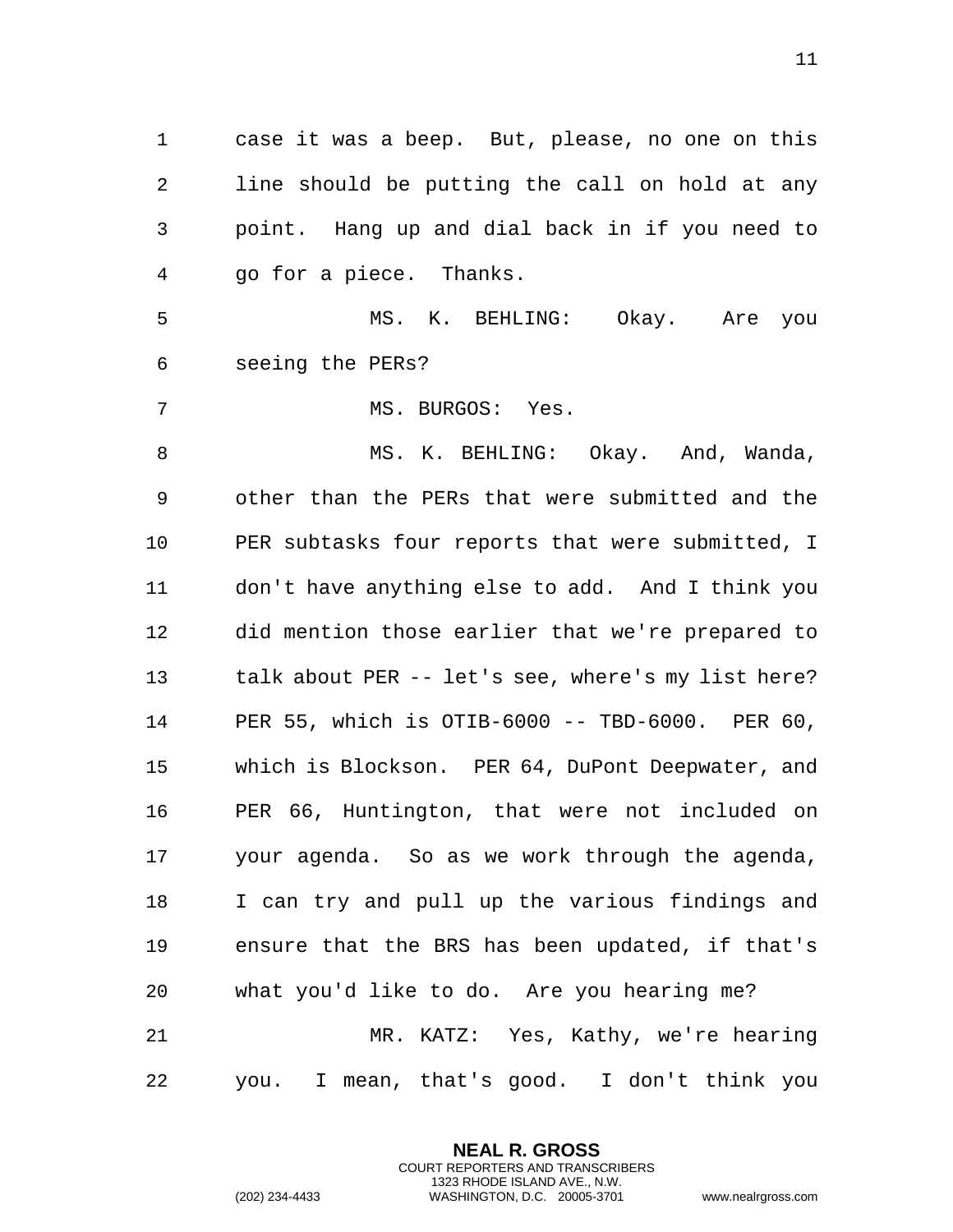case it was a beep. But, please, no one on this line should be putting the call on hold at any point. Hang up and dial back in if you need to go for a piece. Thanks.

MS. K. BEHLING: Okay. Are you seeing the PERs?

MS. BURGOS: Yes.

MS. K. BEHLING: Okay. And, Wanda, other than the PERs that were submitted and the PER subtasks four reports that were submitted, I don't have anything else to add. And I think you did mention those earlier that we're prepared to talk about PER -- let's see, where's my list here? PER 55, which is OTIB-6000 -- TBD-6000. PER 60, which is Blockson. PER 64, DuPont Deepwater, and PER 66, Huntington, that were not included on your agenda. So as we work through the agenda, I can try and pull up the various findings and ensure that the BRS has been updated, if that's what you'd like to do. Are you hearing me?

MR. KATZ: Yes, Kathy, we're hearing you. I mean, that's good. I don't think you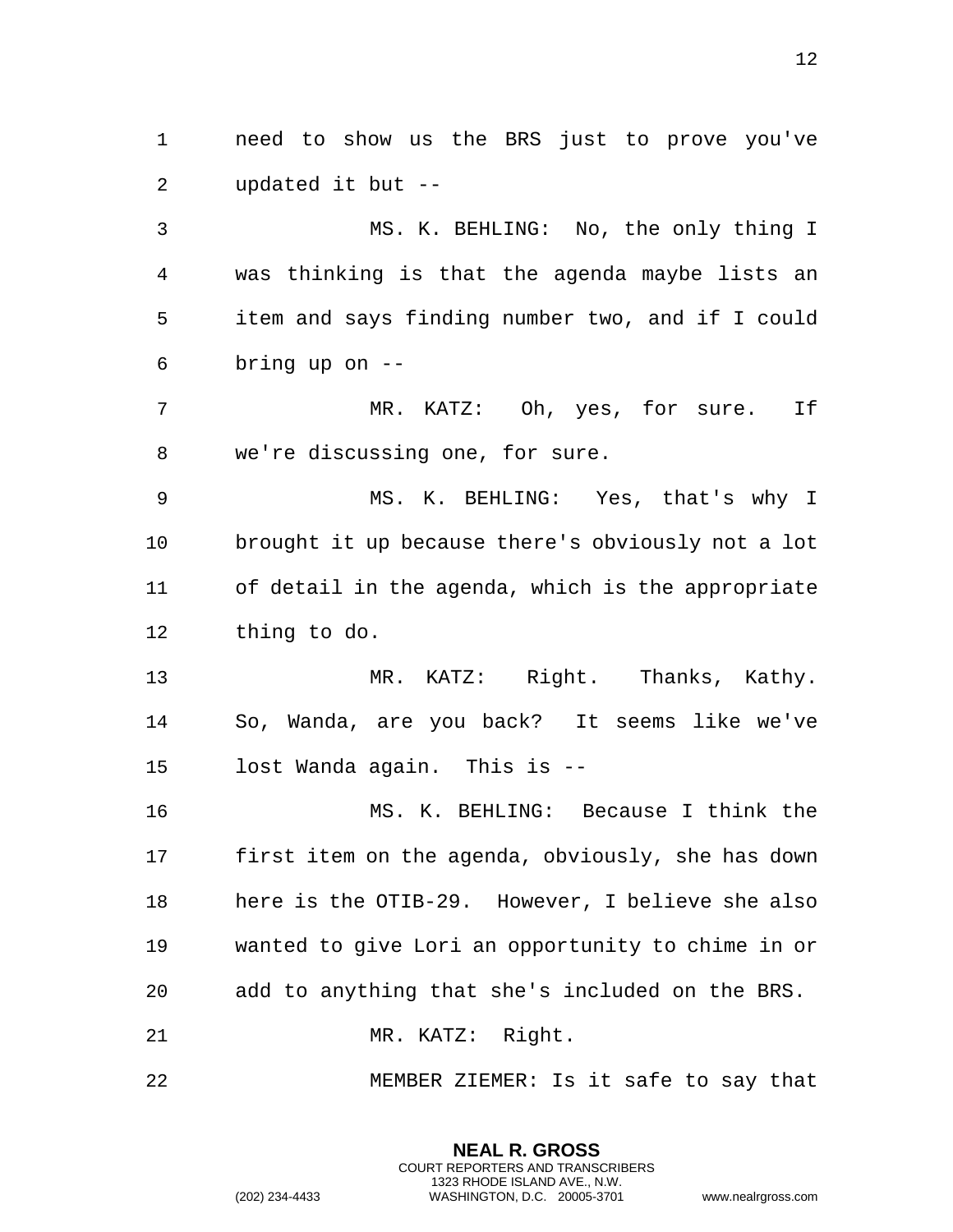need to show us the BRS just to prove you've updated it but --

MS. K. BEHLING: No, the only thing I was thinking is that the agenda maybe lists an item and says finding number two, and if I could bring up on --

MR. KATZ: Oh, yes, for sure. If we're discussing one, for sure.

MS. K. BEHLING: Yes, that's why I brought it up because there's obviously not a lot of detail in the agenda, which is the appropriate thing to do.

MR. KATZ: Right. Thanks, Kathy. So, Wanda, are you back? It seems like we've lost Wanda again. This is --

MS. K. BEHLING: Because I think the first item on the agenda, obviously, she has down here is the OTIB-29. However, I believe she also wanted to give Lori an opportunity to chime in or add to anything that she's included on the BRS.

MR. KATZ: Right.

MEMBER ZIEMER: Is it safe to say that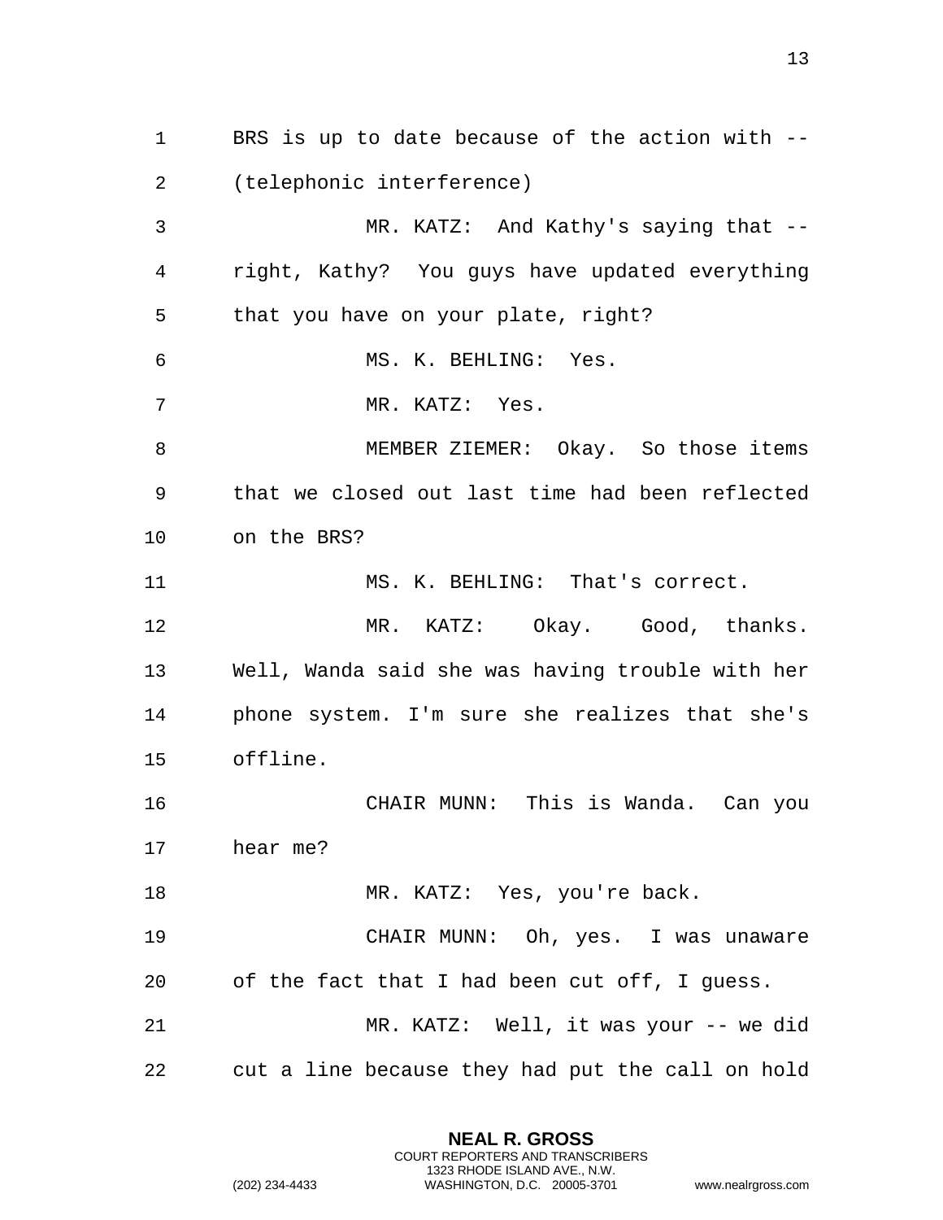BRS is up to date because of the action with -- (telephonic interference)

MR. KATZ: And Kathy's saying that -- right, Kathy? You guys have updated everything that you have on your plate, right?

MS. K. BEHLING: Yes.

MR. KATZ: Yes.

MEMBER ZIEMER: Okay. So those items that we closed out last time had been reflected on the BRS?

MS. K. BEHLING: That's correct.

MR. KATZ: Okay. Good, thanks. Well, Wanda said she was having trouble with her phone system. I'm sure she realizes that she's offline.

CHAIR MUNN: This is Wanda. Can you hear me?

MR. KATZ: Yes, you're back.

CHAIR MUNN: Oh, yes. I was unaware of the fact that I had been cut off, I guess.

MR. KATZ: Well, it was your -- we did cut a line because they had put the call on hold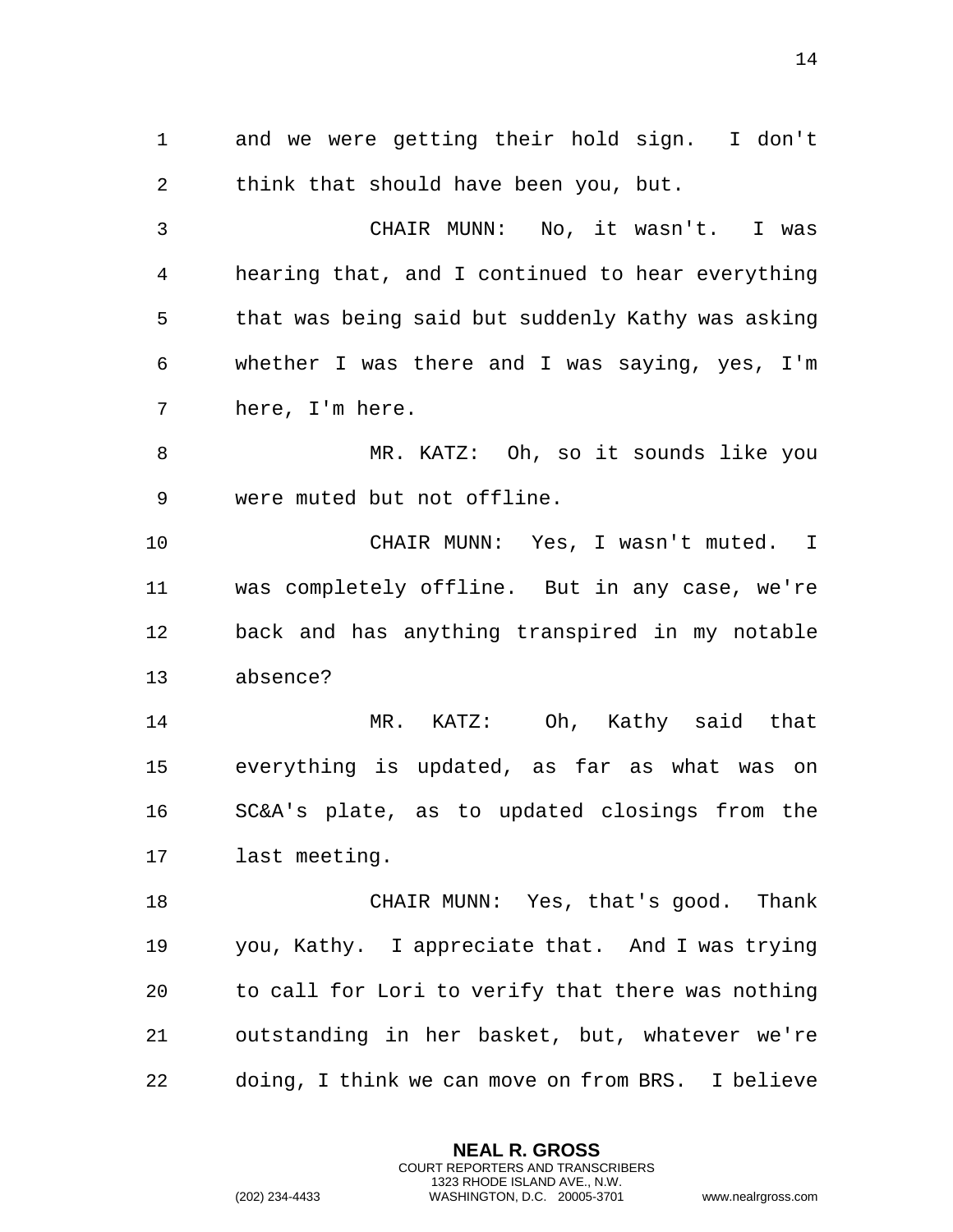and we were getting their hold sign. I don't think that should have been you, but.

CHAIR MUNN: No, it wasn't. I was hearing that, and I continued to hear everything that was being said but suddenly Kathy was asking whether I was there and I was saying, yes, I'm here, I'm here.

MR. KATZ: Oh, so it sounds like you were muted but not offline.

CHAIR MUNN: Yes, I wasn't muted. I was completely offline. But in any case, we're back and has anything transpired in my notable absence?

MR. KATZ: Oh, Kathy said that everything is updated, as far as what was on SC&A's plate, as to updated closings from the last meeting.

CHAIR MUNN: Yes, that's good. Thank you, Kathy. I appreciate that. And I was trying to call for Lori to verify that there was nothing outstanding in her basket, but, whatever we're doing, I think we can move on from BRS. I believe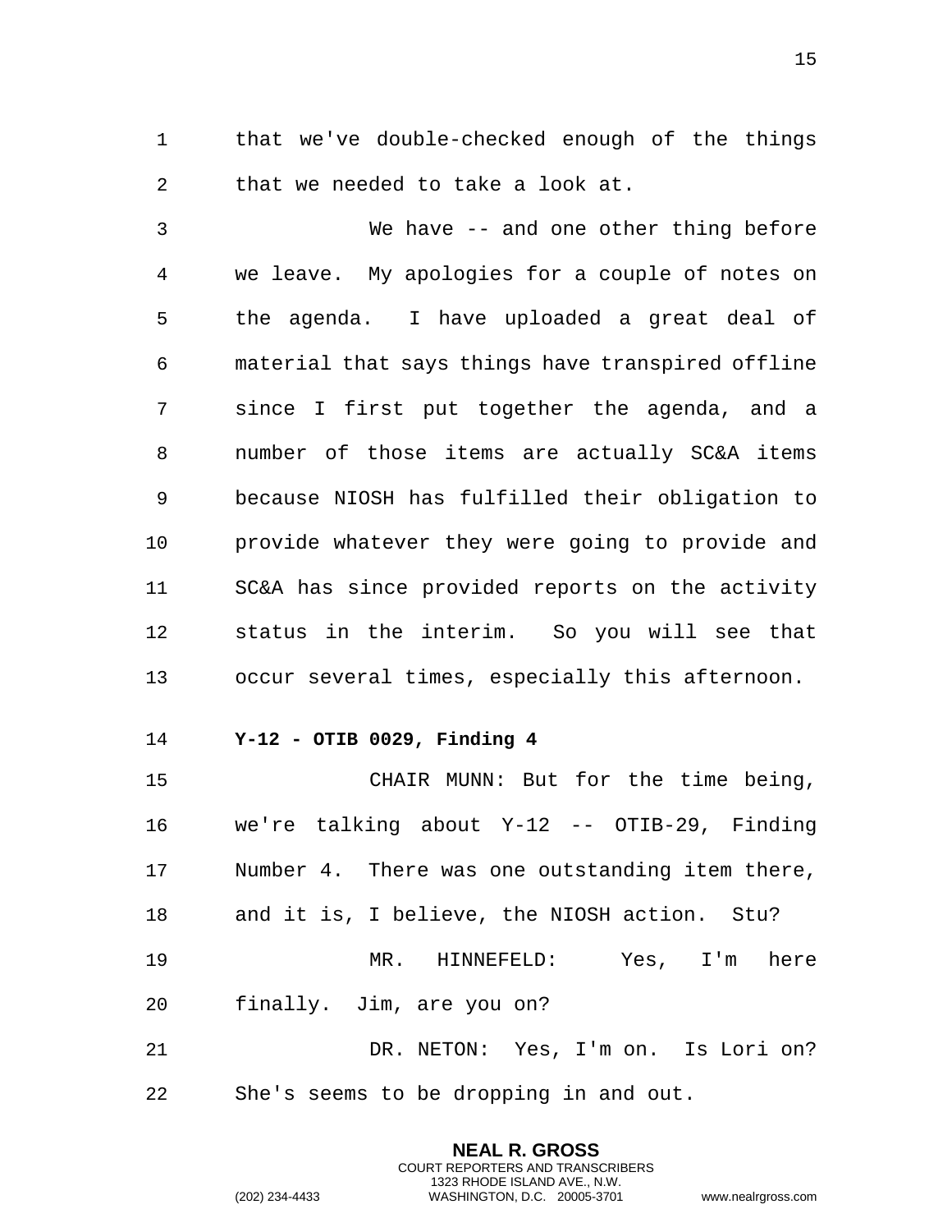that we've double-checked enough of the things that we needed to take a look at.

We have -- and one other thing before we leave. My apologies for a couple of notes on the agenda. I have uploaded a great deal of material that says things have transpired offline since I first put together the agenda, and a number of those items are actually SC&A items because NIOSH has fulfilled their obligation to provide whatever they were going to provide and SC&A has since provided reports on the activity status in the interim. So you will see that occur several times, especially this afternoon.

**Y-12 - OTIB 0029, Finding 4**

CHAIR MUNN: But for the time being, we're talking about Y-12 -- OTIB-29, Finding Number 4. There was one outstanding item there, and it is, I believe, the NIOSH action. Stu?

MR. HINNEFELD: Yes, I'm here finally. Jim, are you on?

DR. NETON: Yes, I'm on. Is Lori on? She's seems to be dropping in and out.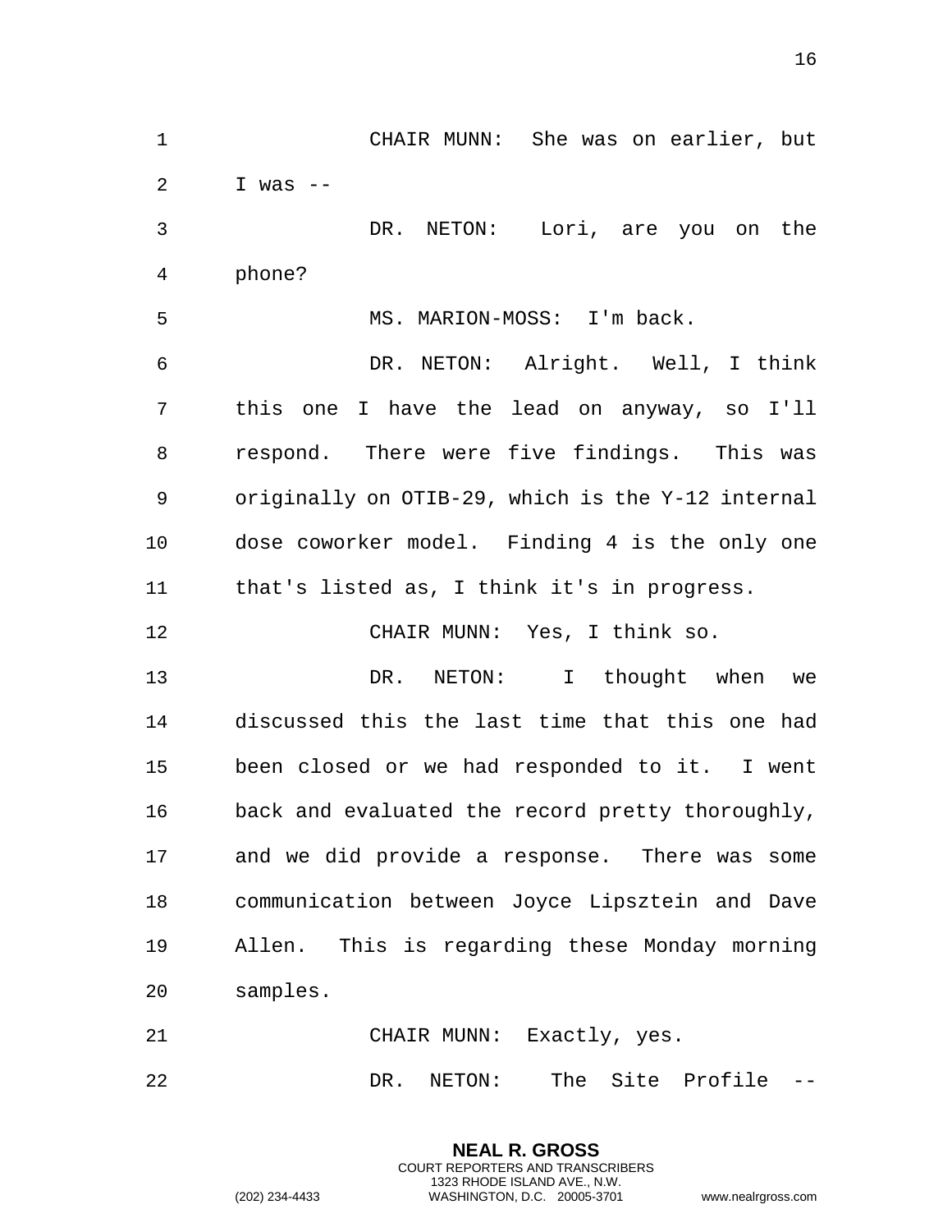CHAIR MUNN: She was on earlier, but I was --

DR. NETON: Lori, are you on the phone?

MS. MARION-MOSS: I'm back.

DR. NETON: Alright. Well, I think this one I have the lead on anyway, so I'll respond. There were five findings. This was originally on OTIB-29, which is the Y-12 internal dose coworker model. Finding 4 is the only one that's listed as, I think it's in progress.

CHAIR MUNN: Yes, I think so.

DR. NETON: I thought when we discussed this the last time that this one had been closed or we had responded to it. I went back and evaluated the record pretty thoroughly, and we did provide a response. There was some communication between Joyce Lipsztein and Dave Allen. This is regarding these Monday morning samples.

CHAIR MUNN: Exactly, yes.

DR. NETON: The Site Profile --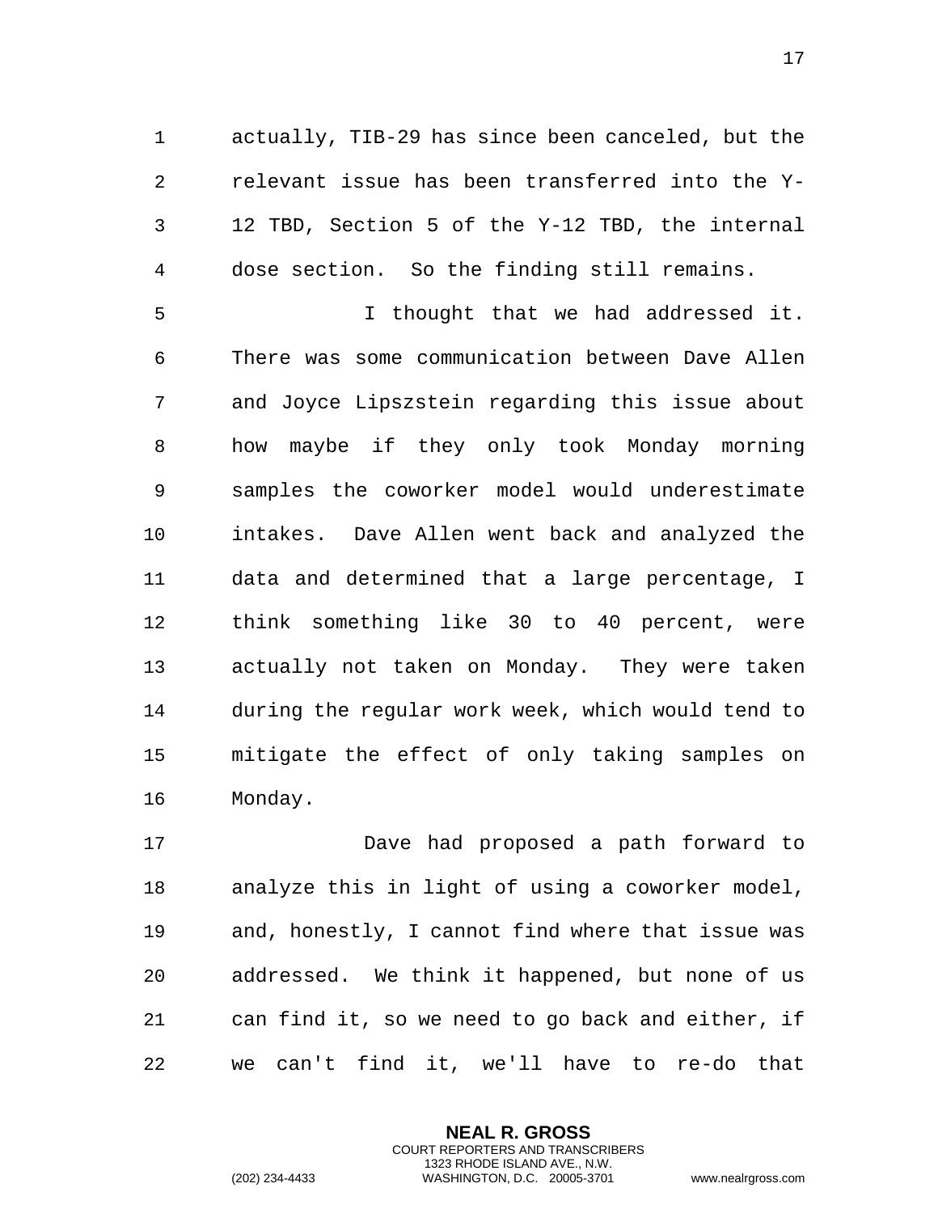actually, TIB-29 has since been canceled, but the relevant issue has been transferred into the Y-12 TBD, Section 5 of the Y-12 TBD, the internal dose section. So the finding still remains.

I thought that we had addressed it. There was some communication between Dave Allen and Joyce Lipszstein regarding this issue about how maybe if they only took Monday morning samples the coworker model would underestimate intakes. Dave Allen went back and analyzed the data and determined that a large percentage, I think something like 30 to 40 percent, were actually not taken on Monday. They were taken during the regular work week, which would tend to mitigate the effect of only taking samples on Monday.

Dave had proposed a path forward to analyze this in light of using a coworker model, and, honestly, I cannot find where that issue was addressed. We think it happened, but none of us can find it, so we need to go back and either, if we can't find it, we'll have to re-do that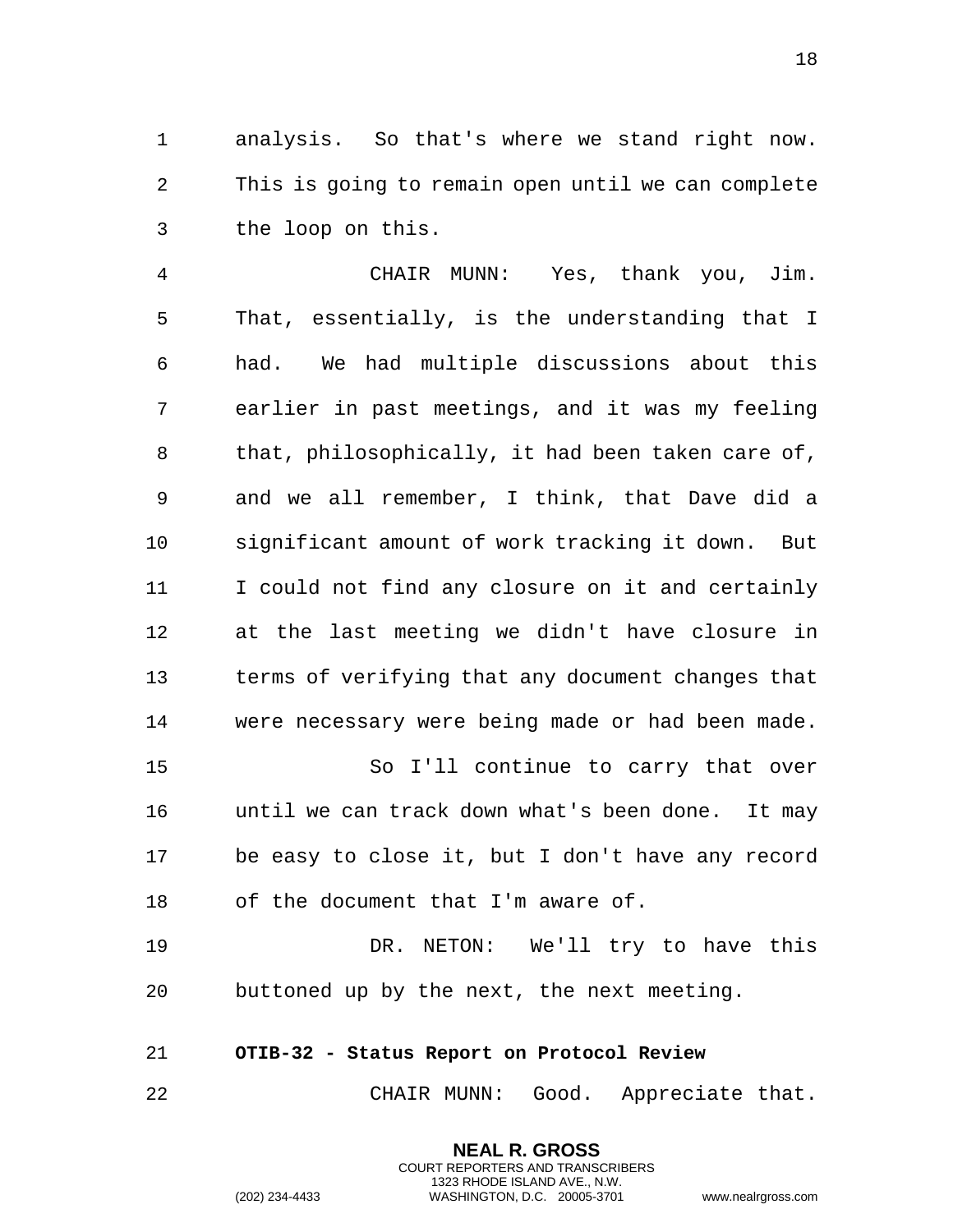analysis. So that's where we stand right now. This is going to remain open until we can complete the loop on this.

CHAIR MUNN: Yes, thank you, Jim. That, essentially, is the understanding that I had. We had multiple discussions about this earlier in past meetings, and it was my feeling that, philosophically, it had been taken care of, and we all remember, I think, that Dave did a significant amount of work tracking it down. But I could not find any closure on it and certainly at the last meeting we didn't have closure in terms of verifying that any document changes that were necessary were being made or had been made.

So I'll continue to carry that over until we can track down what's been done. It may be easy to close it, but I don't have any record of the document that I'm aware of.

DR. NETON: We'll try to have this buttoned up by the next, the next meeting.

**OTIB-32 - Status Report on Protocol Review**

CHAIR MUNN: Good. Appreciate that.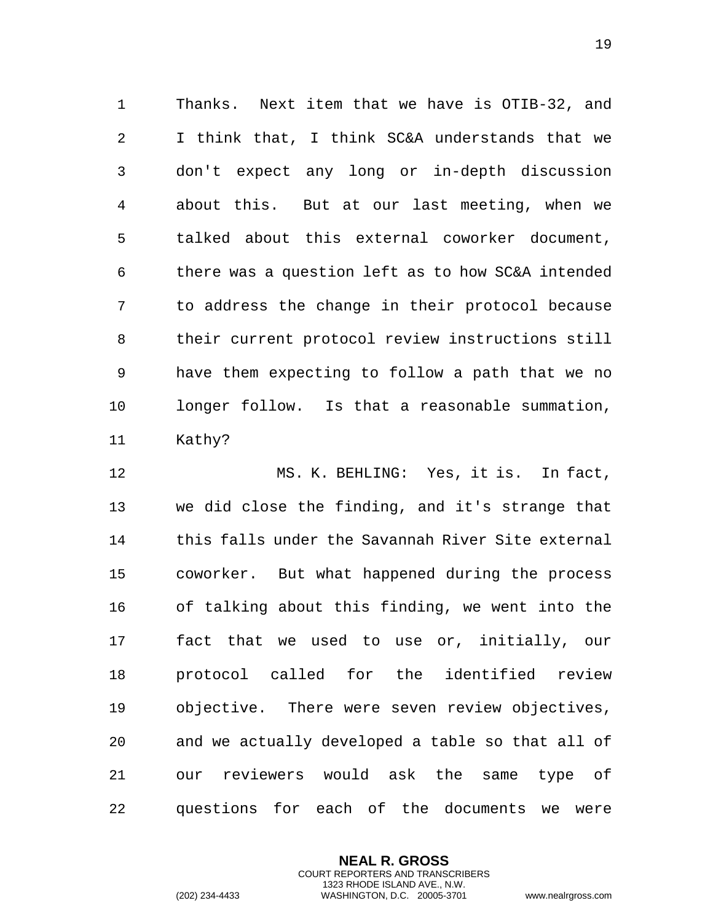Thanks. Next item that we have is OTIB-32, and I think that, I think SC&A understands that we don't expect any long or in-depth discussion about this. But at our last meeting, when we talked about this external coworker document, there was a question left as to how SC&A intended to address the change in their protocol because their current protocol review instructions still have them expecting to follow a path that we no longer follow. Is that a reasonable summation, Kathy?

MS. K. BEHLING: Yes, it is. In fact, we did close the finding, and it's strange that this falls under the Savannah River Site external coworker. But what happened during the process of talking about this finding, we went into the fact that we used to use or, initially, our protocol called for the identified review objective. There were seven review objectives, and we actually developed a table so that all of our reviewers would ask the same type of questions for each of the documents we were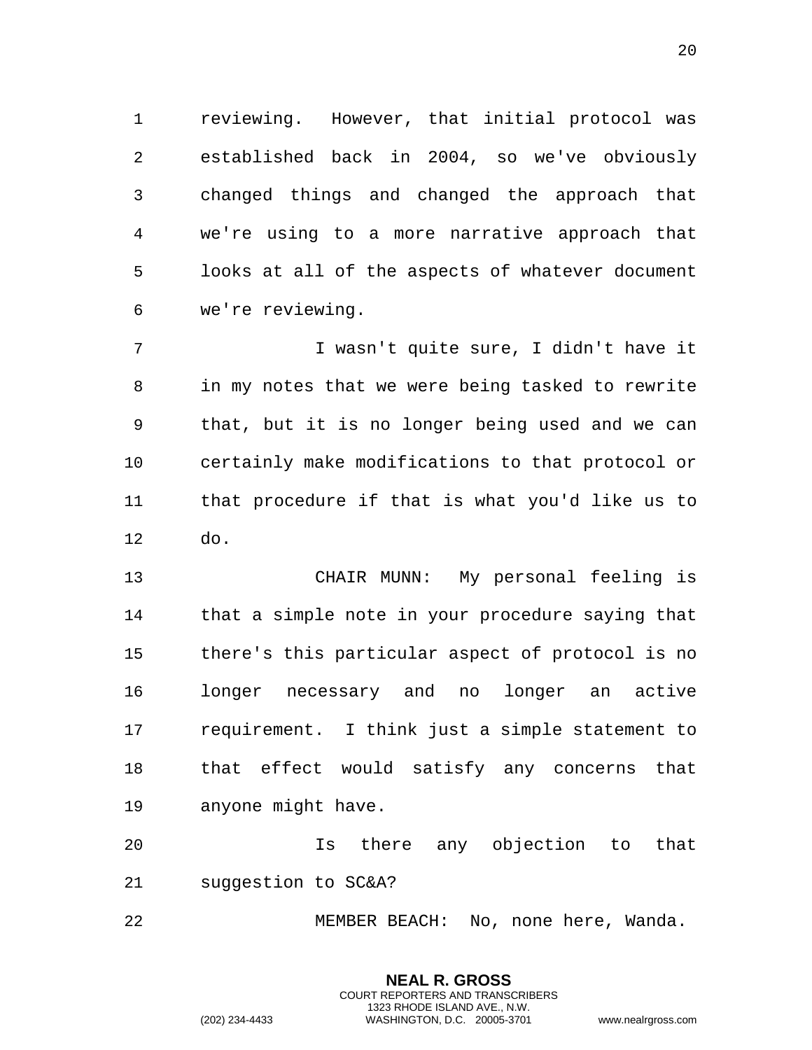reviewing. However, that initial protocol was established back in 2004, so we've obviously changed things and changed the approach that we're using to a more narrative approach that looks at all of the aspects of whatever document we're reviewing.

I wasn't quite sure, I didn't have it in my notes that we were being tasked to rewrite that, but it is no longer being used and we can certainly make modifications to that protocol or that procedure if that is what you'd like us to do.

CHAIR MUNN: My personal feeling is that a simple note in your procedure saying that there's this particular aspect of protocol is no longer necessary and no longer an active requirement. I think just a simple statement to that effect would satisfy any concerns that anyone might have.

Is there any objection to that suggestion to SC&A?

MEMBER BEACH: No, none here, Wanda.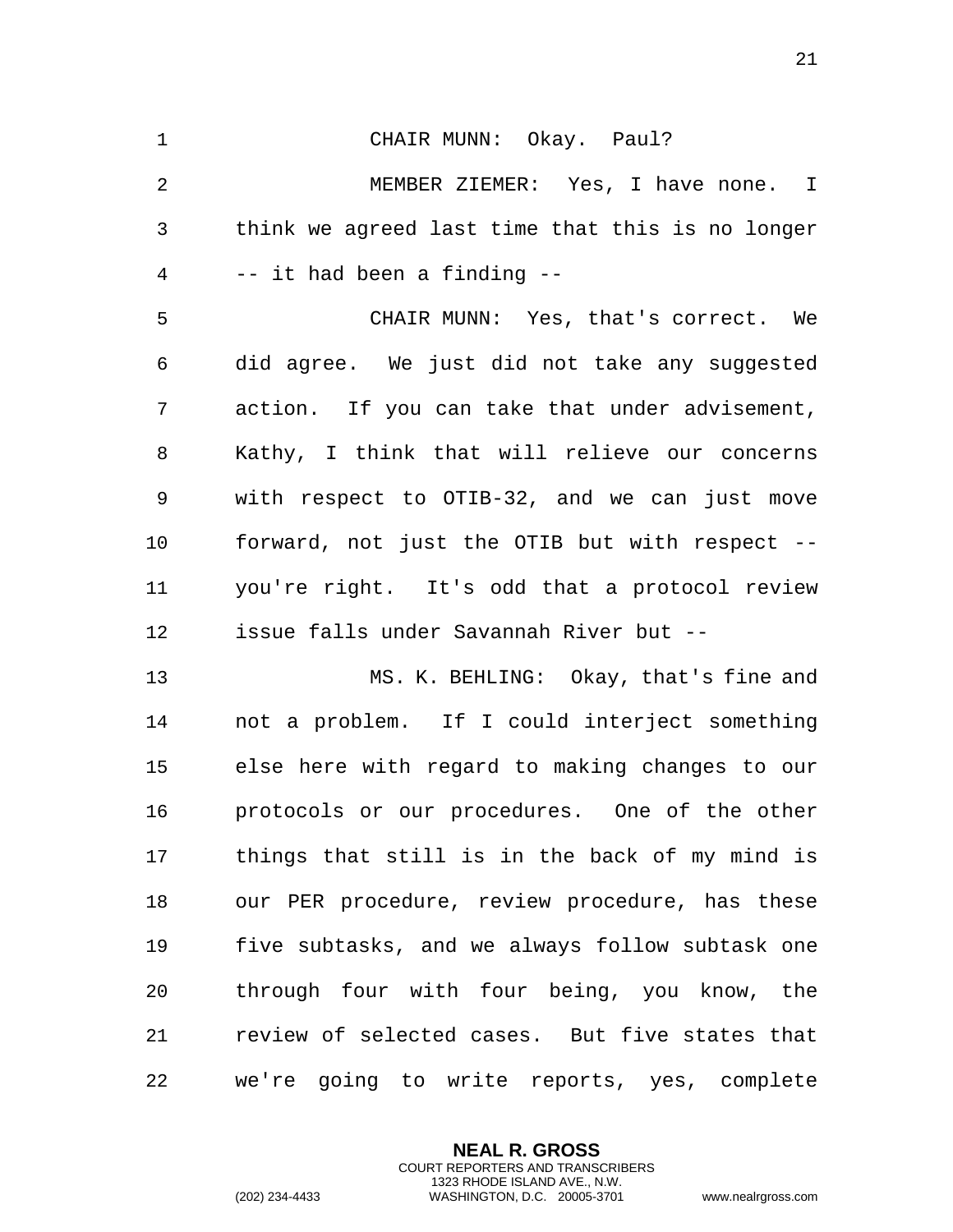CHAIR MUNN: Okay. Paul?

MEMBER ZIEMER: Yes, I have none. I think we agreed last time that this is no longer -- it had been a finding --

CHAIR MUNN: Yes, that's correct. We did agree. We just did not take any suggested action. If you can take that under advisement, Kathy, I think that will relieve our concerns with respect to OTIB-32, and we can just move forward, not just the OTIB but with respect -- you're right. It's odd that a protocol review issue falls under Savannah River but --

MS. K. BEHLING: Okay, that's fine and not a problem. If I could interject something else here with regard to making changes to our protocols or our procedures. One of the other things that still is in the back of my mind is our PER procedure, review procedure, has these five subtasks, and we always follow subtask one through four with four being, you know, the review of selected cases. But five states that we're going to write reports, yes, complete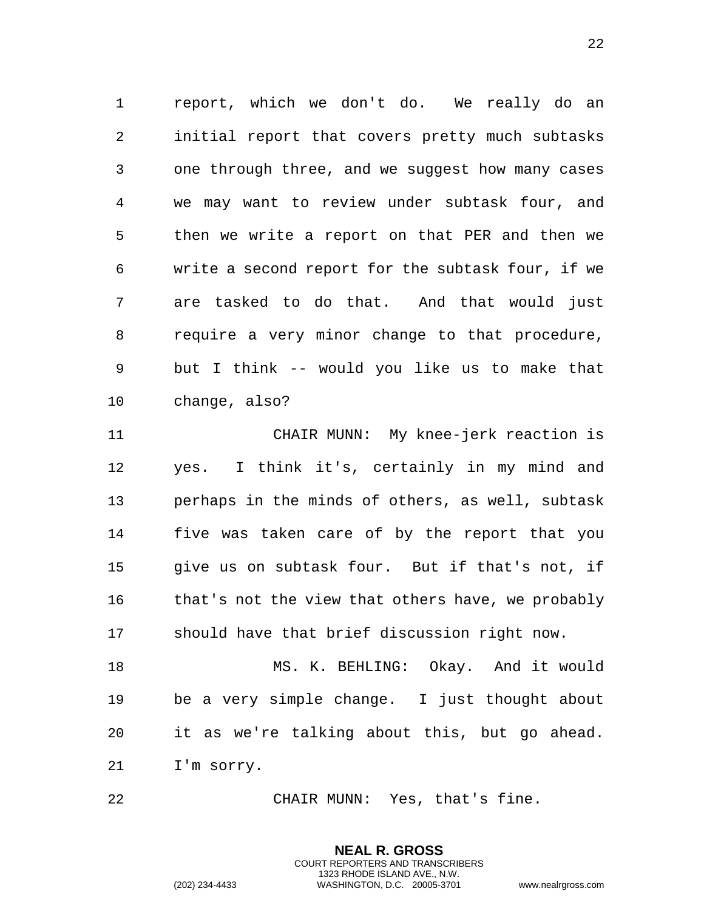report, which we don't do. We really do an initial report that covers pretty much subtasks one through three, and we suggest how many cases we may want to review under subtask four, and then we write a report on that PER and then we write a second report for the subtask four, if we are tasked to do that. And that would just require a very minor change to that procedure, but I think -- would you like us to make that change, also?

CHAIR MUNN: My knee-jerk reaction is yes. I think it's, certainly in my mind and perhaps in the minds of others, as well, subtask five was taken care of by the report that you give us on subtask four. But if that's not, if that's not the view that others have, we probably should have that brief discussion right now.

MS. K. BEHLING: Okay. And it would be a very simple change. I just thought about it as we're talking about this, but go ahead. I'm sorry.

CHAIR MUNN: Yes, that's fine.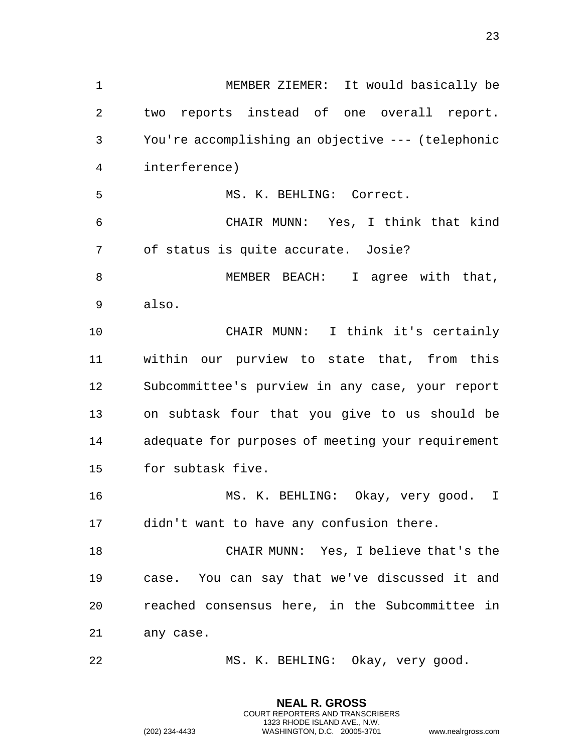MEMBER ZIEMER: It would basically be two reports instead of one overall report. You're accomplishing an objective --- (telephonic interference)

MS. K. BEHLING: Correct.

CHAIR MUNN: Yes, I think that kind of status is quite accurate. Josie?

MEMBER BEACH: I agree with that, also.

CHAIR MUNN: I think it's certainly within our purview to state that, from this Subcommittee's purview in any case, your report on subtask four that you give to us should be adequate for purposes of meeting your requirement for subtask five.

MS. K. BEHLING: Okay, very good. I didn't want to have any confusion there.

CHAIR MUNN: Yes, I believe that's the case. You can say that we've discussed it and reached consensus here, in the Subcommittee in any case.

MS. K. BEHLING: Okay, very good.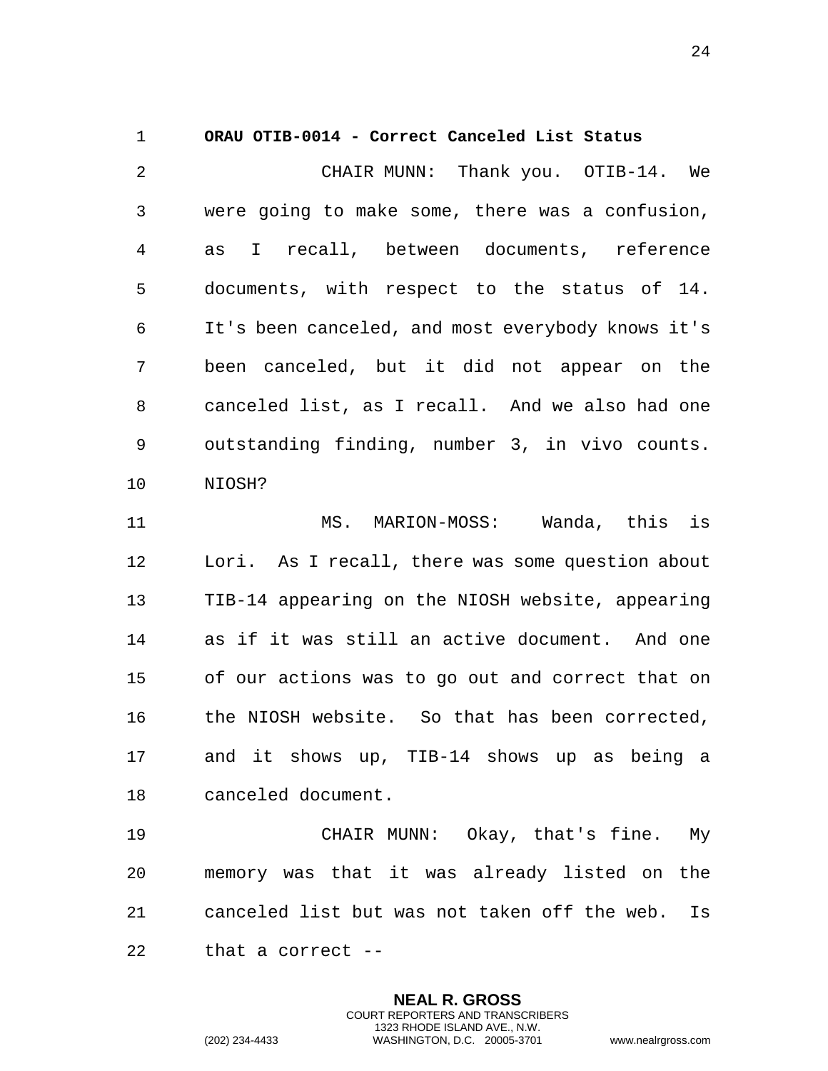**ORAU OTIB-0014 - Correct Canceled List Status**

CHAIR MUNN: Thank you. OTIB-14. We were going to make some, there was a confusion, as I recall, between documents, reference documents, with respect to the status of 14. It's been canceled, and most everybody knows it's been canceled, but it did not appear on the canceled list, as I recall. And we also had one outstanding finding, number 3, in vivo counts. NIOSH?

MS. MARION-MOSS: Wanda, this is Lori. As I recall, there was some question about TIB-14 appearing on the NIOSH website, appearing as if it was still an active document. And one of our actions was to go out and correct that on the NIOSH website. So that has been corrected, and it shows up, TIB-14 shows up as being a canceled document.

CHAIR MUNN: Okay, that's fine. My memory was that it was already listed on the canceled list but was not taken off the web. Is that a correct --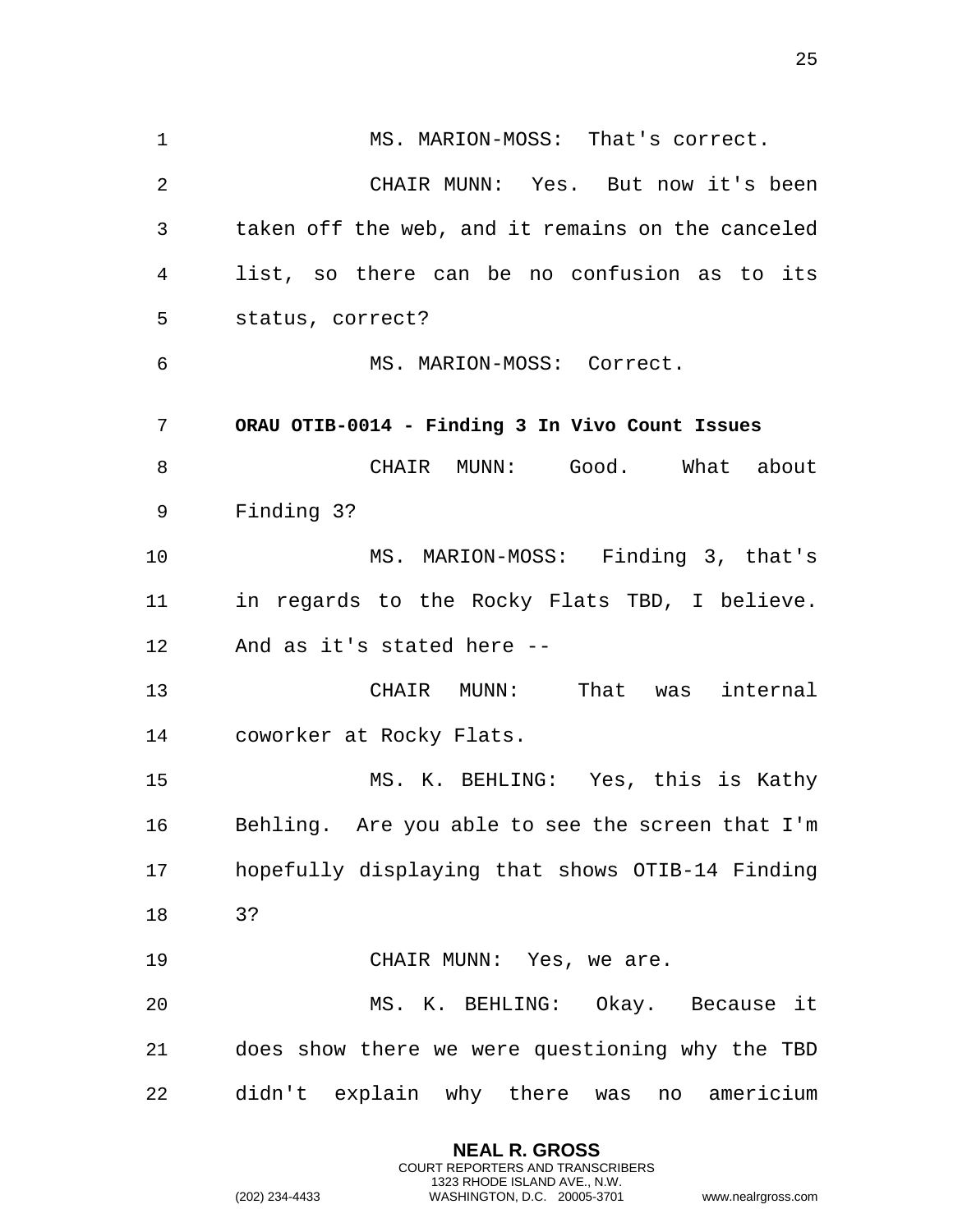MS. MARION-MOSS: That's correct.

CHAIR MUNN: Yes. But now it's been taken off the web, and it remains on the canceled list, so there can be no confusion as to its status, correct?

MS. MARION-MOSS: Correct.

**ORAU OTIB-0014 - Finding 3 In Vivo Count Issues**

CHAIR MUNN: Good. What about Finding 3?

MS. MARION-MOSS: Finding 3, that's in regards to the Rocky Flats TBD, I believe. And as it's stated here --

CHAIR MUNN: That was internal coworker at Rocky Flats.

MS. K. BEHLING: Yes, this is Kathy Behling. Are you able to see the screen that I'm hopefully displaying that shows OTIB-14 Finding 3?

CHAIR MUNN: Yes, we are.

MS. K. BEHLING: Okay. Because it does show there we were questioning why the TBD didn't explain why there was no americium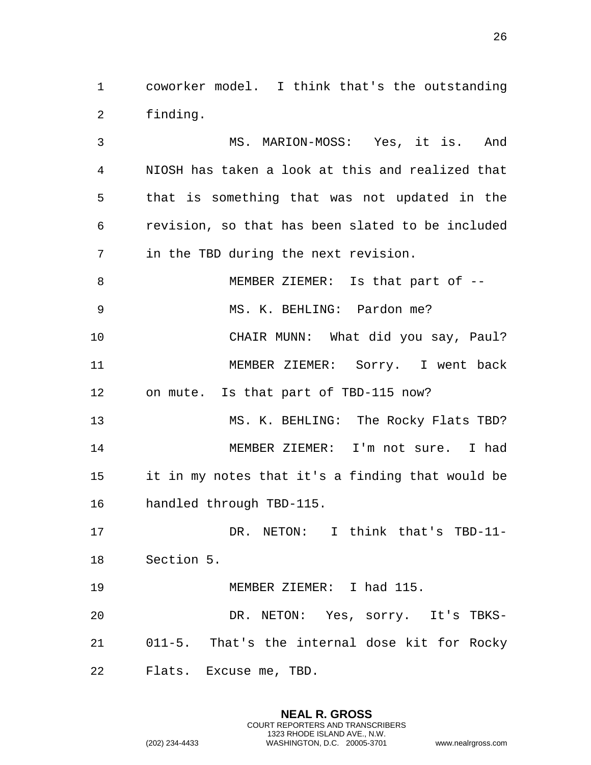coworker model. I think that's the outstanding finding.

MS. MARION-MOSS: Yes, it is. And NIOSH has taken a look at this and realized that that is something that was not updated in the revision, so that has been slated to be included in the TBD during the next revision.

MEMBER ZIEMER: Is that part of --

MS. K. BEHLING: Pardon me?

CHAIR MUNN: What did you say, Paul?

MEMBER ZIEMER: Sorry. I went back on mute. Is that part of TBD-115 now?

MS. K. BEHLING: The Rocky Flats TBD?

MEMBER ZIEMER: I'm not sure. I had it in my notes that it's a finding that would be handled through TBD-115.

DR. NETON: I think that's TBD-11- Section 5.

MEMBER ZIEMER: I had 115.

DR. NETON: Yes, sorry. It's TBKS-011-5. That's the internal dose kit for Rocky Flats. Excuse me, TBD.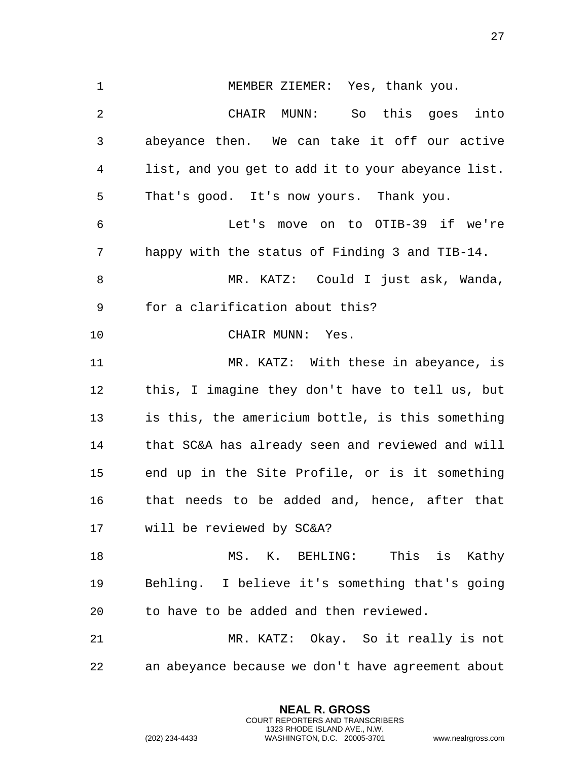MEMBER ZIEMER: Yes, thank you.

CHAIR MUNN: So this goes into abeyance then. We can take it off our active list, and you get to add it to your abeyance list. That's good. It's now yours. Thank you.

Let's move on to OTIB-39 if we're happy with the status of Finding 3 and TIB-14.

MR. KATZ: Could I just ask, Wanda, for a clarification about this?

CHAIR MUNN: Yes.

MR. KATZ: With these in abeyance, is this, I imagine they don't have to tell us, but is this, the americium bottle, is this something that SC&A has already seen and reviewed and will end up in the Site Profile, or is it something that needs to be added and, hence, after that will be reviewed by SC&A?

MS. K. BEHLING: This is Kathy Behling. I believe it's something that's going to have to be added and then reviewed.

MR. KATZ: Okay. So it really is not an abeyance because we don't have agreement about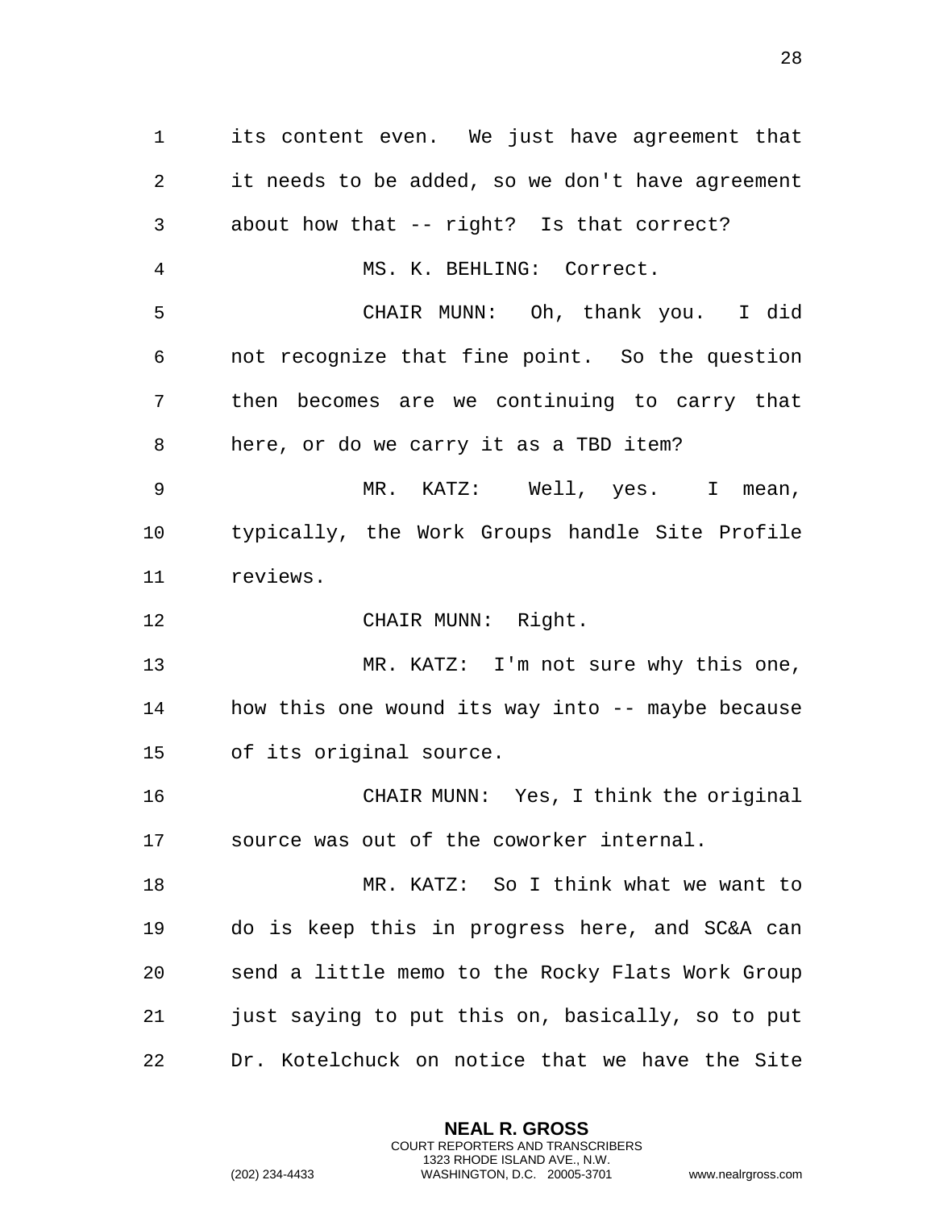its content even. We just have agreement that it needs to be added, so we don't have agreement about how that -- right? Is that correct?

MS. K. BEHLING: Correct.

CHAIR MUNN: Oh, thank you. I did not recognize that fine point. So the question then becomes are we continuing to carry that here, or do we carry it as a TBD item?

MR. KATZ: Well, yes. I mean, typically, the Work Groups handle Site Profile reviews.

CHAIR MUNN: Right.

MR. KATZ: I'm not sure why this one, how this one wound its way into -- maybe because of its original source.

CHAIR MUNN: Yes, I think the original source was out of the coworker internal.

MR. KATZ: So I think what we want to do is keep this in progress here, and SC&A can send a little memo to the Rocky Flats Work Group just saying to put this on, basically, so to put Dr. Kotelchuck on notice that we have the Site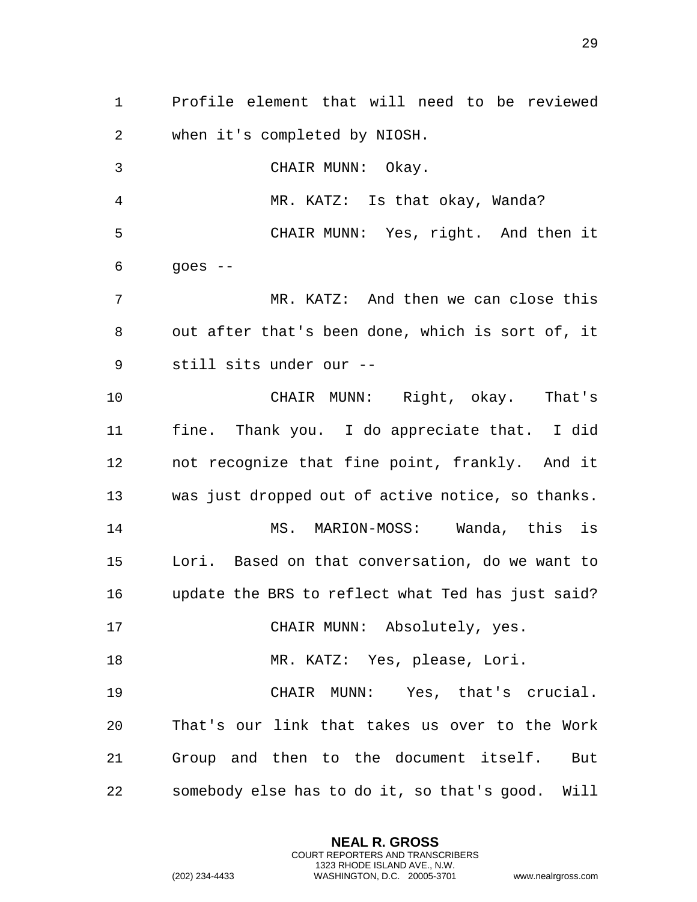Profile element that will need to be reviewed when it's completed by NIOSH.

CHAIR MUNN: Okay.

MR. KATZ: Is that okay, Wanda?

CHAIR MUNN: Yes, right. And then it goes --

MR. KATZ: And then we can close this out after that's been done, which is sort of, it still sits under our --

CHAIR MUNN: Right, okay. That's fine. Thank you. I do appreciate that. I did not recognize that fine point, frankly. And it was just dropped out of active notice, so thanks.

MS. MARION-MOSS: Wanda, this is Lori. Based on that conversation, do we want to update the BRS to reflect what Ted has just said?

CHAIR MUNN: Absolutely, yes.

MR. KATZ: Yes, please, Lori.

CHAIR MUNN: Yes, that's crucial. That's our link that takes us over to the Work Group and then to the document itself. But somebody else has to do it, so that's good. Will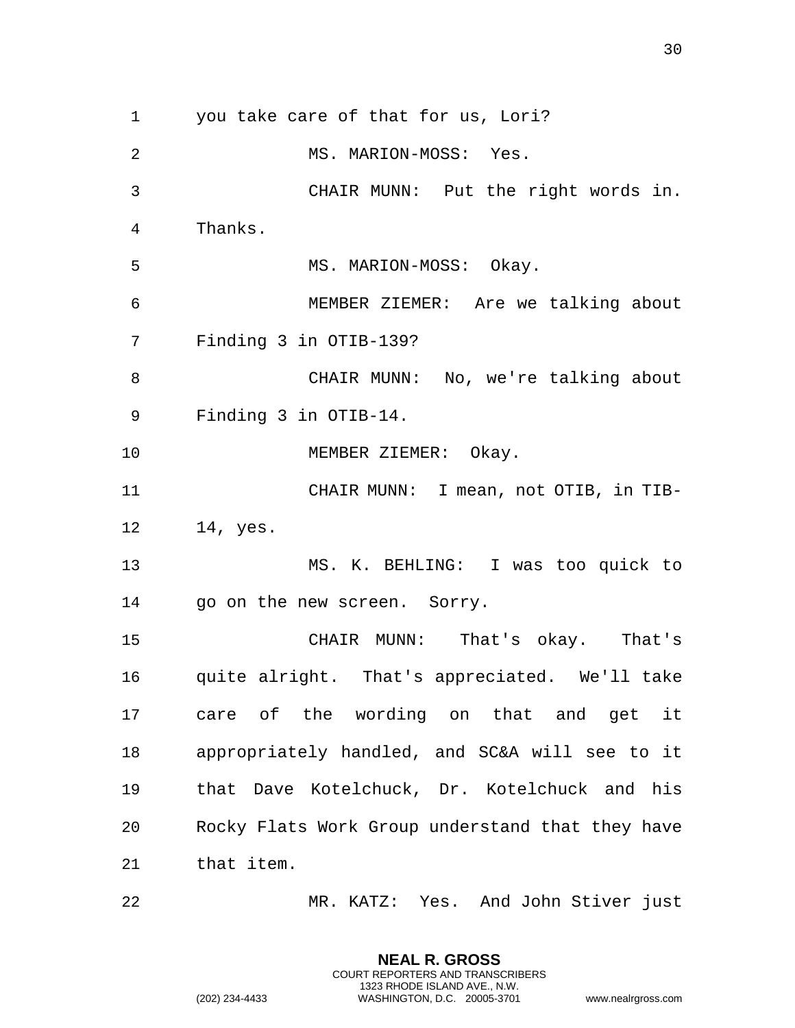you take care of that for us, Lori?

MS. MARION-MOSS: Yes.

CHAIR MUNN: Put the right words in. Thanks.

MS. MARION-MOSS: Okay.

MEMBER ZIEMER: Are we talking about Finding 3 in OTIB-139?

CHAIR MUNN: No, we're talking about Finding 3 in OTIB-14.

MEMBER ZIEMER: Okay.

CHAIR MUNN: I mean, not OTIB, in TIB-14, yes.

MS. K. BEHLING: I was too quick to go on the new screen. Sorry.

CHAIR MUNN: That's okay. That's quite alright. That's appreciated. We'll take care of the wording on that and get it appropriately handled, and SC&A will see to it that Dave Kotelchuck, Dr. Kotelchuck and his Rocky Flats Work Group understand that they have that item.

MR. KATZ: Yes. And John Stiver just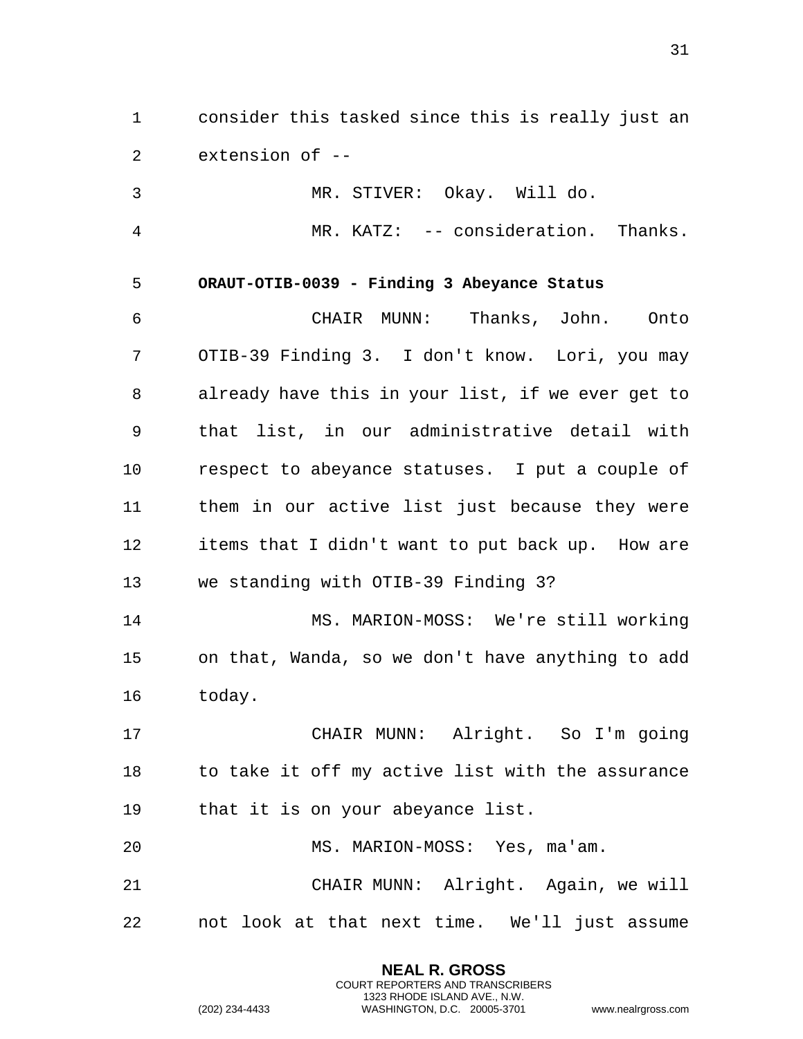consider this tasked since this is really just an extension of --

MR. STIVER: Okay. Will do.

MR. KATZ: -- consideration. Thanks.

**ORAUT-OTIB-0039 - Finding 3 Abeyance Status**

CHAIR MUNN: Thanks, John. Onto OTIB-39 Finding 3. I don't know. Lori, you may already have this in your list, if we ever get to that list, in our administrative detail with respect to abeyance statuses. I put a couple of them in our active list just because they were items that I didn't want to put back up. How are we standing with OTIB-39 Finding 3?

MS. MARION-MOSS: We're still working on that, Wanda, so we don't have anything to add today.

CHAIR MUNN: Alright. So I'm going to take it off my active list with the assurance that it is on your abeyance list.

MS. MARION-MOSS: Yes, ma'am.

CHAIR MUNN: Alright. Again, we will not look at that next time. We'll just assume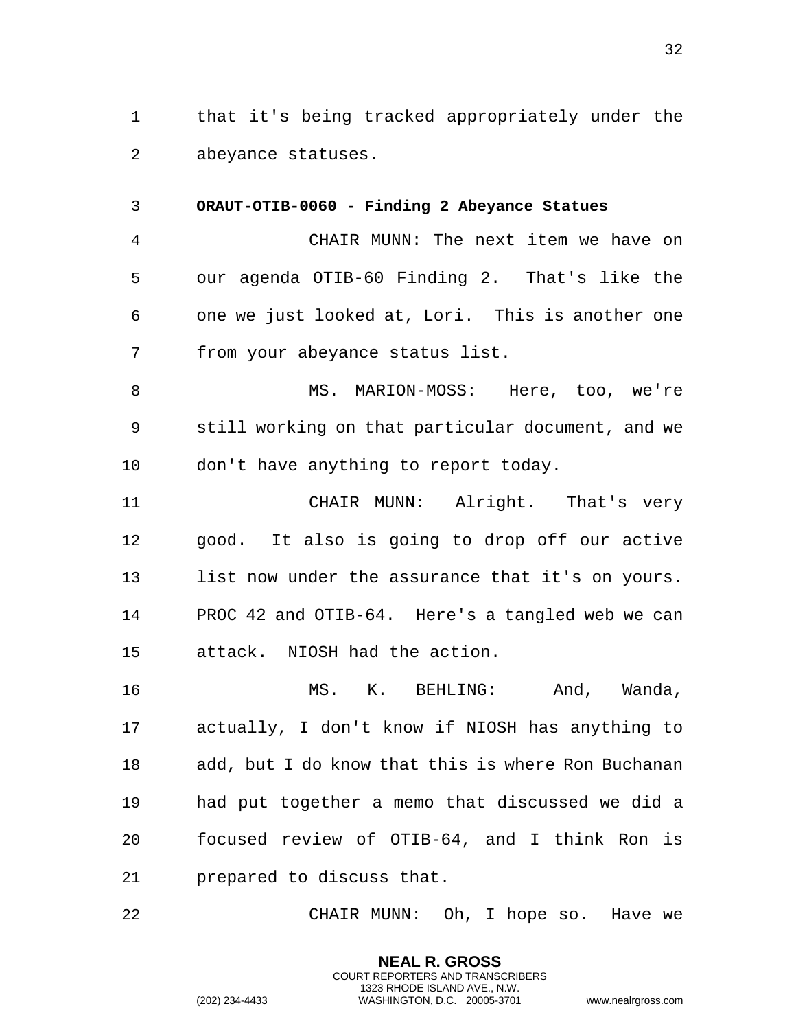that it's being tracked appropriately under the abeyance statuses.

**ORAUT-OTIB-0060 - Finding 2 Abeyance Statues**

CHAIR MUNN: The next item we have on our agenda OTIB-60 Finding 2. That's like the one we just looked at, Lori. This is another one from your abeyance status list.

MS. MARION-MOSS: Here, too, we're still working on that particular document, and we don't have anything to report today.

CHAIR MUNN: Alright. That's very good. It also is going to drop off our active list now under the assurance that it's on yours. PROC 42 and OTIB-64. Here's a tangled web we can attack. NIOSH had the action.

MS. K. BEHLING: And, Wanda, actually, I don't know if NIOSH has anything to add, but I do know that this is where Ron Buchanan had put together a memo that discussed we did a focused review of OTIB-64, and I think Ron is prepared to discuss that.

CHAIR MUNN: Oh, I hope so. Have we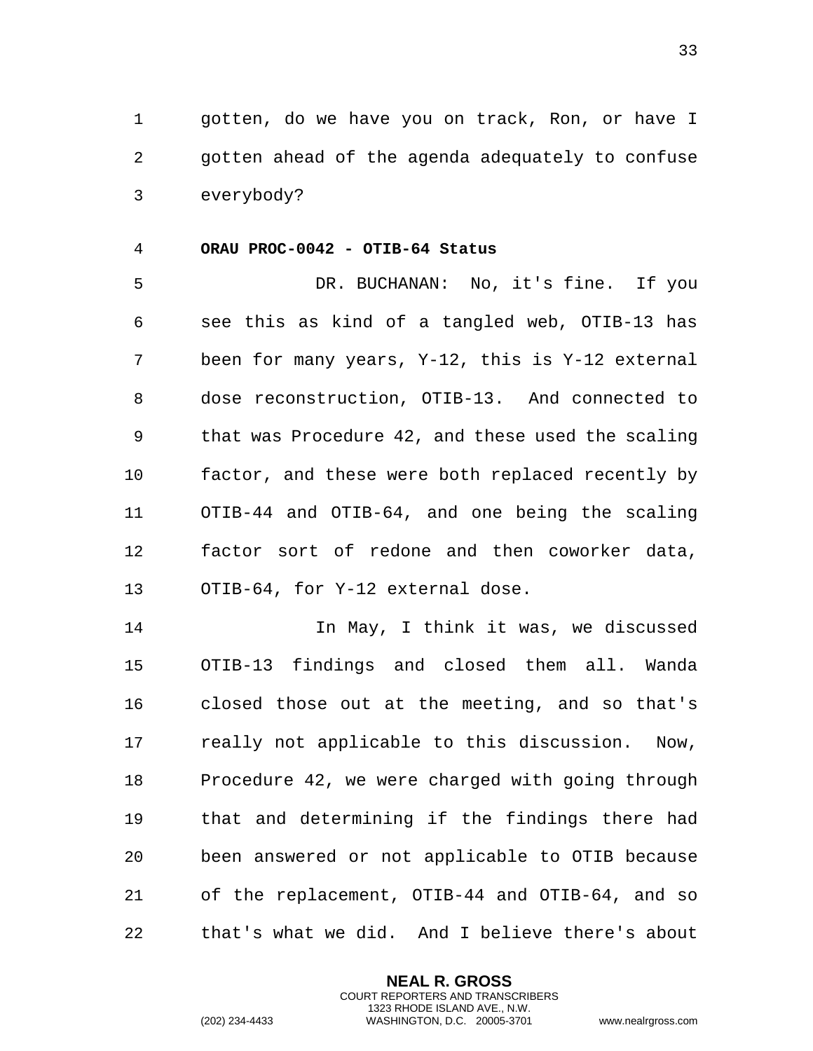gotten, do we have you on track, Ron, or have I gotten ahead of the agenda adequately to confuse everybody?

**ORAU PROC-0042 - OTIB-64 Status**

DR. BUCHANAN: No, it's fine. If you see this as kind of a tangled web, OTIB-13 has been for many years, Y-12, this is Y-12 external dose reconstruction, OTIB-13. And connected to that was Procedure 42, and these used the scaling factor, and these were both replaced recently by OTIB-44 and OTIB-64, and one being the scaling factor sort of redone and then coworker data, OTIB-64, for Y-12 external dose.

In May, I think it was, we discussed OTIB-13 findings and closed them all. Wanda closed those out at the meeting, and so that's really not applicable to this discussion. Now, Procedure 42, we were charged with going through that and determining if the findings there had been answered or not applicable to OTIB because of the replacement, OTIB-44 and OTIB-64, and so that's what we did. And I believe there's about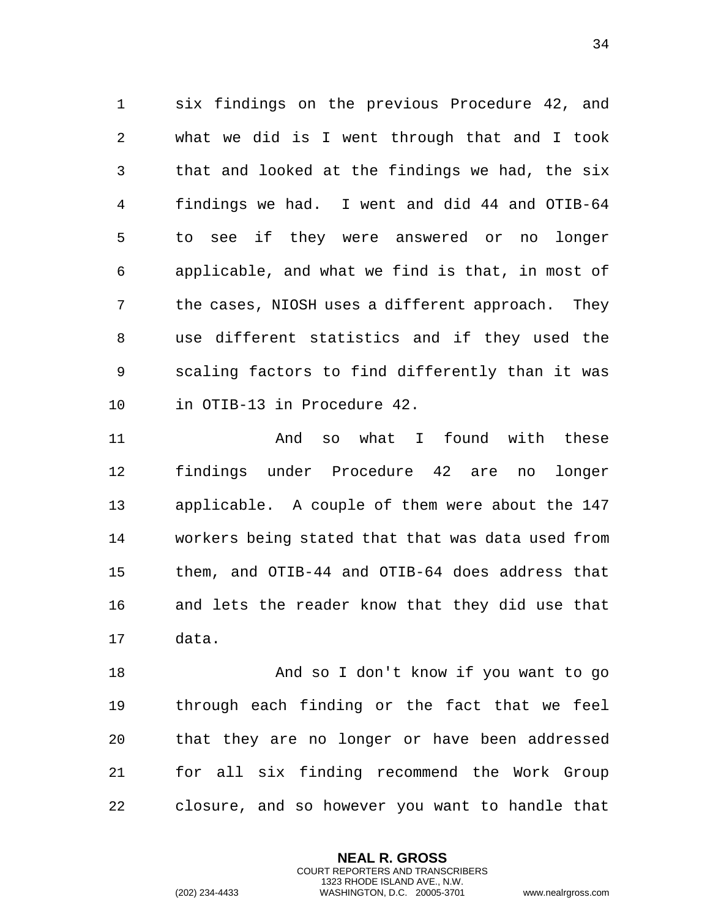six findings on the previous Procedure 42, and what we did is I went through that and I took that and looked at the findings we had, the six findings we had. I went and did 44 and OTIB-64 to see if they were answered or no longer applicable, and what we find is that, in most of the cases, NIOSH uses a different approach. They use different statistics and if they used the scaling factors to find differently than it was in OTIB-13 in Procedure 42.

And so what I found with these findings under Procedure 42 are no longer applicable. A couple of them were about the 147 workers being stated that that was data used from them, and OTIB-44 and OTIB-64 does address that and lets the reader know that they did use that data.

And so I don't know if you want to go through each finding or the fact that we feel that they are no longer or have been addressed for all six finding recommend the Work Group closure, and so however you want to handle that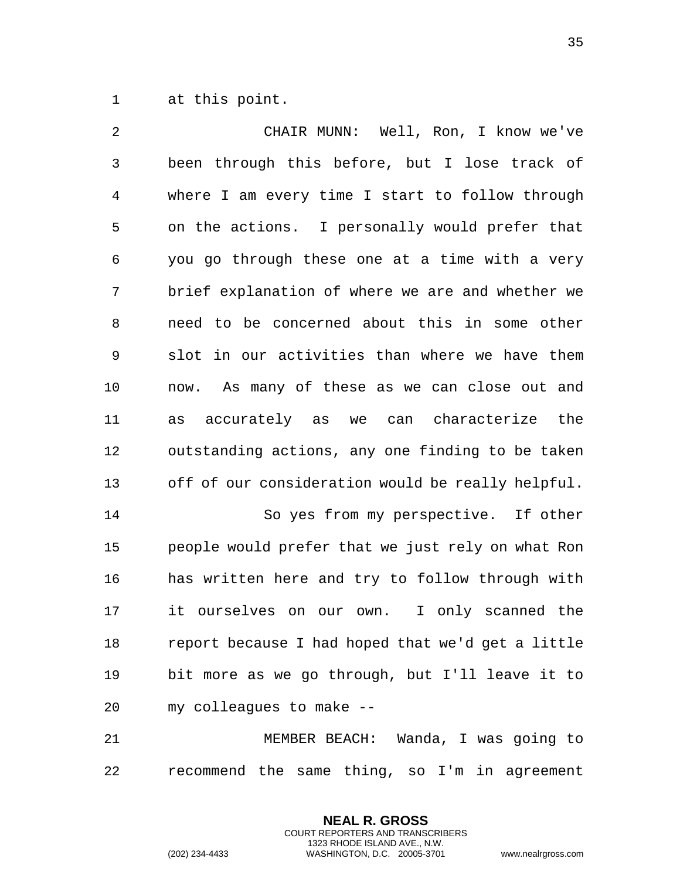at this point.

CHAIR MUNN: Well, Ron, I know we've been through this before, but I lose track of where I am every time I start to follow through on the actions. I personally would prefer that you go through these one at a time with a very brief explanation of where we are and whether we need to be concerned about this in some other slot in our activities than where we have them now. As many of these as we can close out and as accurately as we can characterize the outstanding actions, any one finding to be taken off of our consideration would be really helpful.

So yes from my perspective. If other people would prefer that we just rely on what Ron has written here and try to follow through with it ourselves on our own. I only scanned the report because I had hoped that we'd get a little bit more as we go through, but I'll leave it to my colleagues to make --

MEMBER BEACH: Wanda, I was going to recommend the same thing, so I'm in agreement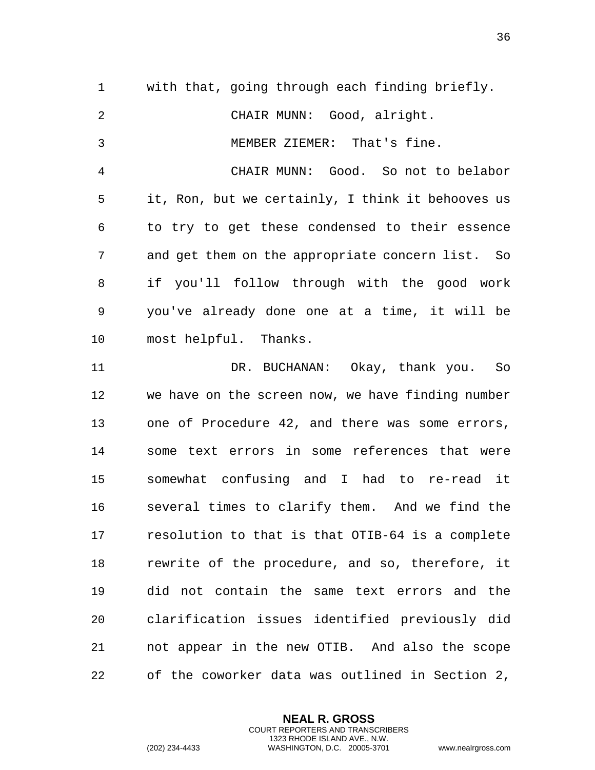with that, going through each finding briefly.

CHAIR MUNN: Good, alright.

MEMBER ZIEMER: That's fine.

CHAIR MUNN: Good. So not to belabor it, Ron, but we certainly, I think it behooves us to try to get these condensed to their essence and get them on the appropriate concern list. So if you'll follow through with the good work you've already done one at a time, it will be most helpful. Thanks.

DR. BUCHANAN: Okay, thank you. So we have on the screen now, we have finding number one of Procedure 42, and there was some errors, some text errors in some references that were somewhat confusing and I had to re-read it several times to clarify them. And we find the resolution to that is that OTIB-64 is a complete rewrite of the procedure, and so, therefore, it did not contain the same text errors and the clarification issues identified previously did not appear in the new OTIB. And also the scope of the coworker data was outlined in Section 2,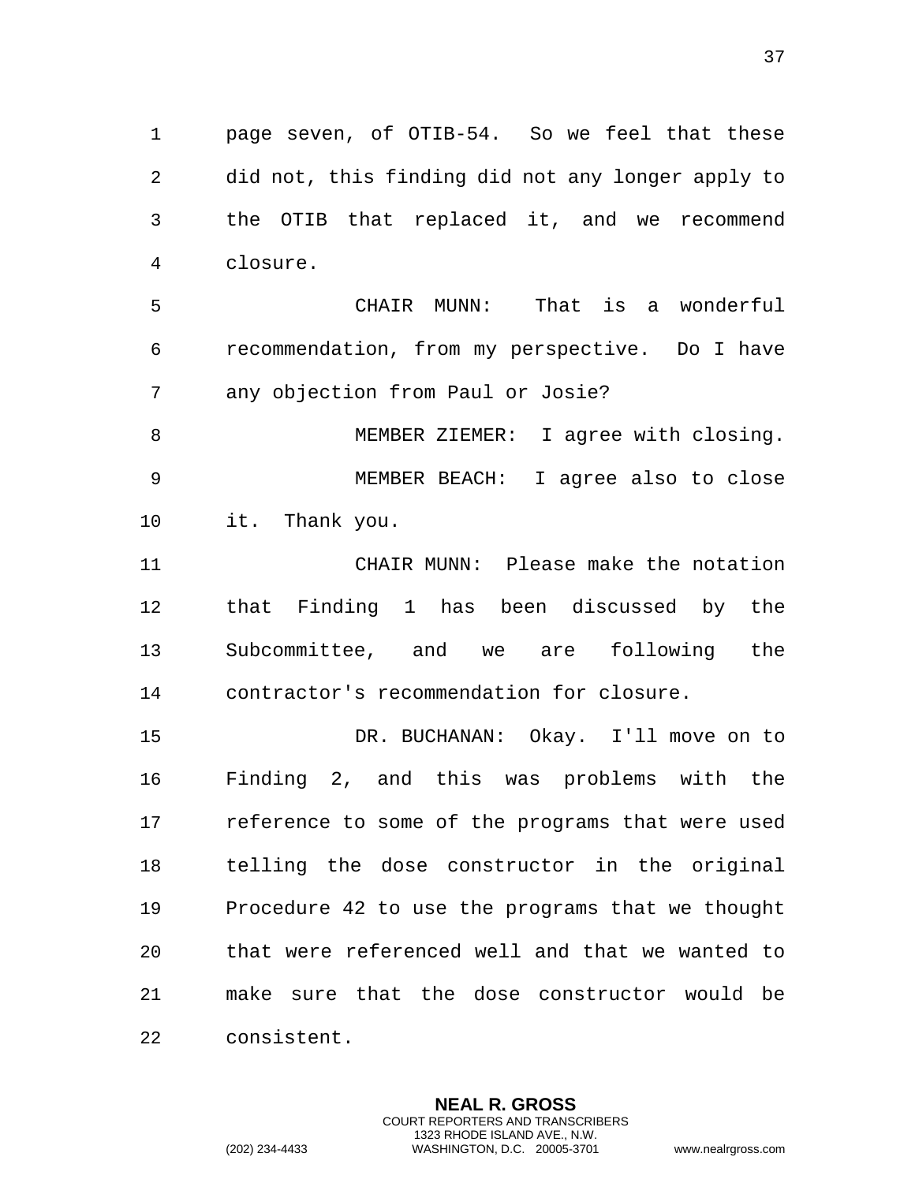page seven, of OTIB-54. So we feel that these did not, this finding did not any longer apply to the OTIB that replaced it, and we recommend closure.

CHAIR MUNN: That is a wonderful recommendation, from my perspective. Do I have any objection from Paul or Josie?

MEMBER ZIEMER: I agree with closing.

MEMBER BEACH: I agree also to close it. Thank you.

CHAIR MUNN: Please make the notation that Finding 1 has been discussed by the Subcommittee, and we are following the contractor's recommendation for closure.

DR. BUCHANAN: Okay. I'll move on to Finding 2, and this was problems with the reference to some of the programs that were used telling the dose constructor in the original Procedure 42 to use the programs that we thought that were referenced well and that we wanted to make sure that the dose constructor would be consistent.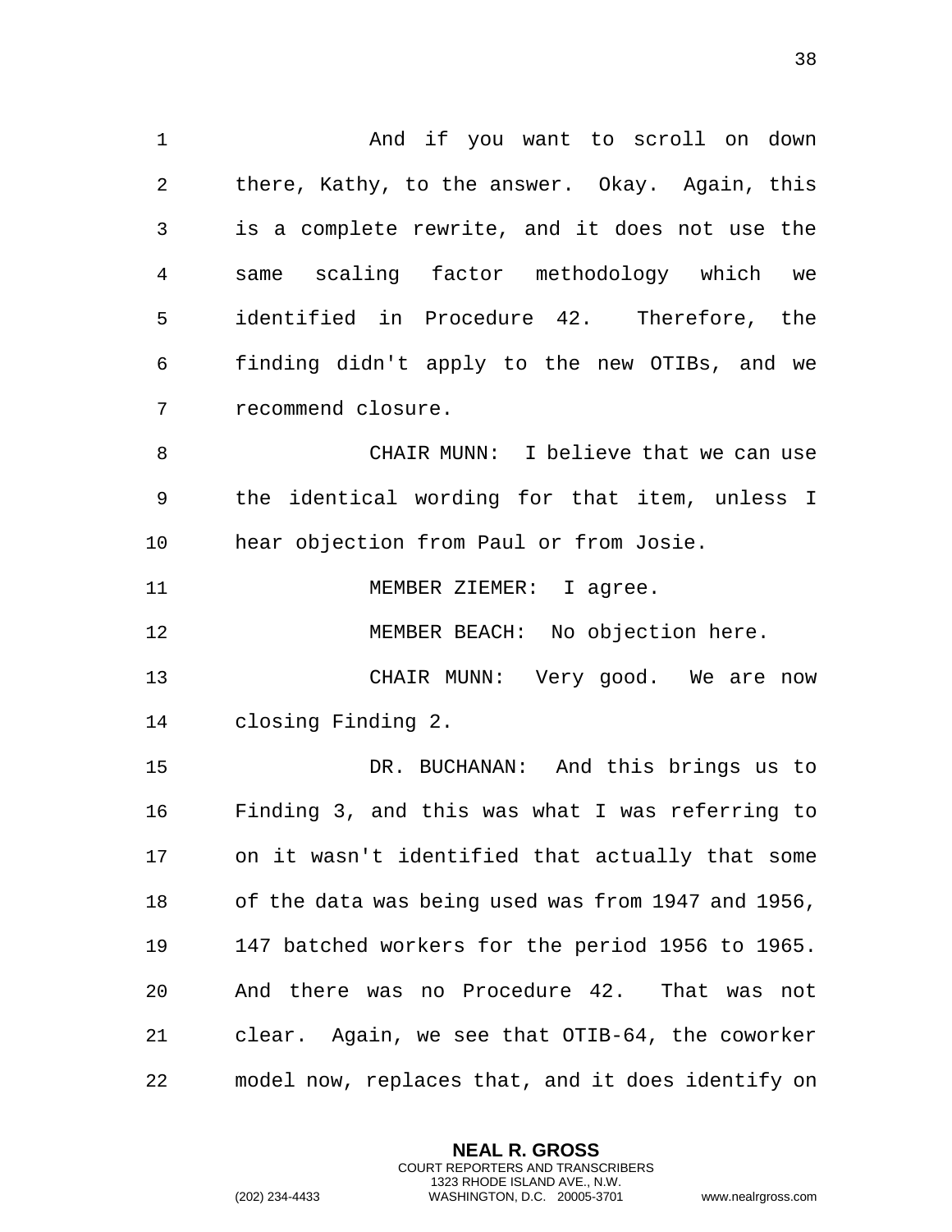And if you want to scroll on down there, Kathy, to the answer. Okay. Again, this is a complete rewrite, and it does not use the same scaling factor methodology which we identified in Procedure 42. Therefore, the finding didn't apply to the new OTIBs, and we recommend closure.

CHAIR MUNN: I believe that we can use the identical wording for that item, unless I hear objection from Paul or from Josie.

MEMBER ZIEMER: I agree.

MEMBER BEACH: No objection here.

CHAIR MUNN: Very good. We are now closing Finding 2.

DR. BUCHANAN: And this brings us to Finding 3, and this was what I was referring to on it wasn't identified that actually that some of the data was being used was from 1947 and 1956, 147 batched workers for the period 1956 to 1965. And there was no Procedure 42. That was not clear. Again, we see that OTIB-64, the coworker model now, replaces that, and it does identify on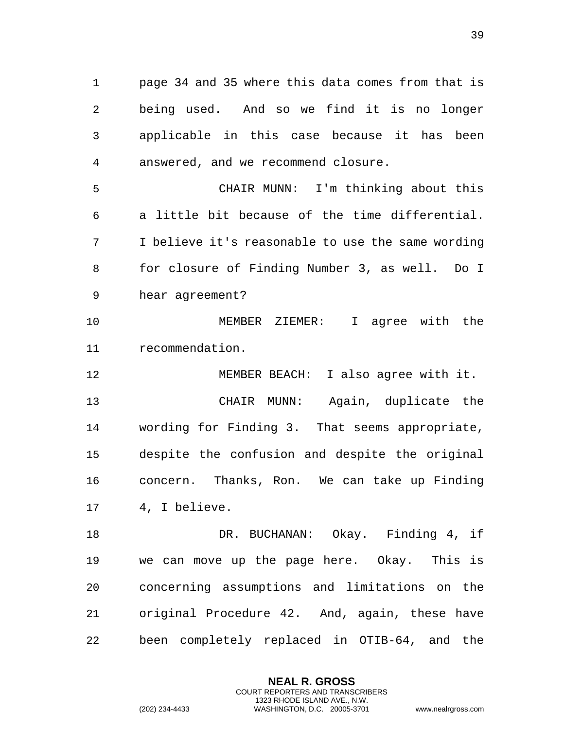page 34 and 35 where this data comes from that is being used. And so we find it is no longer applicable in this case because it has been answered, and we recommend closure.

CHAIR MUNN: I'm thinking about this a little bit because of the time differential. I believe it's reasonable to use the same wording for closure of Finding Number 3, as well. Do I hear agreement?

MEMBER ZIEMER: I agree with the recommendation.

MEMBER BEACH: I also agree with it.

CHAIR MUNN: Again, duplicate the wording for Finding 3. That seems appropriate, despite the confusion and despite the original concern. Thanks, Ron. We can take up Finding 4, I believe.

DR. BUCHANAN: Okay. Finding 4, if we can move up the page here. Okay. This is concerning assumptions and limitations on the original Procedure 42. And, again, these have been completely replaced in OTIB-64, and the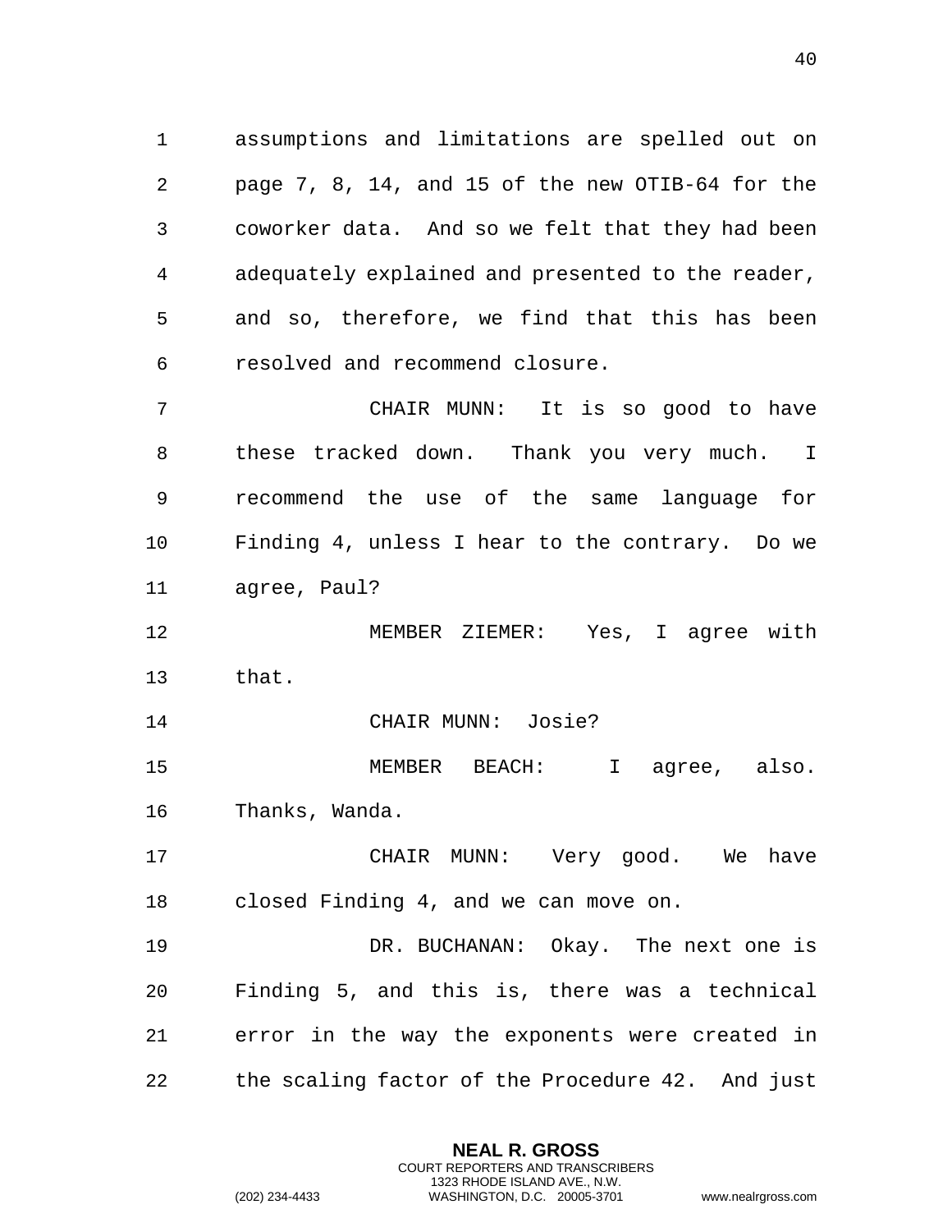assumptions and limitations are spelled out on page 7, 8, 14, and 15 of the new OTIB-64 for the coworker data. And so we felt that they had been adequately explained and presented to the reader, and so, therefore, we find that this has been resolved and recommend closure.

CHAIR MUNN: It is so good to have these tracked down. Thank you very much. I recommend the use of the same language for Finding 4, unless I hear to the contrary. Do we agree, Paul?

MEMBER ZIEMER: Yes, I agree with that.

CHAIR MUNN: Josie?

MEMBER BEACH: I agree, also. Thanks, Wanda.

CHAIR MUNN: Very good. We have closed Finding 4, and we can move on.

DR. BUCHANAN: Okay. The next one is Finding 5, and this is, there was a technical error in the way the exponents were created in the scaling factor of the Procedure 42. And just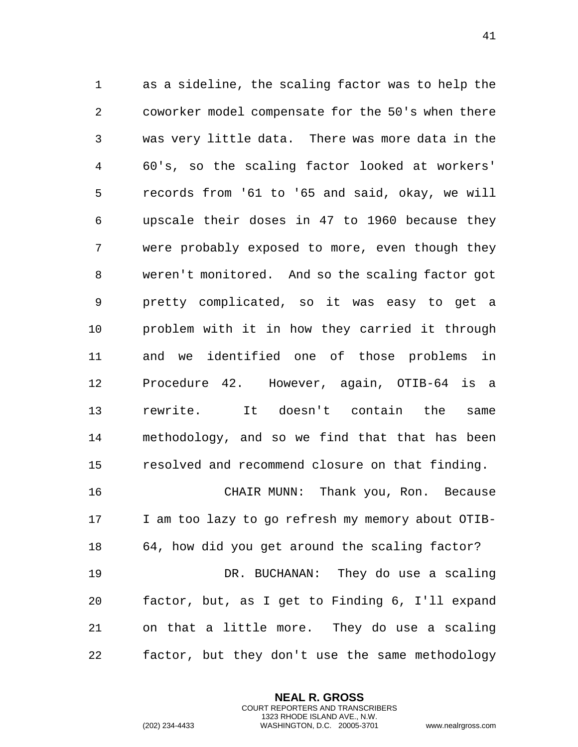as a sideline, the scaling factor was to help the coworker model compensate for the 50's when there was very little data. There was more data in the 60's, so the scaling factor looked at workers' records from '61 to '65 and said, okay, we will upscale their doses in 47 to 1960 because they were probably exposed to more, even though they weren't monitored. And so the scaling factor got pretty complicated, so it was easy to get a problem with it in how they carried it through and we identified one of those problems in Procedure 42. However, again, OTIB-64 is a rewrite. It doesn't contain the same methodology, and so we find that that has been resolved and recommend closure on that finding.

CHAIR MUNN: Thank you, Ron. Because I am too lazy to go refresh my memory about OTIB-64, how did you get around the scaling factor?

DR. BUCHANAN: They do use a scaling factor, but, as I get to Finding 6, I'll expand on that a little more. They do use a scaling factor, but they don't use the same methodology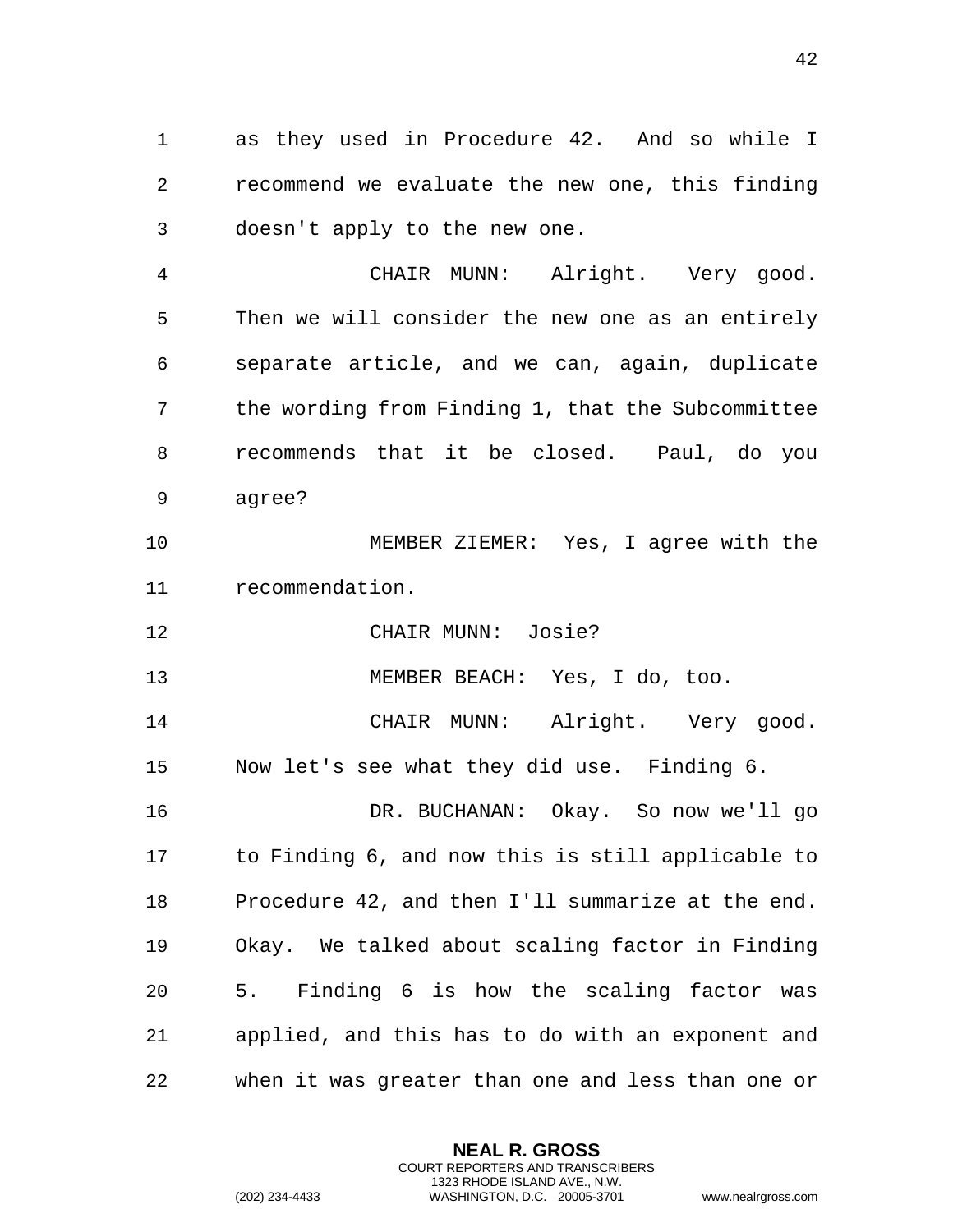as they used in Procedure 42. And so while I recommend we evaluate the new one, this finding doesn't apply to the new one.

CHAIR MUNN: Alright. Very good. Then we will consider the new one as an entirely separate article, and we can, again, duplicate the wording from Finding 1, that the Subcommittee recommends that it be closed. Paul, do you agree?

MEMBER ZIEMER: Yes, I agree with the recommendation.

CHAIR MUNN: Josie?

MEMBER BEACH: Yes, I do, too.

CHAIR MUNN: Alright. Very good. Now let's see what they did use. Finding 6.

DR. BUCHANAN: Okay. So now we'll go to Finding 6, and now this is still applicable to Procedure 42, and then I'll summarize at the end. Okay. We talked about scaling factor in Finding 5. Finding 6 is how the scaling factor was applied, and this has to do with an exponent and when it was greater than one and less than one or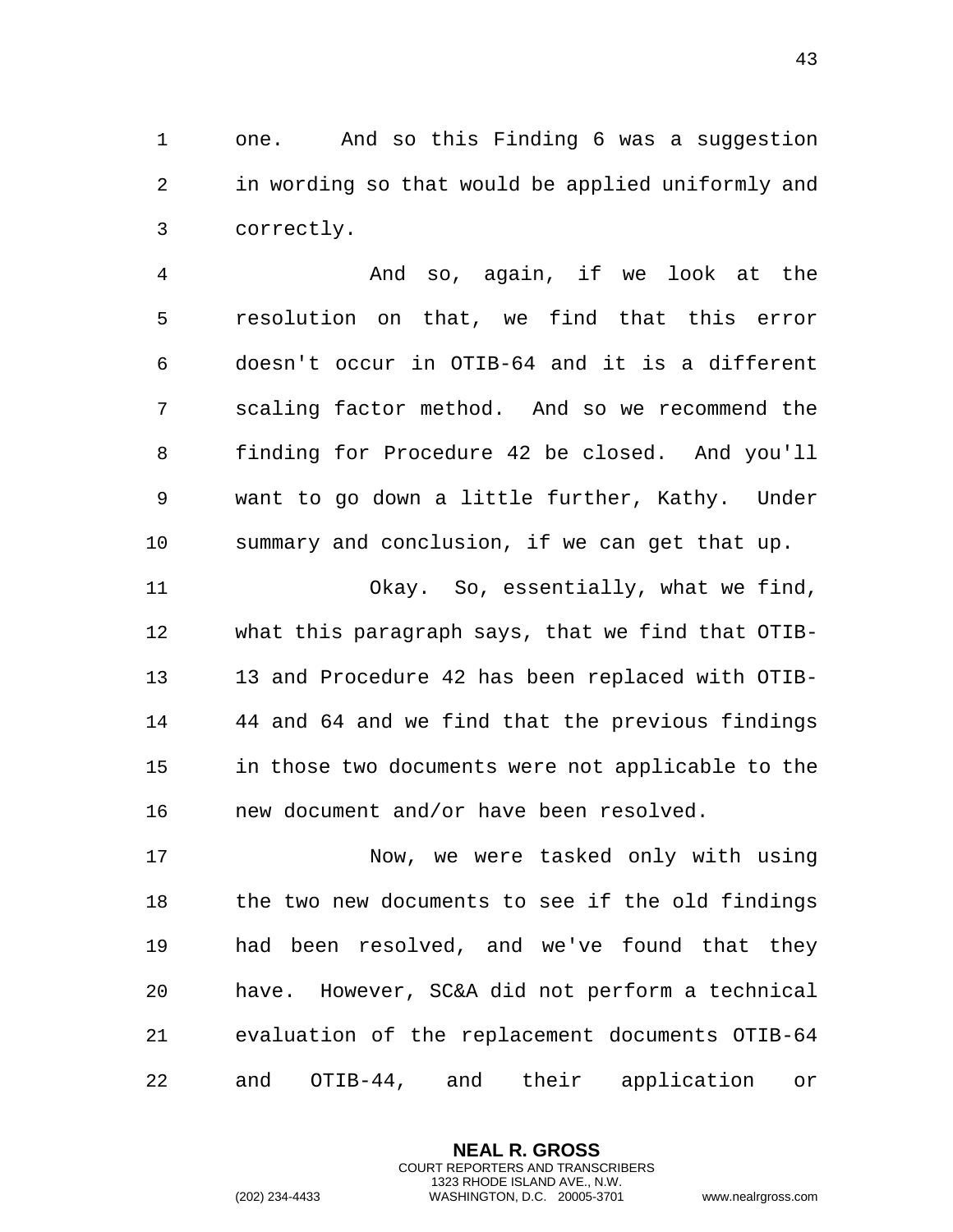one. And so this Finding 6 was a suggestion in wording so that would be applied uniformly and correctly.

And so, again, if we look at the resolution on that, we find that this error doesn't occur in OTIB-64 and it is a different scaling factor method. And so we recommend the finding for Procedure 42 be closed. And you'll want to go down a little further, Kathy. Under summary and conclusion, if we can get that up.

Okay. So, essentially, what we find, what this paragraph says, that we find that OTIB-13 and Procedure 42 has been replaced with OTIB-44 and 64 and we find that the previous findings in those two documents were not applicable to the new document and/or have been resolved.

Now, we were tasked only with using the two new documents to see if the old findings had been resolved, and we've found that they have. However, SC&A did not perform a technical evaluation of the replacement documents OTIB-64 and OTIB-44, and their application or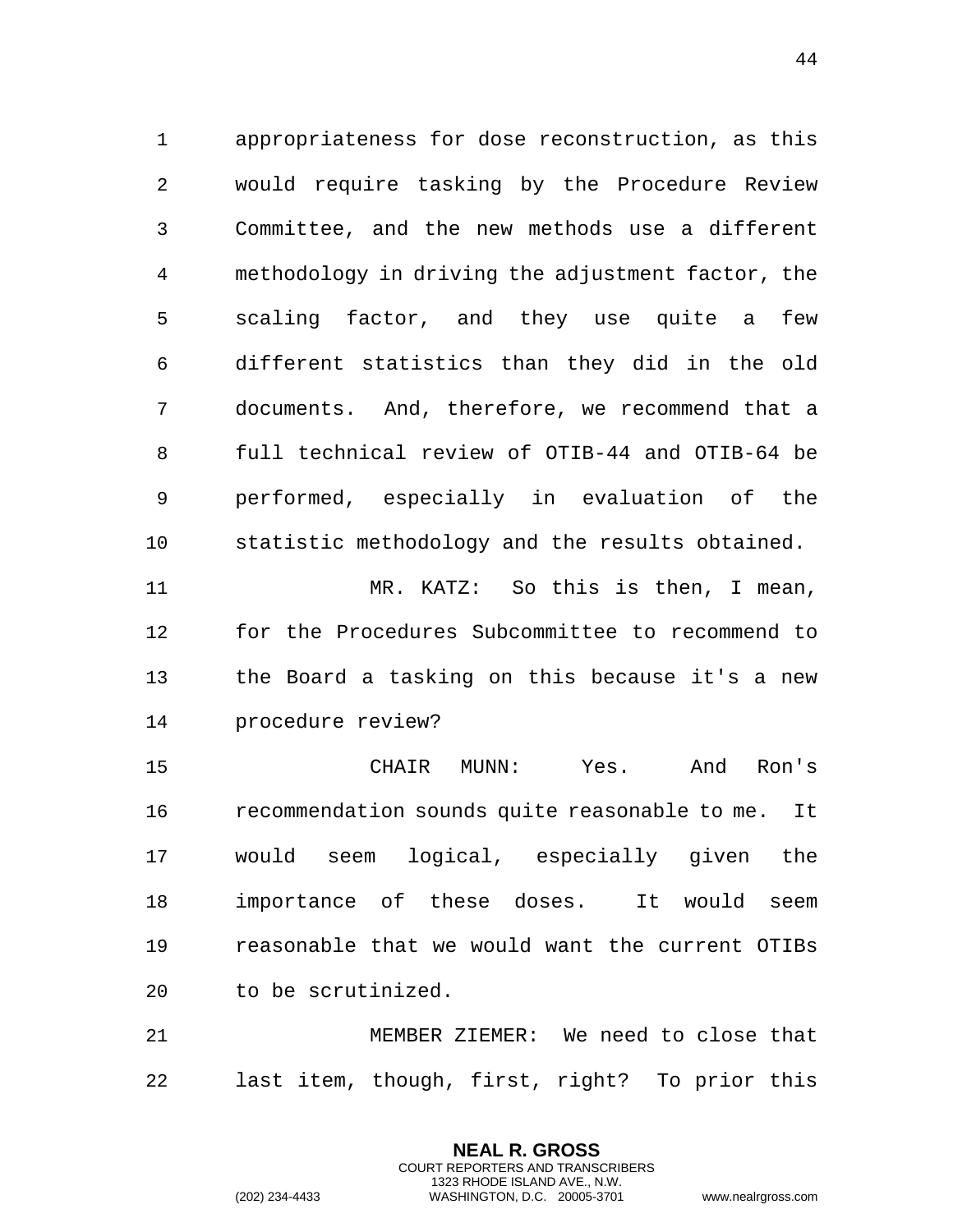appropriateness for dose reconstruction, as this would require tasking by the Procedure Review Committee, and the new methods use a different methodology in driving the adjustment factor, the scaling factor, and they use quite a few different statistics than they did in the old documents. And, therefore, we recommend that a full technical review of OTIB-44 and OTIB-64 be performed, especially in evaluation of the statistic methodology and the results obtained.

MR. KATZ: So this is then, I mean, for the Procedures Subcommittee to recommend to the Board a tasking on this because it's a new procedure review?

CHAIR MUNN: Yes. And Ron's recommendation sounds quite reasonable to me. It would seem logical, especially given the importance of these doses. It would seem reasonable that we would want the current OTIBs to be scrutinized.

MEMBER ZIEMER: We need to close that last item, though, first, right? To prior this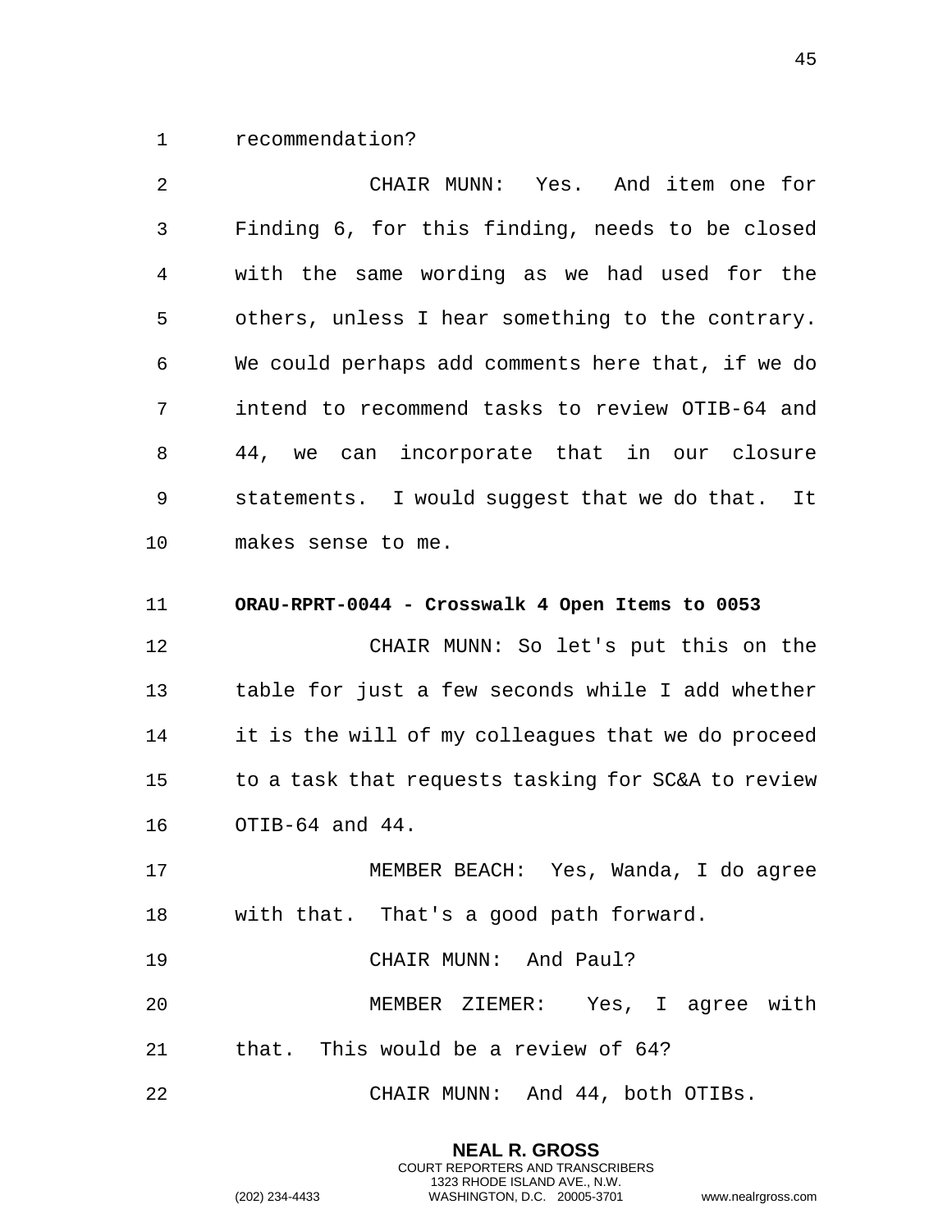recommendation?

CHAIR MUNN: Yes. And item one for Finding 6, for this finding, needs to be closed with the same wording as we had used for the others, unless I hear something to the contrary. We could perhaps add comments here that, if we do intend to recommend tasks to review OTIB-64 and 44, we can incorporate that in our closure statements. I would suggest that we do that. It makes sense to me.

**ORAU-RPRT-0044 - Crosswalk 4 Open Items to 0053**

CHAIR MUNN: So let's put this on the table for just a few seconds while I add whether it is the will of my colleagues that we do proceed to a task that requests tasking for SC&A to review OTIB-64 and 44.

MEMBER BEACH: Yes, Wanda, I do agree with that. That's a good path forward.

CHAIR MUNN: And Paul?

MEMBER ZIEMER: Yes, I agree with that. This would be a review of 64?

CHAIR MUNN: And 44, both OTIBs.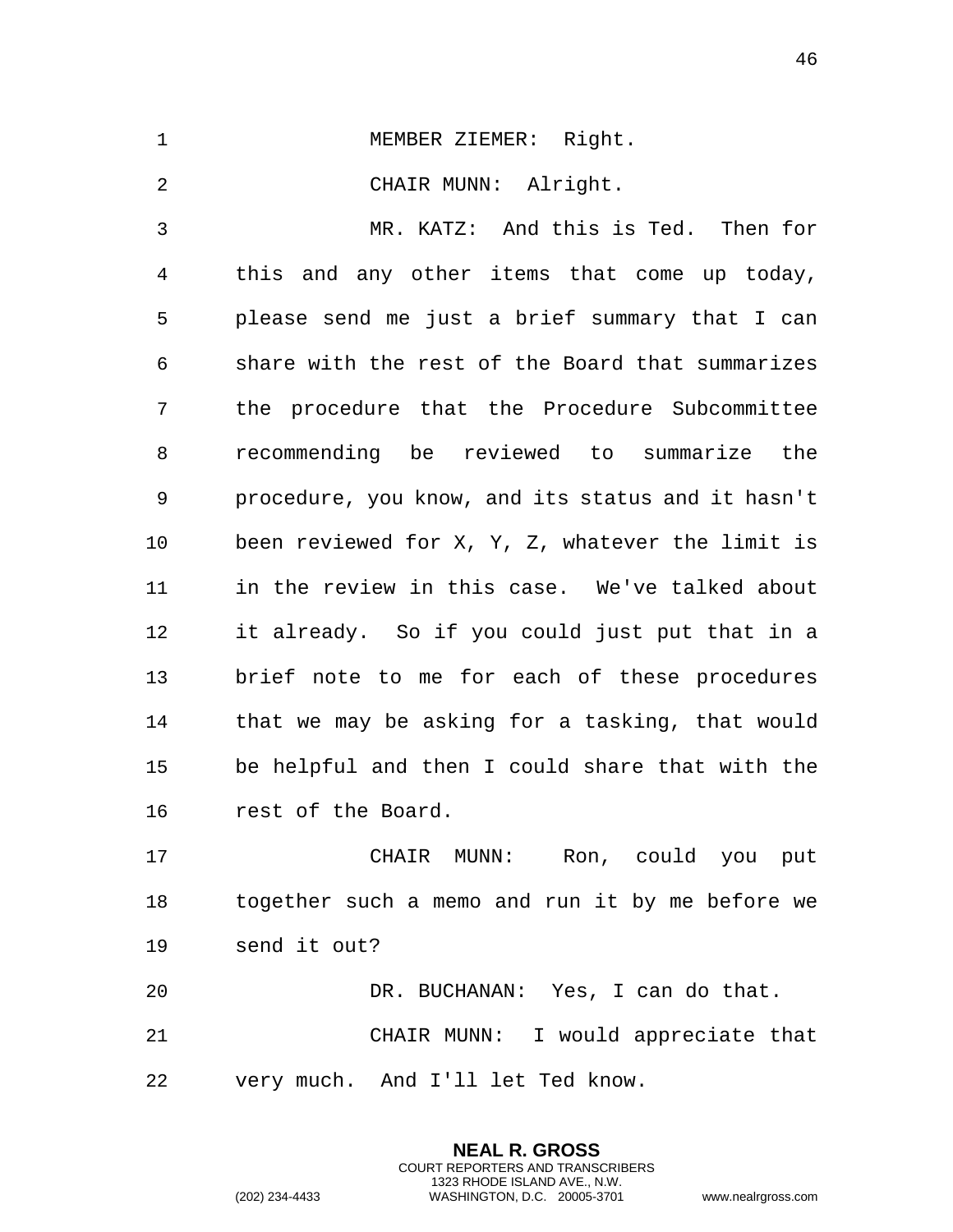MEMBER ZIEMER: Right.

CHAIR MUNN: Alright.

MR. KATZ: And this is Ted. Then for this and any other items that come up today, please send me just a brief summary that I can share with the rest of the Board that summarizes the procedure that the Procedure Subcommittee recommending be reviewed to summarize the procedure, you know, and its status and it hasn't been reviewed for X, Y, Z, whatever the limit is in the review in this case. We've talked about it already. So if you could just put that in a brief note to me for each of these procedures that we may be asking for a tasking, that would be helpful and then I could share that with the rest of the Board.

CHAIR MUNN: Ron, could you put together such a memo and run it by me before we send it out?

DR. BUCHANAN: Yes, I can do that.

CHAIR MUNN: I would appreciate that very much. And I'll let Ted know.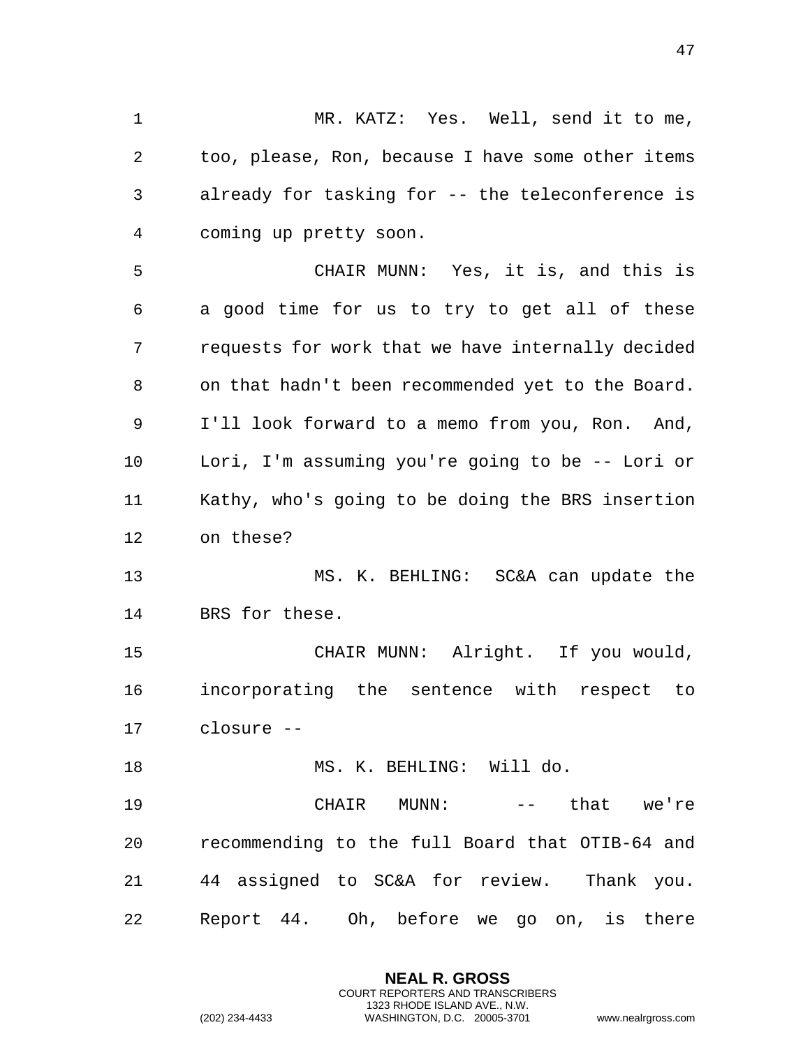MR. KATZ: Yes. Well, send it to me, too, please, Ron, because I have some other items already for tasking for -- the teleconference is coming up pretty soon.

CHAIR MUNN: Yes, it is, and this is a good time for us to try to get all of these requests for work that we have internally decided on that hadn't been recommended yet to the Board. I'll look forward to a memo from you, Ron. And, Lori, I'm assuming you're going to be -- Lori or Kathy, who's going to be doing the BRS insertion on these?

MS. K. BEHLING: SC&A can update the BRS for these.

CHAIR MUNN: Alright. If you would, incorporating the sentence with respect to closure --

MS. K. BEHLING: Will do.

CHAIR MUNN: -- that we're recommending to the full Board that OTIB-64 and 44 assigned to SC&A for review. Thank you. Report 44. Oh, before we go on, is there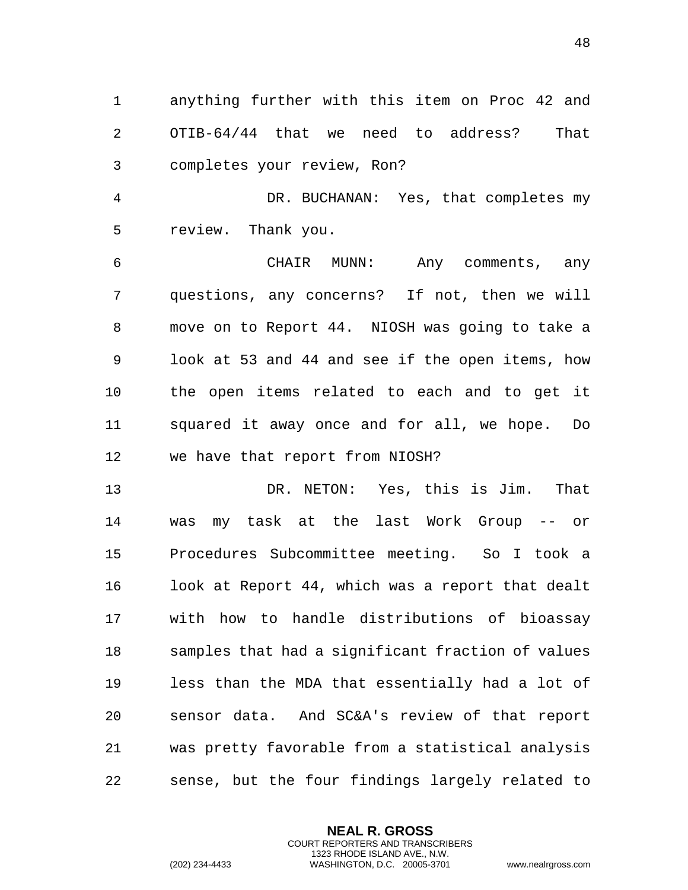anything further with this item on Proc 42 and OTIB-64/44 that we need to address? That completes your review, Ron?

DR. BUCHANAN: Yes, that completes my review. Thank you.

CHAIR MUNN: Any comments, any questions, any concerns? If not, then we will move on to Report 44. NIOSH was going to take a look at 53 and 44 and see if the open items, how the open items related to each and to get it squared it away once and for all, we hope. Do we have that report from NIOSH?

DR. NETON: Yes, this is Jim. That was my task at the last Work Group -- or Procedures Subcommittee meeting. So I took a look at Report 44, which was a report that dealt with how to handle distributions of bioassay samples that had a significant fraction of values less than the MDA that essentially had a lot of sensor data. And SC&A's review of that report was pretty favorable from a statistical analysis sense, but the four findings largely related to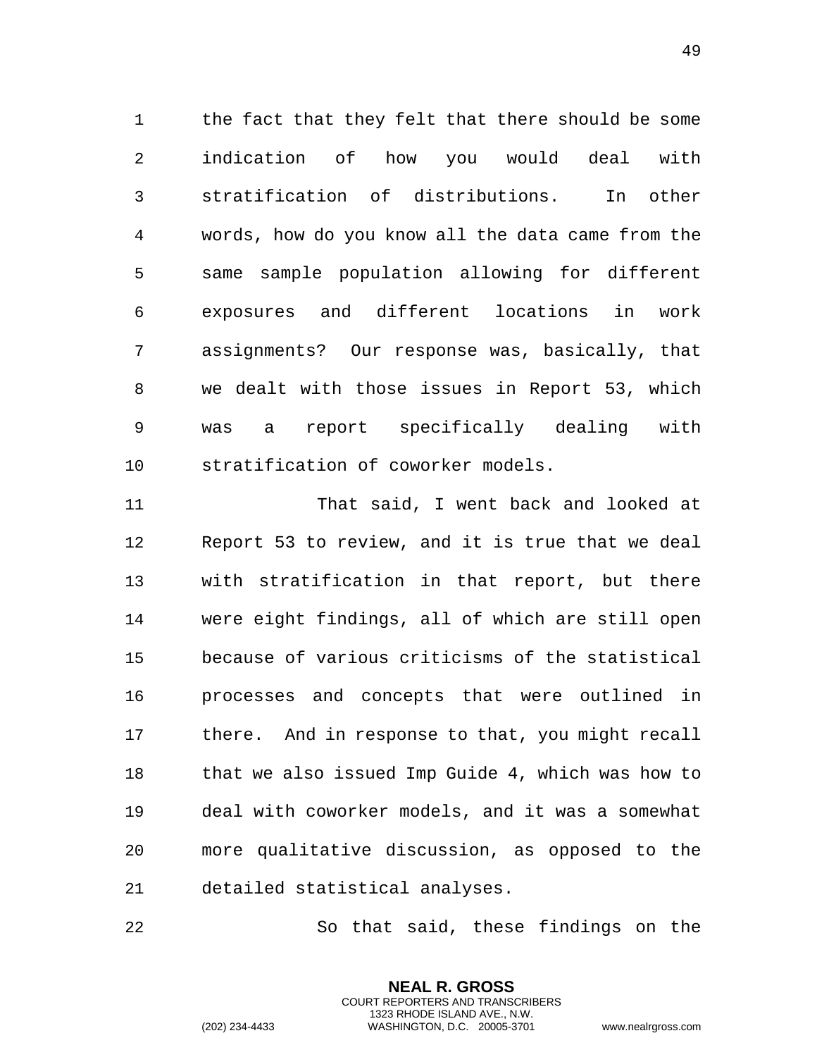the fact that they felt that there should be some indication of how you would deal with stratification of distributions. In other words, how do you know all the data came from the same sample population allowing for different exposures and different locations in work assignments? Our response was, basically, that we dealt with those issues in Report 53, which was a report specifically dealing with stratification of coworker models.

That said, I went back and looked at Report 53 to review, and it is true that we deal with stratification in that report, but there were eight findings, all of which are still open because of various criticisms of the statistical processes and concepts that were outlined in there. And in response to that, you might recall that we also issued Imp Guide 4, which was how to deal with coworker models, and it was a somewhat more qualitative discussion, as opposed to the detailed statistical analyses.

So that said, these findings on the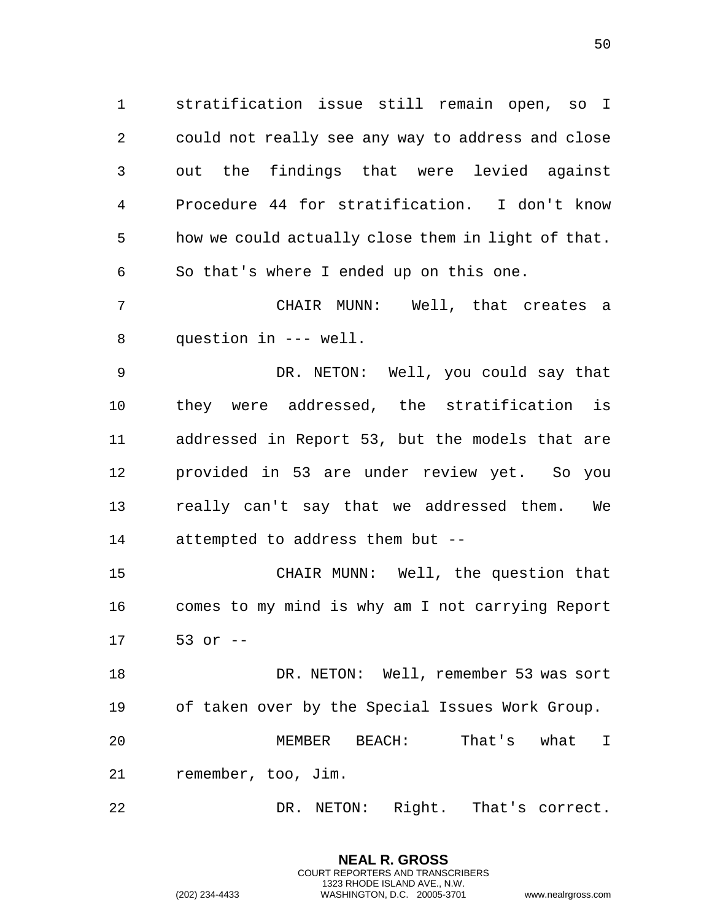stratification issue still remain open, so I could not really see any way to address and close out the findings that were levied against Procedure 44 for stratification. I don't know how we could actually close them in light of that. So that's where I ended up on this one.

CHAIR MUNN: Well, that creates a question in --- well.

DR. NETON: Well, you could say that they were addressed, the stratification is addressed in Report 53, but the models that are provided in 53 are under review yet. So you really can't say that we addressed them. We attempted to address them but --

CHAIR MUNN: Well, the question that comes to my mind is why am I not carrying Report 53 or --

DR. NETON: Well, remember 53 was sort of taken over by the Special Issues Work Group.

MEMBER BEACH: That's what I remember, too, Jim.

DR. NETON: Right. That's correct.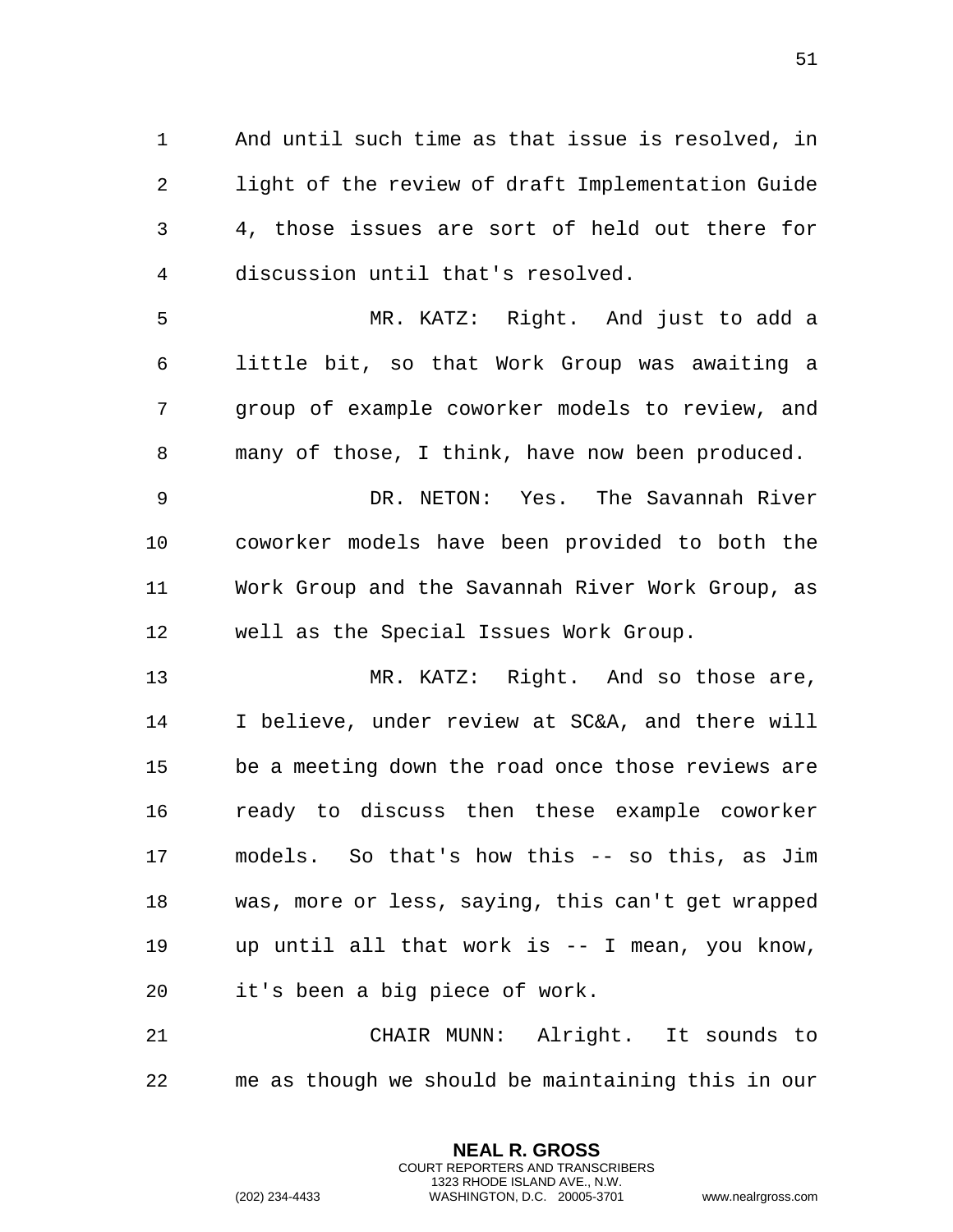And until such time as that issue is resolved, in light of the review of draft Implementation Guide 4, those issues are sort of held out there for discussion until that's resolved.

MR. KATZ: Right. And just to add a little bit, so that Work Group was awaiting a group of example coworker models to review, and many of those, I think, have now been produced.

DR. NETON: Yes. The Savannah River coworker models have been provided to both the Work Group and the Savannah River Work Group, as well as the Special Issues Work Group.

MR. KATZ: Right. And so those are, I believe, under review at SC&A, and there will be a meeting down the road once those reviews are ready to discuss then these example coworker models. So that's how this -- so this, as Jim was, more or less, saying, this can't get wrapped up until all that work is -- I mean, you know, it's been a big piece of work.

CHAIR MUNN: Alright. It sounds to me as though we should be maintaining this in our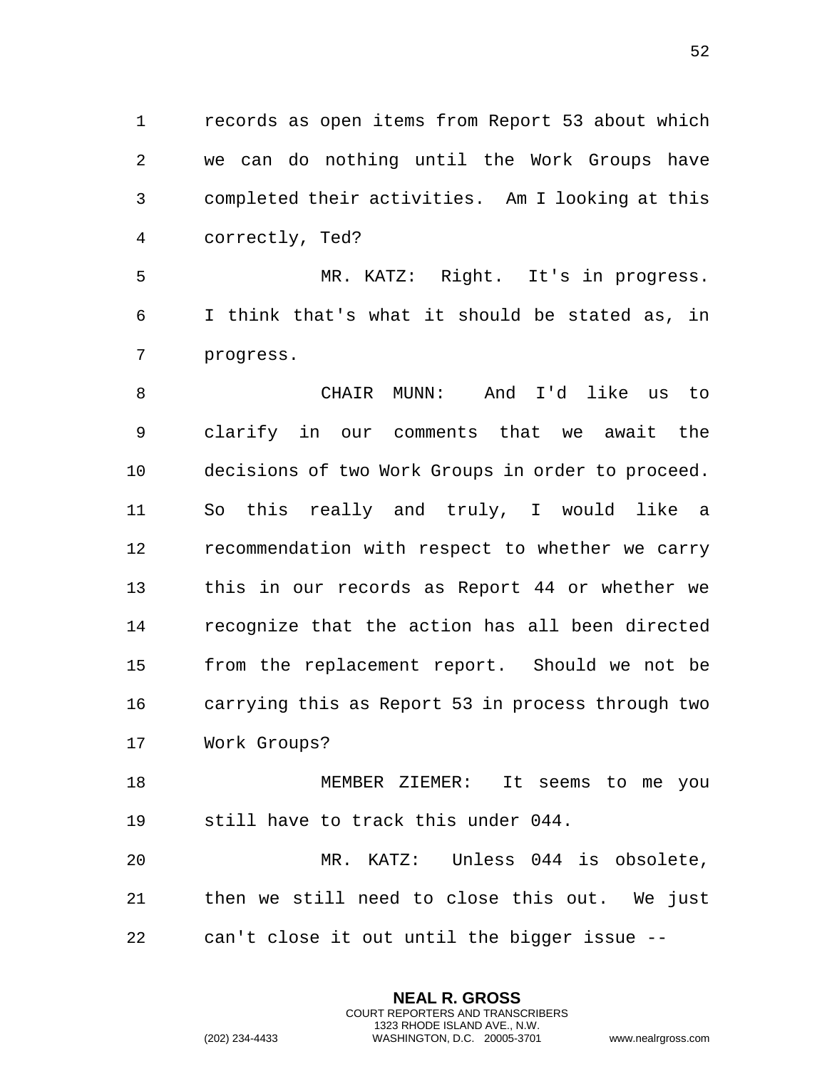records as open items from Report 53 about which we can do nothing until the Work Groups have completed their activities. Am I looking at this correctly, Ted?

MR. KATZ: Right. It's in progress. I think that's what it should be stated as, in progress.

CHAIR MUNN: And I'd like us to clarify in our comments that we await the decisions of two Work Groups in order to proceed. So this really and truly, I would like a recommendation with respect to whether we carry this in our records as Report 44 or whether we recognize that the action has all been directed from the replacement report. Should we not be carrying this as Report 53 in process through two Work Groups?

MEMBER ZIEMER: It seems to me you still have to track this under 044.

MR. KATZ: Unless 044 is obsolete, then we still need to close this out. We just can't close it out until the bigger issue --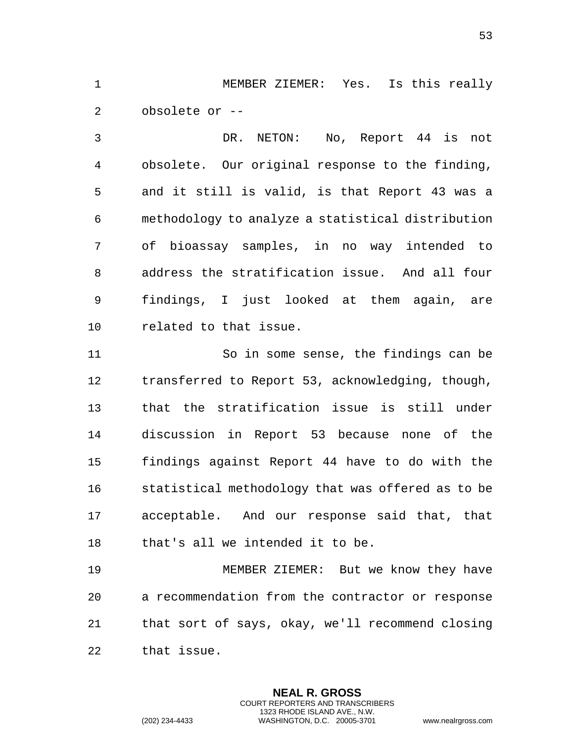MEMBER ZIEMER: Yes. Is this really obsolete or --

DR. NETON: No, Report 44 is not obsolete. Our original response to the finding, and it still is valid, is that Report 43 was a methodology to analyze a statistical distribution of bioassay samples, in no way intended to address the stratification issue. And all four findings, I just looked at them again, are related to that issue.

So in some sense, the findings can be transferred to Report 53, acknowledging, though, that the stratification issue is still under discussion in Report 53 because none of the findings against Report 44 have to do with the statistical methodology that was offered as to be acceptable. And our response said that, that that's all we intended it to be.

MEMBER ZIEMER: But we know they have a recommendation from the contractor or response that sort of says, okay, we'll recommend closing that issue.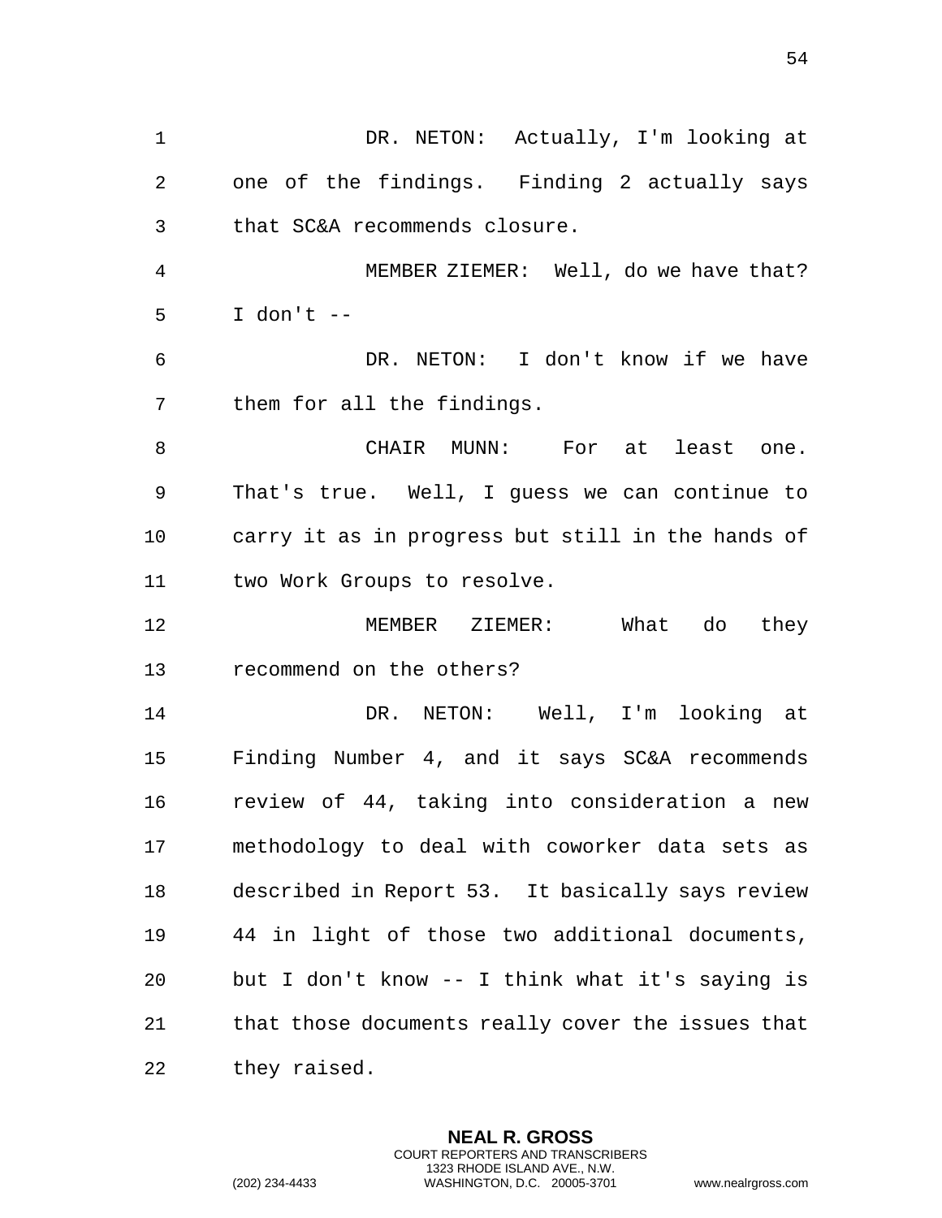DR. NETON: Actually, I'm looking at one of the findings. Finding 2 actually says that SC&A recommends closure.

MEMBER ZIEMER: Well, do we have that? I don't --

DR. NETON: I don't know if we have them for all the findings.

CHAIR MUNN: For at least one. That's true. Well, I guess we can continue to carry it as in progress but still in the hands of two Work Groups to resolve.

MEMBER ZIEMER: What do they recommend on the others?

DR. NETON: Well, I'm looking at Finding Number 4, and it says SC&A recommends review of 44, taking into consideration a new methodology to deal with coworker data sets as described in Report 53. It basically says review 44 in light of those two additional documents, but I don't know -- I think what it's saying is that those documents really cover the issues that they raised.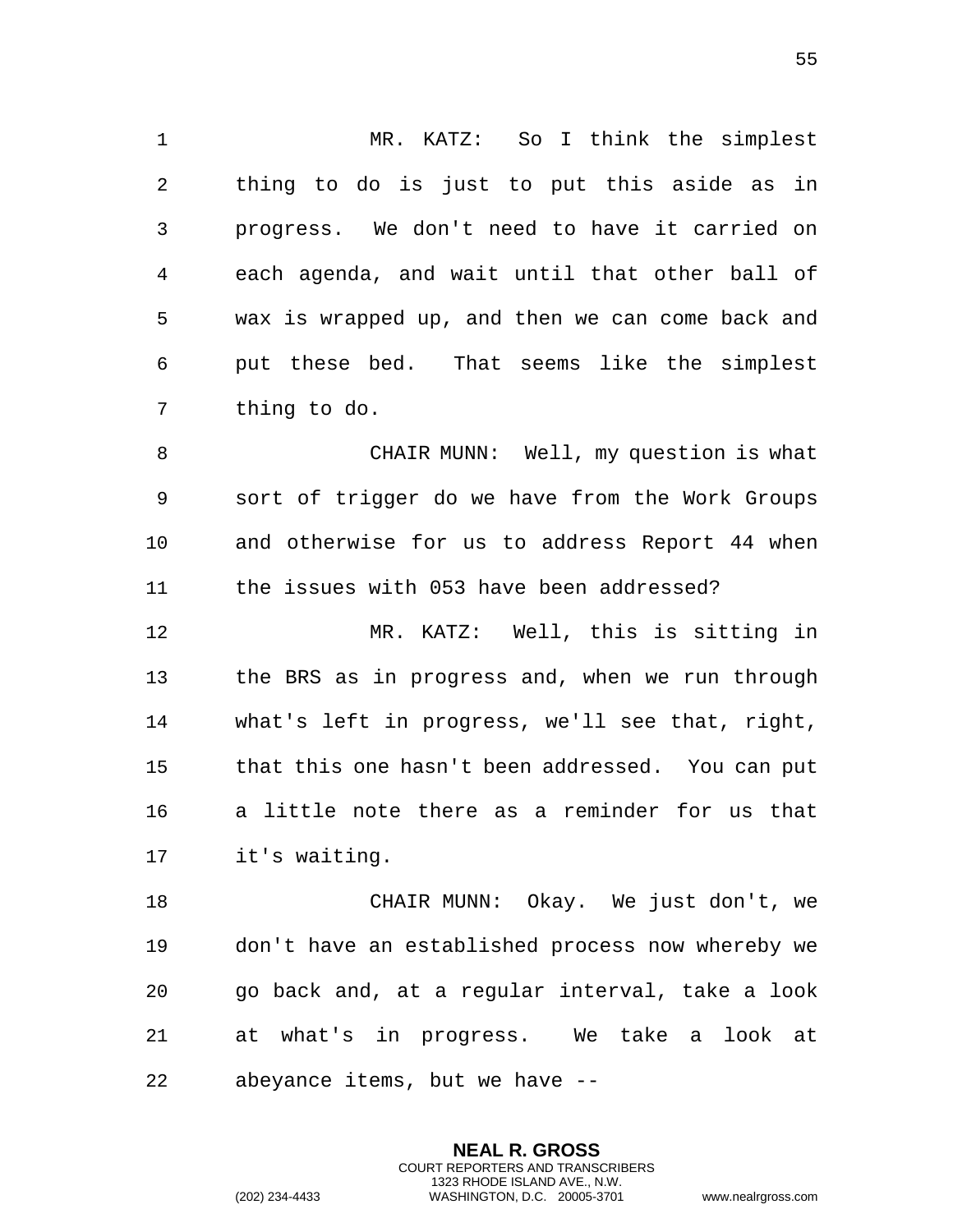MR. KATZ: So I think the simplest thing to do is just to put this aside as in progress. We don't need to have it carried on each agenda, and wait until that other ball of wax is wrapped up, and then we can come back and put these bed. That seems like the simplest thing to do.

CHAIR MUNN: Well, my question is what sort of trigger do we have from the Work Groups and otherwise for us to address Report 44 when the issues with 053 have been addressed?

MR. KATZ: Well, this is sitting in the BRS as in progress and, when we run through what's left in progress, we'll see that, right, that this one hasn't been addressed. You can put a little note there as a reminder for us that it's waiting.

CHAIR MUNN: Okay. We just don't, we don't have an established process now whereby we go back and, at a regular interval, take a look at what's in progress. We take a look at abeyance items, but we have --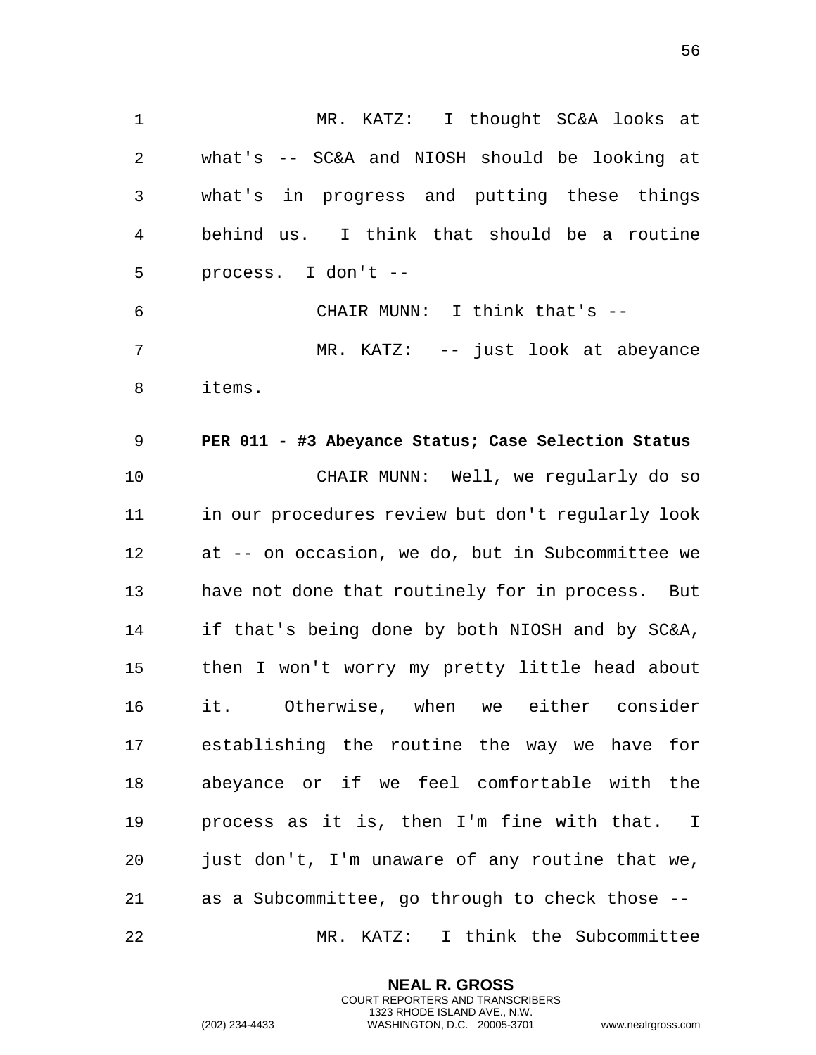MR. KATZ: I thought SC&A looks at what's -- SC&A and NIOSH should be looking at what's in progress and putting these things behind us. I think that should be a routine process. I don't --

CHAIR MUNN: I think that's --

MR. KATZ: -- just look at abeyance items.

**PER 011 - #3 Abeyance Status; Case Selection Status**

CHAIR MUNN: Well, we regularly do so in our procedures review but don't regularly look at -- on occasion, we do, but in Subcommittee we have not done that routinely for in process. But if that's being done by both NIOSH and by SC&A, then I won't worry my pretty little head about it. Otherwise, when we either consider establishing the routine the way we have for abeyance or if we feel comfortable with the process as it is, then I'm fine with that. I just don't, I'm unaware of any routine that we, as a Subcommittee, go through to check those --

MR. KATZ: I think the Subcommittee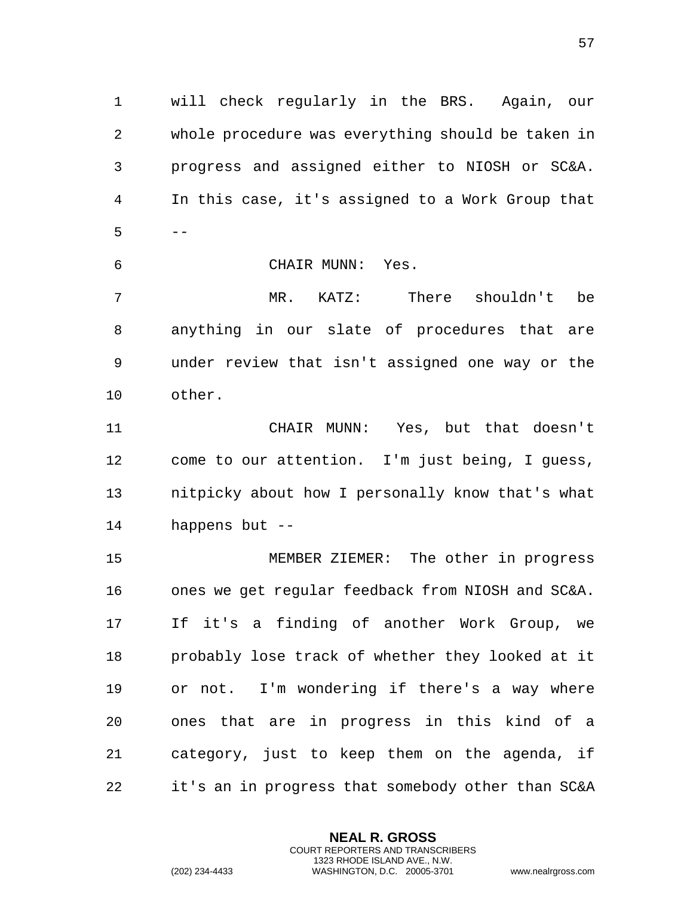will check regularly in the BRS. Again, our whole procedure was everything should be taken in progress and assigned either to NIOSH or SC&A. In this case, it's assigned to a Work Group that --

CHAIR MUNN: Yes.

MR. KATZ: There shouldn't be anything in our slate of procedures that are under review that isn't assigned one way or the other.

CHAIR MUNN: Yes, but that doesn't come to our attention. I'm just being, I guess, nitpicky about how I personally know that's what happens but --

MEMBER ZIEMER: The other in progress ones we get regular feedback from NIOSH and SC&A. If it's a finding of another Work Group, we probably lose track of whether they looked at it or not. I'm wondering if there's a way where ones that are in progress in this kind of a category, just to keep them on the agenda, if it's an in progress that somebody other than SC&A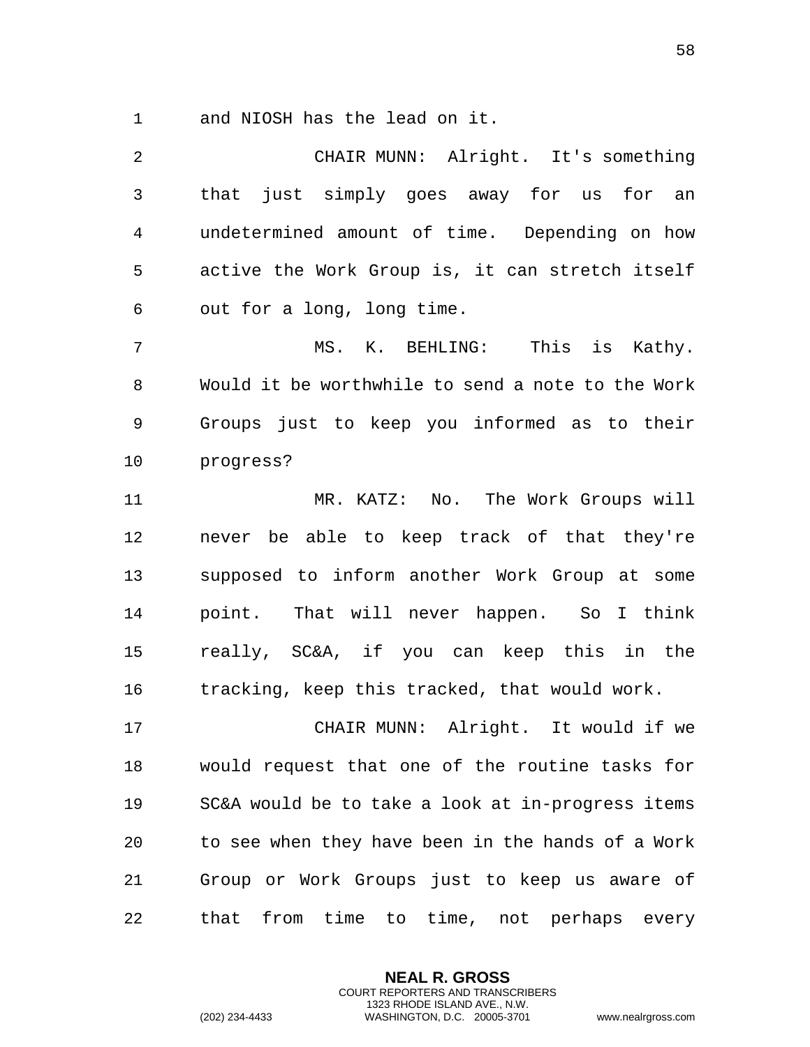and NIOSH has the lead on it.

CHAIR MUNN: Alright. It's something that just simply goes away for us for an undetermined amount of time. Depending on how active the Work Group is, it can stretch itself out for a long, long time.

MS. K. BEHLING: This is Kathy. Would it be worthwhile to send a note to the Work Groups just to keep you informed as to their progress?

MR. KATZ: No. The Work Groups will never be able to keep track of that they're supposed to inform another Work Group at some point. That will never happen. So I think really, SC&A, if you can keep this in the tracking, keep this tracked, that would work.

CHAIR MUNN: Alright. It would if we would request that one of the routine tasks for SC&A would be to take a look at in-progress items to see when they have been in the hands of a Work Group or Work Groups just to keep us aware of that from time to time, not perhaps every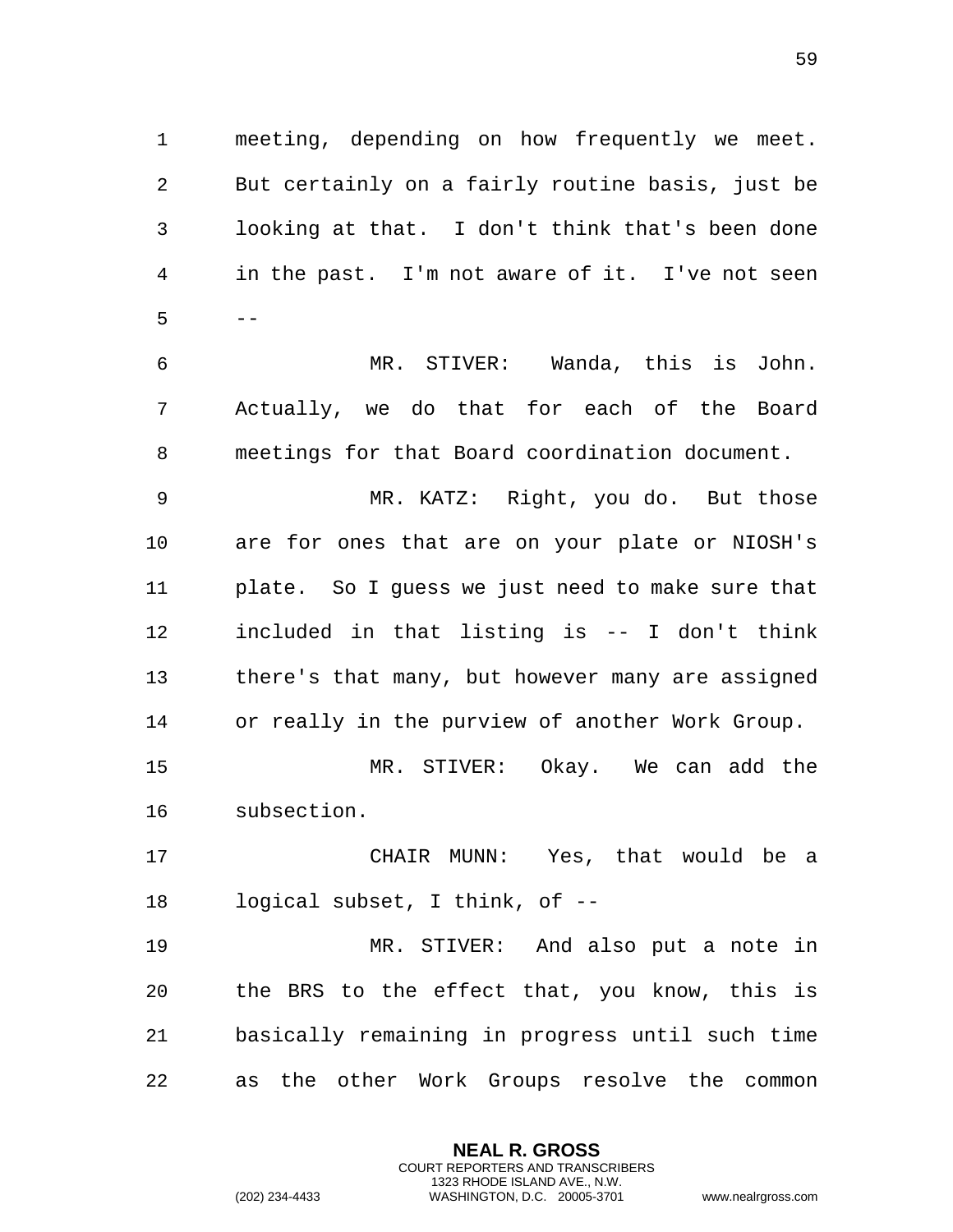meeting, depending on how frequently we meet. But certainly on a fairly routine basis, just be looking at that. I don't think that's been done in the past. I'm not aware of it. I've not seen --

MR. STIVER: Wanda, this is John. Actually, we do that for each of the Board meetings for that Board coordination document.

MR. KATZ: Right, you do. But those are for ones that are on your plate or NIOSH's plate. So I guess we just need to make sure that included in that listing is -- I don't think there's that many, but however many are assigned or really in the purview of another Work Group.

MR. STIVER: Okay. We can add the subsection.

CHAIR MUNN: Yes, that would be a logical subset, I think, of --

MR. STIVER: And also put a note in the BRS to the effect that, you know, this is basically remaining in progress until such time as the other Work Groups resolve the common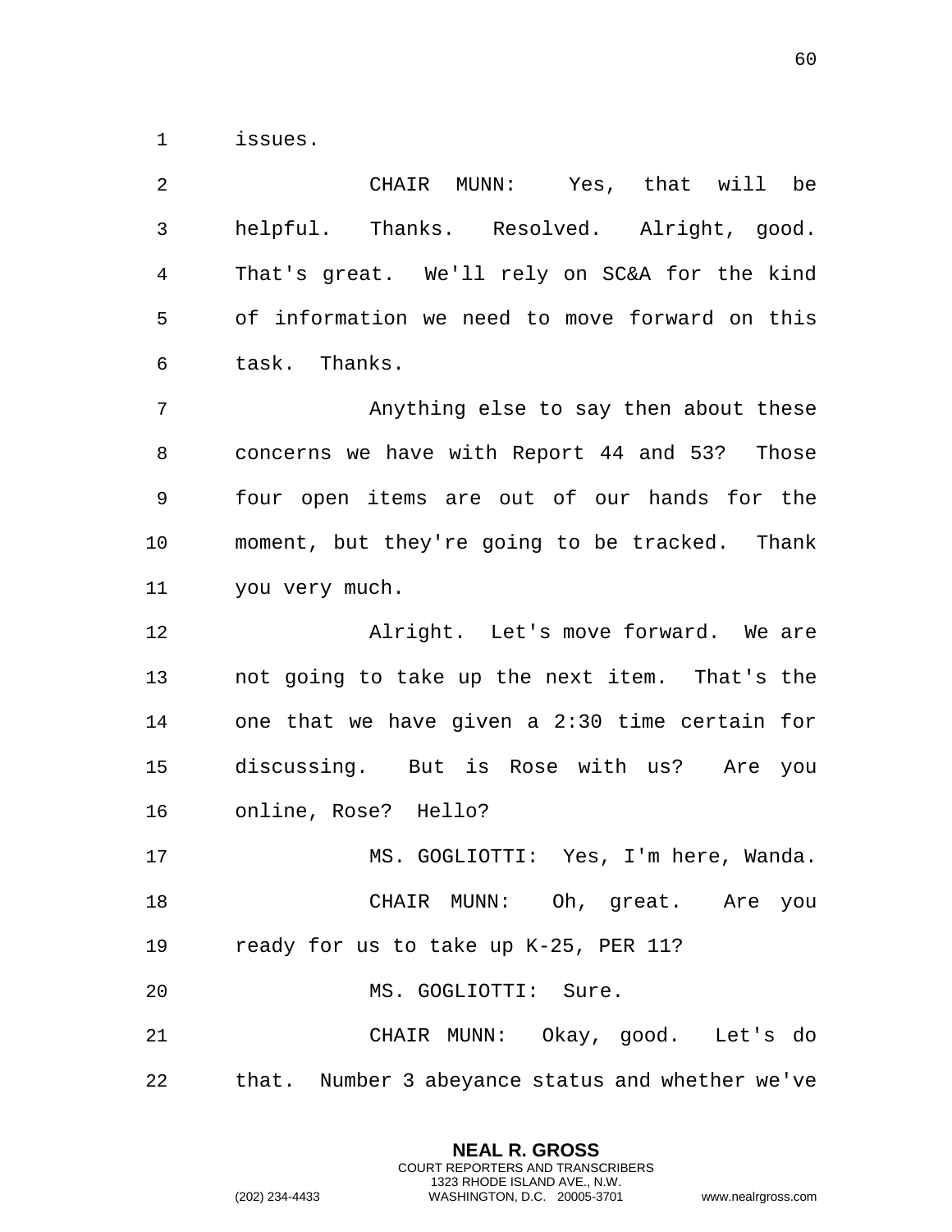issues.

CHAIR MUNN: Yes, that will be helpful. Thanks. Resolved. Alright, good. That's great. We'll rely on SC&A for the kind of information we need to move forward on this task. Thanks.

Anything else to say then about these concerns we have with Report 44 and 53? Those four open items are out of our hands for the moment, but they're going to be tracked. Thank you very much.

Alright. Let's move forward. We are not going to take up the next item. That's the one that we have given a 2:30 time certain for discussing. But is Rose with us? Are you online, Rose? Hello?

MS. GOGLIOTTI: Yes, I'm here, Wanda.

CHAIR MUNN: Oh, great. Are you ready for us to take up K-25, PER 11?

MS. GOGLIOTTI: Sure.

CHAIR MUNN: Okay, good. Let's do that. Number 3 abeyance status and whether we've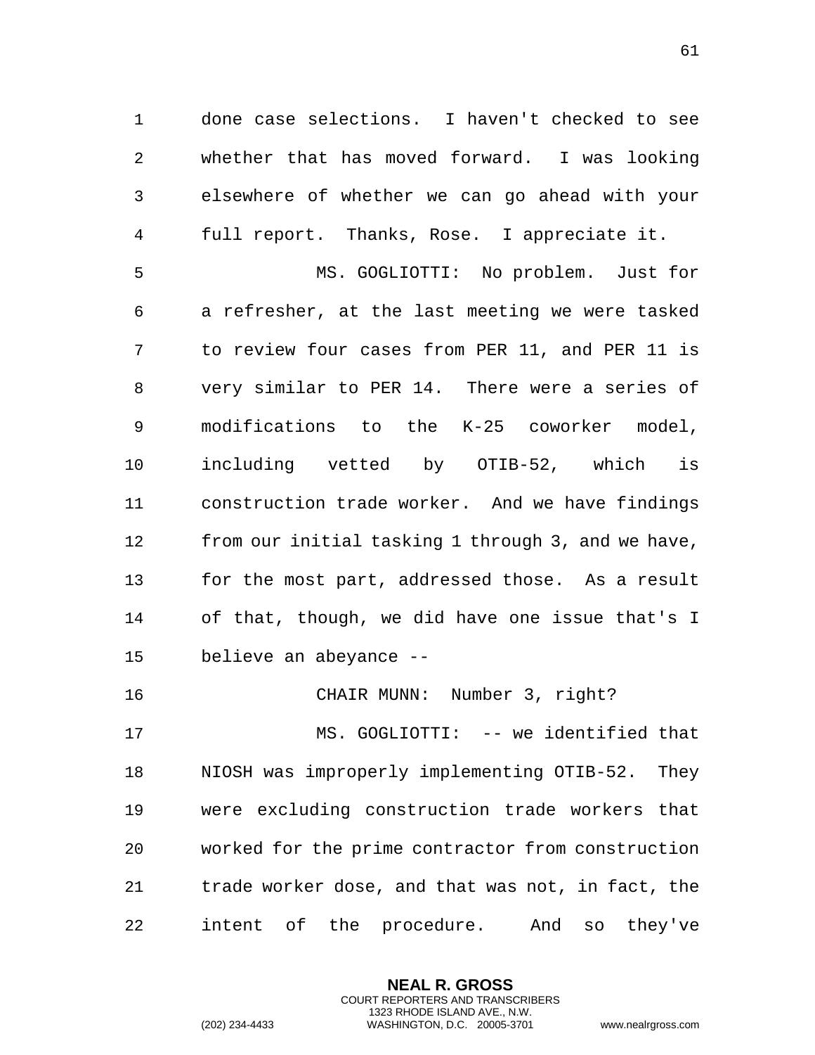done case selections. I haven't checked to see whether that has moved forward. I was looking elsewhere of whether we can go ahead with your full report. Thanks, Rose. I appreciate it.

MS. GOGLIOTTI: No problem. Just for a refresher, at the last meeting we were tasked to review four cases from PER 11, and PER 11 is very similar to PER 14. There were a series of modifications to the K-25 coworker model, including vetted by OTIB-52, which is construction trade worker. And we have findings from our initial tasking 1 through 3, and we have, for the most part, addressed those. As a result of that, though, we did have one issue that's I believe an abeyance --

CHAIR MUNN: Number 3, right?

MS. GOGLIOTTI: -- we identified that NIOSH was improperly implementing OTIB-52. They were excluding construction trade workers that worked for the prime contractor from construction trade worker dose, and that was not, in fact, the intent of the procedure. And so they've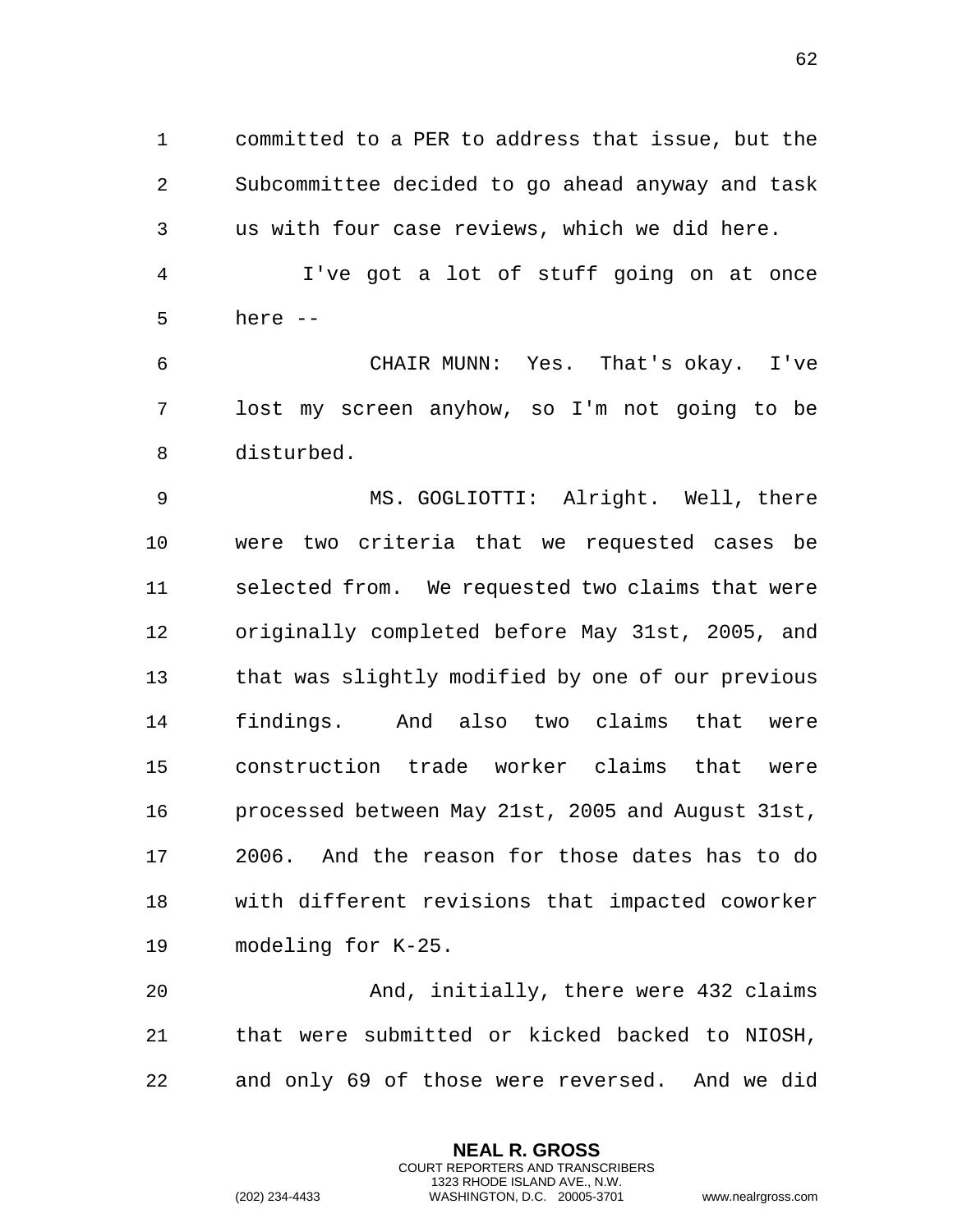committed to a PER to address that issue, but the Subcommittee decided to go ahead anyway and task us with four case reviews, which we did here.

I've got a lot of stuff going on at once here --

CHAIR MUNN: Yes. That's okay. I've lost my screen anyhow, so I'm not going to be disturbed.

MS. GOGLIOTTI: Alright. Well, there were two criteria that we requested cases be selected from. We requested two claims that were originally completed before May 31st, 2005, and that was slightly modified by one of our previous findings. And also two claims that were construction trade worker claims that were processed between May 21st, 2005 and August 31st, 2006. And the reason for those dates has to do with different revisions that impacted coworker modeling for K-25.

And, initially, there were 432 claims that were submitted or kicked backed to NIOSH, and only 69 of those were reversed. And we did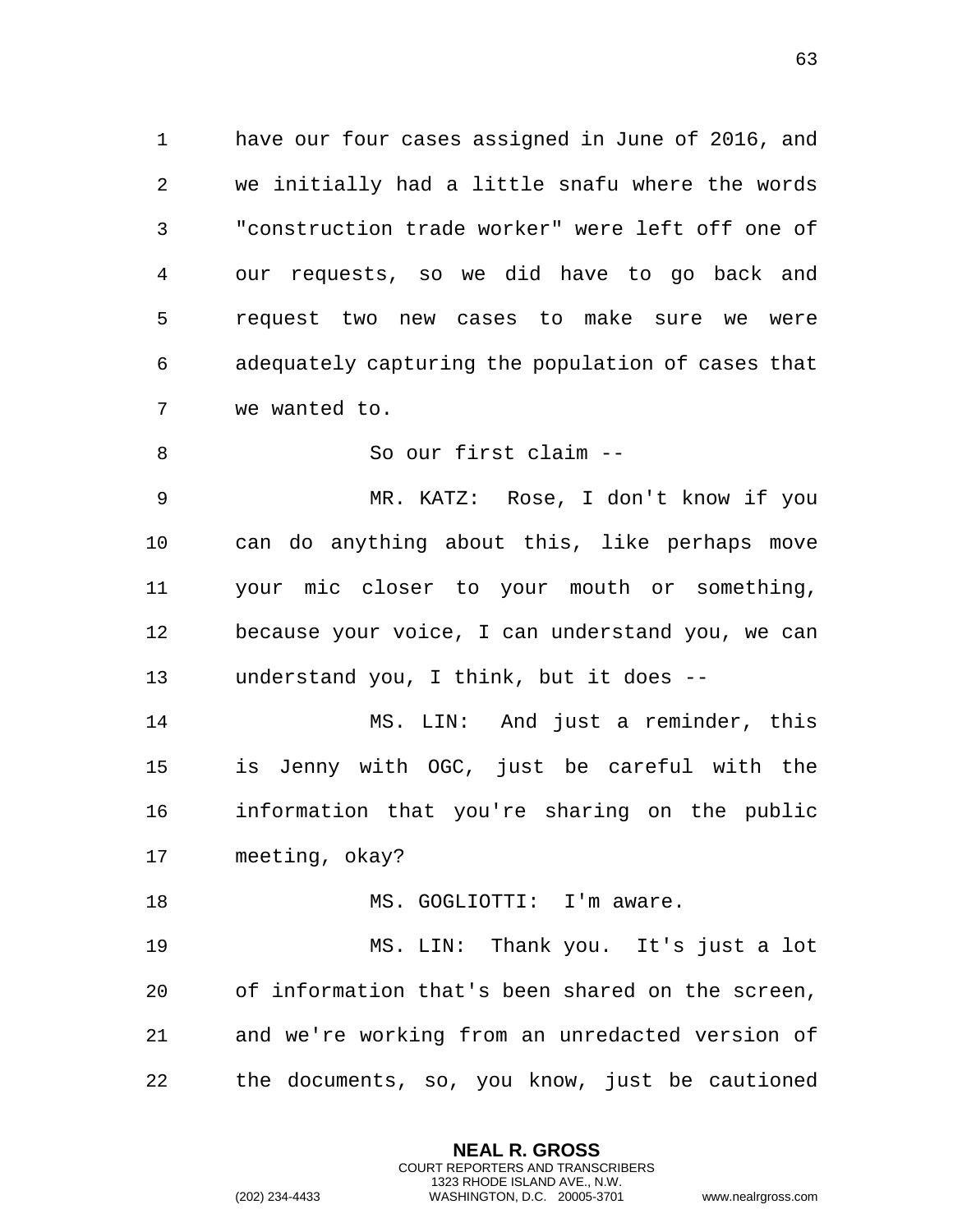have our four cases assigned in June of 2016, and we initially had a little snafu where the words "construction trade worker" were left off one of our requests, so we did have to go back and request two new cases to make sure we were adequately capturing the population of cases that we wanted to.

So our first claim --

MR. KATZ: Rose, I don't know if you can do anything about this, like perhaps move your mic closer to your mouth or something, because your voice, I can understand you, we can understand you, I think, but it does --

MS. LIN: And just a reminder, this is Jenny with OGC, just be careful with the information that you're sharing on the public meeting, okay?

MS. GOGLIOTTI: I'm aware.

MS. LIN: Thank you. It's just a lot of information that's been shared on the screen, and we're working from an unredacted version of the documents, so, you know, just be cautioned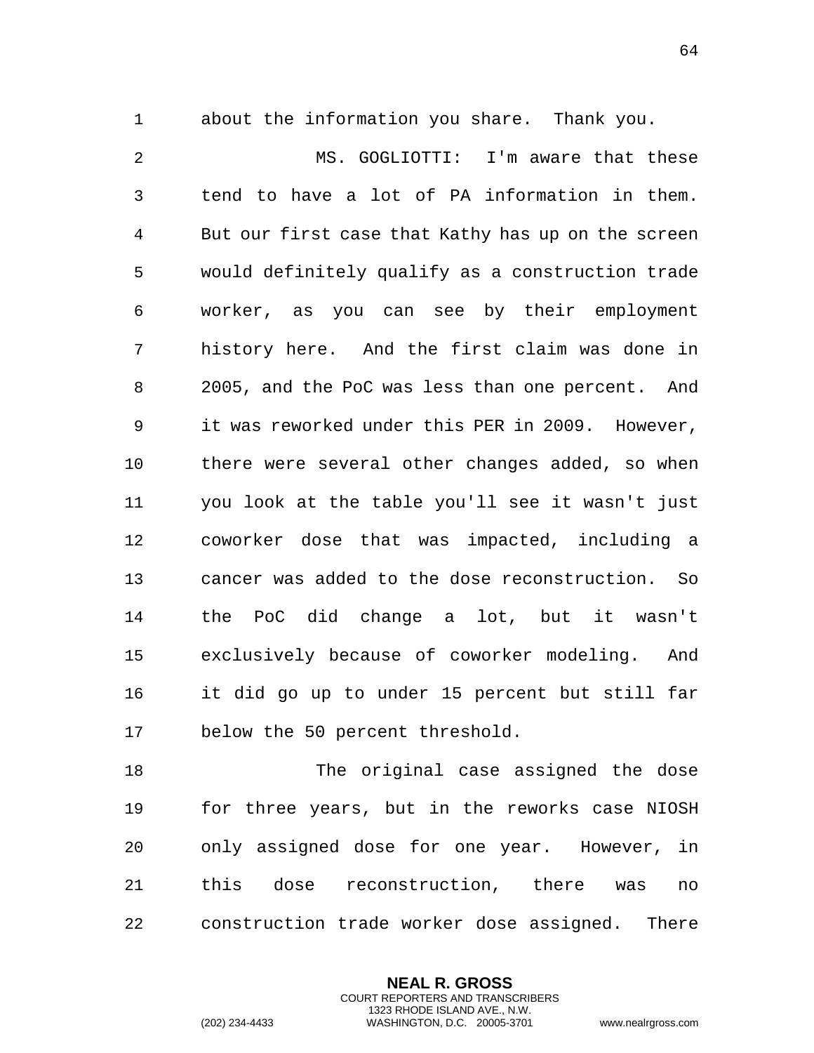about the information you share. Thank you.

MS. GOGLIOTTI: I'm aware that these tend to have a lot of PA information in them. But our first case that Kathy has up on the screen would definitely qualify as a construction trade worker, as you can see by their employment history here. And the first claim was done in 2005, and the PoC was less than one percent. And it was reworked under this PER in 2009. However, there were several other changes added, so when you look at the table you'll see it wasn't just coworker dose that was impacted, including a cancer was added to the dose reconstruction. So the PoC did change a lot, but it wasn't exclusively because of coworker modeling. And it did go up to under 15 percent but still far below the 50 percent threshold.

The original case assigned the dose for three years, but in the reworks case NIOSH only assigned dose for one year. However, in this dose reconstruction, there was no construction trade worker dose assigned. There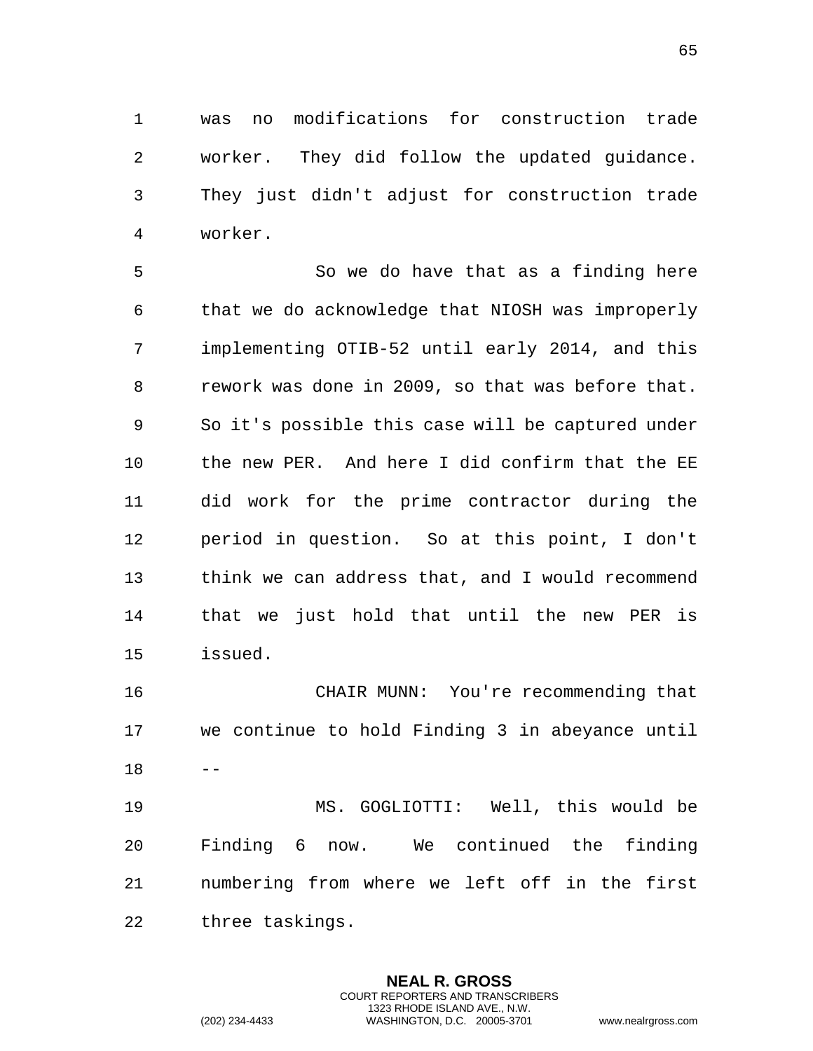was no modifications for construction trade worker. They did follow the updated guidance. They just didn't adjust for construction trade worker.

So we do have that as a finding here that we do acknowledge that NIOSH was improperly implementing OTIB-52 until early 2014, and this rework was done in 2009, so that was before that. So it's possible this case will be captured under the new PER. And here I did confirm that the EE did work for the prime contractor during the period in question. So at this point, I don't think we can address that, and I would recommend that we just hold that until the new PER is issued.

CHAIR MUNN: You're recommending that we continue to hold Finding 3 in abeyance until --

MS. GOGLIOTTI: Well, this would be Finding 6 now. We continued the finding numbering from where we left off in the first three taskings.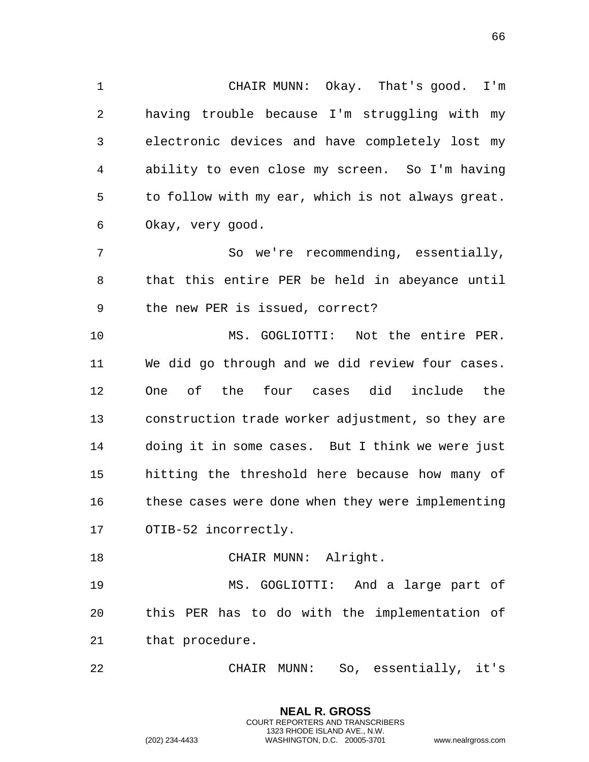CHAIR MUNN: Okay. That's good. I'm having trouble because I'm struggling with my electronic devices and have completely lost my ability to even close my screen. So I'm having to follow with my ear, which is not always great. Okay, very good.

So we're recommending, essentially, that this entire PER be held in abeyance until the new PER is issued, correct?

MS. GOGLIOTTI: Not the entire PER. We did go through and we did review four cases. One of the four cases did include the construction trade worker adjustment, so they are doing it in some cases. But I think we were just hitting the threshold here because how many of these cases were done when they were implementing OTIB-52 incorrectly.

CHAIR MUNN: Alright.

MS. GOGLIOTTI: And a large part of this PER has to do with the implementation of that procedure.

CHAIR MUNN: So, essentially, it's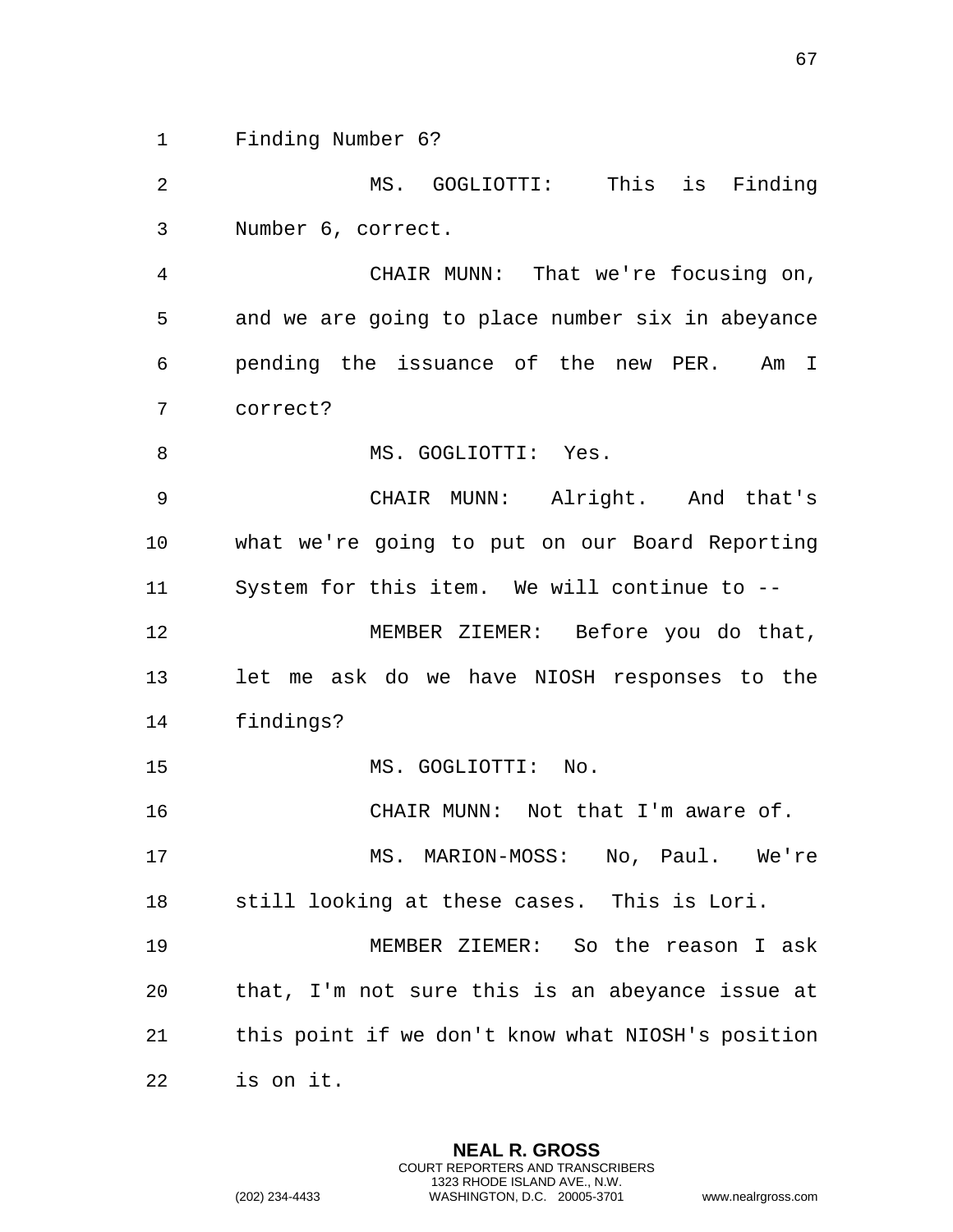Finding Number 6?

MS. GOGLIOTTI: This is Finding Number 6, correct.

CHAIR MUNN: That we're focusing on, and we are going to place number six in abeyance pending the issuance of the new PER. Am I correct?

MS. GOGLIOTTI: Yes.

CHAIR MUNN: Alright. And that's what we're going to put on our Board Reporting System for this item. We will continue to --

MEMBER ZIEMER: Before you do that, let me ask do we have NIOSH responses to the findings?

MS. GOGLIOTTI: No.

CHAIR MUNN: Not that I'm aware of.

MS. MARION-MOSS: No, Paul. We're still looking at these cases. This is Lori.

MEMBER ZIEMER: So the reason I ask that, I'm not sure this is an abeyance issue at this point if we don't know what NIOSH's position is on it.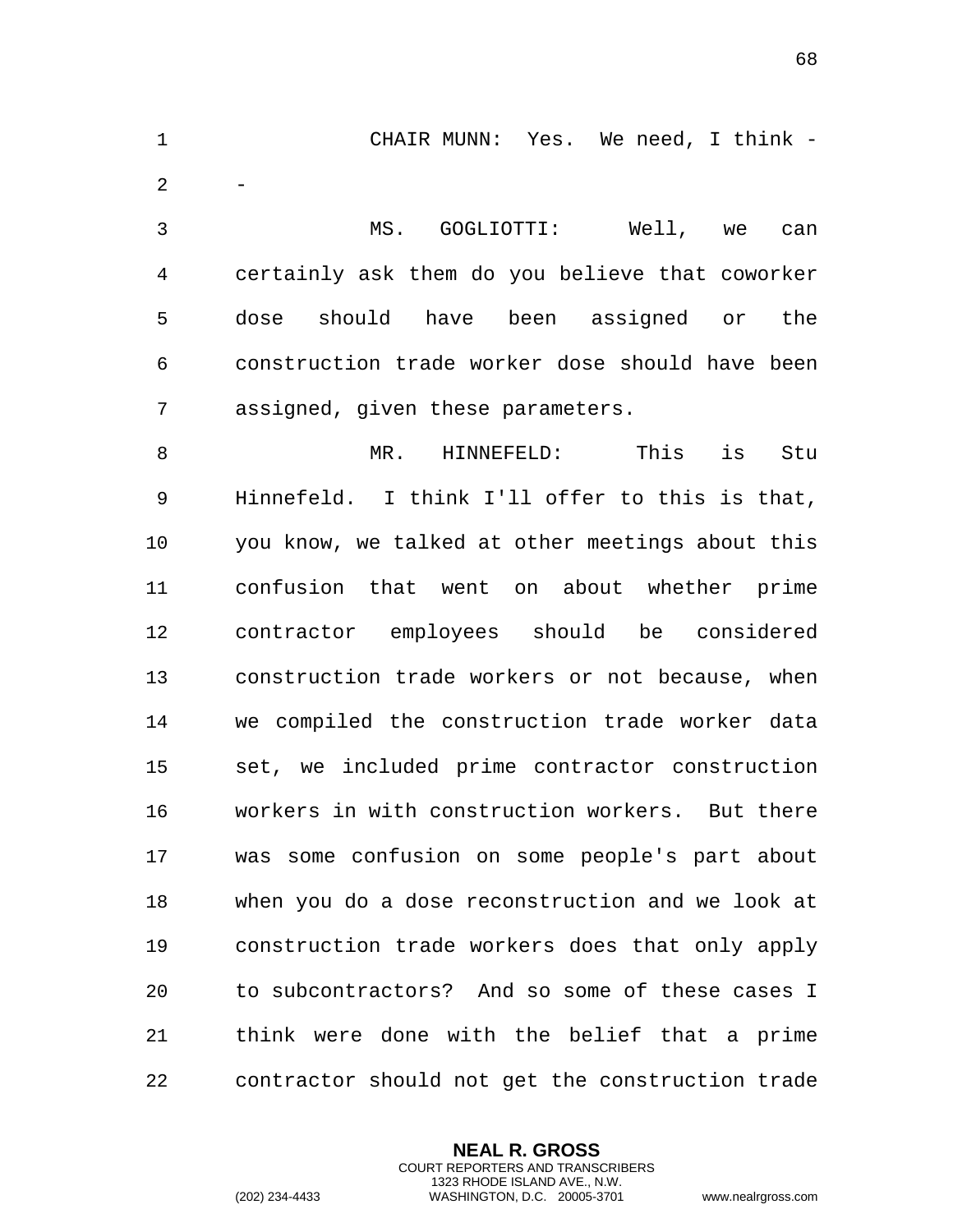CHAIR MUNN: Yes. We need, I think --

MS. GOGLIOTTI: Well, we can certainly ask them do you believe that coworker dose should have been assigned or the construction trade worker dose should have been assigned, given these parameters.

MR. HINNEFELD: This is Stu Hinnefeld. I think I'll offer to this is that, you know, we talked at other meetings about this confusion that went on about whether prime contractor employees should be considered construction trade workers or not because, when we compiled the construction trade worker data set, we included prime contractor construction workers in with construction workers. But there was some confusion on some people's part about when you do a dose reconstruction and we look at construction trade workers does that only apply to subcontractors? And so some of these cases I think were done with the belief that a prime contractor should not get the construction trade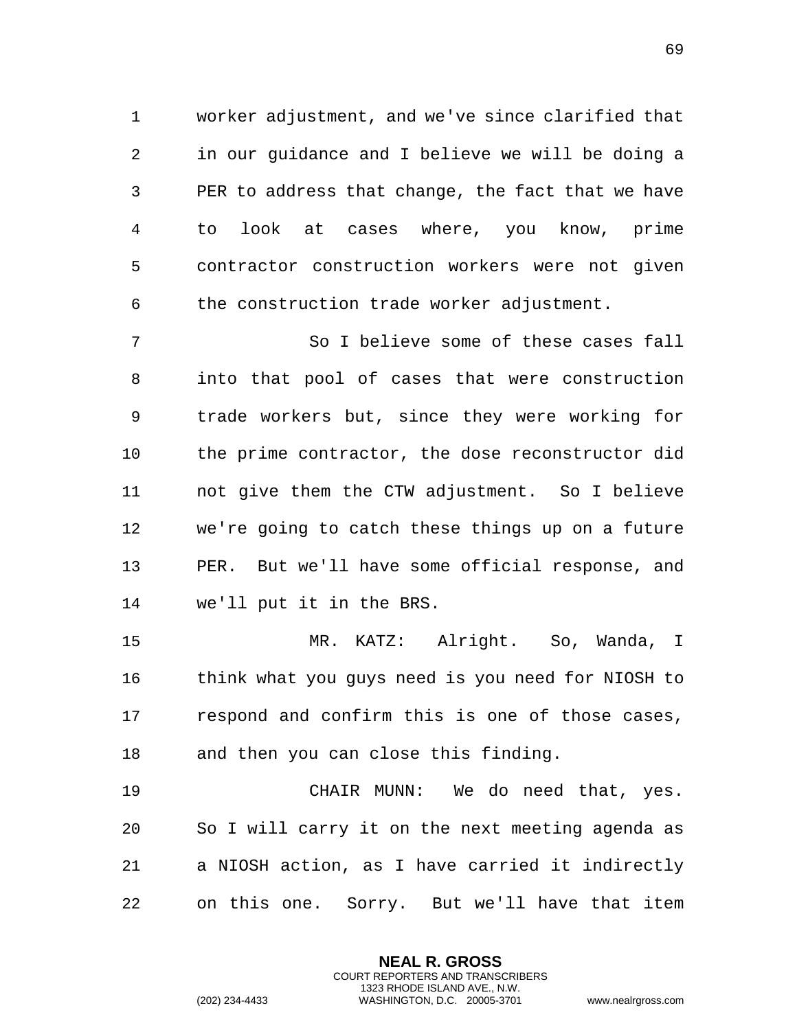worker adjustment, and we've since clarified that in our guidance and I believe we will be doing a PER to address that change, the fact that we have to look at cases where, you know, prime contractor construction workers were not given the construction trade worker adjustment.

So I believe some of these cases fall into that pool of cases that were construction trade workers but, since they were working for the prime contractor, the dose reconstructor did not give them the CTW adjustment. So I believe we're going to catch these things up on a future PER. But we'll have some official response, and we'll put it in the BRS.

MR. KATZ: Alright. So, Wanda, I think what you guys need is you need for NIOSH to respond and confirm this is one of those cases, and then you can close this finding.

CHAIR MUNN: We do need that, yes. So I will carry it on the next meeting agenda as a NIOSH action, as I have carried it indirectly on this one. Sorry. But we'll have that item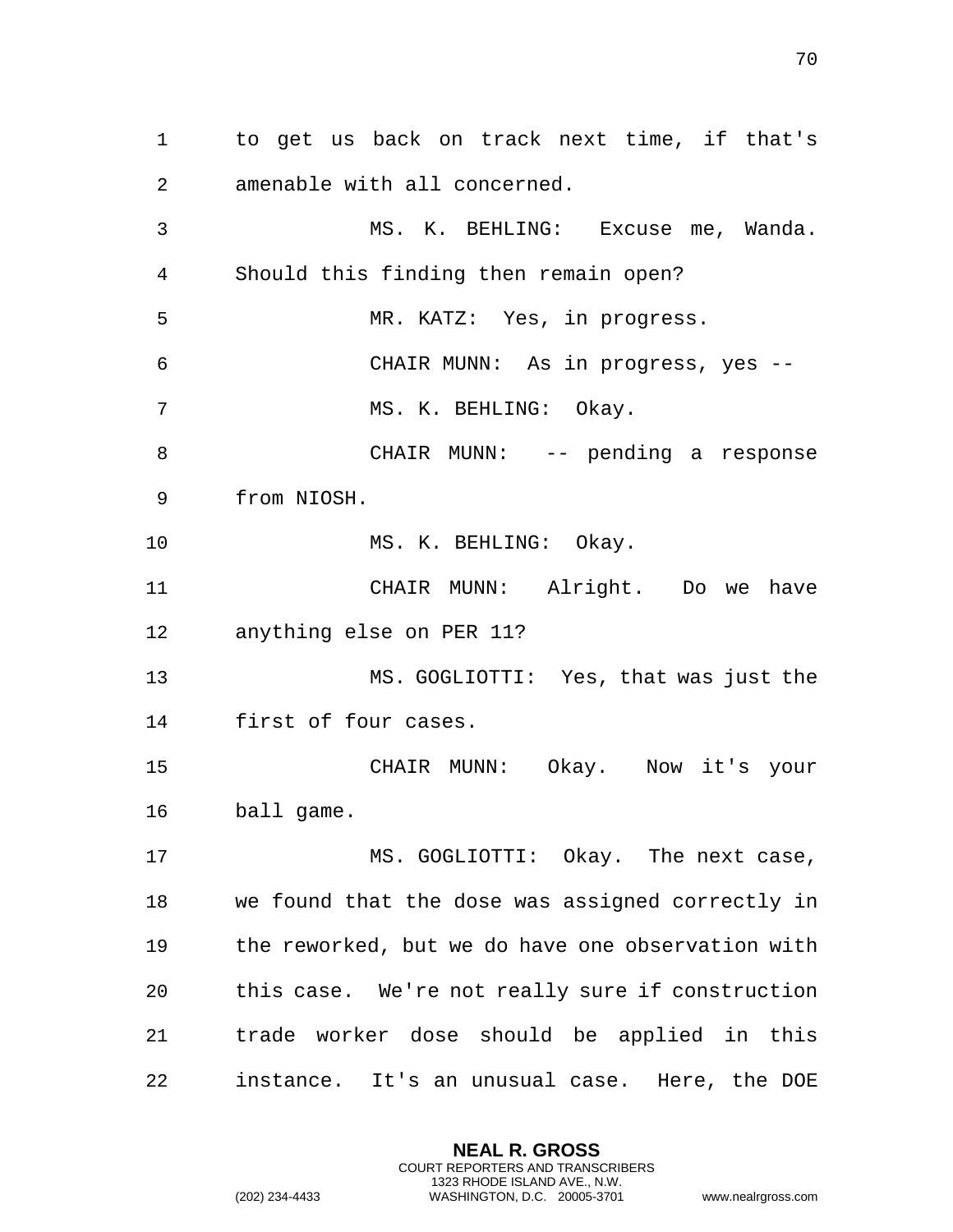to get us back on track next time, if that's amenable with all concerned.

MS. K. BEHLING: Excuse me, Wanda. Should this finding then remain open?

MR. KATZ: Yes, in progress.

CHAIR MUNN: As in progress, yes --

MS. K. BEHLING: Okay.

CHAIR MUNN: -- pending a response from NIOSH.

MS. K. BEHLING: Okay.

CHAIR MUNN: Alright. Do we have anything else on PER 11?

MS. GOGLIOTTI: Yes, that was just the first of four cases.

CHAIR MUNN: Okay. Now it's your ball game.

MS. GOGLIOTTI: Okay. The next case, we found that the dose was assigned correctly in the reworked, but we do have one observation with this case. We're not really sure if construction trade worker dose should be applied in this instance. It's an unusual case. Here, the DOE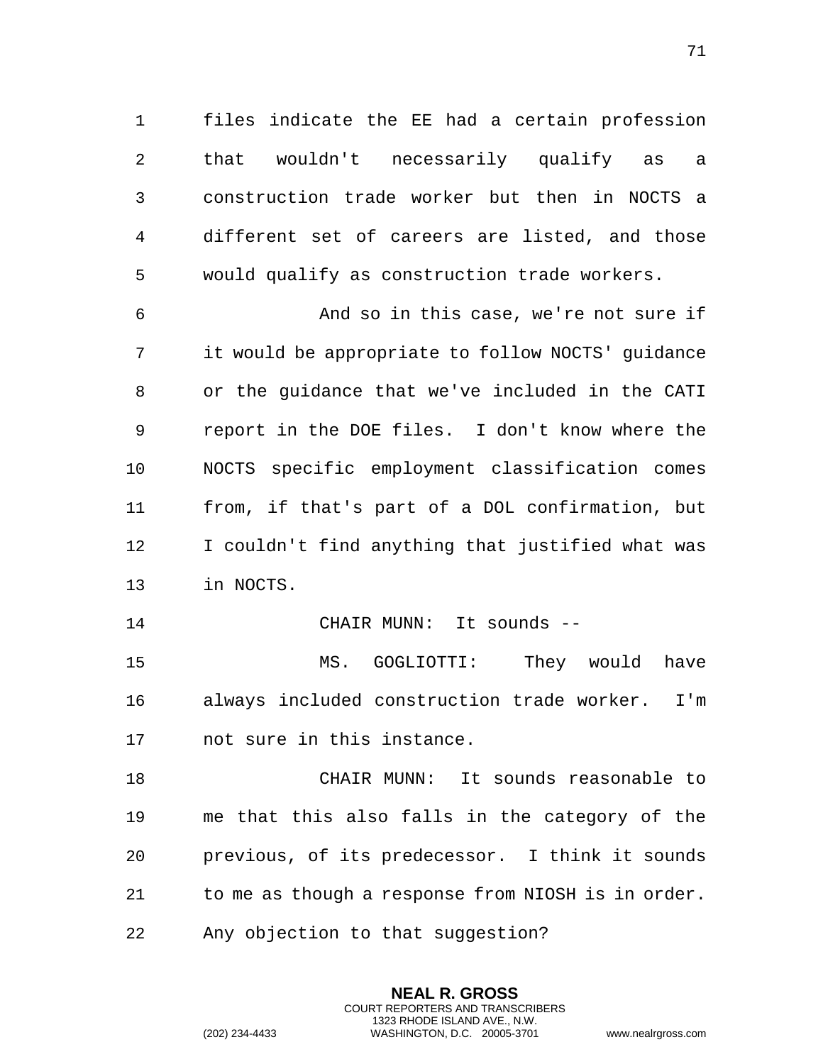files indicate the EE had a certain profession that wouldn't necessarily qualify as a construction trade worker but then in NOCTS a different set of careers are listed, and those would qualify as construction trade workers.

And so in this case, we're not sure if it would be appropriate to follow NOCTS' guidance or the guidance that we've included in the CATI report in the DOE files. I don't know where the NOCTS specific employment classification comes from, if that's part of a DOL confirmation, but I couldn't find anything that justified what was in NOCTS.

CHAIR MUNN: It sounds --

MS. GOGLIOTTI: They would have always included construction trade worker. I'm not sure in this instance.

CHAIR MUNN: It sounds reasonable to me that this also falls in the category of the previous, of its predecessor. I think it sounds to me as though a response from NIOSH is in order. Any objection to that suggestion?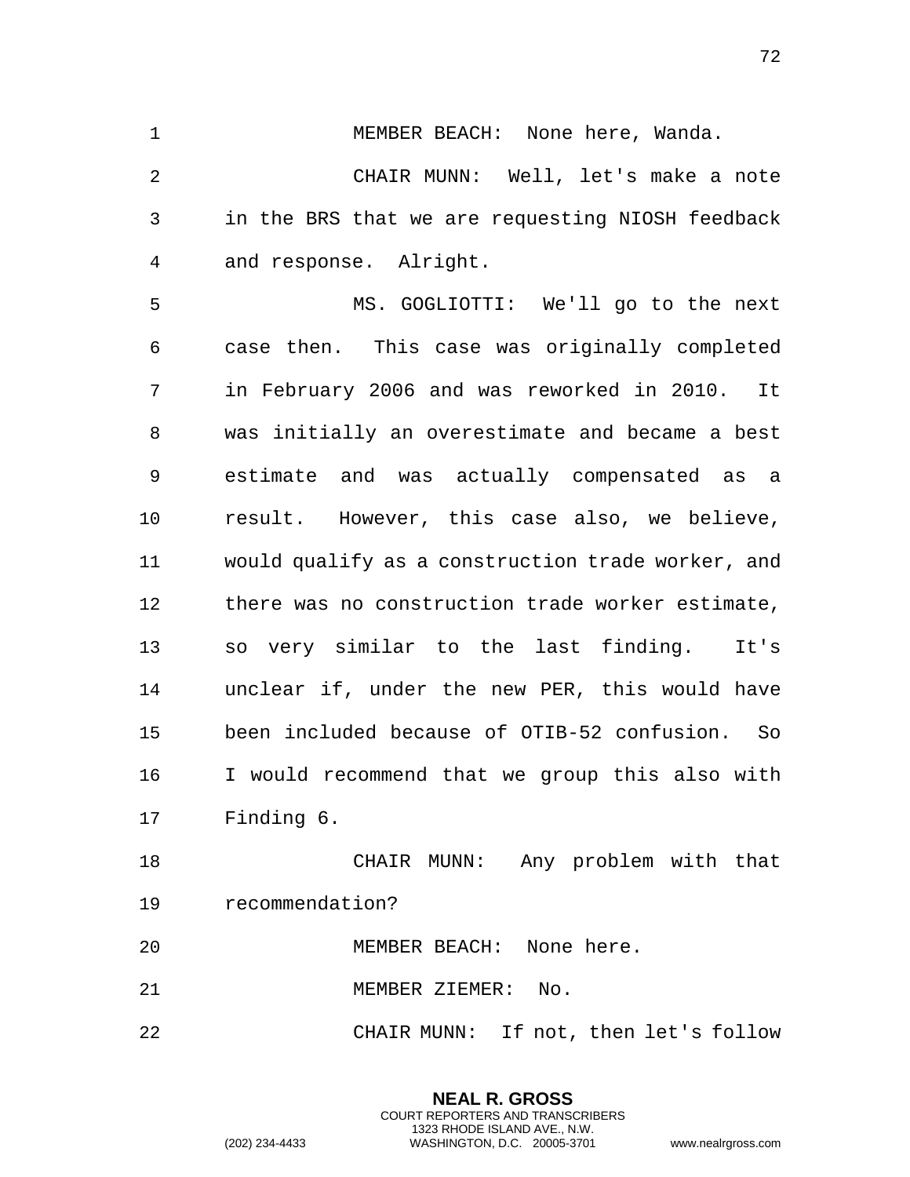MEMBER BEACH: None here, Wanda.

CHAIR MUNN: Well, let's make a note in the BRS that we are requesting NIOSH feedback and response. Alright.

MS. GOGLIOTTI: We'll go to the next case then. This case was originally completed in February 2006 and was reworked in 2010. It was initially an overestimate and became a best estimate and was actually compensated as a result. However, this case also, we believe, would qualify as a construction trade worker, and there was no construction trade worker estimate, so very similar to the last finding. It's unclear if, under the new PER, this would have been included because of OTIB-52 confusion. So I would recommend that we group this also with Finding 6.

CHAIR MUNN: Any problem with that recommendation?

MEMBER BEACH: None here.

MEMBER ZIEMER: No.

CHAIR MUNN: If not, then let's follow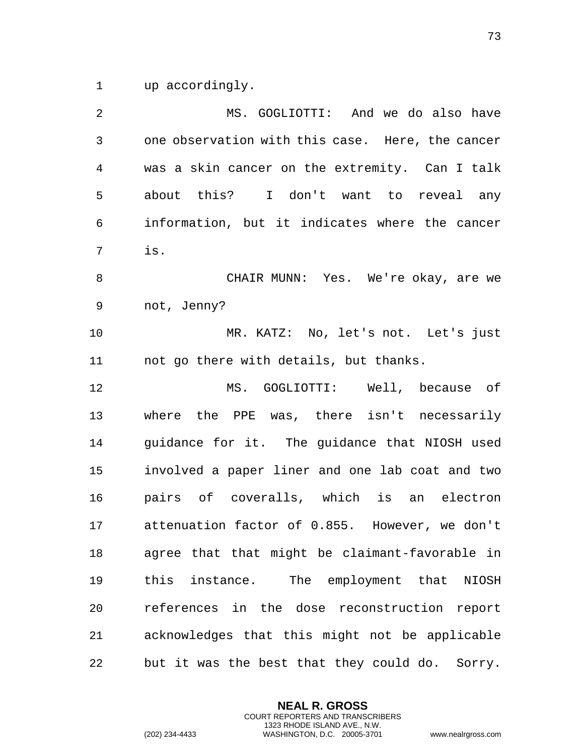up accordingly.

MS. GOGLIOTTI: And we do also have one observation with this case. Here, the cancer was a skin cancer on the extremity. Can I talk about this? I don't want to reveal any information, but it indicates where the cancer is.

CHAIR MUNN: Yes. We're okay, are we not, Jenny?

MR. KATZ: No, let's not. Let's just not go there with details, but thanks.

MS. GOGLIOTTI: Well, because of where the PPE was, there isn't necessarily guidance for it. The guidance that NIOSH used involved a paper liner and one lab coat and two pairs of coveralls, which is an electron attenuation factor of 0.855. However, we don't agree that that might be claimant-favorable in this instance. The employment that NIOSH references in the dose reconstruction report acknowledges that this might not be applicable but it was the best that they could do. Sorry.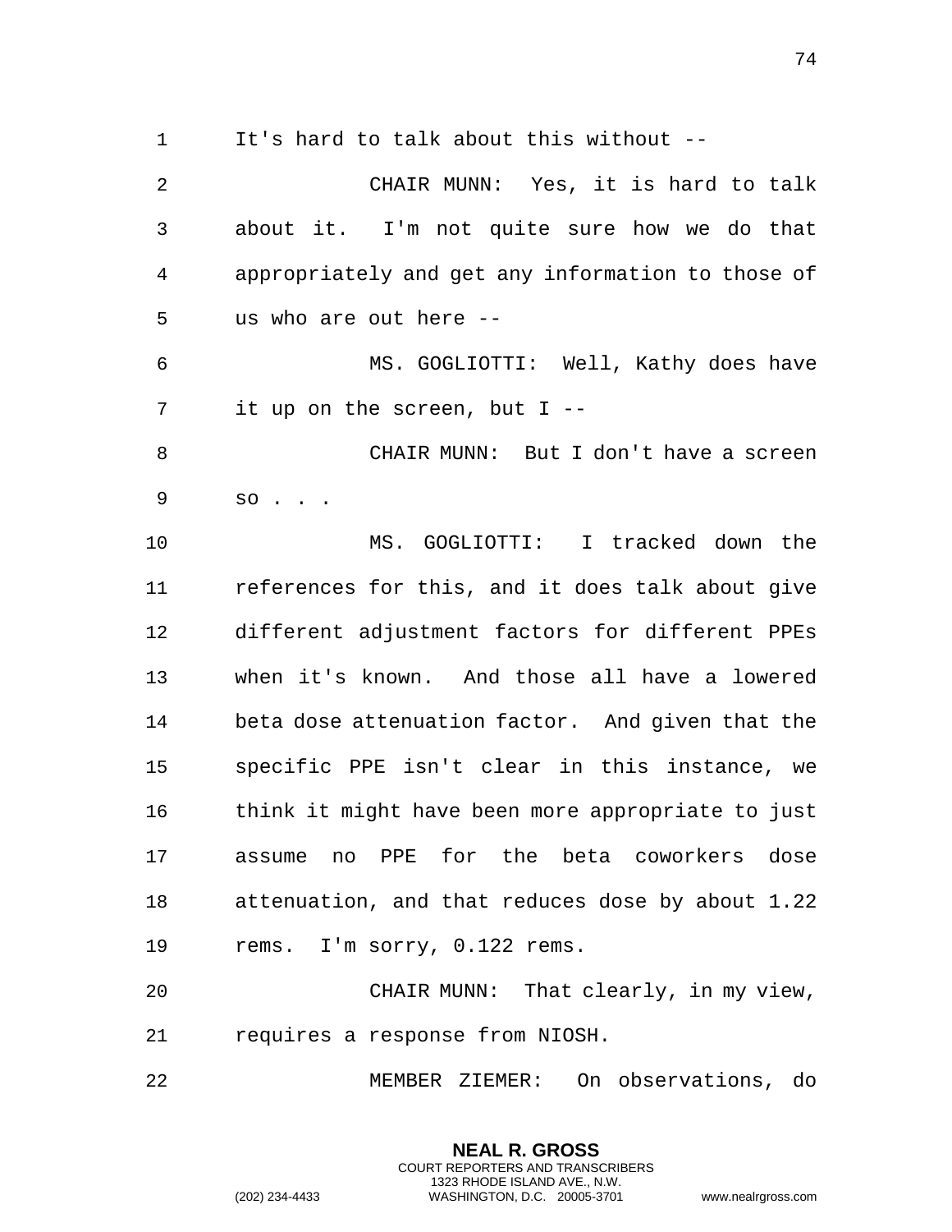It's hard to talk about this without --

CHAIR MUNN: Yes, it is hard to talk about it. I'm not quite sure how we do that appropriately and get any information to those of us who are out here --

MS. GOGLIOTTI: Well, Kathy does have it up on the screen, but I --

CHAIR MUNN: But I don't have a screen so . . .

MS. GOGLIOTTI: I tracked down the references for this, and it does talk about give different adjustment factors for different PPEs when it's known. And those all have a lowered beta dose attenuation factor. And given that the specific PPE isn't clear in this instance, we think it might have been more appropriate to just assume no PPE for the beta coworkers dose attenuation, and that reduces dose by about 1.22 rems. I'm sorry, 0.122 rems.

CHAIR MUNN: That clearly, in my view, requires a response from NIOSH.

MEMBER ZIEMER: On observations, do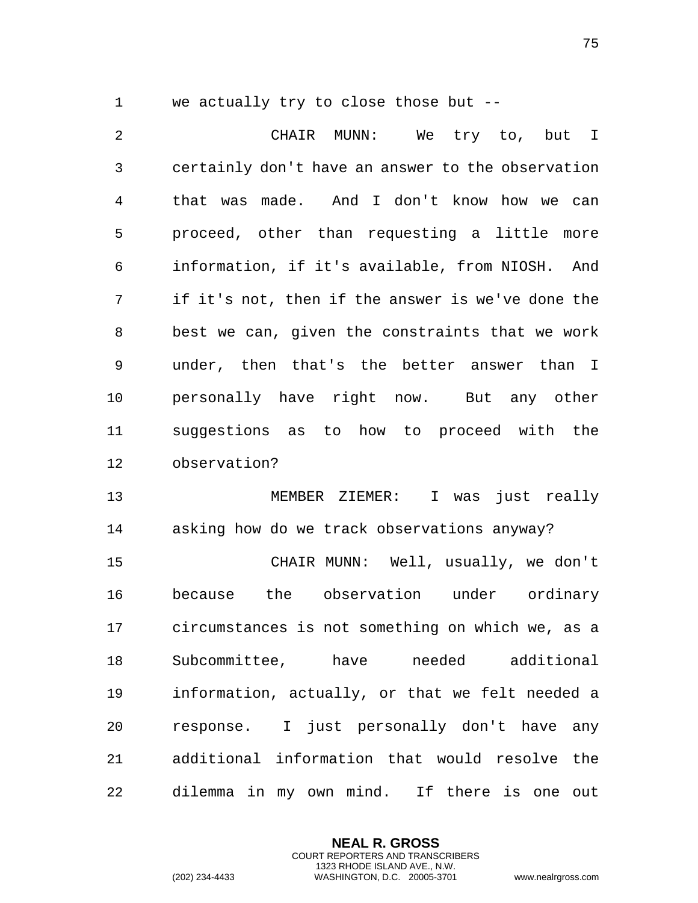we actually try to close those but --

CHAIR MUNN: We try to, but I certainly don't have an answer to the observation that was made. And I don't know how we can proceed, other than requesting a little more information, if it's available, from NIOSH. And if it's not, then if the answer is we've done the best we can, given the constraints that we work under, then that's the better answer than I personally have right now. But any other suggestions as to how to proceed with the observation?

MEMBER ZIEMER: I was just really asking how do we track observations anyway?

CHAIR MUNN: Well, usually, we don't because the observation under ordinary circumstances is not something on which we, as a Subcommittee, have needed additional information, actually, or that we felt needed a response. I just personally don't have any additional information that would resolve the dilemma in my own mind. If there is one out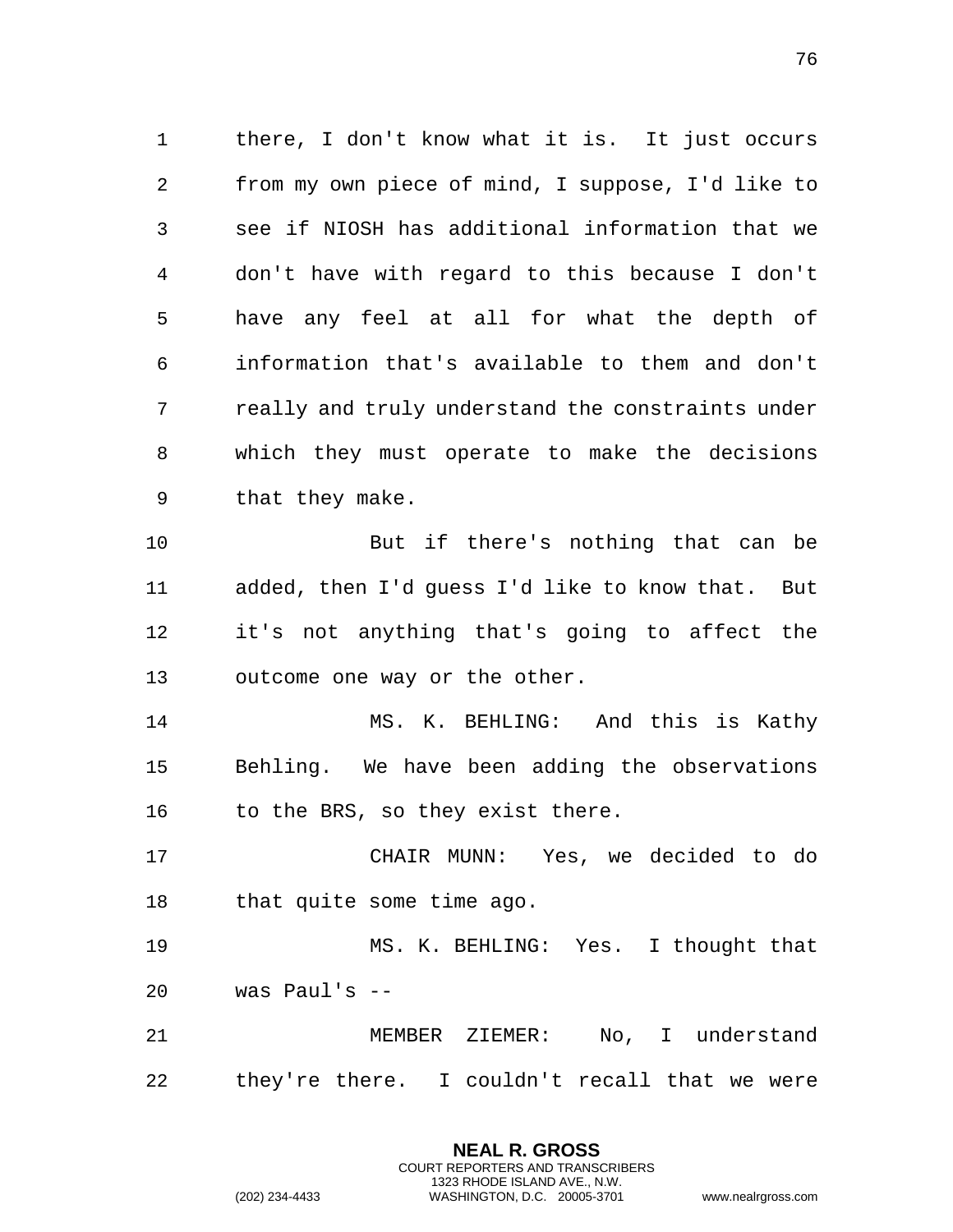there, I don't know what it is. It just occurs from my own piece of mind, I suppose, I'd like to see if NIOSH has additional information that we don't have with regard to this because I don't have any feel at all for what the depth of information that's available to them and don't really and truly understand the constraints under which they must operate to make the decisions that they make.

But if there's nothing that can be added, then I'd guess I'd like to know that. But it's not anything that's going to affect the outcome one way or the other.

MS. K. BEHLING: And this is Kathy Behling. We have been adding the observations to the BRS, so they exist there.

CHAIR MUNN: Yes, we decided to do that quite some time ago.

MS. K. BEHLING: Yes. I thought that was Paul's --

MEMBER ZIEMER: No, I understand they're there. I couldn't recall that we were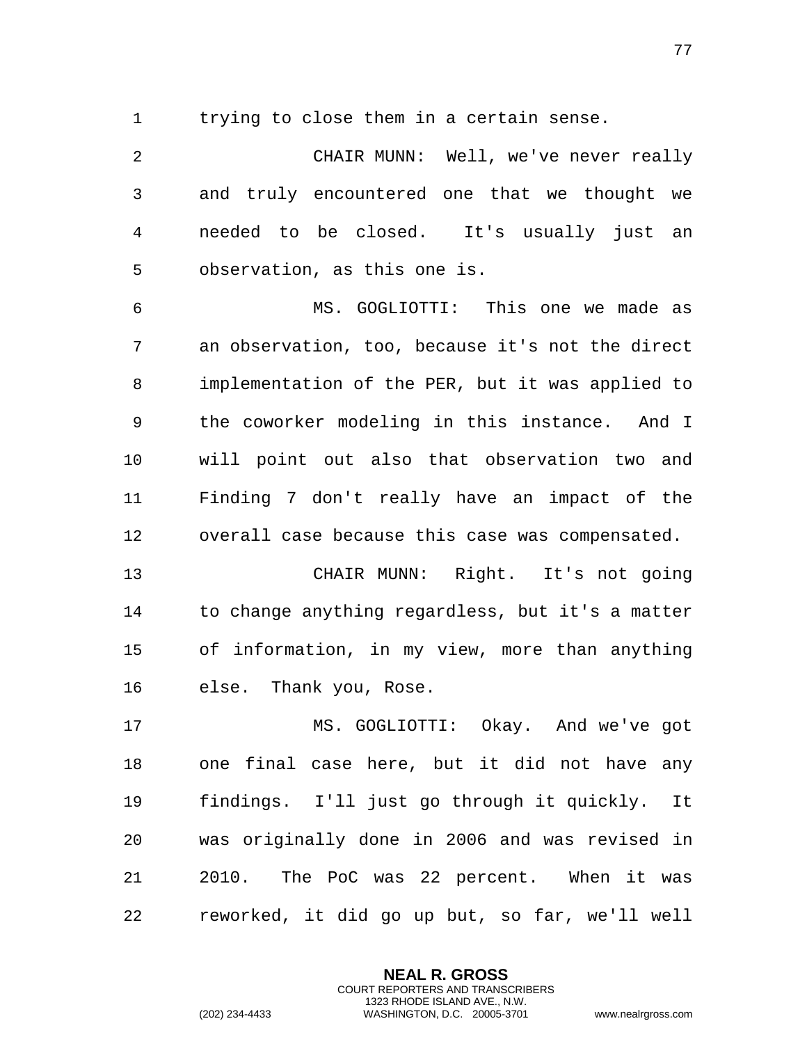trying to close them in a certain sense.

CHAIR MUNN: Well, we've never really and truly encountered one that we thought we needed to be closed. It's usually just an observation, as this one is.

MS. GOGLIOTTI: This one we made as an observation, too, because it's not the direct implementation of the PER, but it was applied to the coworker modeling in this instance. And I will point out also that observation two and Finding 7 don't really have an impact of the overall case because this case was compensated.

CHAIR MUNN: Right. It's not going to change anything regardless, but it's a matter of information, in my view, more than anything else. Thank you, Rose.

MS. GOGLIOTTI: Okay. And we've got one final case here, but it did not have any findings. I'll just go through it quickly. It was originally done in 2006 and was revised in 2010. The PoC was 22 percent. When it was reworked, it did go up but, so far, we'll well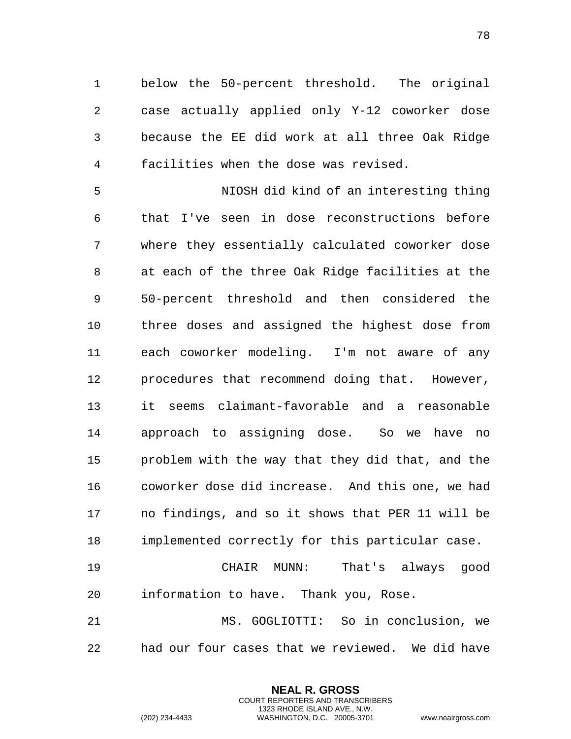below the 50-percent threshold. The original case actually applied only Y-12 coworker dose because the EE did work at all three Oak Ridge facilities when the dose was revised.

NIOSH did kind of an interesting thing that I've seen in dose reconstructions before where they essentially calculated coworker dose at each of the three Oak Ridge facilities at the 50-percent threshold and then considered the three doses and assigned the highest dose from each coworker modeling. I'm not aware of any procedures that recommend doing that. However, it seems claimant-favorable and a reasonable approach to assigning dose. So we have no problem with the way that they did that, and the coworker dose did increase. And this one, we had no findings, and so it shows that PER 11 will be implemented correctly for this particular case.

CHAIR MUNN: That's always good information to have. Thank you, Rose.

MS. GOGLIOTTI: So in conclusion, we had our four cases that we reviewed. We did have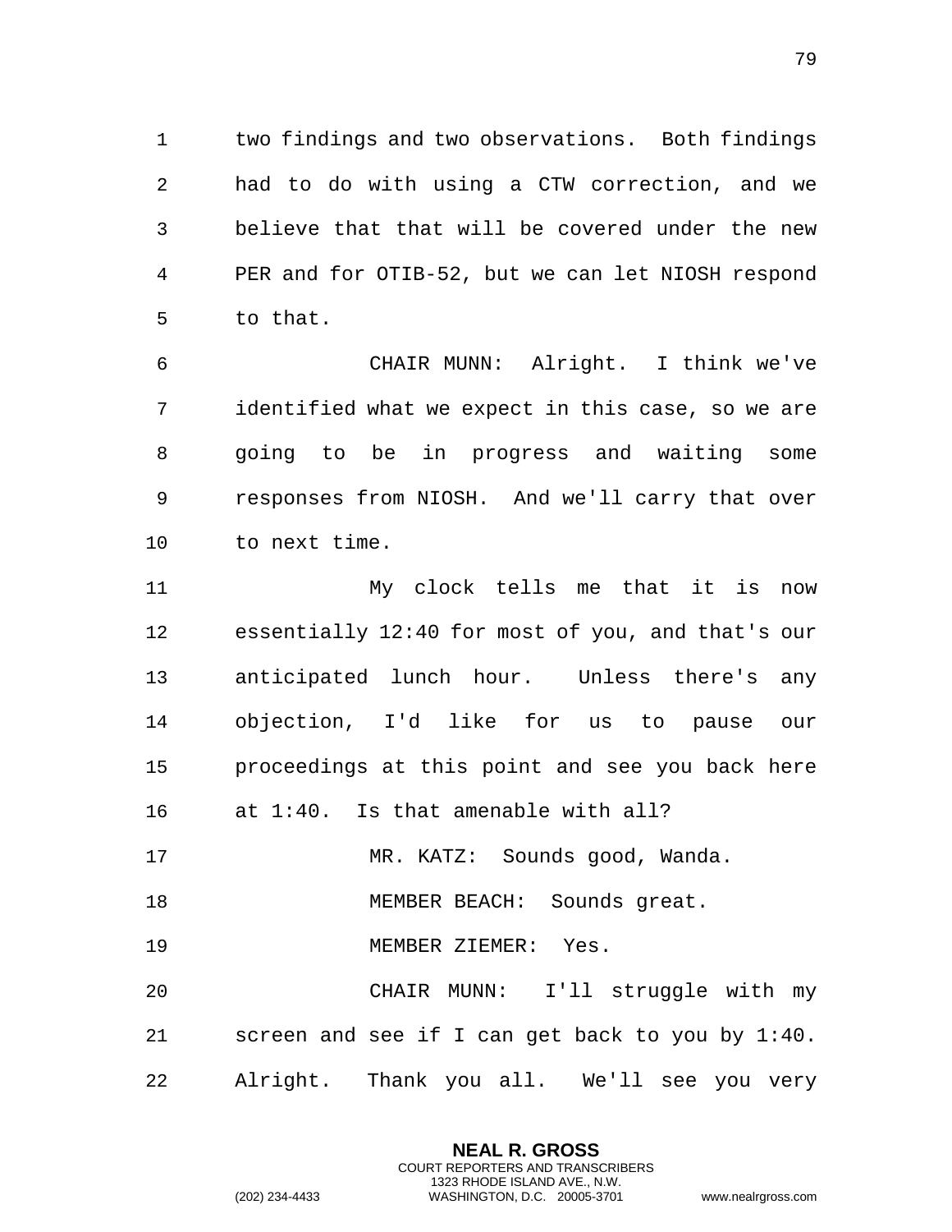two findings and two observations. Both findings had to do with using a CTW correction, and we believe that that will be covered under the new PER and for OTIB-52, but we can let NIOSH respond to that.

CHAIR MUNN: Alright. I think we've identified what we expect in this case, so we are going to be in progress and waiting some responses from NIOSH. And we'll carry that over to next time.

My clock tells me that it is now essentially 12:40 for most of you, and that's our anticipated lunch hour. Unless there's any objection, I'd like for us to pause our proceedings at this point and see you back here at 1:40. Is that amenable with all?

MR. KATZ: Sounds good, Wanda.

MEMBER BEACH: Sounds great.

MEMBER ZIEMER: Yes.

CHAIR MUNN: I'll struggle with my screen and see if I can get back to you by 1:40. Alright. Thank you all. We'll see you very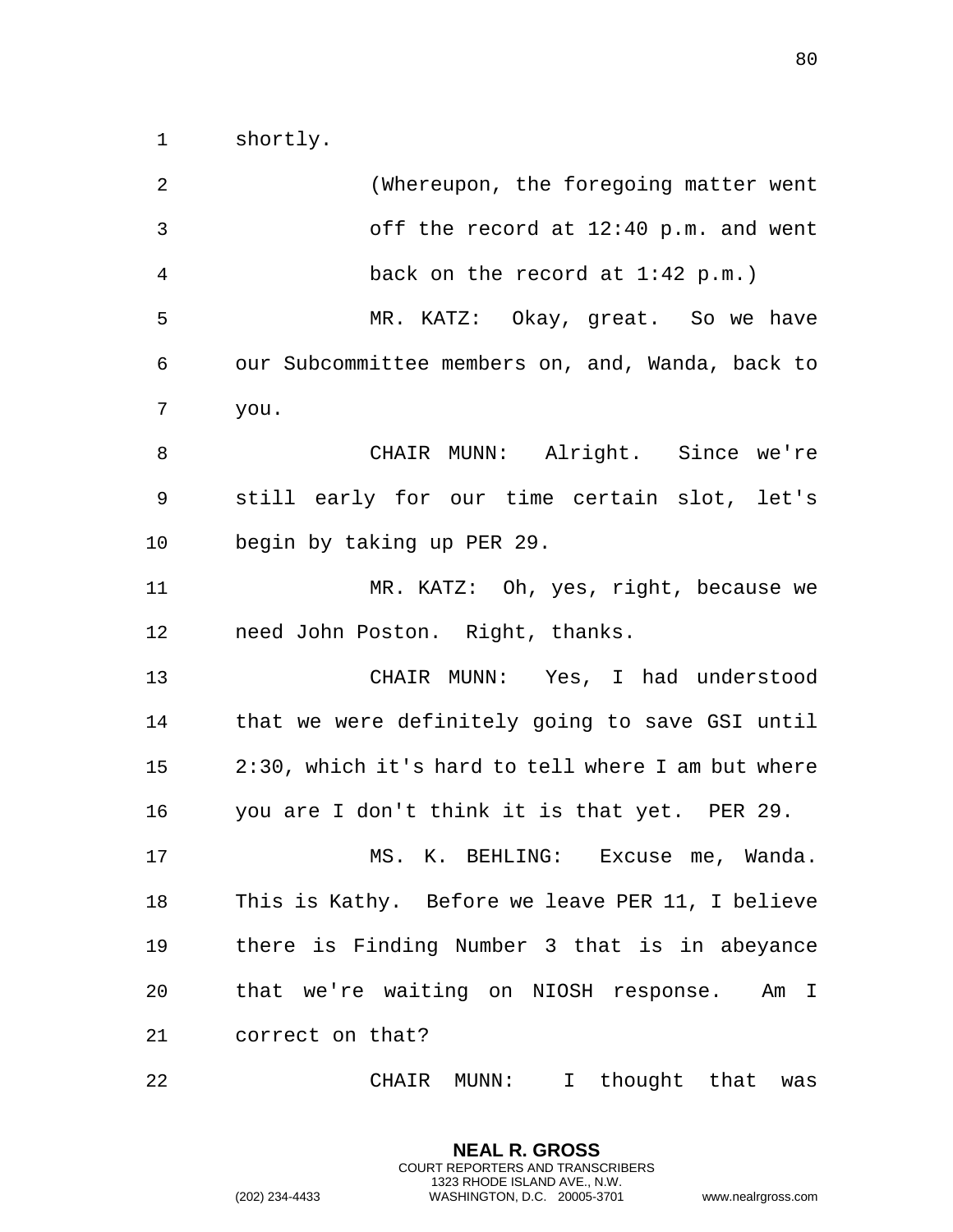shortly.

(Whereupon, the foregoing matter went off the record at 12:40 p.m. and went back on the record at 1:42 p.m.)

MR. KATZ: Okay, great. So we have our Subcommittee members on, and, Wanda, back to you.

CHAIR MUNN: Alright. Since we're still early for our time certain slot, let's begin by taking up PER 29.

MR. KATZ: Oh, yes, right, because we need John Poston. Right, thanks.

CHAIR MUNN: Yes, I had understood that we were definitely going to save GSI until 2:30, which it's hard to tell where I am but where you are I don't think it is that yet. PER 29.

MS. K. BEHLING: Excuse me, Wanda. This is Kathy. Before we leave PER 11, I believe there is Finding Number 3 that is in abeyance that we're waiting on NIOSH response. Am I correct on that?

CHAIR MUNN: I thought that was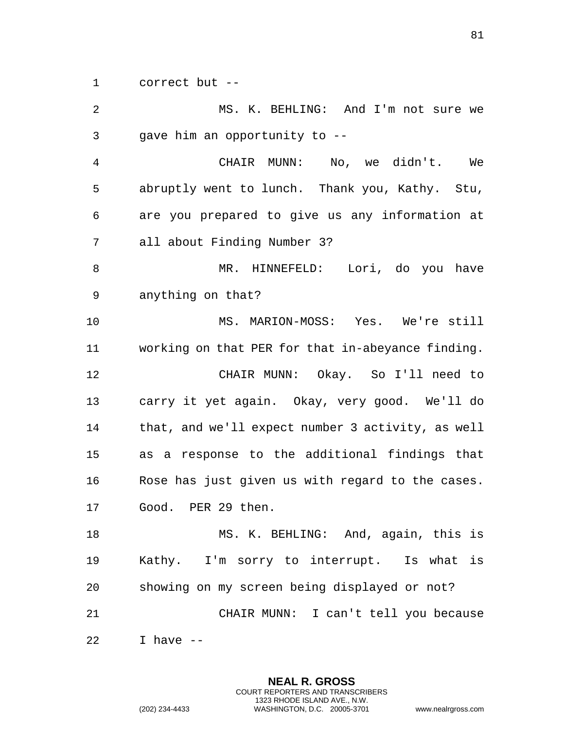correct but --

MS. K. BEHLING: And I'm not sure we gave him an opportunity to --

CHAIR MUNN: No, we didn't. We abruptly went to lunch. Thank you, Kathy. Stu, are you prepared to give us any information at all about Finding Number 3?

MR. HINNEFELD: Lori, do you have anything on that?

MS. MARION-MOSS: Yes. We're still working on that PER for that in-abeyance finding.

CHAIR MUNN: Okay. So I'll need to carry it yet again. Okay, very good. We'll do that, and we'll expect number 3 activity, as well as a response to the additional findings that Rose has just given us with regard to the cases. Good. PER 29 then.

MS. K. BEHLING: And, again, this is Kathy. I'm sorry to interrupt. Is what is showing on my screen being displayed or not?

CHAIR MUNN: I can't tell you because I have --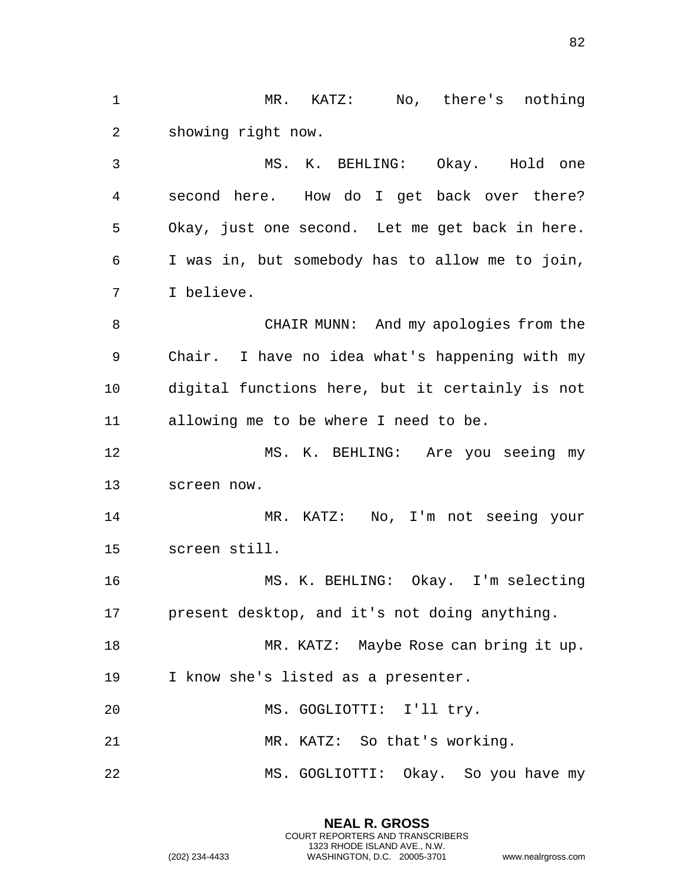MR. KATZ: No, there's nothing showing right now.

MS. K. BEHLING: Okay. Hold one second here. How do I get back over there? Okay, just one second. Let me get back in here. I was in, but somebody has to allow me to join, I believe.

CHAIR MUNN: And my apologies from the Chair. I have no idea what's happening with my digital functions here, but it certainly is not allowing me to be where I need to be.

MS. K. BEHLING: Are you seeing my screen now.

MR. KATZ: No, I'm not seeing your screen still.

MS. K. BEHLING: Okay. I'm selecting present desktop, and it's not doing anything.

MR. KATZ: Maybe Rose can bring it up. I know she's listed as a presenter.

MS. GOGLIOTTI: I'll try.

MR. KATZ: So that's working.

MS. GOGLIOTTI: Okay. So you have my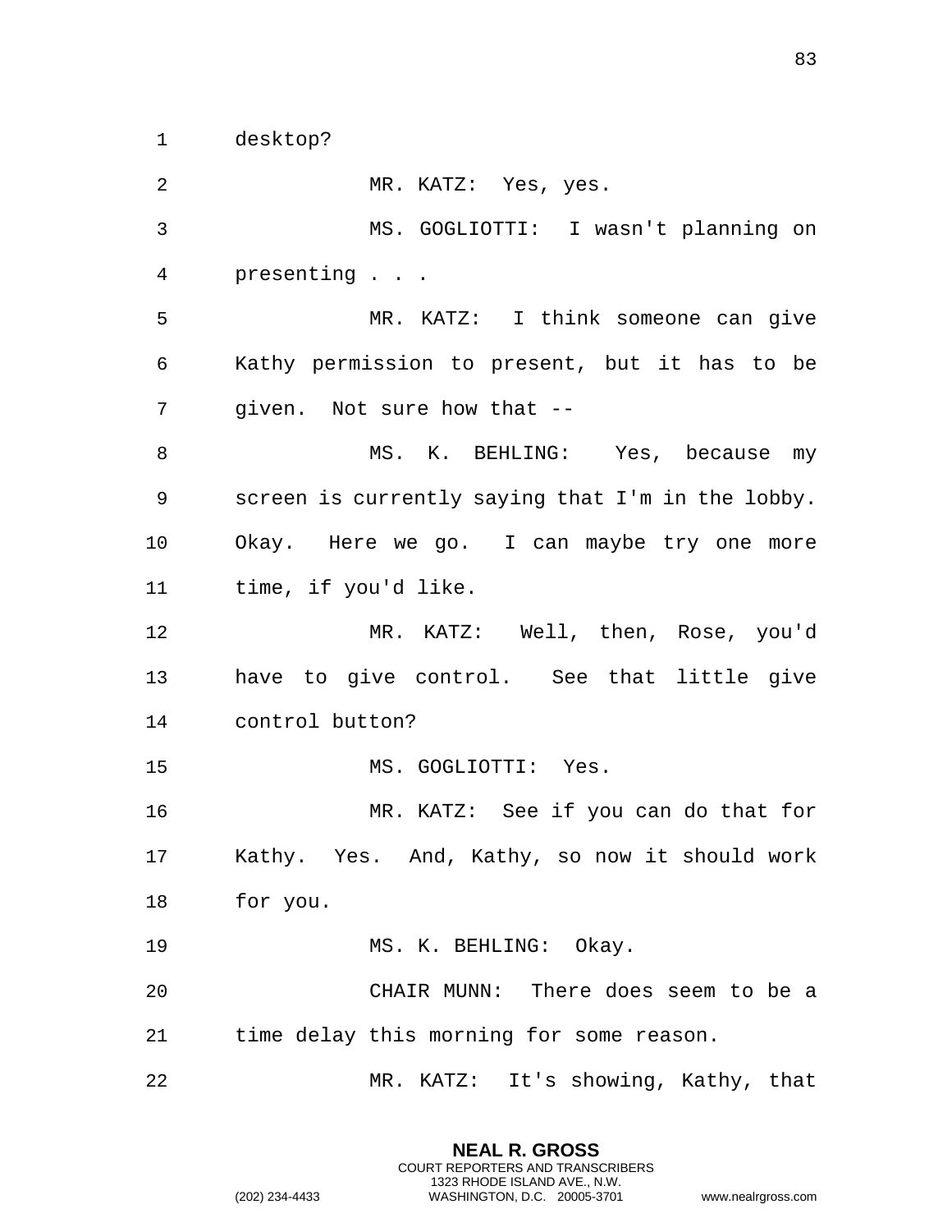desktop?

MR. KATZ: Yes, yes.

MS. GOGLIOTTI: I wasn't planning on presenting . . .

MR. KATZ: I think someone can give Kathy permission to present, but it has to be given. Not sure how that --

MS. K. BEHLING: Yes, because my screen is currently saying that I'm in the lobby. Okay. Here we go. I can maybe try one more time, if you'd like.

MR. KATZ: Well, then, Rose, you'd have to give control. See that little give control button?

MS. GOGLIOTTI: Yes.

MR. KATZ: See if you can do that for Kathy. Yes. And, Kathy, so now it should work for you.

MS. K. BEHLING: Okay.

CHAIR MUNN: There does seem to be a time delay this morning for some reason.

MR. KATZ: It's showing, Kathy, that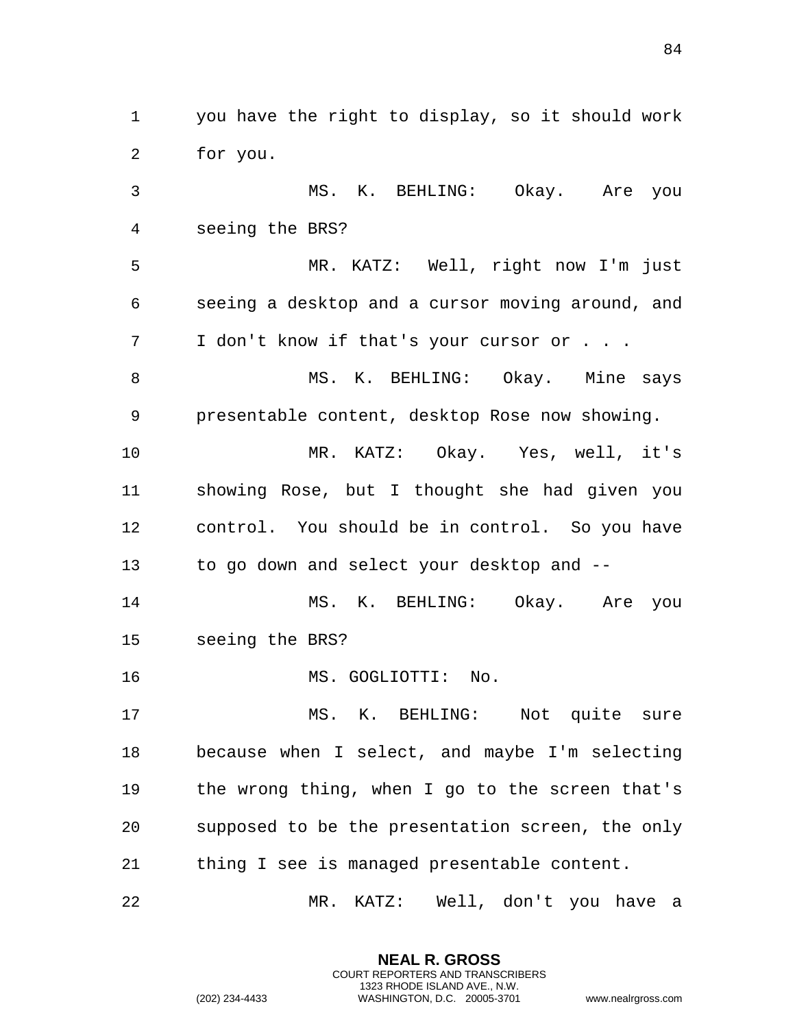you have the right to display, so it should work for you.

MS. K. BEHLING: Okay. Are you seeing the BRS?

MR. KATZ: Well, right now I'm just seeing a desktop and a cursor moving around, and I don't know if that's your cursor or . . .

MS. K. BEHLING: Okay. Mine says presentable content, desktop Rose now showing.

MR. KATZ: Okay. Yes, well, it's showing Rose, but I thought she had given you control. You should be in control. So you have to go down and select your desktop and --

MS. K. BEHLING: Okay. Are you seeing the BRS?

MS. GOGLIOTTI: No.

MS. K. BEHLING: Not quite sure because when I select, and maybe I'm selecting the wrong thing, when I go to the screen that's supposed to be the presentation screen, the only thing I see is managed presentable content.

MR. KATZ: Well, don't you have a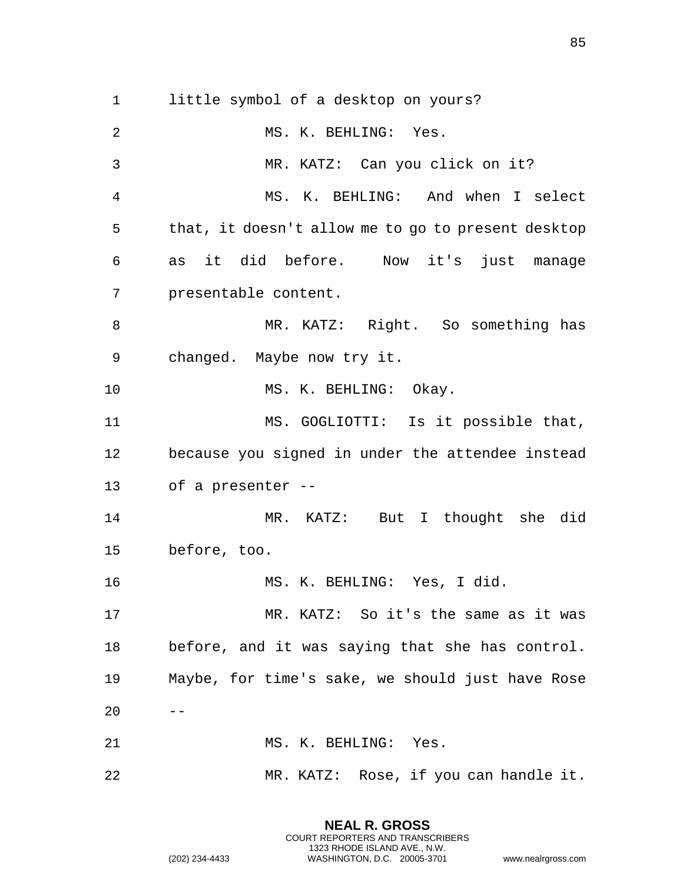little symbol of a desktop on yours?

MS. K. BEHLING: Yes.

MR. KATZ: Can you click on it?

MS. K. BEHLING: And when I select that, it doesn't allow me to go to present desktop as it did before. Now it's just manage presentable content.

MR. KATZ: Right. So something has changed. Maybe now try it.

MS. K. BEHLING: Okay.

MS. GOGLIOTTI: Is it possible that, because you signed in under the attendee instead of a presenter --

MR. KATZ: But I thought she did before, too.

MS. K. BEHLING: Yes, I did.

MR. KATZ: So it's the same as it was before, and it was saying that she has control. Maybe, for time's sake, we should just have Rose --

MS. K. BEHLING: Yes.

MR. KATZ: Rose, if you can handle it.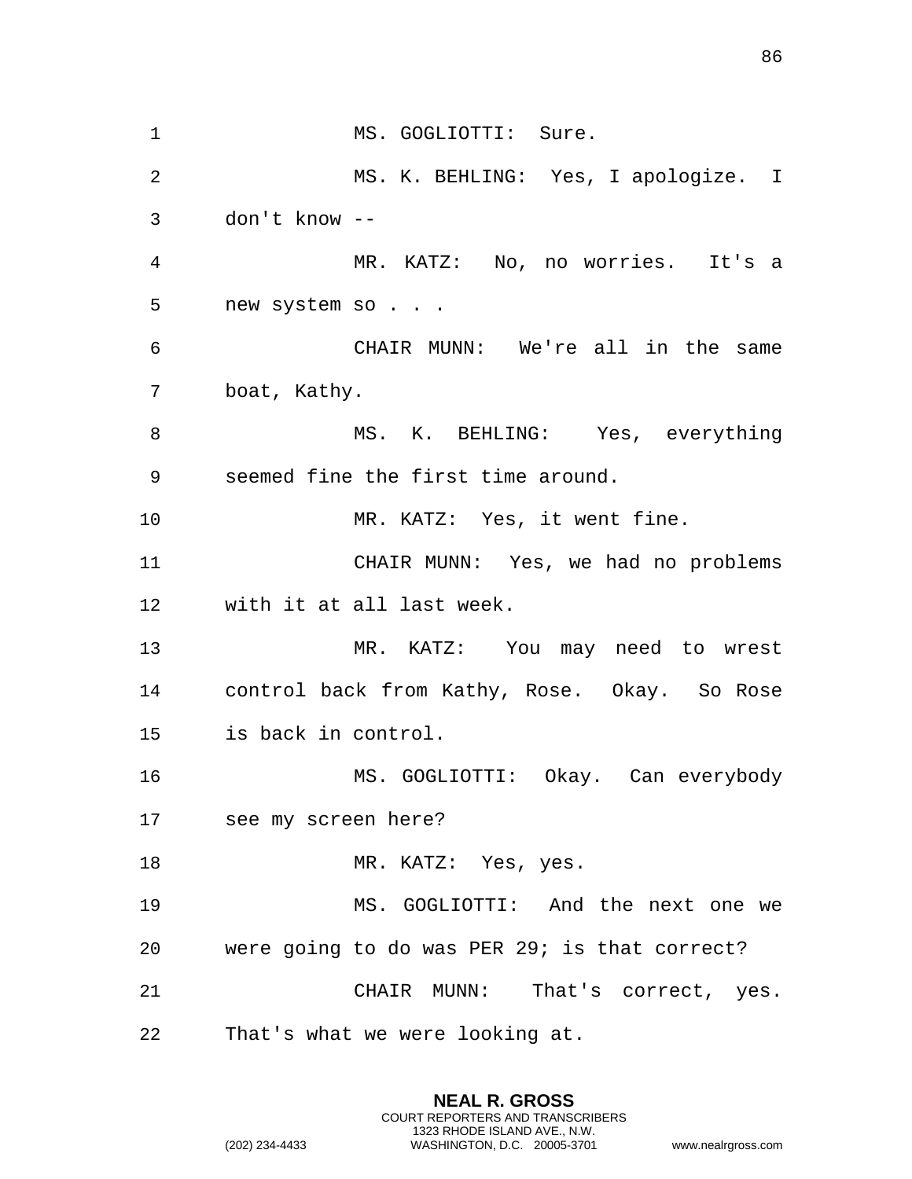MS. GOGLIOTTI: Sure.

MS. K. BEHLING: Yes, I apologize. I don't know --

MR. KATZ: No, no worries. It's a new system so . . .

CHAIR MUNN: We're all in the same boat, Kathy.

MS. K. BEHLING: Yes, everything seemed fine the first time around.

MR. KATZ: Yes, it went fine.

CHAIR MUNN: Yes, we had no problems with it at all last week.

MR. KATZ: You may need to wrest control back from Kathy, Rose. Okay. So Rose is back in control.

MS. GOGLIOTTI: Okay. Can everybody see my screen here?

MR. KATZ: Yes, yes.

MS. GOGLIOTTI: And the next one we were going to do was PER 29; is that correct?

CHAIR MUNN: That's correct, yes. That's what we were looking at.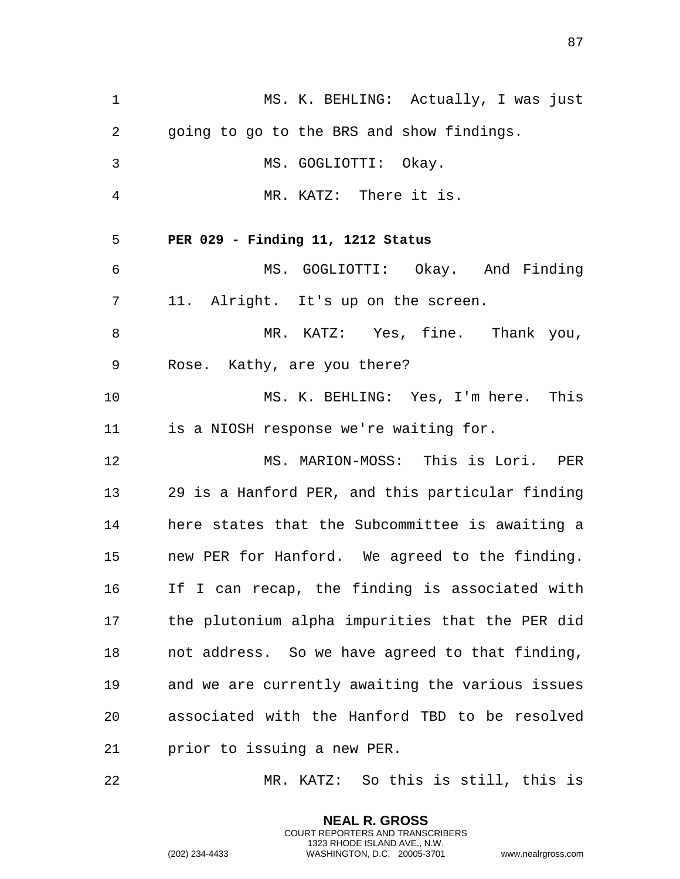MS. K. BEHLING: Actually, I was just going to go to the BRS and show findings.

MS. GOGLIOTTI: Okay.

MR. KATZ: There it is.

**PER 029 - Finding 11, 1212 Status**

MS. GOGLIOTTI: Okay. And Finding 11. Alright. It's up on the screen.

MR. KATZ: Yes, fine. Thank you, Rose. Kathy, are you there?

MS. K. BEHLING: Yes, I'm here. This is a NIOSH response we're waiting for.

MS. MARION-MOSS: This is Lori. PER 29 is a Hanford PER, and this particular finding here states that the Subcommittee is awaiting a new PER for Hanford. We agreed to the finding. If I can recap, the finding is associated with the plutonium alpha impurities that the PER did not address. So we have agreed to that finding, and we are currently awaiting the various issues associated with the Hanford TBD to be resolved prior to issuing a new PER.

MR. KATZ: So this is still, this is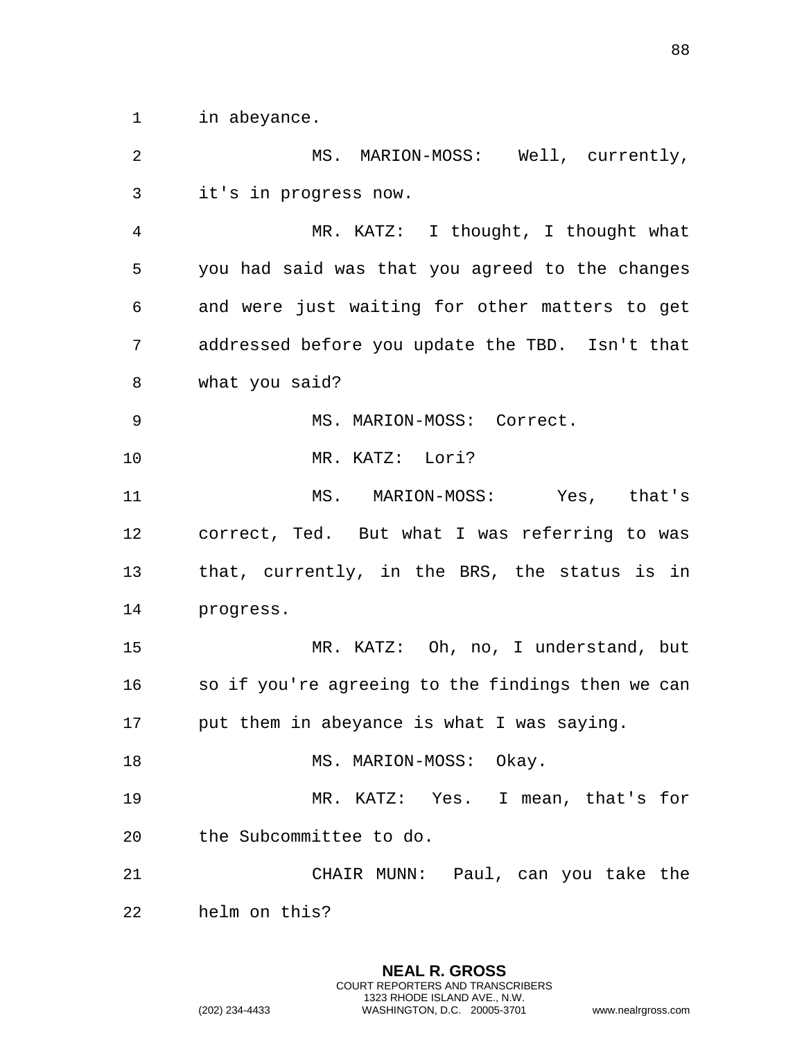in abeyance.

MS. MARION-MOSS: Well, currently, it's in progress now.

MR. KATZ: I thought, I thought what you had said was that you agreed to the changes and were just waiting for other matters to get addressed before you update the TBD. Isn't that what you said?

MS. MARION-MOSS: Correct.

MR. KATZ: Lori?

MS. MARION-MOSS: Yes, that's correct, Ted. But what I was referring to was that, currently, in the BRS, the status is in progress.

MR. KATZ: Oh, no, I understand, but so if you're agreeing to the findings then we can put them in abeyance is what I was saying.

MS. MARION-MOSS: Okay.

MR. KATZ: Yes. I mean, that's for the Subcommittee to do.

CHAIR MUNN: Paul, can you take the helm on this?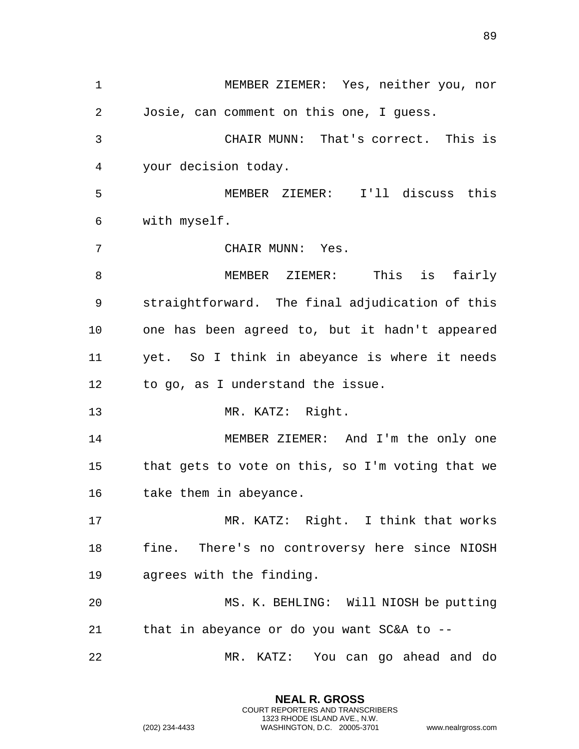MEMBER ZIEMER: Yes, neither you, nor Josie, can comment on this one, I guess.

CHAIR MUNN: That's correct. This is your decision today.

MEMBER ZIEMER: I'll discuss this with myself.

CHAIR MUNN: Yes.

MEMBER ZIEMER: This is fairly straightforward. The final adjudication of this one has been agreed to, but it hadn't appeared yet. So I think in abeyance is where it needs to go, as I understand the issue.

MR. KATZ: Right.

MEMBER ZIEMER: And I'm the only one that gets to vote on this, so I'm voting that we take them in abeyance.

MR. KATZ: Right. I think that works fine. There's no controversy here since NIOSH agrees with the finding.

MS. K. BEHLING: Will NIOSH be putting that in abeyance or do you want SC&A to --

MR. KATZ: You can go ahead and do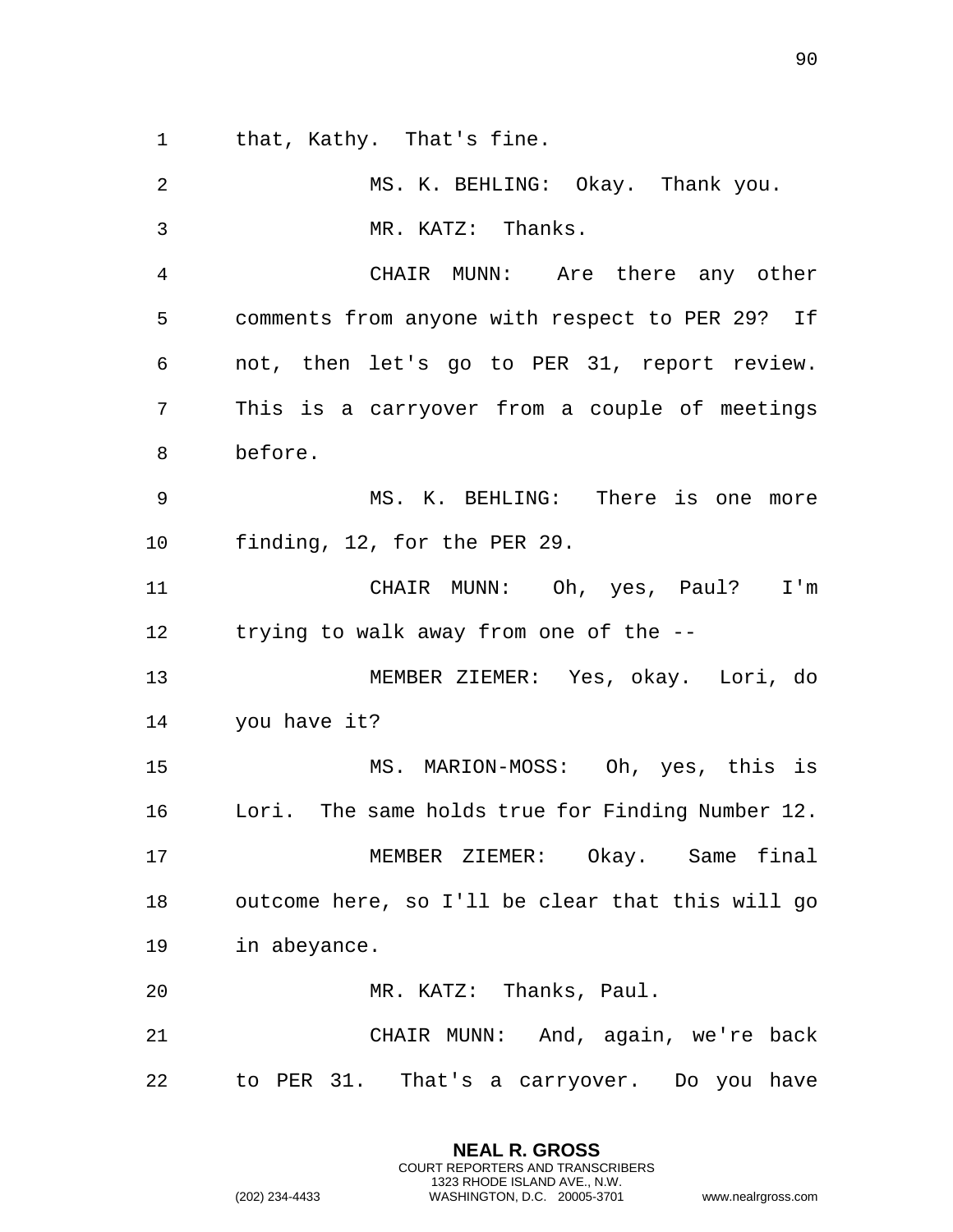that, Kathy. That's fine.

MS. K. BEHLING: Okay. Thank you.

MR. KATZ: Thanks.

CHAIR MUNN: Are there any other comments from anyone with respect to PER 29? If not, then let's go to PER 31, report review. This is a carryover from a couple of meetings before.

MS. K. BEHLING: There is one more finding, 12, for the PER 29.

CHAIR MUNN: Oh, yes, Paul? I'm trying to walk away from one of the --

MEMBER ZIEMER: Yes, okay. Lori, do you have it?

MS. MARION-MOSS: Oh, yes, this is Lori. The same holds true for Finding Number 12.

MEMBER ZIEMER: Okay. Same final outcome here, so I'll be clear that this will go in abeyance.

MR. KATZ: Thanks, Paul.

CHAIR MUNN: And, again, we're back to PER 31. That's a carryover. Do you have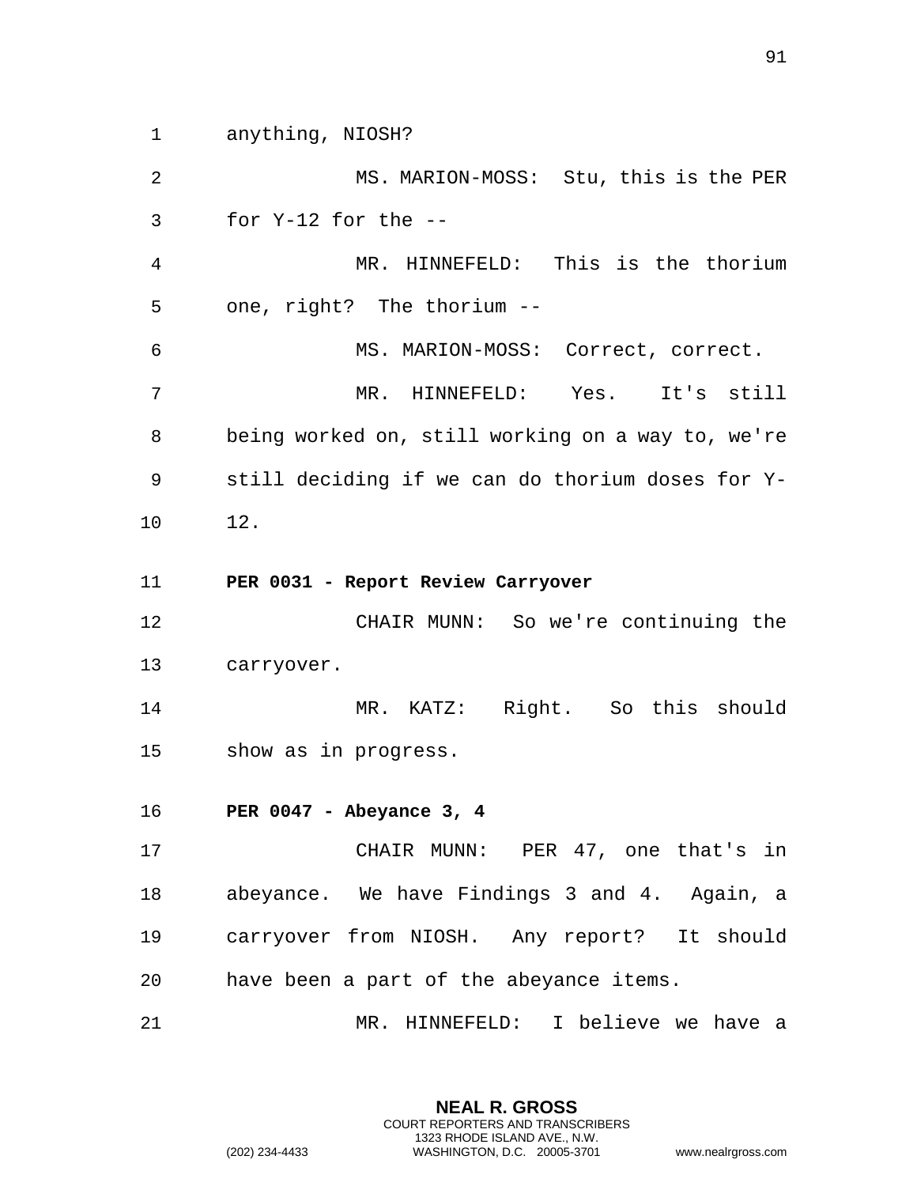anything, NIOSH?

MS. MARION-MOSS: Stu, this is the PER for Y-12 for the --

MR. HINNEFELD: This is the thorium one, right? The thorium --

MS. MARION-MOSS: Correct, correct.

MR. HINNEFELD: Yes. It's still being worked on, still working on a way to, we're still deciding if we can do thorium doses for Y-12.

**PER 0031 - Report Review Carryover**

CHAIR MUNN: So we're continuing the carryover.

MR. KATZ: Right. So this should show as in progress.

**PER 0047 - Abeyance 3, 4**

CHAIR MUNN: PER 47, one that's in abeyance. We have Findings 3 and 4. Again, a carryover from NIOSH. Any report? It should have been a part of the abeyance items.

MR. HINNEFELD: I believe we have a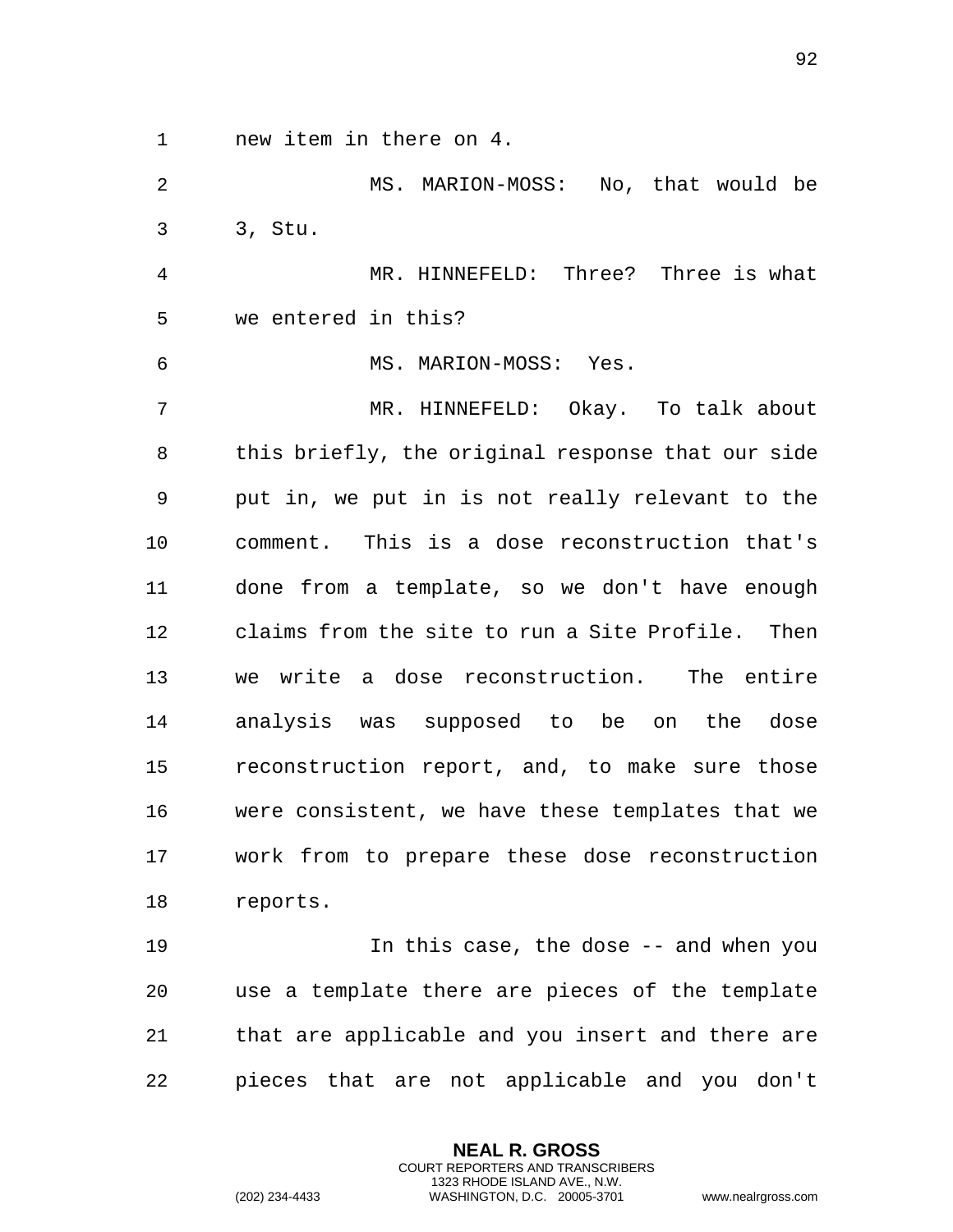new item in there on 4.

MS. MARION-MOSS: No, that would be 3, Stu.

MR. HINNEFELD: Three? Three is what we entered in this?

MS. MARION-MOSS: Yes.

MR. HINNEFELD: Okay. To talk about this briefly, the original response that our side put in, we put in is not really relevant to the comment. This is a dose reconstruction that's done from a template, so we don't have enough claims from the site to run a Site Profile. Then we write a dose reconstruction. The entire analysis was supposed to be on the dose reconstruction report, and, to make sure those were consistent, we have these templates that we work from to prepare these dose reconstruction reports.

In this case, the dose -- and when you use a template there are pieces of the template that are applicable and you insert and there are pieces that are not applicable and you don't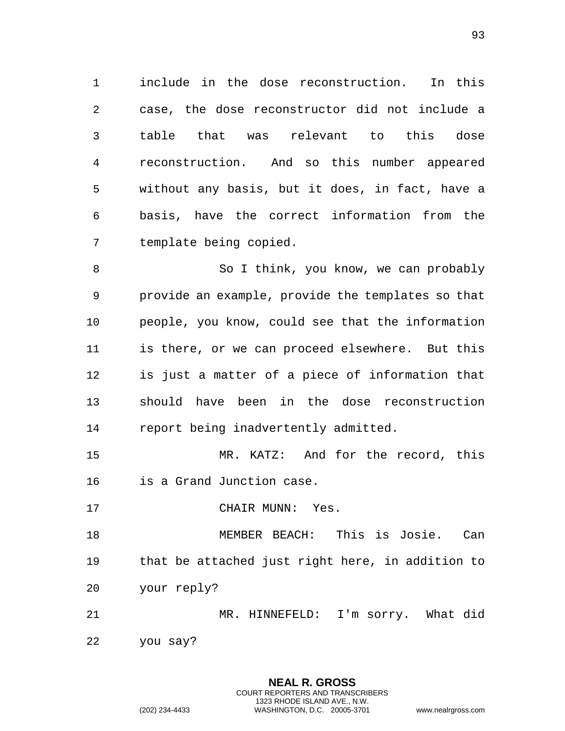include in the dose reconstruction. In this case, the dose reconstructor did not include a table that was relevant to this dose reconstruction. And so this number appeared without any basis, but it does, in fact, have a basis, have the correct information from the template being copied.

So I think, you know, we can probably provide an example, provide the templates so that people, you know, could see that the information is there, or we can proceed elsewhere. But this is just a matter of a piece of information that should have been in the dose reconstruction report being inadvertently admitted.

MR. KATZ: And for the record, this is a Grand Junction case.

CHAIR MUNN: Yes.

MEMBER BEACH: This is Josie. Can that be attached just right here, in addition to your reply?

MR. HINNEFELD: I'm sorry. What did you say?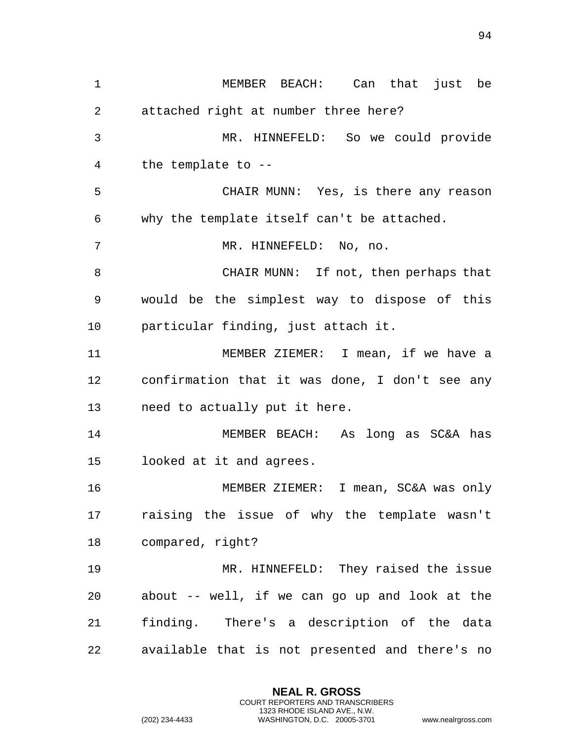MEMBER BEACH: Can that just be attached right at number three here?

MR. HINNEFELD: So we could provide the template to --

CHAIR MUNN: Yes, is there any reason why the template itself can't be attached.

MR. HINNEFELD: No, no.

CHAIR MUNN: If not, then perhaps that would be the simplest way to dispose of this particular finding, just attach it.

MEMBER ZIEMER: I mean, if we have a confirmation that it was done, I don't see any need to actually put it here.

MEMBER BEACH: As long as SC&A has looked at it and agrees.

MEMBER ZIEMER: I mean, SC&A was only raising the issue of why the template wasn't compared, right?

MR. HINNEFELD: They raised the issue about -- well, if we can go up and look at the finding. There's a description of the data available that is not presented and there's no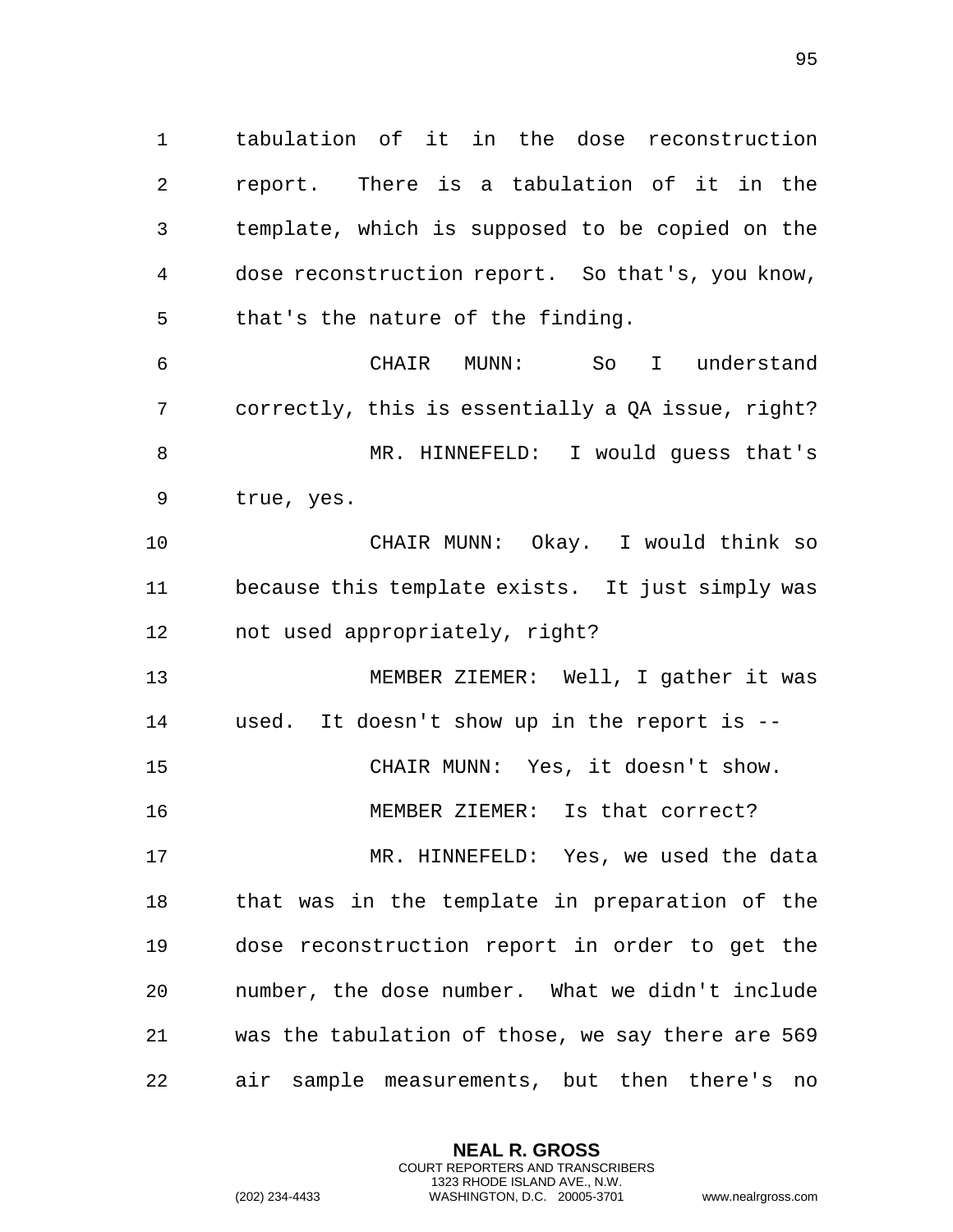tabulation of it in the dose reconstruction report. There is a tabulation of it in the template, which is supposed to be copied on the dose reconstruction report. So that's, you know, that's the nature of the finding.

CHAIR MUNN: So I understand correctly, this is essentially a QA issue, right?

MR. HINNEFELD: I would guess that's true, yes.

CHAIR MUNN: Okay. I would think so because this template exists. It just simply was not used appropriately, right?

MEMBER ZIEMER: Well, I gather it was used. It doesn't show up in the report is --

CHAIR MUNN: Yes, it doesn't show.

MEMBER ZIEMER: Is that correct?

MR. HINNEFELD: Yes, we used the data that was in the template in preparation of the dose reconstruction report in order to get the number, the dose number. What we didn't include was the tabulation of those, we say there are 569 air sample measurements, but then there's no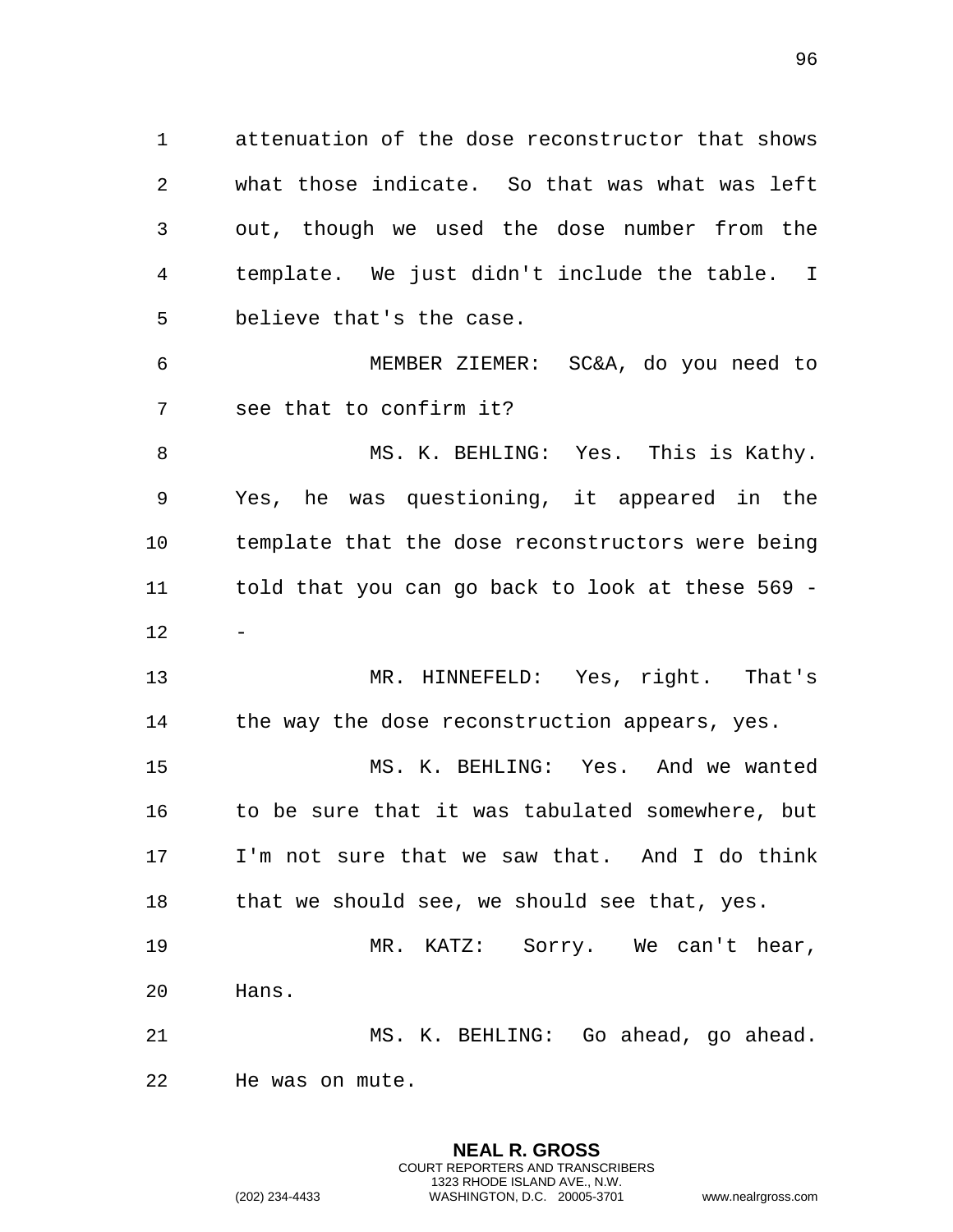attenuation of the dose reconstructor that shows what those indicate. So that was what was left out, though we used the dose number from the template. We just didn't include the table. I believe that's the case.

MEMBER ZIEMER: SC&A, do you need to see that to confirm it?

MS. K. BEHLING: Yes. This is Kathy. Yes, he was questioning, it appeared in the template that the dose reconstructors were being told that you can go back to look at these 569 --

MR. HINNEFELD: Yes, right. That's the way the dose reconstruction appears, yes.

MS. K. BEHLING: Yes. And we wanted to be sure that it was tabulated somewhere, but I'm not sure that we saw that. And I do think that we should see, we should see that, yes.

MR. KATZ: Sorry. We can't hear, Hans.

MS. K. BEHLING: Go ahead, go ahead. He was on mute.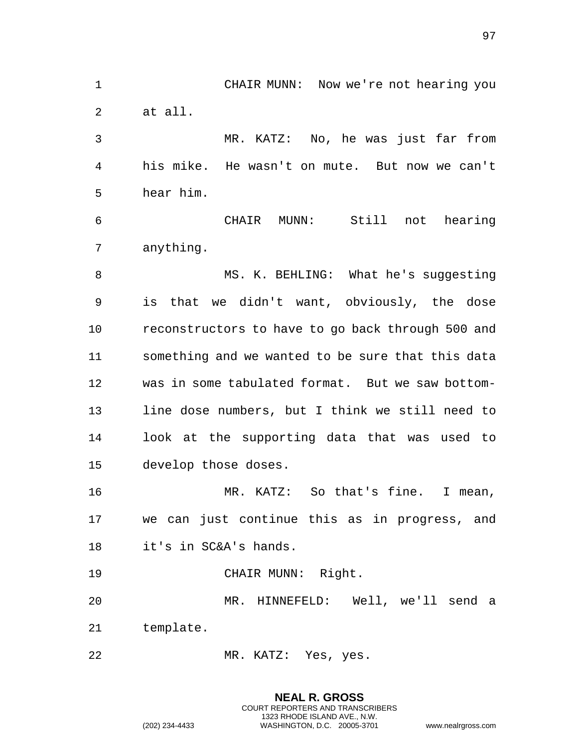CHAIR MUNN: Now we're not hearing you at all.

MR. KATZ: No, he was just far from his mike. He wasn't on mute. But now we can't hear him.

CHAIR MUNN: Still not hearing anything.

MS. K. BEHLING: What he's suggesting is that we didn't want, obviously, the dose reconstructors to have to go back through 500 and something and we wanted to be sure that this data was in some tabulated format. But we saw bottom-line dose numbers, but I think we still need to look at the supporting data that was used to develop those doses.

MR. KATZ: So that's fine. I mean, we can just continue this as in progress, and it's in SC&A's hands.

CHAIR MUNN: Right.

MR. HINNEFELD: Well, we'll send a template.

MR. KATZ: Yes, yes.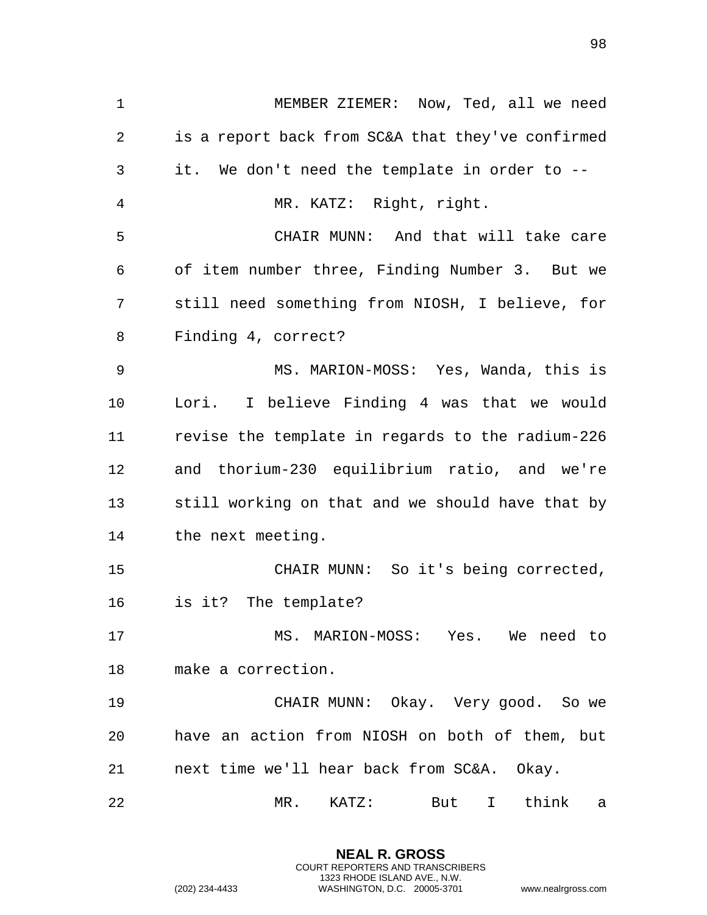MEMBER ZIEMER: Now, Ted, all we need is a report back from SC&A that they've confirmed it. We don't need the template in order to --

MR. KATZ: Right, right.

CHAIR MUNN: And that will take care of item number three, Finding Number 3. But we still need something from NIOSH, I believe, for Finding 4, correct?

MS. MARION-MOSS: Yes, Wanda, this is Lori. I believe Finding 4 was that we would revise the template in regards to the radium-226 and thorium-230 equilibrium ratio, and we're still working on that and we should have that by the next meeting.

CHAIR MUNN: So it's being corrected, is it? The template?

MS. MARION-MOSS: Yes. We need to make a correction.

CHAIR MUNN: Okay. Very good. So we have an action from NIOSH on both of them, but next time we'll hear back from SC&A. Okay.

MR. KATZ: But I think a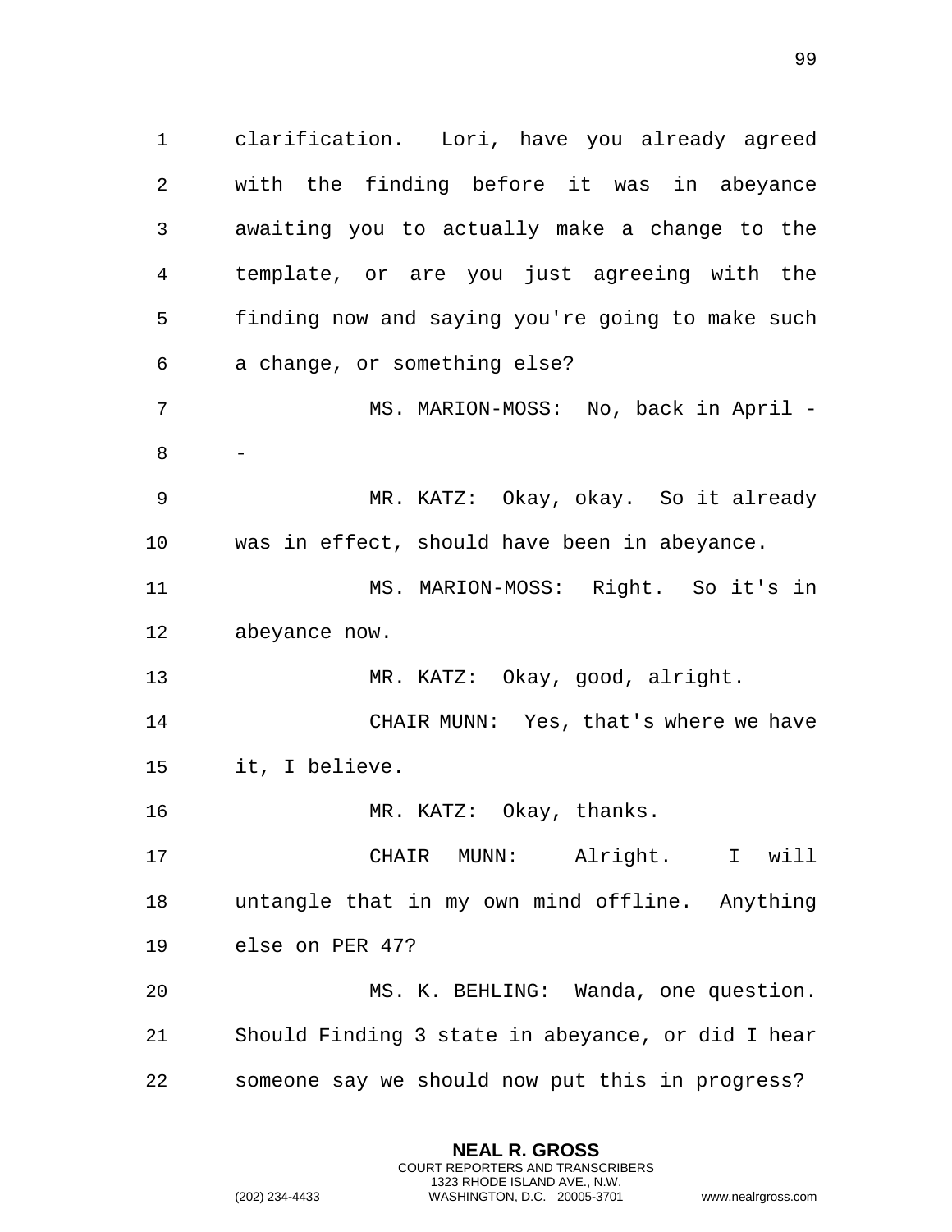clarification. Lori, have you already agreed with the finding before it was in abeyance awaiting you to actually make a change to the template, or are you just agreeing with the finding now and saying you're going to make such a change, or something else?

MS. MARION-MOSS: No, back in April --

MR. KATZ: Okay, okay. So it already was in effect, should have been in abeyance.

MS. MARION-MOSS: Right. So it's in abeyance now.

MR. KATZ: Okay, good, alright.

CHAIR MUNN: Yes, that's where we have it, I believe.

MR. KATZ: Okay, thanks.

CHAIR MUNN: Alright. I will untangle that in my own mind offline. Anything else on PER 47?

MS. K. BEHLING: Wanda, one question. Should Finding 3 state in abeyance, or did I hear someone say we should now put this in progress?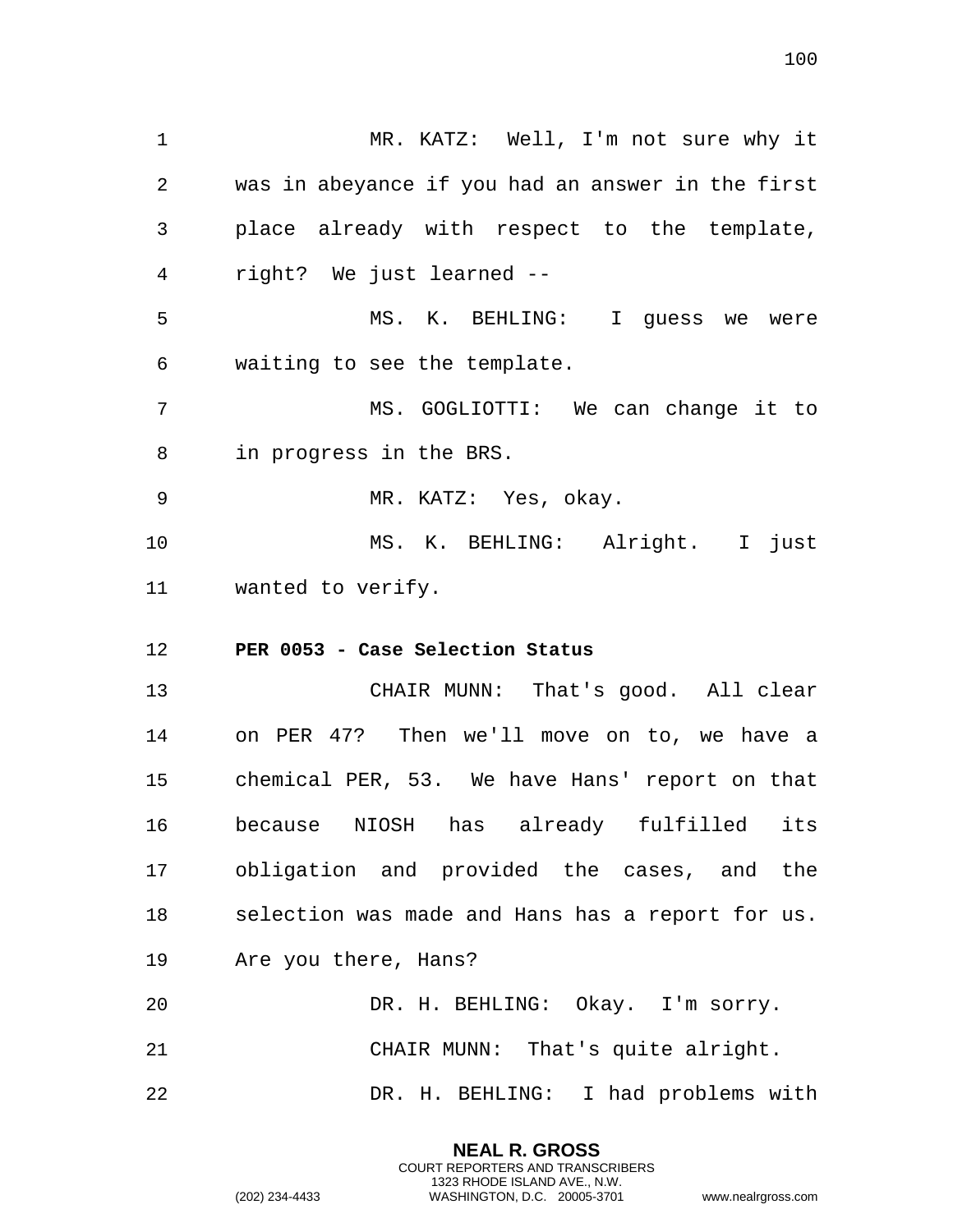MR. KATZ: Well, I'm not sure why it was in abeyance if you had an answer in the first place already with respect to the template, right? We just learned --

MS. K. BEHLING: I guess we were waiting to see the template.

MS. GOGLIOTTI: We can change it to in progress in the BRS.

MR. KATZ: Yes, okay.

MS. K. BEHLING: Alright. I just wanted to verify.

**PER 0053 - Case Selection Status**

CHAIR MUNN: That's good. All clear on PER 47? Then we'll move on to, we have a chemical PER, 53. We have Hans' report on that because NIOSH has already fulfilled its obligation and provided the cases, and the selection was made and Hans has a report for us. Are you there, Hans?

DR. H. BEHLING: Okay. I'm sorry.

CHAIR MUNN: That's quite alright.

DR. H. BEHLING: I had problems with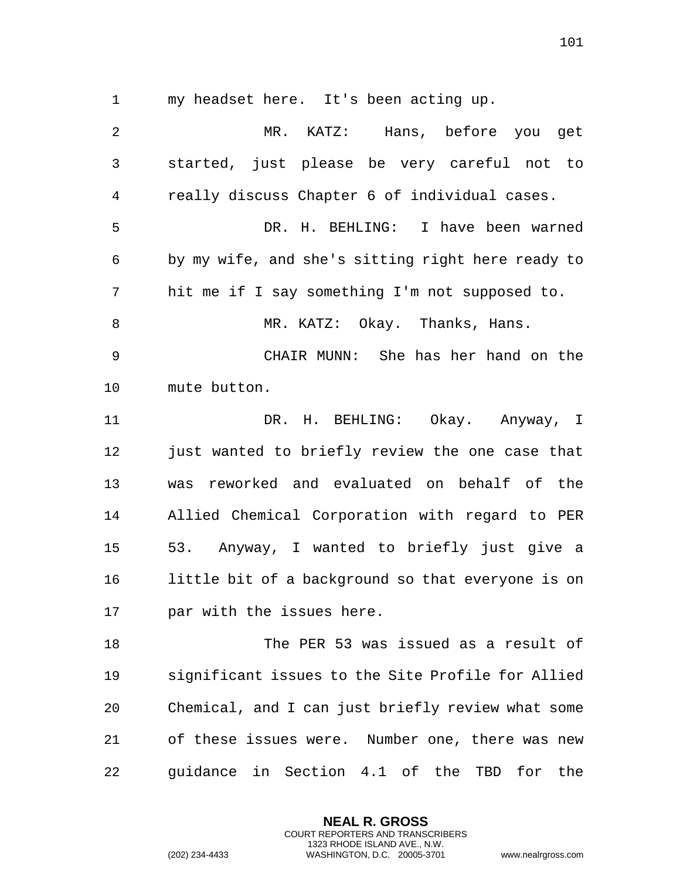my headset here. It's been acting up.

MR. KATZ: Hans, before you get started, just please be very careful not to really discuss Chapter 6 of individual cases.

DR. H. BEHLING: I have been warned by my wife, and she's sitting right here ready to hit me if I say something I'm not supposed to.

MR. KATZ: Okay. Thanks, Hans.

CHAIR MUNN: She has her hand on the mute button.

DR. H. BEHLING: Okay. Anyway, I just wanted to briefly review the one case that was reworked and evaluated on behalf of the Allied Chemical Corporation with regard to PER 53. Anyway, I wanted to briefly just give a little bit of a background so that everyone is on par with the issues here.

The PER 53 was issued as a result of significant issues to the Site Profile for Allied Chemical, and I can just briefly review what some of these issues were. Number one, there was new guidance in Section 4.1 of the TBD for the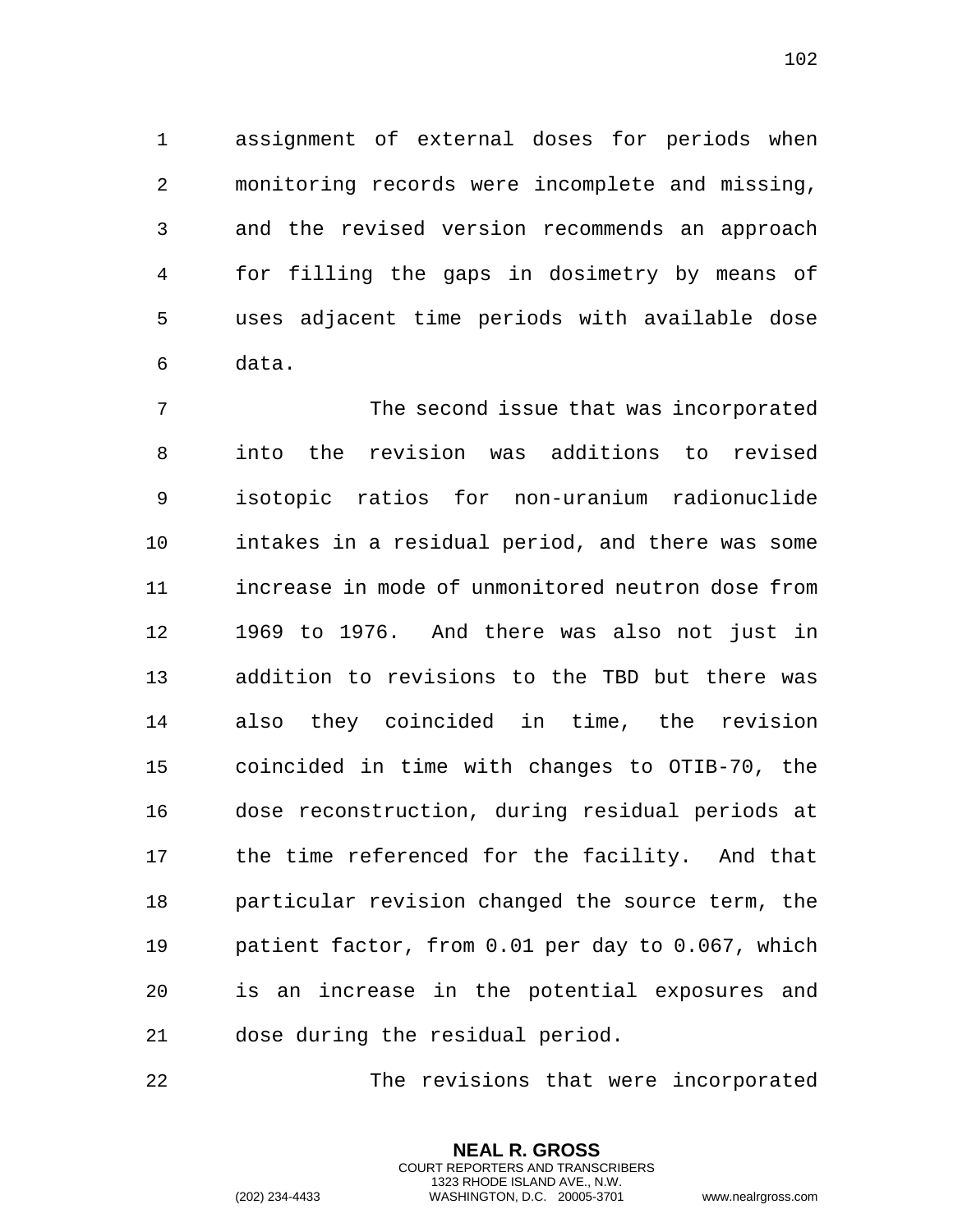assignment of external doses for periods when monitoring records were incomplete and missing, and the revised version recommends an approach for filling the gaps in dosimetry by means of uses adjacent time periods with available dose data.

The second issue that was incorporated into the revision was additions to revised isotopic ratios for non-uranium radionuclide intakes in a residual period, and there was some increase in mode of unmonitored neutron dose from 1969 to 1976. And there was also not just in addition to revisions to the TBD but there was also they coincided in time, the revision coincided in time with changes to OTIB-70, the dose reconstruction, during residual periods at the time referenced for the facility. And that particular revision changed the source term, the patient factor, from 0.01 per day to 0.067, which is an increase in the potential exposures and dose during the residual period.

The revisions that were incorporated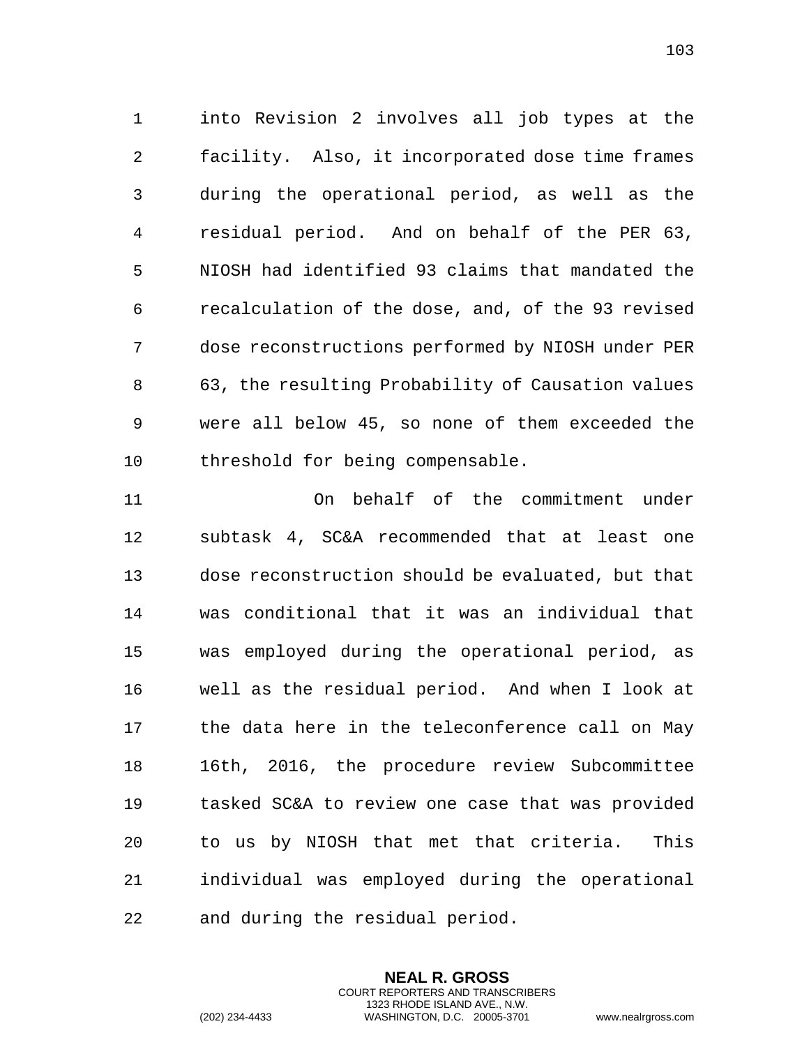into Revision 2 involves all job types at the facility. Also, it incorporated dose time frames during the operational period, as well as the residual period. And on behalf of the PER 63, NIOSH had identified 93 claims that mandated the recalculation of the dose, and, of the 93 revised dose reconstructions performed by NIOSH under PER 63, the resulting Probability of Causation values were all below 45, so none of them exceeded the threshold for being compensable.

On behalf of the commitment under subtask 4, SC&A recommended that at least one dose reconstruction should be evaluated, but that was conditional that it was an individual that was employed during the operational period, as well as the residual period. And when I look at the data here in the teleconference call on May 16th, 2016, the procedure review Subcommittee tasked SC&A to review one case that was provided to us by NIOSH that met that criteria. This individual was employed during the operational and during the residual period.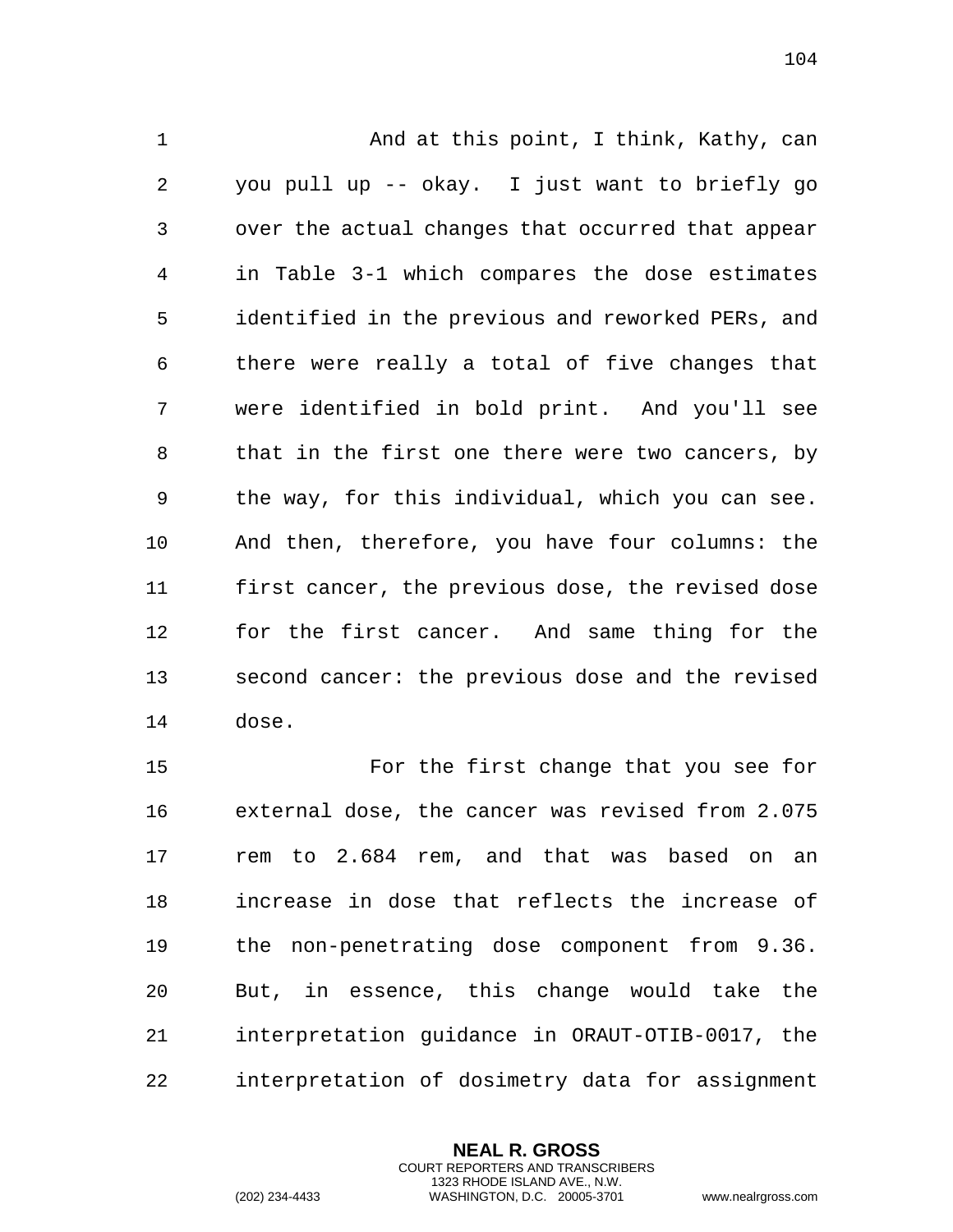And at this point, I think, Kathy, can you pull up -- okay. I just want to briefly go over the actual changes that occurred that appear in Table 3-1 which compares the dose estimates identified in the previous and reworked PERs, and there were really a total of five changes that were identified in bold print. And you'll see that in the first one there were two cancers, by the way, for this individual, which you can see. And then, therefore, you have four columns: the first cancer, the previous dose, the revised dose for the first cancer. And same thing for the second cancer: the previous dose and the revised dose.

For the first change that you see for external dose, the cancer was revised from 2.075 rem to 2.684 rem, and that was based on an increase in dose that reflects the increase of the non-penetrating dose component from 9.36. But, in essence, this change would take the interpretation guidance in ORAUT-OTIB-0017, the interpretation of dosimetry data for assignment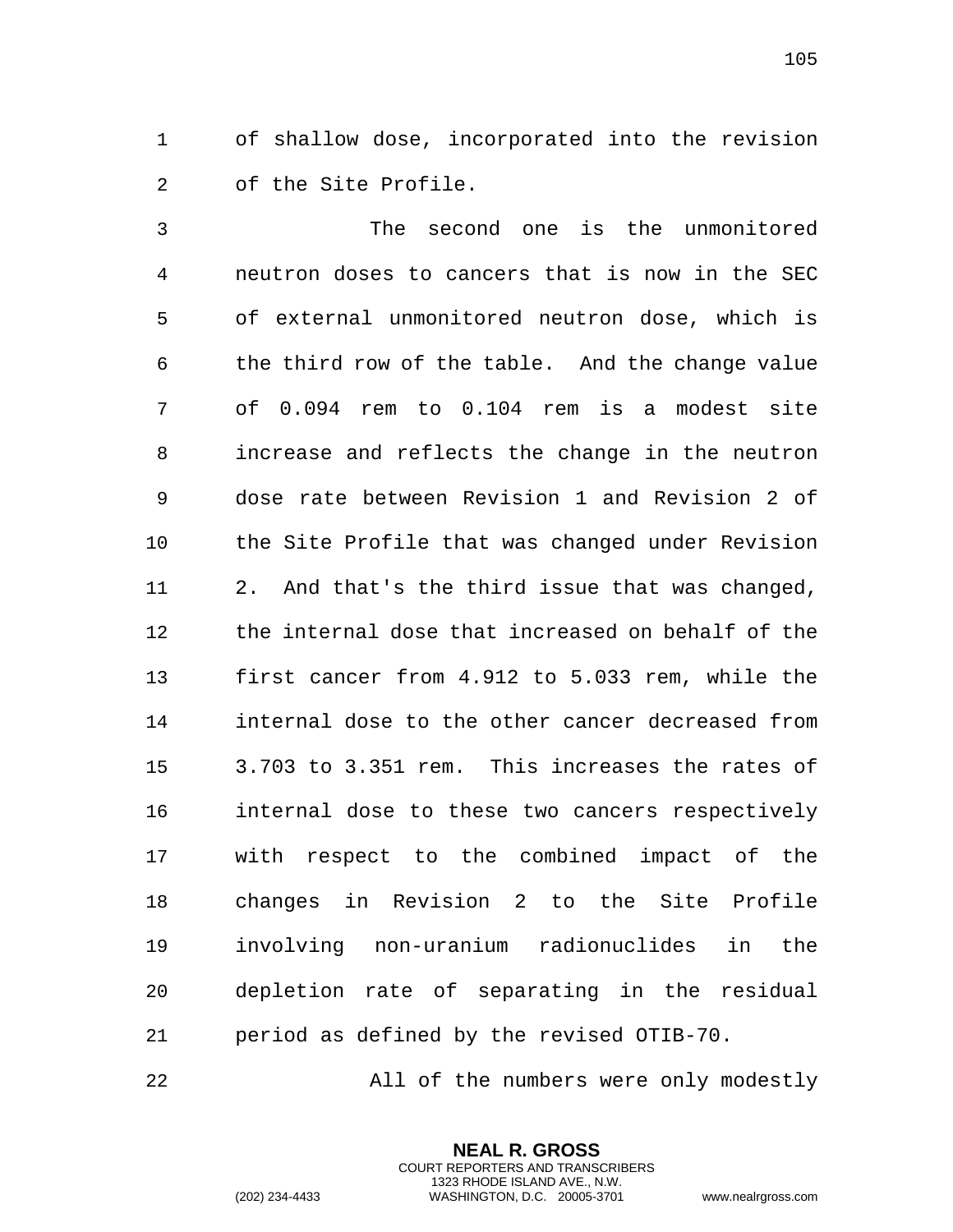of shallow dose, incorporated into the revision of the Site Profile.

The second one is the unmonitored neutron doses to cancers that is now in the SEC of external unmonitored neutron dose, which is the third row of the table. And the change value of 0.094 rem to 0.104 rem is a modest site increase and reflects the change in the neutron dose rate between Revision 1 and Revision 2 of the Site Profile that was changed under Revision 2. And that's the third issue that was changed, the internal dose that increased on behalf of the first cancer from 4.912 to 5.033 rem, while the internal dose to the other cancer decreased from 3.703 to 3.351 rem. This increases the rates of internal dose to these two cancers respectively with respect to the combined impact of the changes in Revision 2 to the Site Profile involving non-uranium radionuclides in the depletion rate of separating in the residual period as defined by the revised OTIB-70.

All of the numbers were only modestly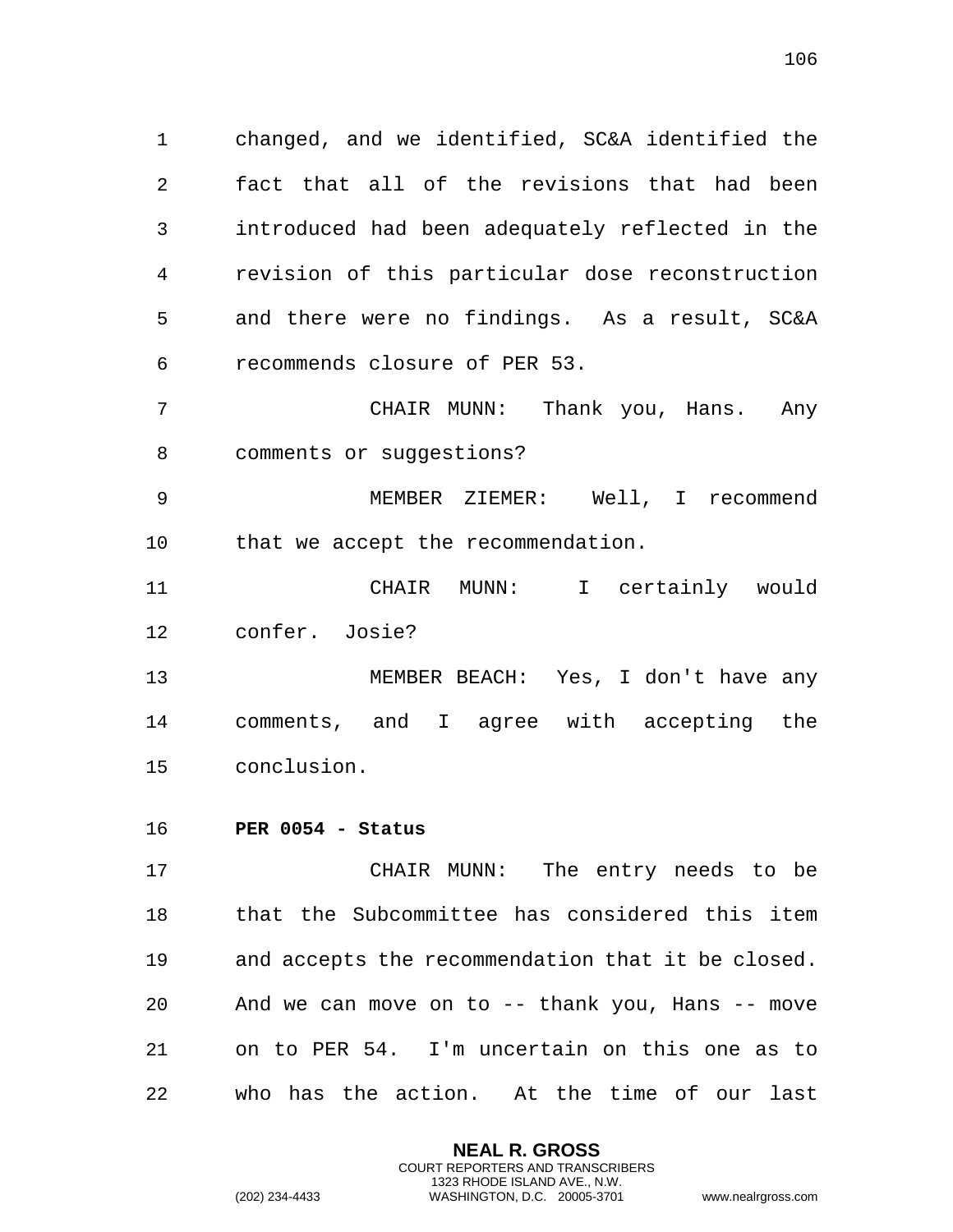changed, and we identified, SC&A identified the fact that all of the revisions that had been introduced had been adequately reflected in the revision of this particular dose reconstruction and there were no findings. As a result, SC&A recommends closure of PER 53.

CHAIR MUNN: Thank you, Hans. Any comments or suggestions?

MEMBER ZIEMER: Well, I recommend that we accept the recommendation.

CHAIR MUNN: I certainly would confer. Josie?

MEMBER BEACH: Yes, I don't have any comments, and I agree with accepting the conclusion.

**PER 0054 - Status**

CHAIR MUNN: The entry needs to be that the Subcommittee has considered this item and accepts the recommendation that it be closed. And we can move on to -- thank you, Hans -- move on to PER 54. I'm uncertain on this one as to who has the action. At the time of our last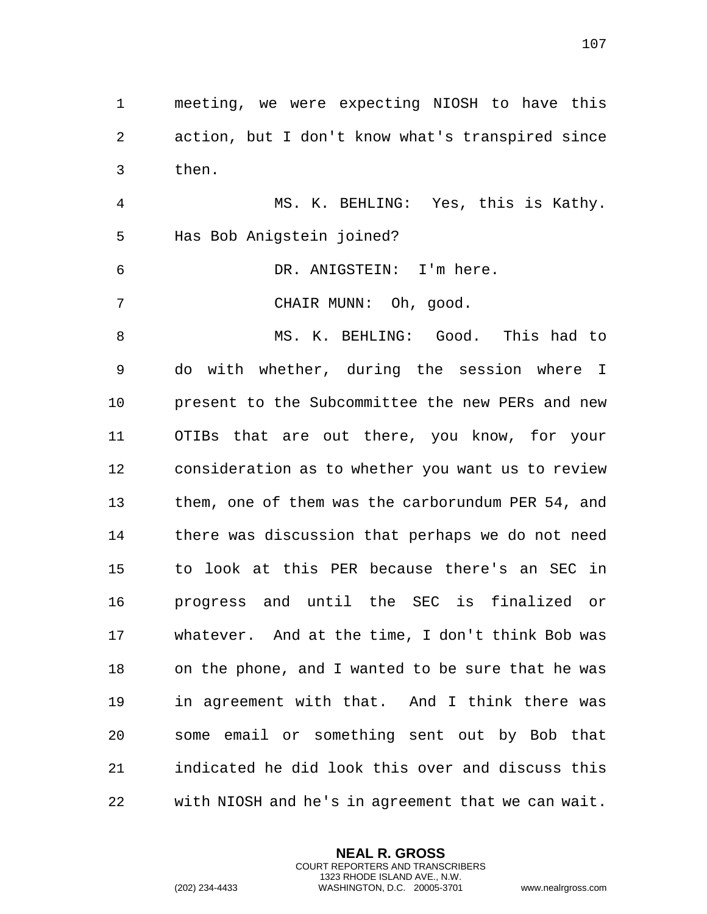meeting, we were expecting NIOSH to have this action, but I don't know what's transpired since then.

MS. K. BEHLING: Yes, this is Kathy. Has Bob Anigstein joined?

DR. ANIGSTEIN: I'm here.

CHAIR MUNN: Oh, good.

MS. K. BEHLING: Good. This had to do with whether, during the session where I present to the Subcommittee the new PERs and new OTIBs that are out there, you know, for your consideration as to whether you want us to review them, one of them was the carborundum PER 54, and there was discussion that perhaps we do not need to look at this PER because there's an SEC in progress and until the SEC is finalized or whatever. And at the time, I don't think Bob was on the phone, and I wanted to be sure that he was in agreement with that. And I think there was some email or something sent out by Bob that indicated he did look this over and discuss this with NIOSH and he's in agreement that we can wait.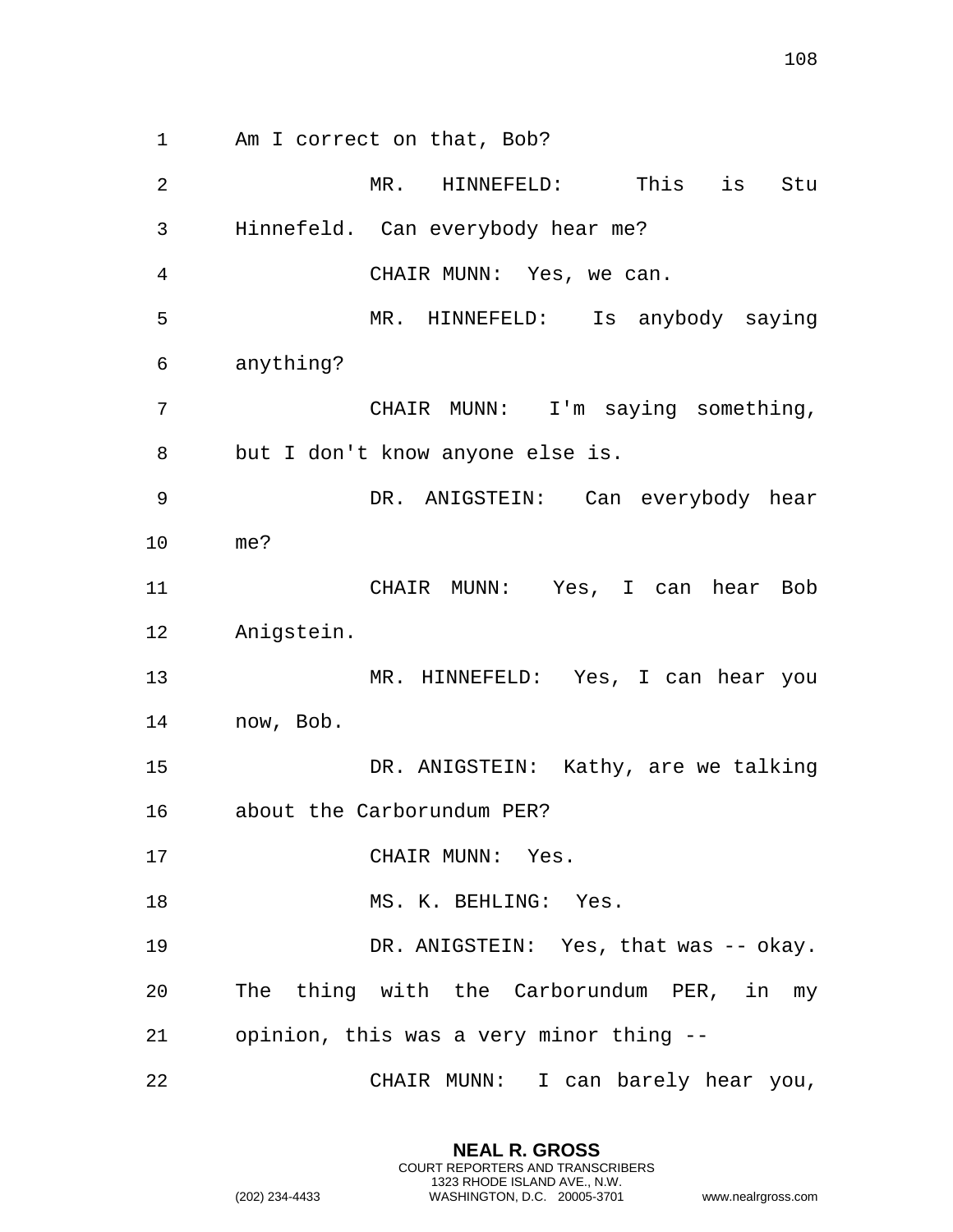Am I correct on that, Bob?

MR. HINNEFELD: This is Stu Hinnefeld. Can everybody hear me?

CHAIR MUNN: Yes, we can.

MR. HINNEFELD: Is anybody saying anything?

CHAIR MUNN: I'm saying something, but I don't know anyone else is.

DR. ANIGSTEIN: Can everybody hear me?

CHAIR MUNN: Yes, I can hear Bob Anigstein.

MR. HINNEFELD: Yes, I can hear you now, Bob.

DR. ANIGSTEIN: Kathy, are we talking about the Carborundum PER?

CHAIR MUNN: Yes.

MS. K. BEHLING: Yes.

DR. ANIGSTEIN: Yes, that was -- okay. The thing with the Carborundum PER, in my opinion, this was a very minor thing --

CHAIR MUNN: I can barely hear you,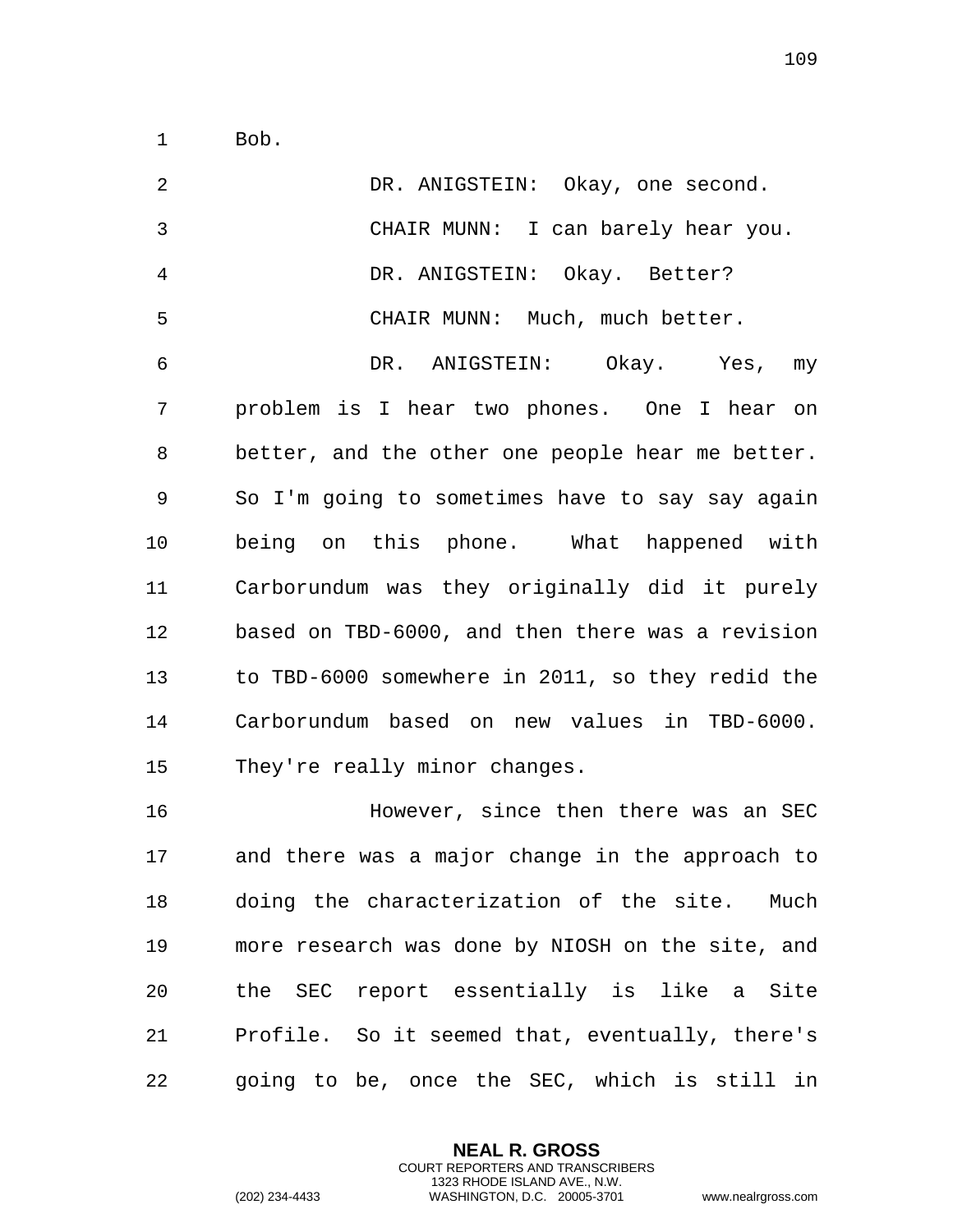Bob.

DR. ANIGSTEIN: Okay, one second.

CHAIR MUNN: I can barely hear you.

DR. ANIGSTEIN: Okay. Better?

CHAIR MUNN: Much, much better.

DR. ANIGSTEIN: Okay. Yes, my problem is I hear two phones. One I hear on better, and the other one people hear me better. So I'm going to sometimes have to say say again being on this phone. What happened with Carborundum was they originally did it purely based on TBD-6000, and then there was a revision to TBD-6000 somewhere in 2011, so they redid the Carborundum based on new values in TBD-6000. They're really minor changes.

However, since then there was an SEC and there was a major change in the approach to doing the characterization of the site. Much more research was done by NIOSH on the site, and the SEC report essentially is like a Site Profile. So it seemed that, eventually, there's going to be, once the SEC, which is still in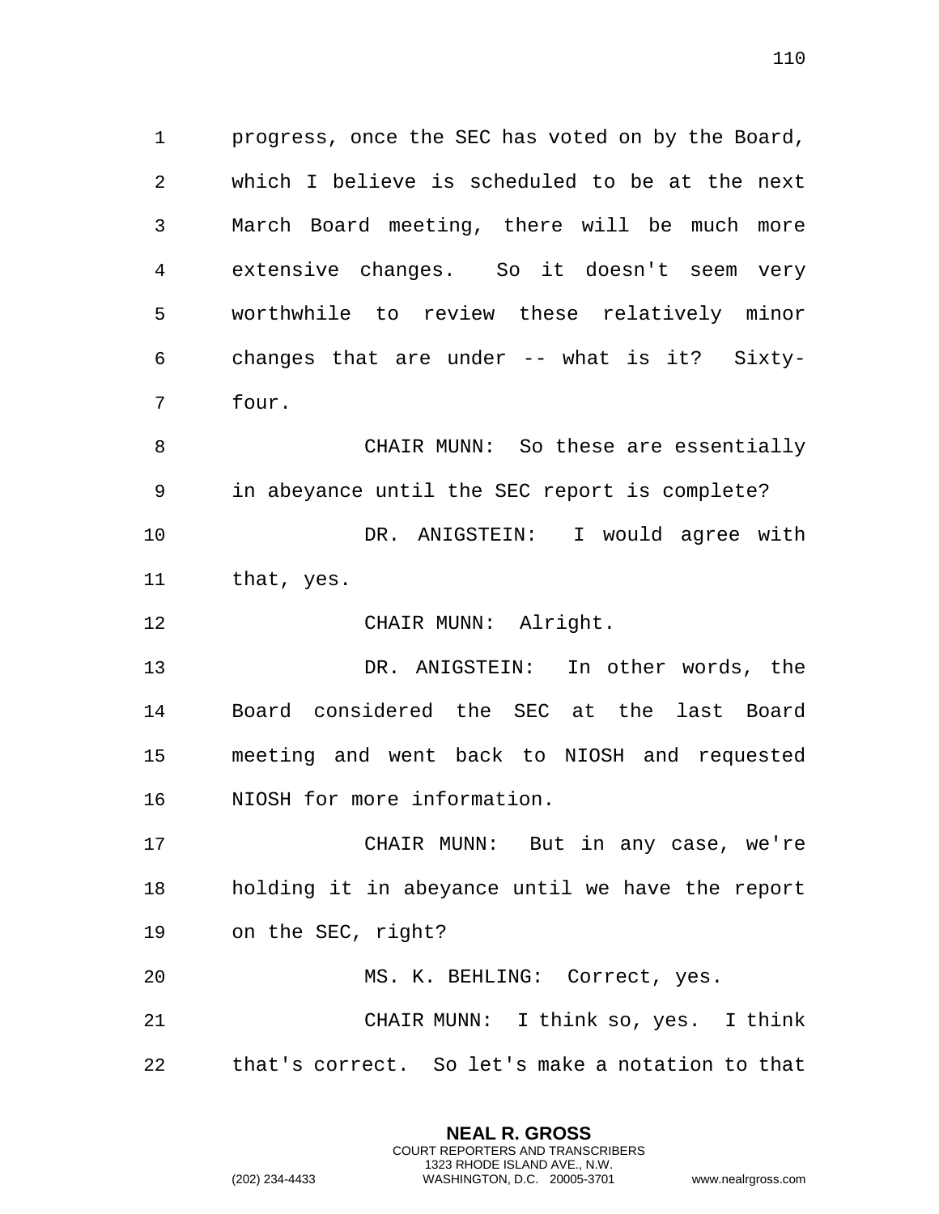progress, once the SEC has voted on by the Board, which I believe is scheduled to be at the next March Board meeting, there will be much more extensive changes. So it doesn't seem very worthwhile to review these relatively minor changes that are under -- what is it? Sixty-four.

CHAIR MUNN: So these are essentially in abeyance until the SEC report is complete?

DR. ANIGSTEIN: I would agree with that, yes.

CHAIR MUNN: Alright.

DR. ANIGSTEIN: In other words, the Board considered the SEC at the last Board meeting and went back to NIOSH and requested NIOSH for more information.

CHAIR MUNN: But in any case, we're holding it in abeyance until we have the report on the SEC, right?

MS. K. BEHLING: Correct, yes.

CHAIR MUNN: I think so, yes. I think that's correct. So let's make a notation to that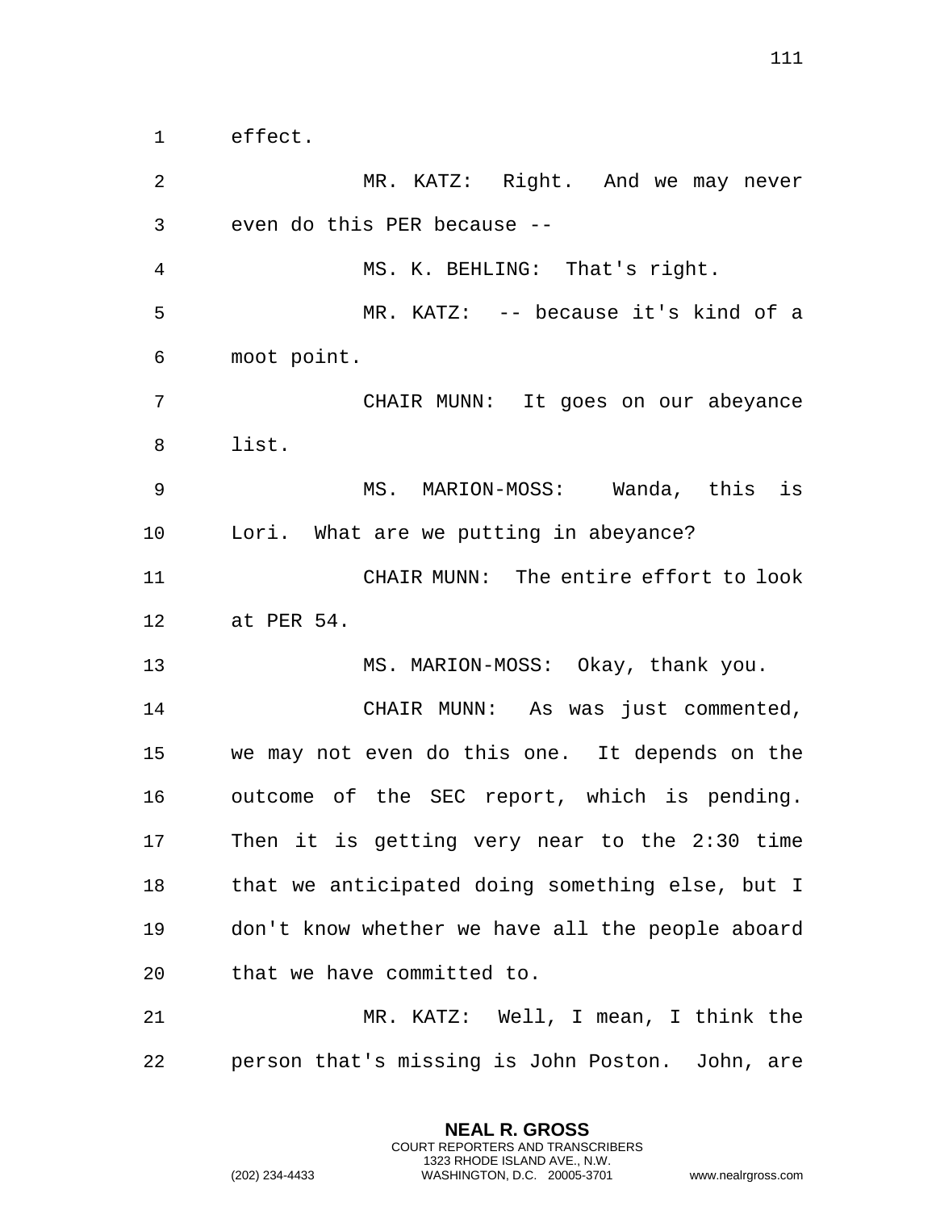effect.

MR. KATZ: Right. And we may never even do this PER because --

MS. K. BEHLING: That's right.

MR. KATZ: -- because it's kind of a moot point.

CHAIR MUNN: It goes on our abeyance list.

MS. MARION-MOSS: Wanda, this is Lori. What are we putting in abeyance?

CHAIR MUNN: The entire effort to look at PER 54.

MS. MARION-MOSS: Okay, thank you.

CHAIR MUNN: As was just commented, we may not even do this one. It depends on the outcome of the SEC report, which is pending. Then it is getting very near to the 2:30 time that we anticipated doing something else, but I don't know whether we have all the people aboard that we have committed to.

MR. KATZ: Well, I mean, I think the person that's missing is John Poston. John, are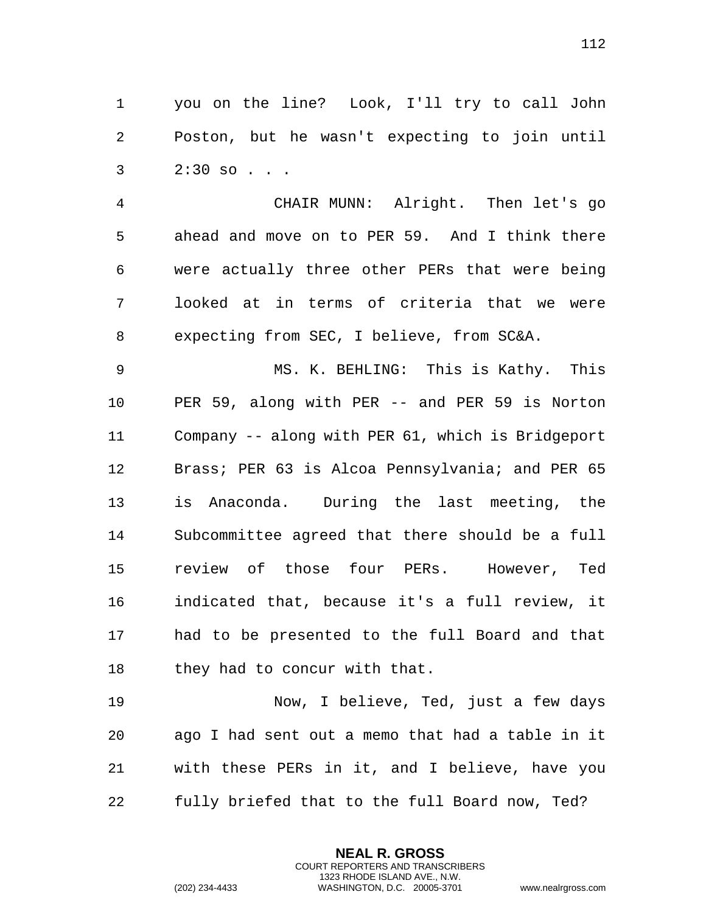you on the line? Look, I'll try to call John Poston, but he wasn't expecting to join until 2:30 so . . .

CHAIR MUNN: Alright. Then let's go ahead and move on to PER 59. And I think there were actually three other PERs that were being looked at in terms of criteria that we were expecting from SEC, I believe, from SC&A.

MS. K. BEHLING: This is Kathy. This PER 59, along with PER -- and PER 59 is Norton Company -- along with PER 61, which is Bridgeport Brass; PER 63 is Alcoa Pennsylvania; and PER 65 is Anaconda. During the last meeting, the Subcommittee agreed that there should be a full review of those four PERs. However, Ted indicated that, because it's a full review, it had to be presented to the full Board and that they had to concur with that.

Now, I believe, Ted, just a few days ago I had sent out a memo that had a table in it with these PERs in it, and I believe, have you fully briefed that to the full Board now, Ted?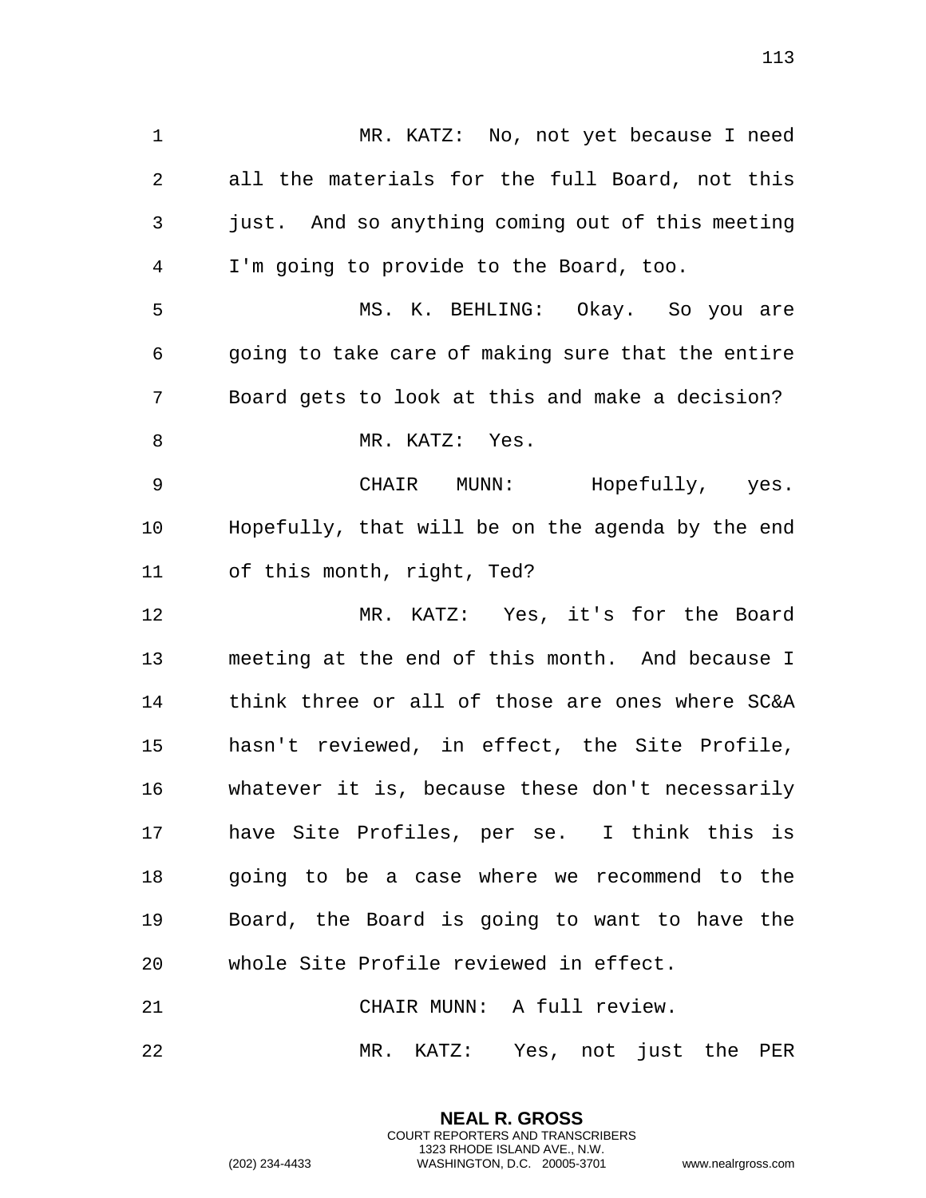MR. KATZ: No, not yet because I need all the materials for the full Board, not this just. And so anything coming out of this meeting I'm going to provide to the Board, too.

MS. K. BEHLING: Okay. So you are going to take care of making sure that the entire Board gets to look at this and make a decision?

MR. KATZ: Yes.

CHAIR MUNN: Hopefully, yes. Hopefully, that will be on the agenda by the end of this month, right, Ted?

MR. KATZ: Yes, it's for the Board meeting at the end of this month. And because I think three or all of those are ones where SC&A hasn't reviewed, in effect, the Site Profile, whatever it is, because these don't necessarily have Site Profiles, per se. I think this is going to be a case where we recommend to the Board, the Board is going to want to have the whole Site Profile reviewed in effect.

CHAIR MUNN: A full review.

MR. KATZ: Yes, not just the PER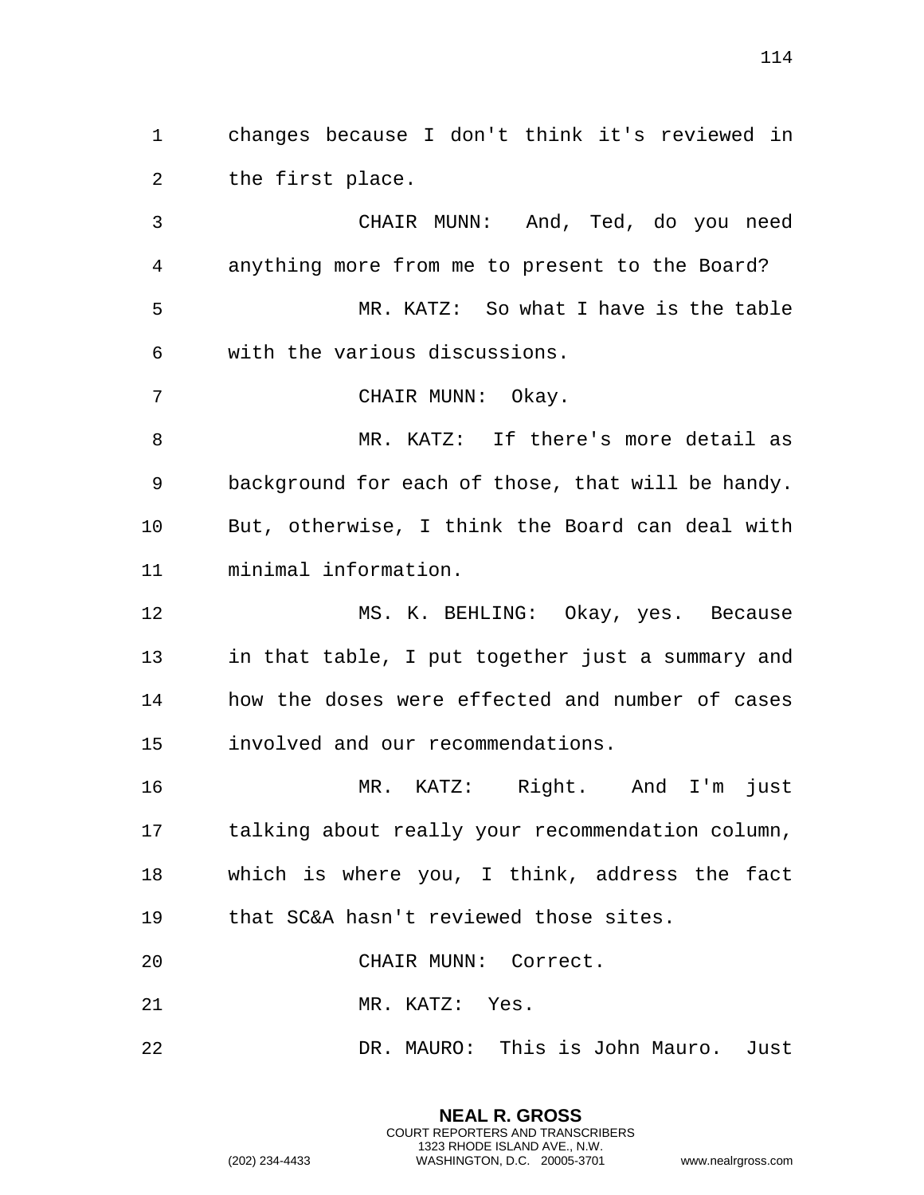changes because I don't think it's reviewed in the first place.

CHAIR MUNN: And, Ted, do you need anything more from me to present to the Board?

MR. KATZ: So what I have is the table with the various discussions.

CHAIR MUNN: Okay.

MR. KATZ: If there's more detail as background for each of those, that will be handy. But, otherwise, I think the Board can deal with minimal information.

MS. K. BEHLING: Okay, yes. Because in that table, I put together just a summary and how the doses were effected and number of cases involved and our recommendations.

MR. KATZ: Right. And I'm just talking about really your recommendation column, which is where you, I think, address the fact that SC&A hasn't reviewed those sites.

CHAIR MUNN: Correct.

MR. KATZ: Yes.

DR. MAURO: This is John Mauro. Just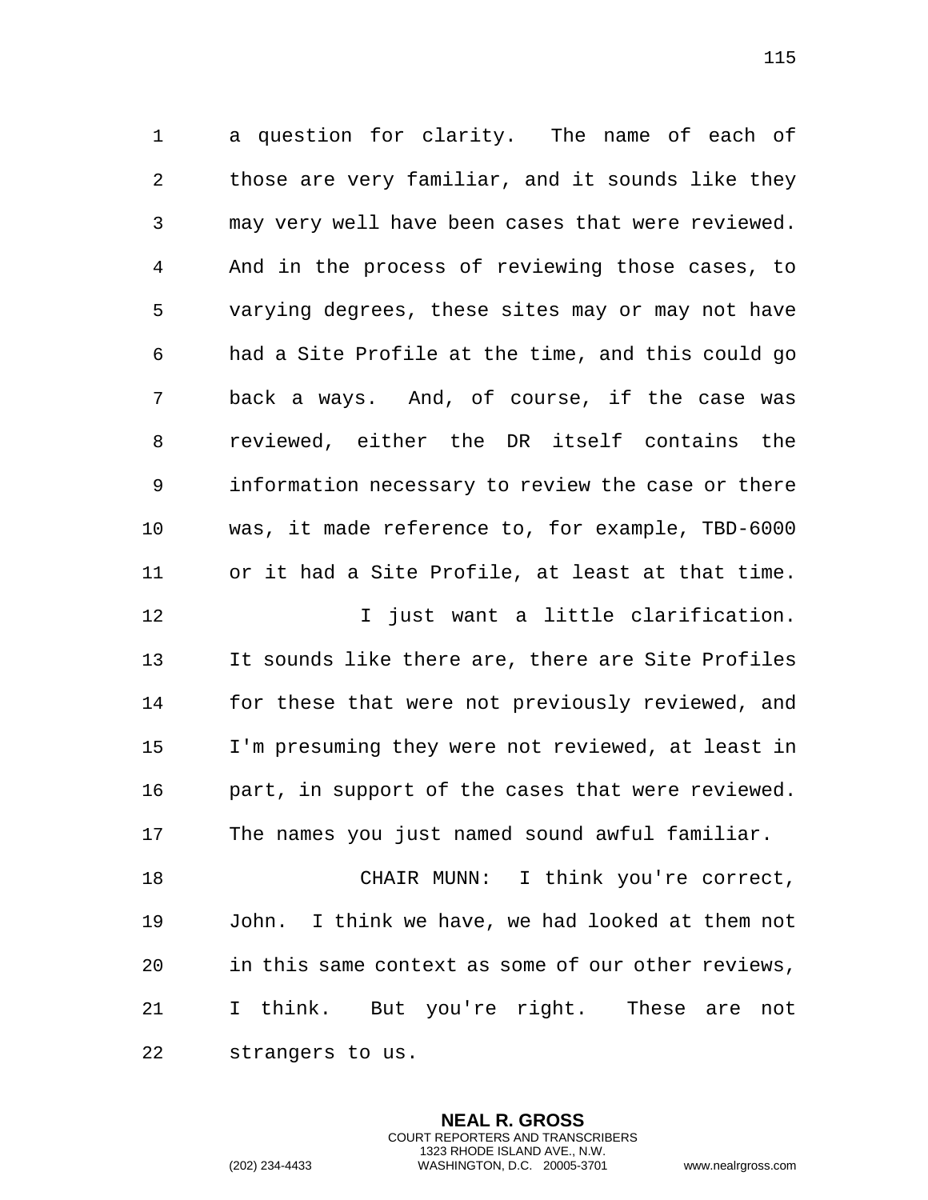a question for clarity. The name of each of those are very familiar, and it sounds like they may very well have been cases that were reviewed. And in the process of reviewing those cases, to varying degrees, these sites may or may not have had a Site Profile at the time, and this could go back a ways. And, of course, if the case was reviewed, either the DR itself contains the information necessary to review the case or there was, it made reference to, for example, TBD-6000 or it had a Site Profile, at least at that time.

I just want a little clarification. It sounds like there are, there are Site Profiles for these that were not previously reviewed, and I'm presuming they were not reviewed, at least in part, in support of the cases that were reviewed. The names you just named sound awful familiar.

CHAIR MUNN: I think you're correct, John. I think we have, we had looked at them not in this same context as some of our other reviews, I think. But you're right. These are not strangers to us.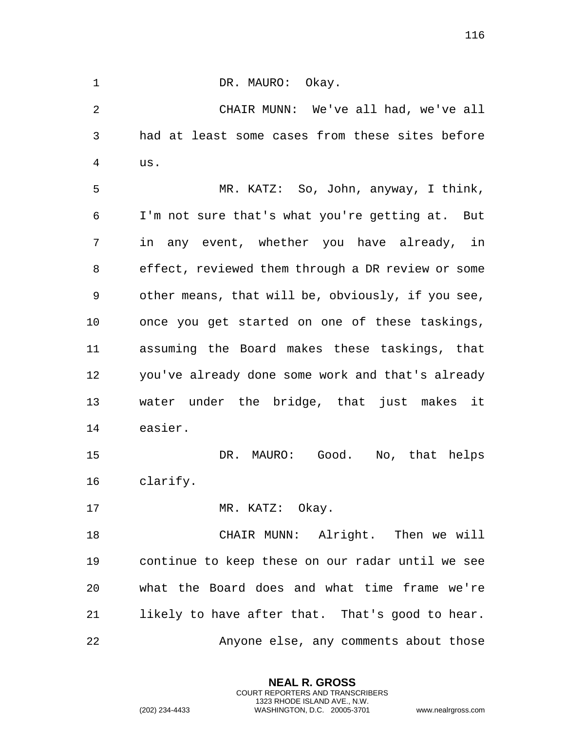DR. MAURO: Okay.

CHAIR MUNN: We've all had, we've all had at least some cases from these sites before us.

MR. KATZ: So, John, anyway, I think, I'm not sure that's what you're getting at. But in any event, whether you have already, in effect, reviewed them through a DR review or some other means, that will be, obviously, if you see, once you get started on one of these taskings, assuming the Board makes these taskings, that you've already done some work and that's already water under the bridge, that just makes it easier.

DR. MAURO: Good. No, that helps clarify.

MR. KATZ: Okay.

CHAIR MUNN: Alright. Then we will continue to keep these on our radar until we see what the Board does and what time frame we're likely to have after that. That's good to hear.

Anyone else, any comments about those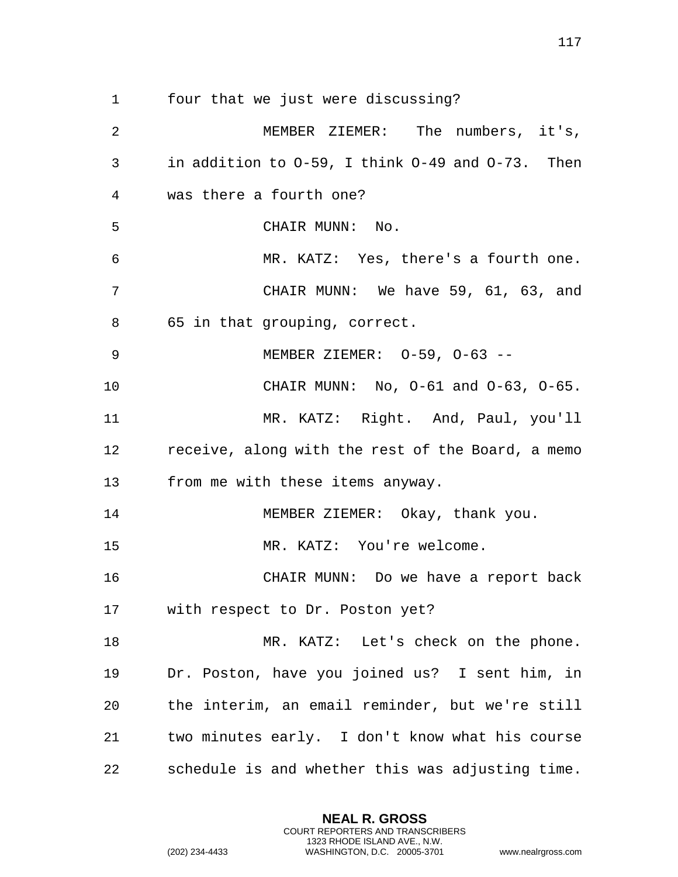four that we just were discussing?

MEMBER ZIEMER: The numbers, it's, in addition to O-59, I think O-49 and O-73. Then was there a fourth one?

CHAIR MUNN: No.

MR. KATZ: Yes, there's a fourth one.

CHAIR MUNN: We have 59, 61, 63, and 65 in that grouping, correct.

MEMBER ZIEMER: O-59, O-63 --

CHAIR MUNN: No, O-61 and O-63, O-65.

MR. KATZ: Right. And, Paul, you'll receive, along with the rest of the Board, a memo from me with these items anyway.

MEMBER ZIEMER: Okay, thank you.

MR. KATZ: You're welcome.

CHAIR MUNN: Do we have a report back with respect to Dr. Poston yet?

MR. KATZ: Let's check on the phone. Dr. Poston, have you joined us? I sent him, in the interim, an email reminder, but we're still two minutes early. I don't know what his course schedule is and whether this was adjusting time.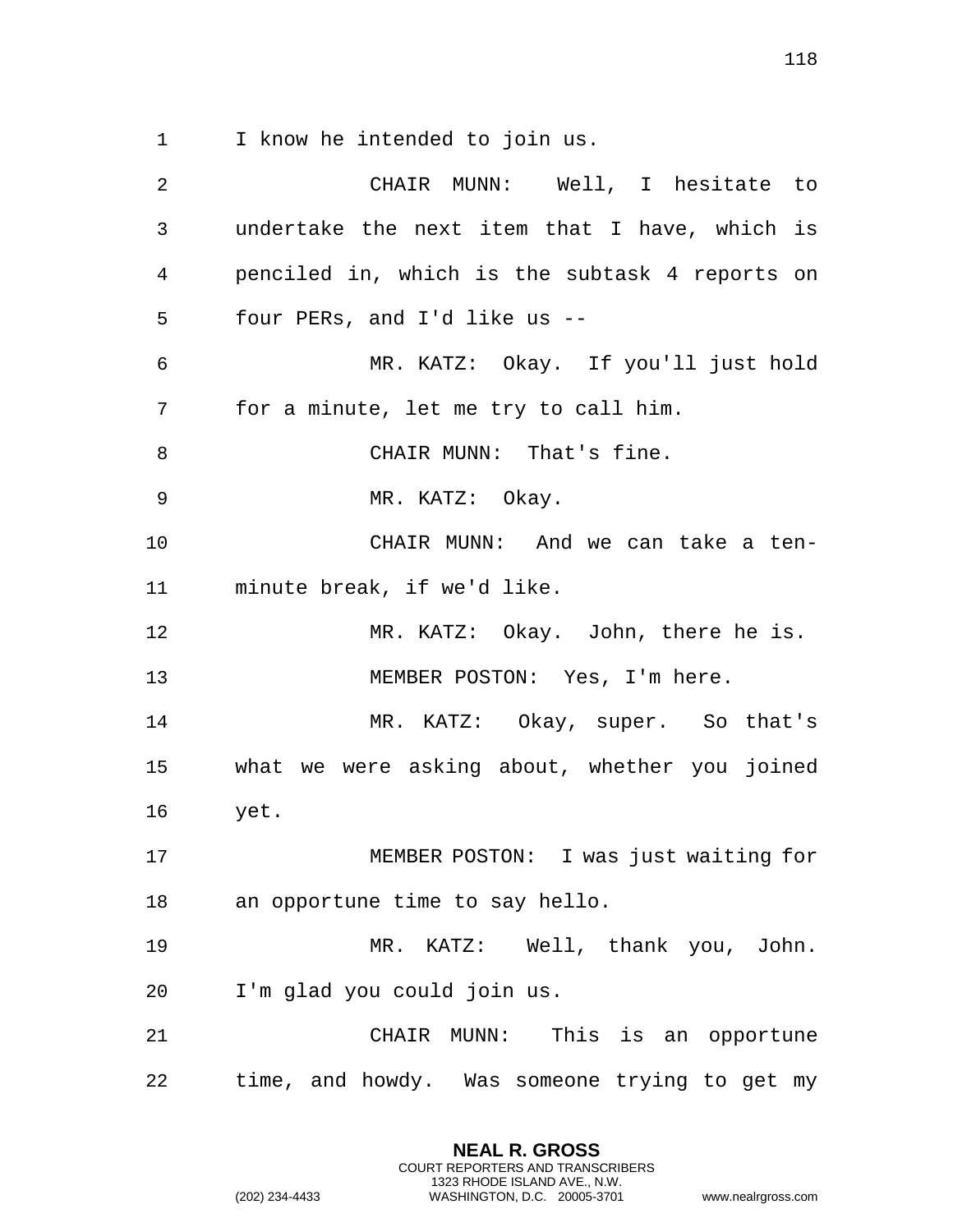I know he intended to join us.

CHAIR MUNN: Well, I hesitate to undertake the next item that I have, which is penciled in, which is the subtask 4 reports on four PERs, and I'd like us --

MR. KATZ: Okay. If you'll just hold for a minute, let me try to call him.

CHAIR MUNN: That's fine.

MR. KATZ: Okay.

CHAIR MUNN: And we can take a ten-minute break, if we'd like.

MR. KATZ: Okay. John, there he is.

MEMBER POSTON: Yes, I'm here.

MR. KATZ: Okay, super. So that's what we were asking about, whether you joined yet.

MEMBER POSTON: I was just waiting for an opportune time to say hello.

MR. KATZ: Well, thank you, John. I'm glad you could join us.

CHAIR MUNN: This is an opportune time, and howdy. Was someone trying to get my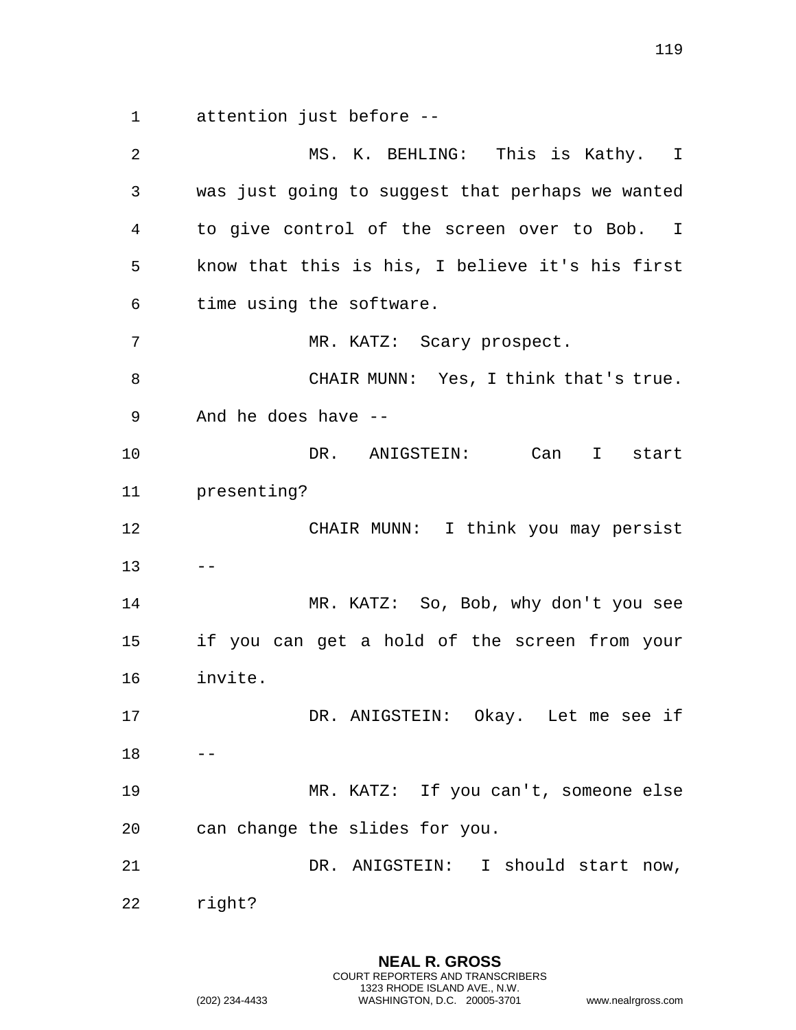attention just before --

MS. K. BEHLING: This is Kathy. I was just going to suggest that perhaps we wanted to give control of the screen over to Bob. I know that this is his, I believe it's his first time using the software.

MR. KATZ: Scary prospect.

CHAIR MUNN: Yes, I think that's true. And he does have --

DR. ANIGSTEIN: Can I start presenting?

CHAIR MUNN: I think you may persist --

MR. KATZ: So, Bob, why don't you see if you can get a hold of the screen from your invite.

DR. ANIGSTEIN: Okay. Let me see if --

MR. KATZ: If you can't, someone else can change the slides for you.

DR. ANIGSTEIN: I should start now, right?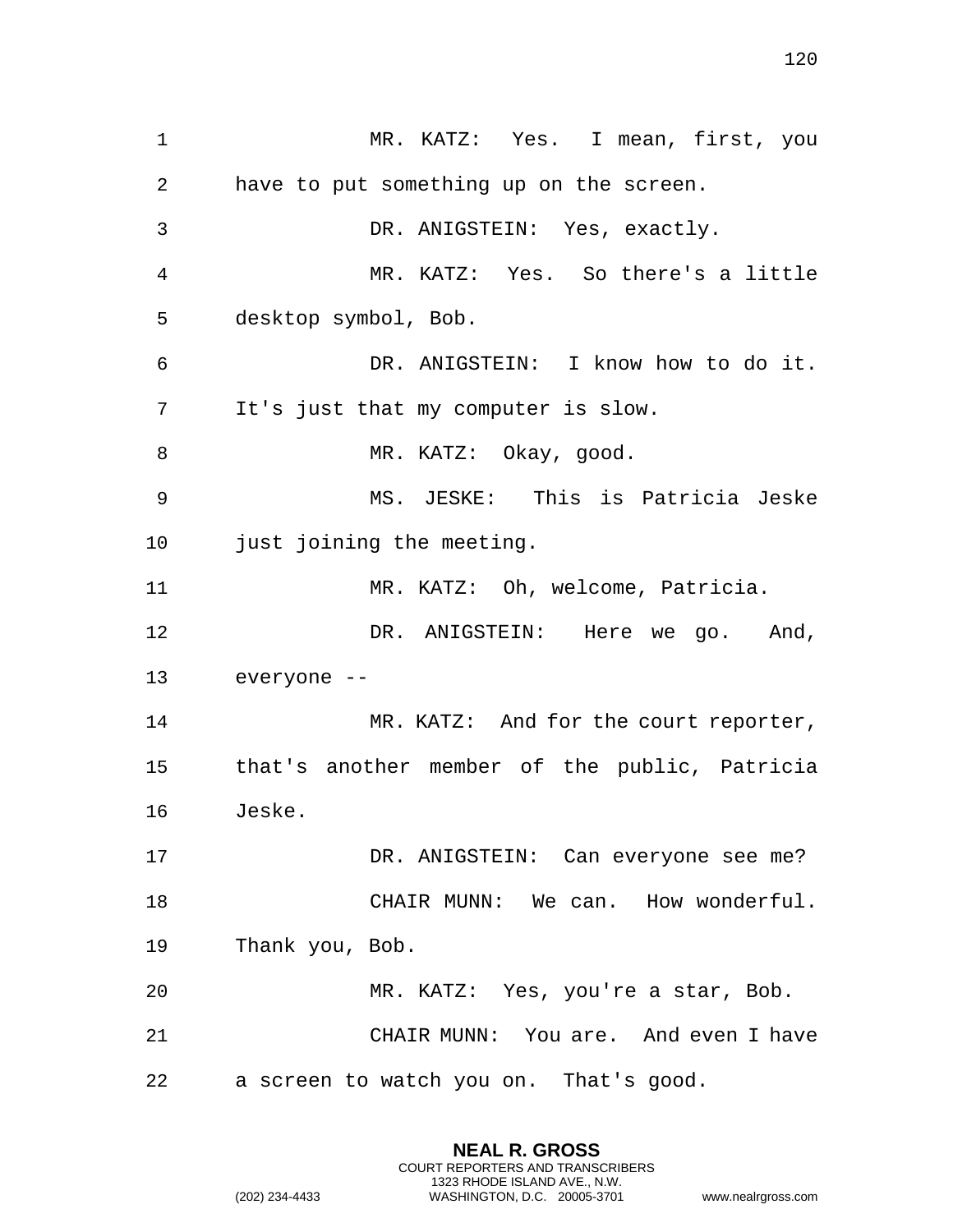MR. KATZ: Yes. I mean, first, you have to put something up on the screen.

DR. ANIGSTEIN: Yes, exactly.

MR. KATZ: Yes. So there's a little desktop symbol, Bob.

DR. ANIGSTEIN: I know how to do it. It's just that my computer is slow.

MR. KATZ: Okay, good.

MS. JESKE: This is Patricia Jeske just joining the meeting.

MR. KATZ: Oh, welcome, Patricia.

DR. ANIGSTEIN: Here we go. And, everyone --

MR. KATZ: And for the court reporter, that's another member of the public, Patricia Jeske.

DR. ANIGSTEIN: Can everyone see me?

CHAIR MUNN: We can. How wonderful. Thank you, Bob.

MR. KATZ: Yes, you're a star, Bob.

CHAIR MUNN: You are. And even I have a screen to watch you on. That's good.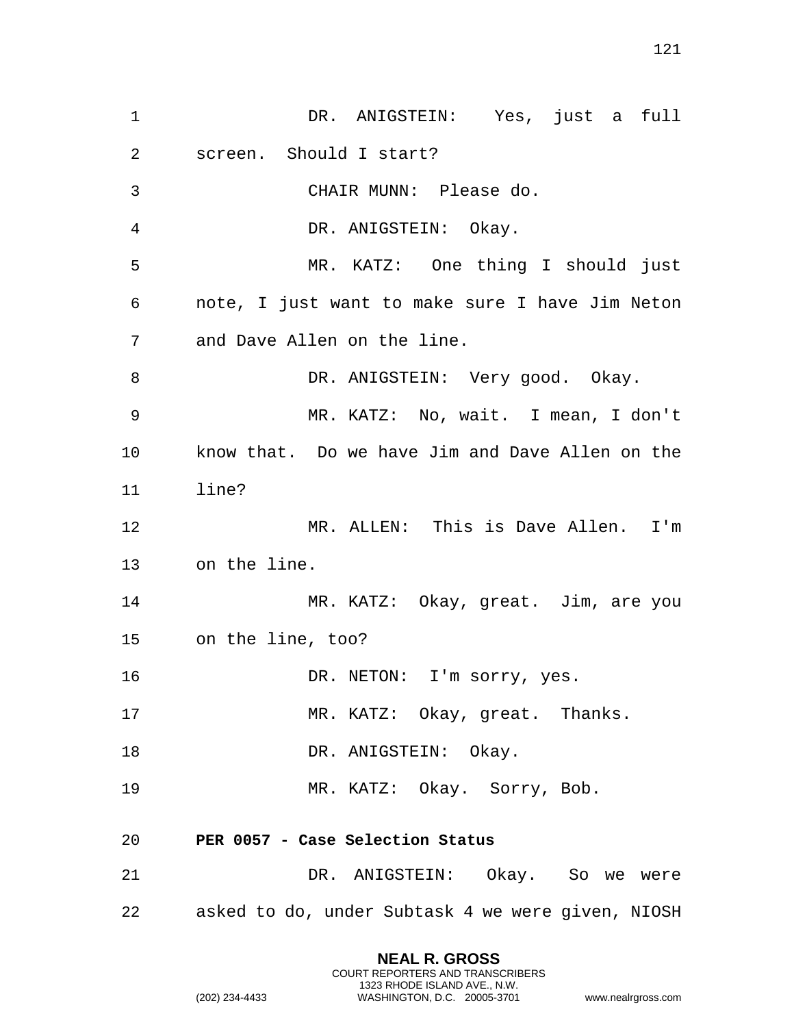DR. ANIGSTEIN: Yes, just a full screen. Should I start?

CHAIR MUNN: Please do.

DR. ANIGSTEIN: Okay.

MR. KATZ: One thing I should just note, I just want to make sure I have Jim Neton and Dave Allen on the line.

DR. ANIGSTEIN: Very good. Okay.

MR. KATZ: No, wait. I mean, I don't know that. Do we have Jim and Dave Allen on the line?

MR. ALLEN: This is Dave Allen. I'm on the line.

MR. KATZ: Okay, great. Jim, are you on the line, too?

DR. NETON: I'm sorry, yes.

MR. KATZ: Okay, great. Thanks.

DR. ANIGSTEIN: Okay.

MR. KATZ: Okay. Sorry, Bob.

**PER 0057 - Case Selection Status**

DR. ANIGSTEIN: Okay. So we were asked to do, under Subtask 4 we were given, NIOSH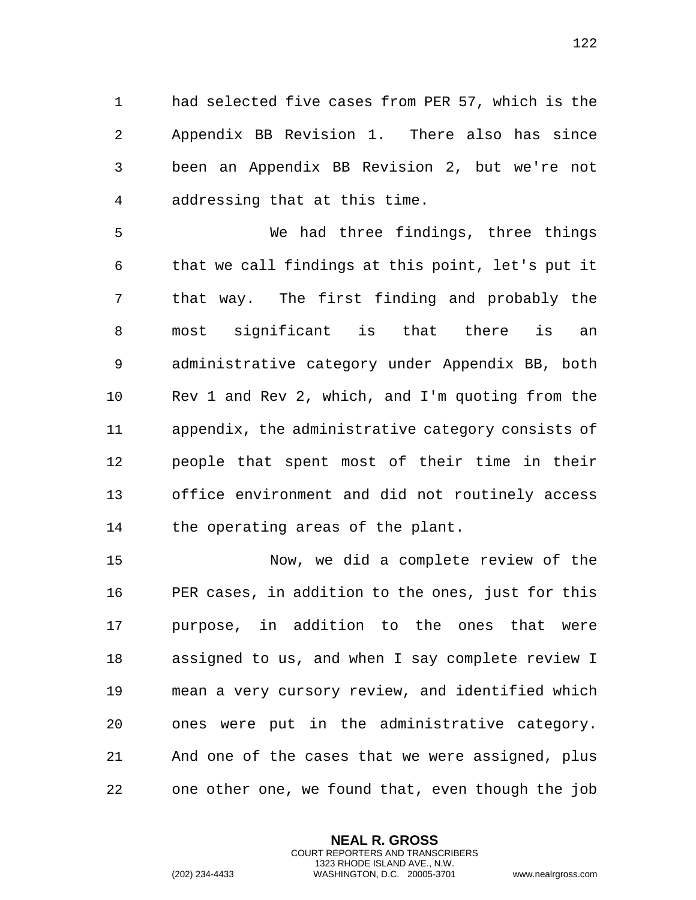had selected five cases from PER 57, which is the Appendix BB Revision 1. There also has since been an Appendix BB Revision 2, but we're not addressing that at this time.

We had three findings, three things that we call findings at this point, let's put it that way. The first finding and probably the most significant is that there is an administrative category under Appendix BB, both Rev 1 and Rev 2, which, and I'm quoting from the appendix, the administrative category consists of people that spent most of their time in their office environment and did not routinely access the operating areas of the plant.

Now, we did a complete review of the PER cases, in addition to the ones, just for this purpose, in addition to the ones that were assigned to us, and when I say complete review I mean a very cursory review, and identified which ones were put in the administrative category. And one of the cases that we were assigned, plus one other one, we found that, even though the job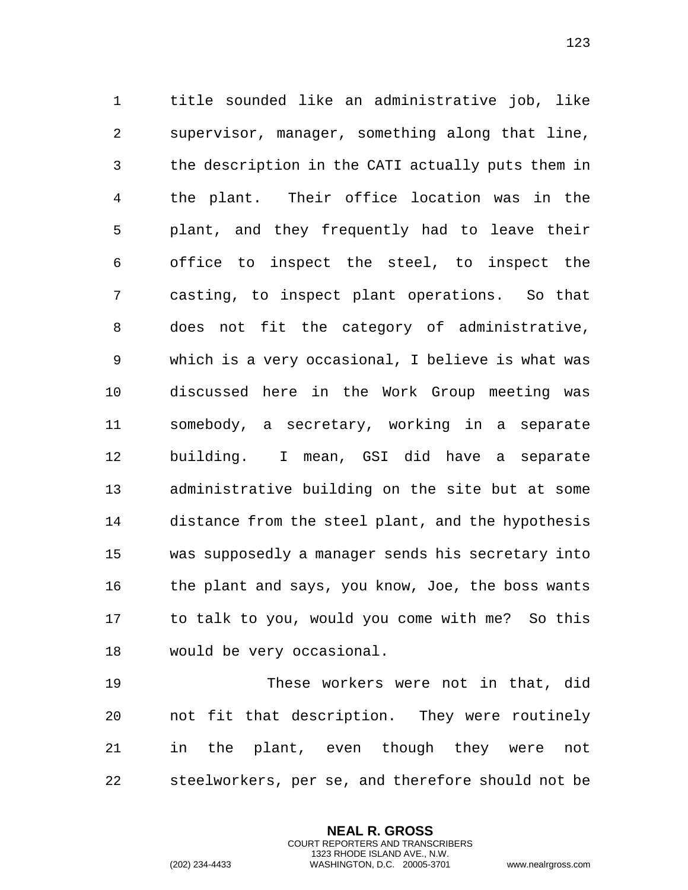title sounded like an administrative job, like supervisor, manager, something along that line, the description in the CATI actually puts them in the plant. Their office location was in the plant, and they frequently had to leave their office to inspect the steel, to inspect the casting, to inspect plant operations. So that does not fit the category of administrative, which is a very occasional, I believe is what was discussed here in the Work Group meeting was somebody, a secretary, working in a separate building. I mean, GSI did have a separate administrative building on the site but at some distance from the steel plant, and the hypothesis was supposedly a manager sends his secretary into the plant and says, you know, Joe, the boss wants to talk to you, would you come with me? So this would be very occasional.

These workers were not in that, did not fit that description. They were routinely in the plant, even though they were not steelworkers, per se, and therefore should not be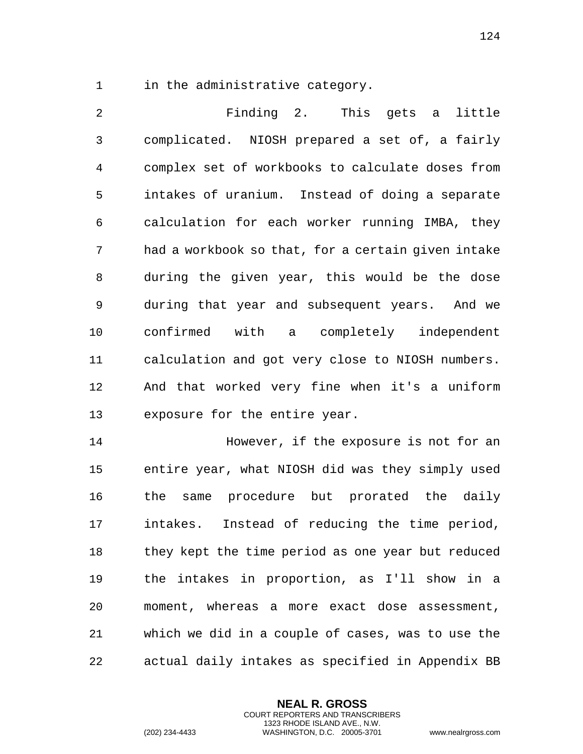in the administrative category.

Finding 2. This gets a little complicated. NIOSH prepared a set of, a fairly complex set of workbooks to calculate doses from intakes of uranium. Instead of doing a separate calculation for each worker running IMBA, they had a workbook so that, for a certain given intake during the given year, this would be the dose during that year and subsequent years. And we confirmed with a completely independent calculation and got very close to NIOSH numbers. And that worked very fine when it's a uniform exposure for the entire year.

However, if the exposure is not for an entire year, what NIOSH did was they simply used the same procedure but prorated the daily intakes. Instead of reducing the time period, they kept the time period as one year but reduced the intakes in proportion, as I'll show in a moment, whereas a more exact dose assessment, which we did in a couple of cases, was to use the actual daily intakes as specified in Appendix BB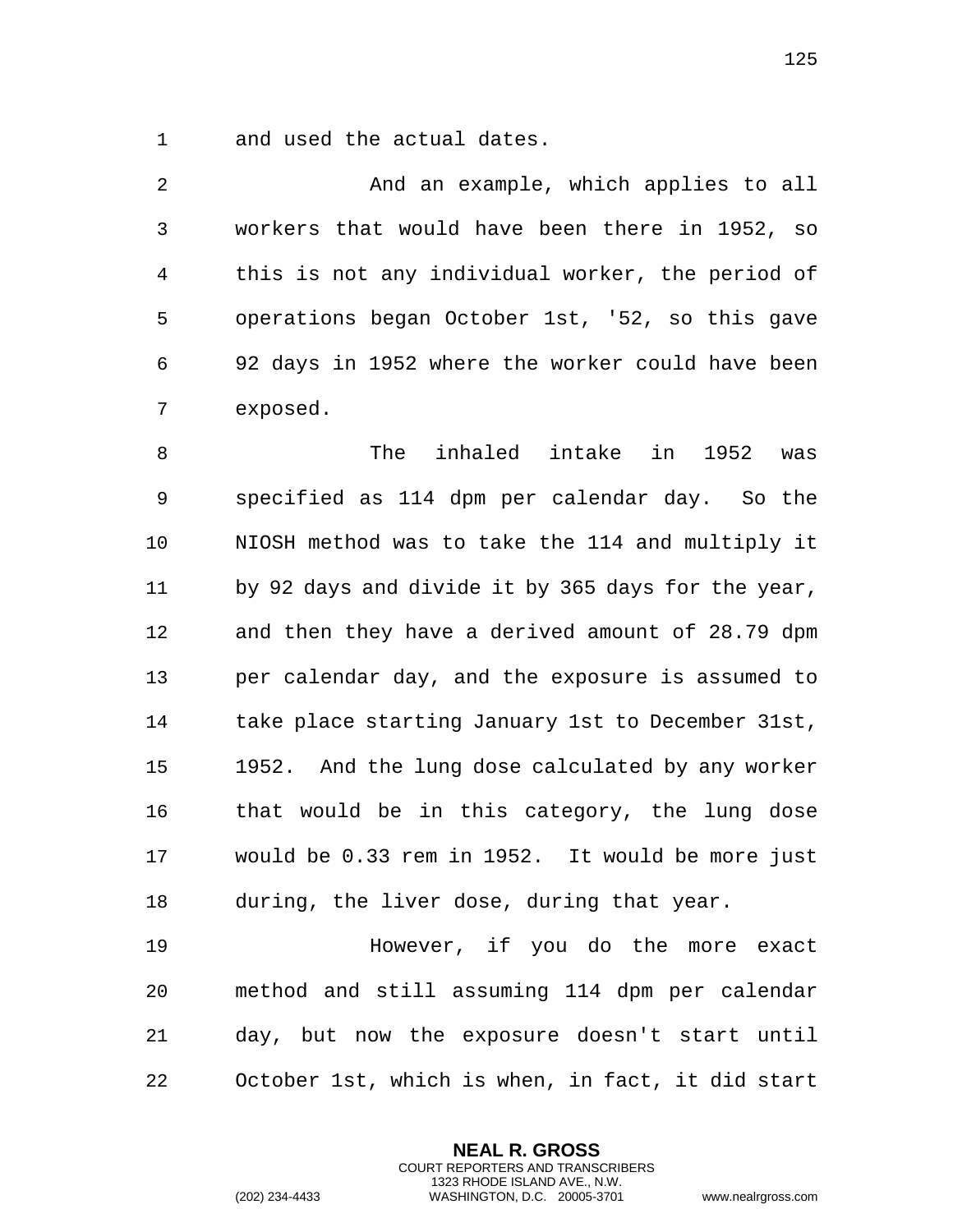and used the actual dates.

And an example, which applies to all workers that would have been there in 1952, so this is not any individual worker, the period of operations began October 1st, '52, so this gave 92 days in 1952 where the worker could have been exposed.

The inhaled intake in 1952 was specified as 114 dpm per calendar day. So the NIOSH method was to take the 114 and multiply it by 92 days and divide it by 365 days for the year, and then they have a derived amount of 28.79 dpm per calendar day, and the exposure is assumed to take place starting January 1st to December 31st, 1952. And the lung dose calculated by any worker that would be in this category, the lung dose would be 0.33 rem in 1952. It would be more just during, the liver dose, during that year.

However, if you do the more exact method and still assuming 114 dpm per calendar day, but now the exposure doesn't start until October 1st, which is when, in fact, it did start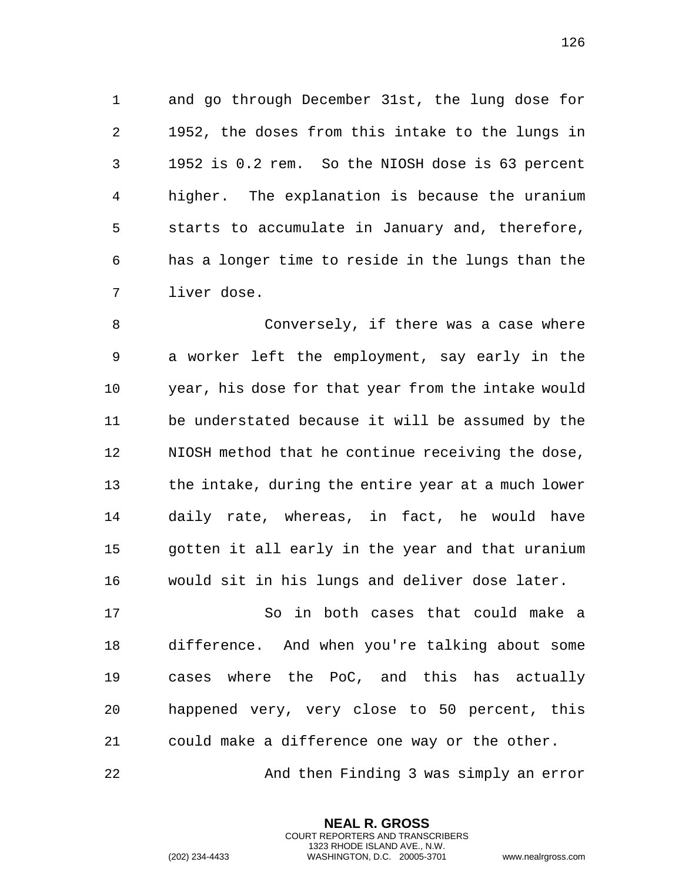and go through December 31st, the lung dose for 1952, the doses from this intake to the lungs in 1952 is 0.2 rem. So the NIOSH dose is 63 percent higher. The explanation is because the uranium starts to accumulate in January and, therefore, has a longer time to reside in the lungs than the liver dose.

Conversely, if there was a case where a worker left the employment, say early in the year, his dose for that year from the intake would be understated because it will be assumed by the NIOSH method that he continue receiving the dose, the intake, during the entire year at a much lower daily rate, whereas, in fact, he would have gotten it all early in the year and that uranium would sit in his lungs and deliver dose later.

So in both cases that could make a difference. And when you're talking about some cases where the PoC, and this has actually happened very, very close to 50 percent, this could make a difference one way or the other.

And then Finding 3 was simply an error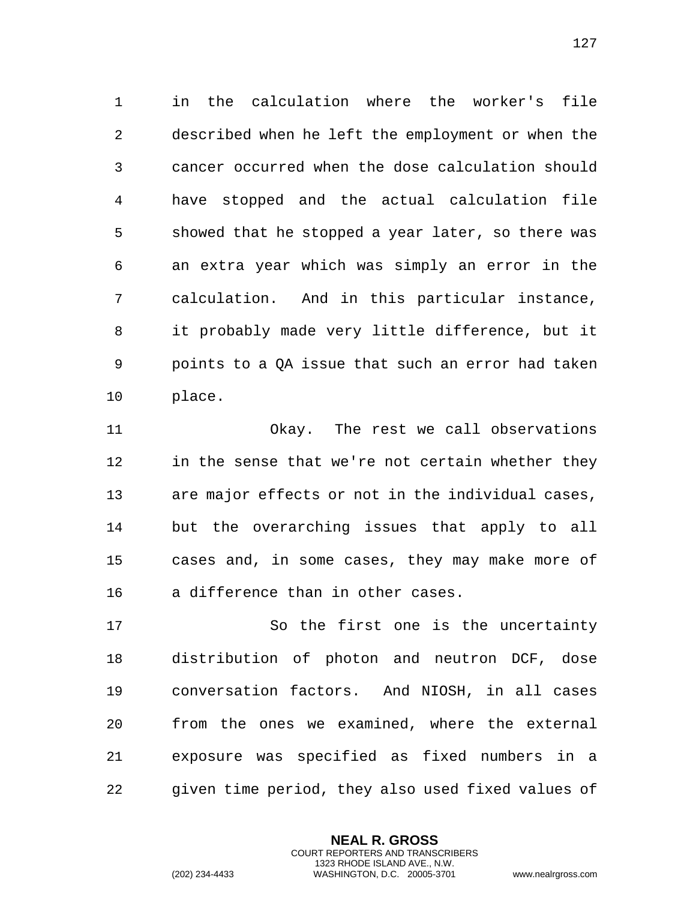in the calculation where the worker's file described when he left the employment or when the cancer occurred when the dose calculation should have stopped and the actual calculation file showed that he stopped a year later, so there was an extra year which was simply an error in the calculation. And in this particular instance, it probably made very little difference, but it points to a QA issue that such an error had taken place.

Okay. The rest we call observations in the sense that we're not certain whether they are major effects or not in the individual cases, but the overarching issues that apply to all cases and, in some cases, they may make more of a difference than in other cases.

So the first one is the uncertainty distribution of photon and neutron DCF, dose conversation factors. And NIOSH, in all cases from the ones we examined, where the external exposure was specified as fixed numbers in a given time period, they also used fixed values of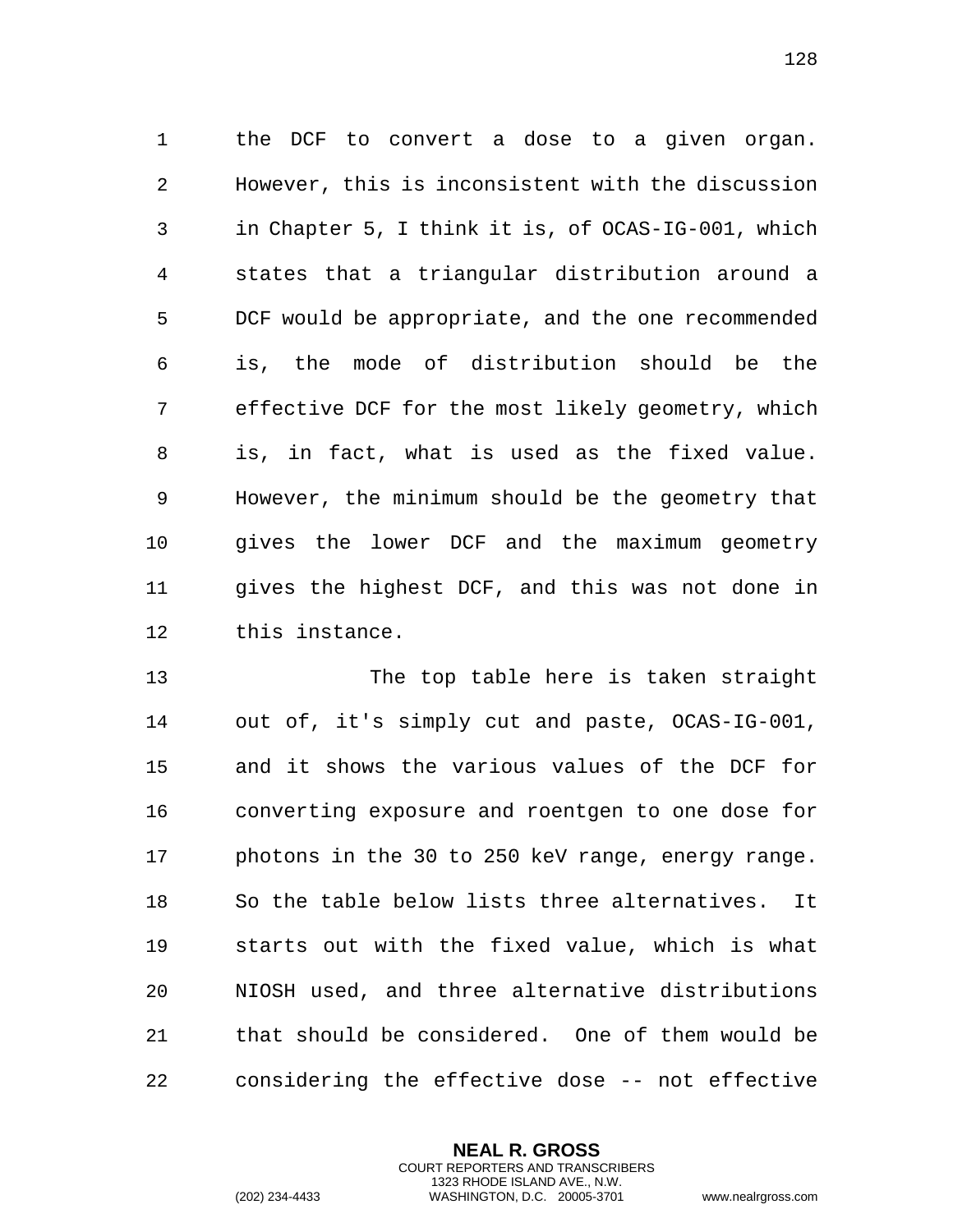the DCF to convert a dose to a given organ. However, this is inconsistent with the discussion in Chapter 5, I think it is, of OCAS-IG-001, which states that a triangular distribution around a DCF would be appropriate, and the one recommended is, the mode of distribution should be the effective DCF for the most likely geometry, which is, in fact, what is used as the fixed value. However, the minimum should be the geometry that gives the lower DCF and the maximum geometry gives the highest DCF, and this was not done in this instance.

The top table here is taken straight out of, it's simply cut and paste, OCAS-IG-001, and it shows the various values of the DCF for converting exposure and roentgen to one dose for photons in the 30 to 250 keV range, energy range. So the table below lists three alternatives. It starts out with the fixed value, which is what NIOSH used, and three alternative distributions that should be considered. One of them would be considering the effective dose -- not effective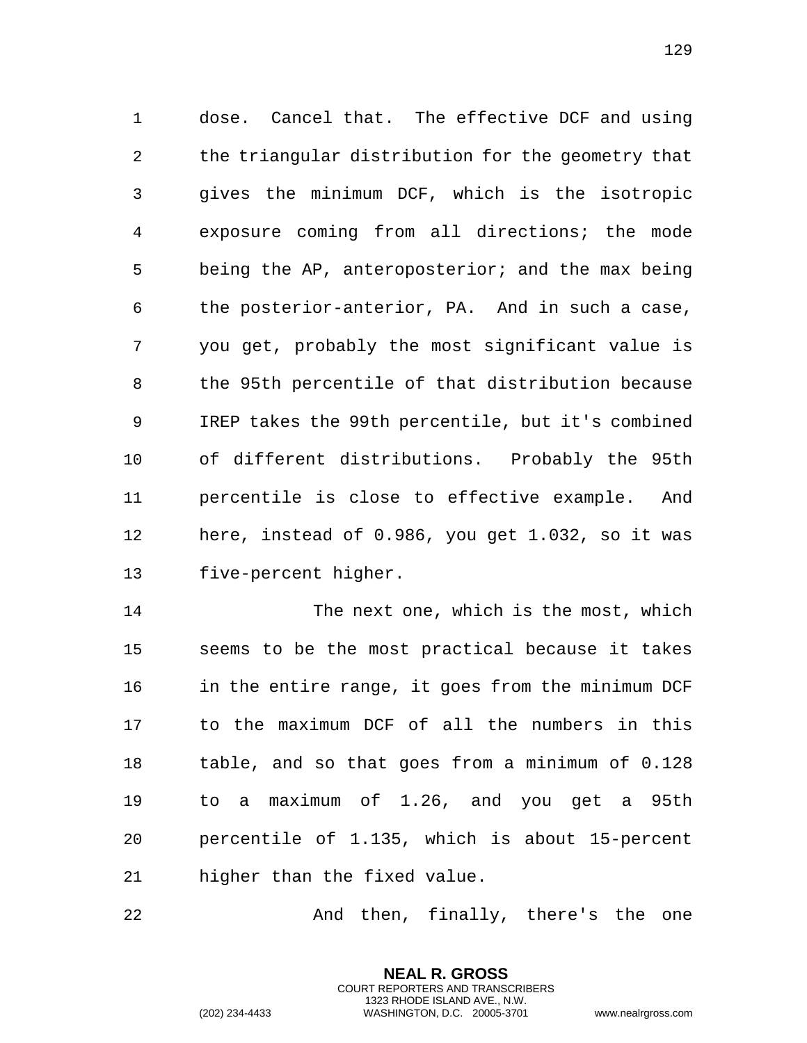dose. Cancel that. The effective DCF and using the triangular distribution for the geometry that gives the minimum DCF, which is the isotropic exposure coming from all directions; the mode being the AP, anteroposterior; and the max being the posterior-anterior, PA. And in such a case, you get, probably the most significant value is the 95th percentile of that distribution because IREP takes the 99th percentile, but it's combined of different distributions. Probably the 95th percentile is close to effective example. And here, instead of 0.986, you get 1.032, so it was five-percent higher.

The next one, which is the most, which seems to be the most practical because it takes in the entire range, it goes from the minimum DCF to the maximum DCF of all the numbers in this table, and so that goes from a minimum of 0.128 to a maximum of 1.26, and you get a 95th percentile of 1.135, which is about 15-percent higher than the fixed value.

And then, finally, there's the one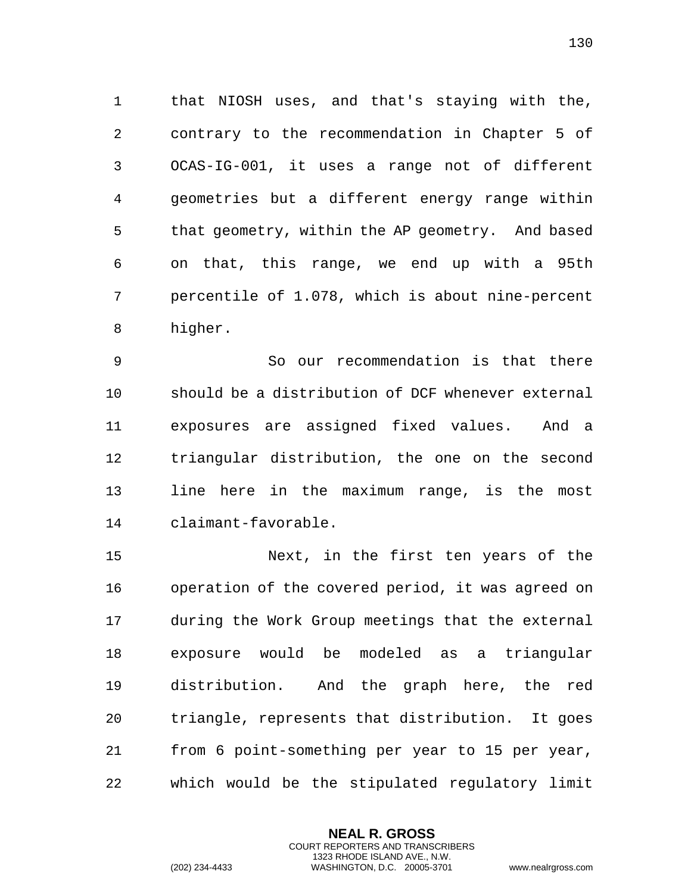that NIOSH uses, and that's staying with the, contrary to the recommendation in Chapter 5 of OCAS-IG-001, it uses a range not of different geometries but a different energy range within that geometry, within the AP geometry. And based on that, this range, we end up with a 95th percentile of 1.078, which is about nine-percent higher.

So our recommendation is that there should be a distribution of DCF whenever external exposures are assigned fixed values. And a triangular distribution, the one on the second line here in the maximum range, is the most claimant-favorable.

Next, in the first ten years of the operation of the covered period, it was agreed on during the Work Group meetings that the external exposure would be modeled as a triangular distribution. And the graph here, the red triangle, represents that distribution. It goes from 6 point-something per year to 15 per year, which would be the stipulated regulatory limit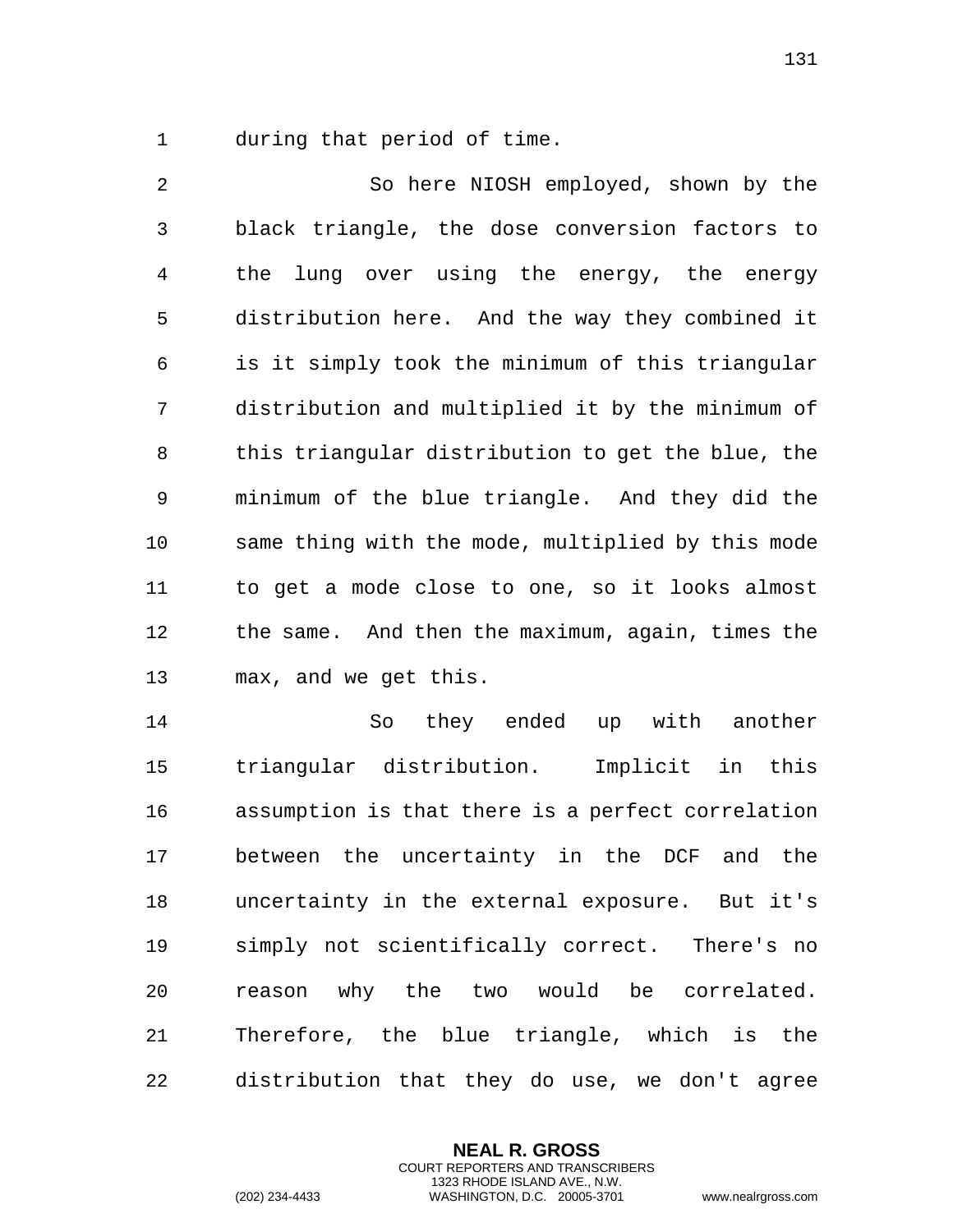during that period of time.

So here NIOSH employed, shown by the black triangle, the dose conversion factors to the lung over using the energy, the energy distribution here. And the way they combined it is it simply took the minimum of this triangular distribution and multiplied it by the minimum of this triangular distribution to get the blue, the minimum of the blue triangle. And they did the same thing with the mode, multiplied by this mode to get a mode close to one, so it looks almost the same. And then the maximum, again, times the max, and we get this.

So they ended up with another triangular distribution. Implicit in this assumption is that there is a perfect correlation between the uncertainty in the DCF and the uncertainty in the external exposure. But it's simply not scientifically correct. There's no reason why the two would be correlated. Therefore, the blue triangle, which is the distribution that they do use, we don't agree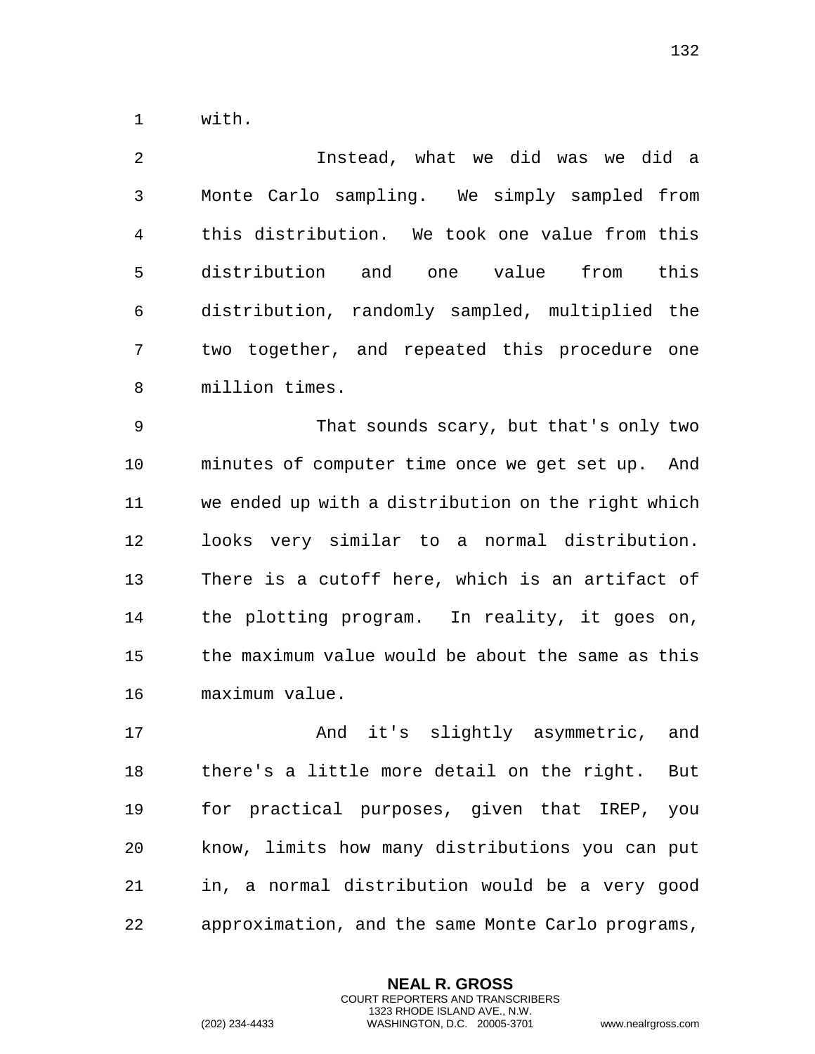with.

Instead, what we did was we did a Monte Carlo sampling. We simply sampled from this distribution. We took one value from this distribution and one value from this distribution, randomly sampled, multiplied the two together, and repeated this procedure one million times.

That sounds scary, but that's only two minutes of computer time once we get set up. And we ended up with a distribution on the right which looks very similar to a normal distribution. There is a cutoff here, which is an artifact of the plotting program. In reality, it goes on, the maximum value would be about the same as this maximum value.

And it's slightly asymmetric, and there's a little more detail on the right. But for practical purposes, given that IREP, you know, limits how many distributions you can put in, a normal distribution would be a very good approximation, and the same Monte Carlo programs,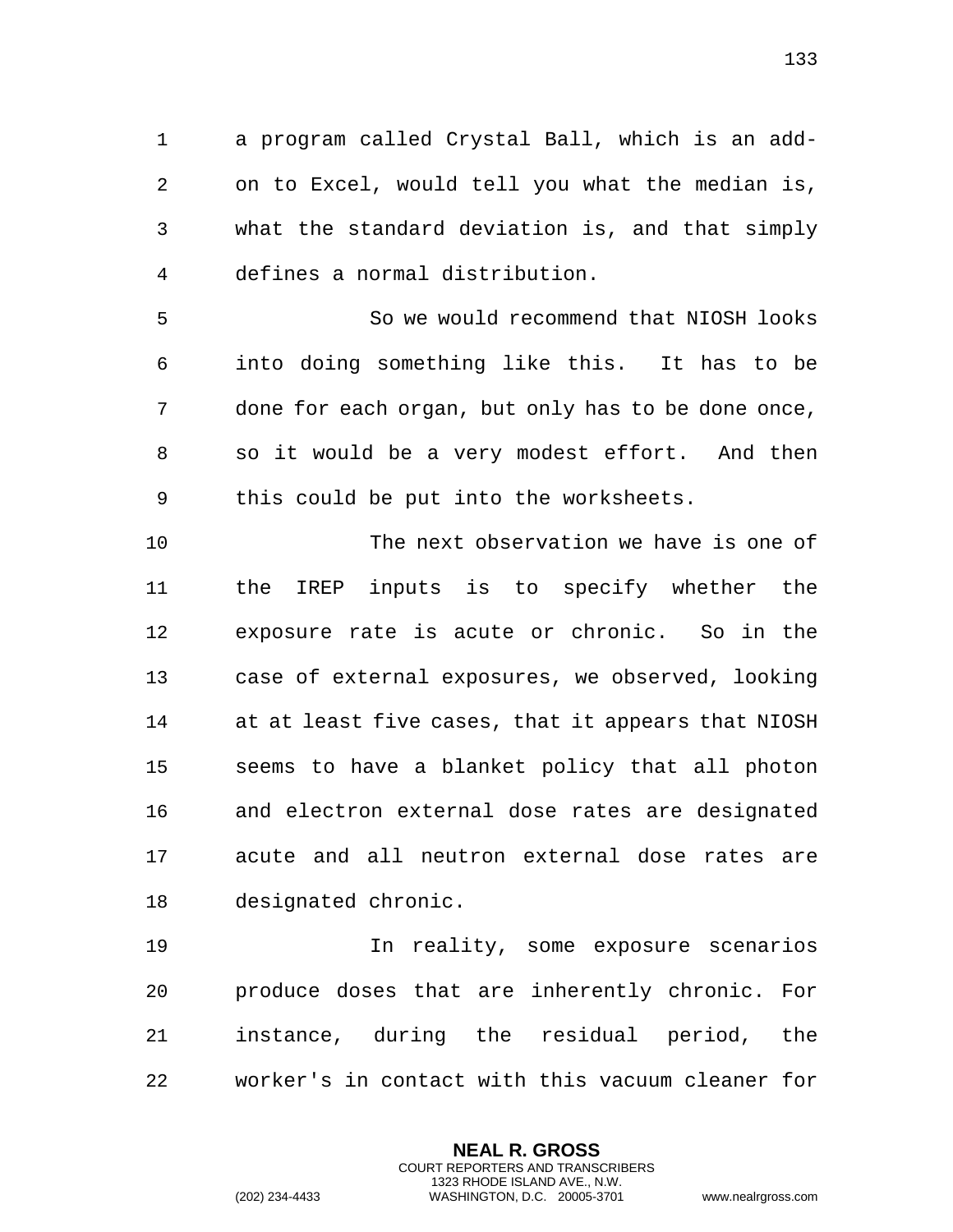a program called Crystal Ball, which is an add-on to Excel, would tell you what the median is, what the standard deviation is, and that simply defines a normal distribution.

So we would recommend that NIOSH looks into doing something like this. It has to be done for each organ, but only has to be done once, so it would be a very modest effort. And then this could be put into the worksheets.

The next observation we have is one of the IREP inputs is to specify whether the exposure rate is acute or chronic. So in the case of external exposures, we observed, looking at at least five cases, that it appears that NIOSH seems to have a blanket policy that all photon and electron external dose rates are designated acute and all neutron external dose rates are designated chronic.

In reality, some exposure scenarios produce doses that are inherently chronic. For instance, during the residual period, the worker's in contact with this vacuum cleaner for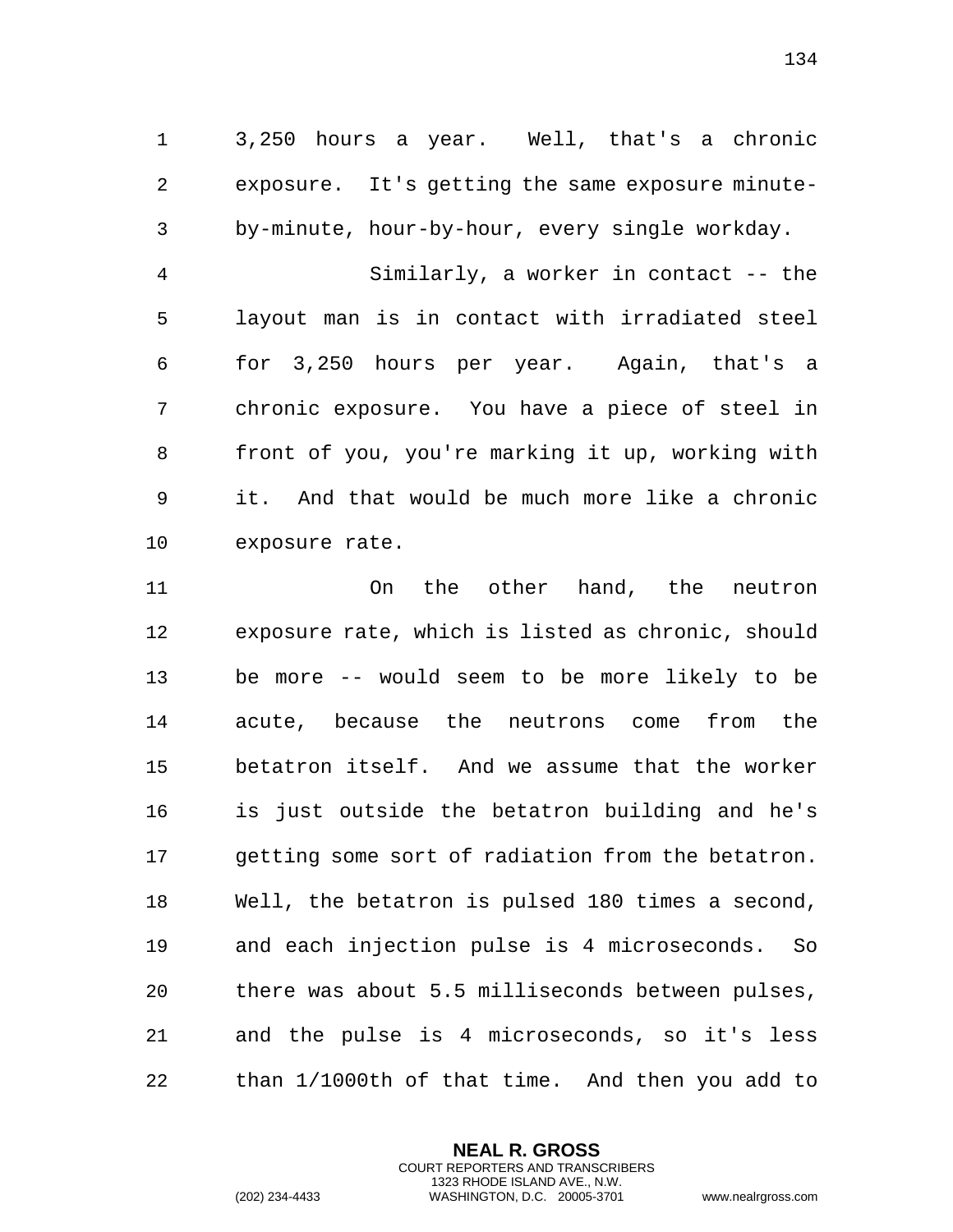3,250 hours a year. Well, that's a chronic exposure. It's getting the same exposure minute-by-minute, hour-by-hour, every single workday.

Similarly, a worker in contact -- the layout man is in contact with irradiated steel for 3,250 hours per year. Again, that's a chronic exposure. You have a piece of steel in front of you, you're marking it up, working with it. And that would be much more like a chronic exposure rate.

On the other hand, the neutron exposure rate, which is listed as chronic, should be more -- would seem to be more likely to be acute, because the neutrons come from the betatron itself. And we assume that the worker is just outside the betatron building and he's getting some sort of radiation from the betatron. Well, the betatron is pulsed 180 times a second, and each injection pulse is 4 microseconds. So there was about 5.5 milliseconds between pulses, and the pulse is 4 microseconds, so it's less than 1/1000th of that time. And then you add to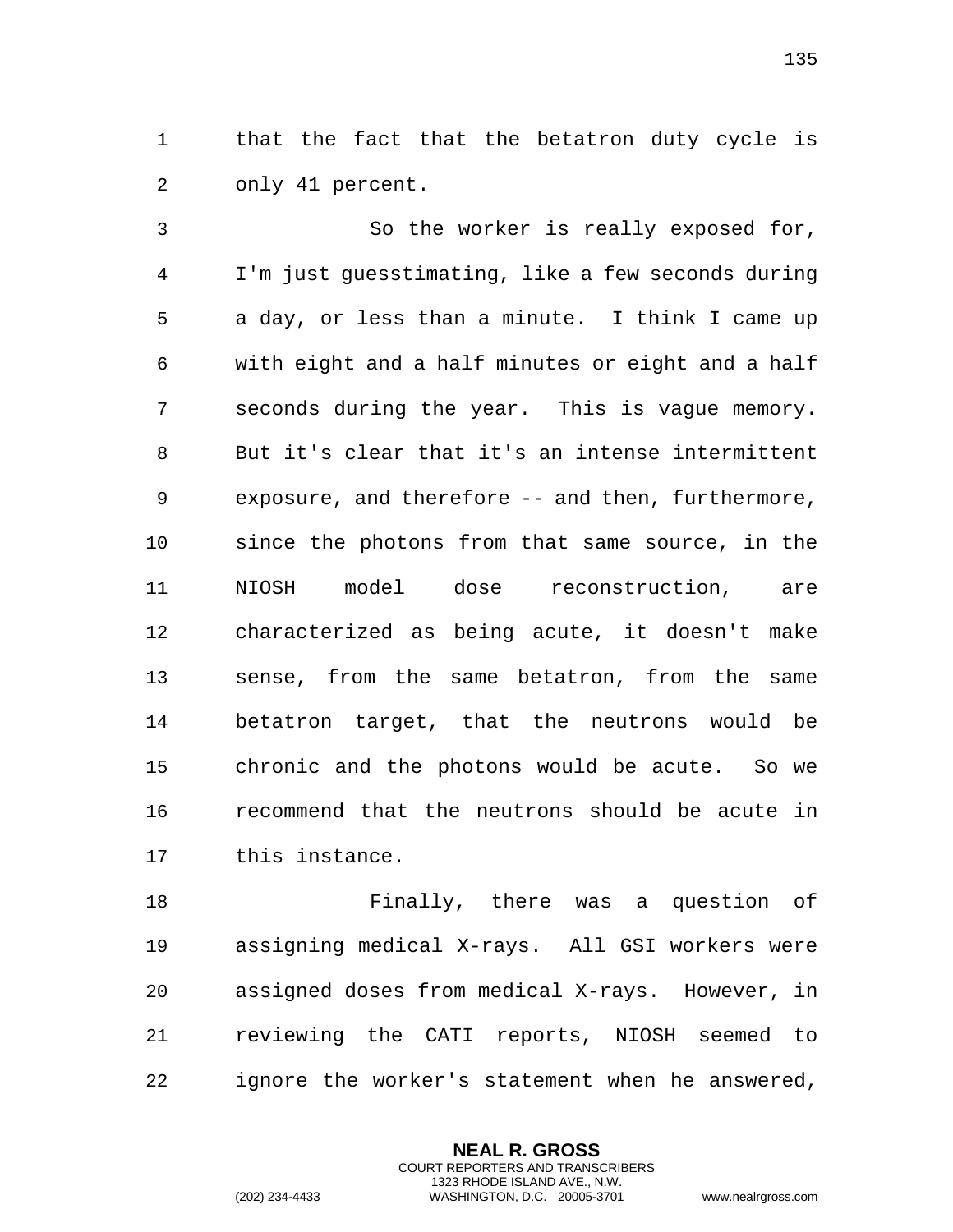that the fact that the betatron duty cycle is only 41 percent.

So the worker is really exposed for, I'm just guesstimating, like a few seconds during a day, or less than a minute. I think I came up with eight and a half minutes or eight and a half seconds during the year. This is vague memory. But it's clear that it's an intense intermittent exposure, and therefore -- and then, furthermore, since the photons from that same source, in the NIOSH model dose reconstruction, are characterized as being acute, it doesn't make sense, from the same betatron, from the same betatron target, that the neutrons would be chronic and the photons would be acute. So we recommend that the neutrons should be acute in this instance.

Finally, there was a question of assigning medical X-rays. All GSI workers were assigned doses from medical X-rays. However, in reviewing the CATI reports, NIOSH seemed to ignore the worker's statement when he answered,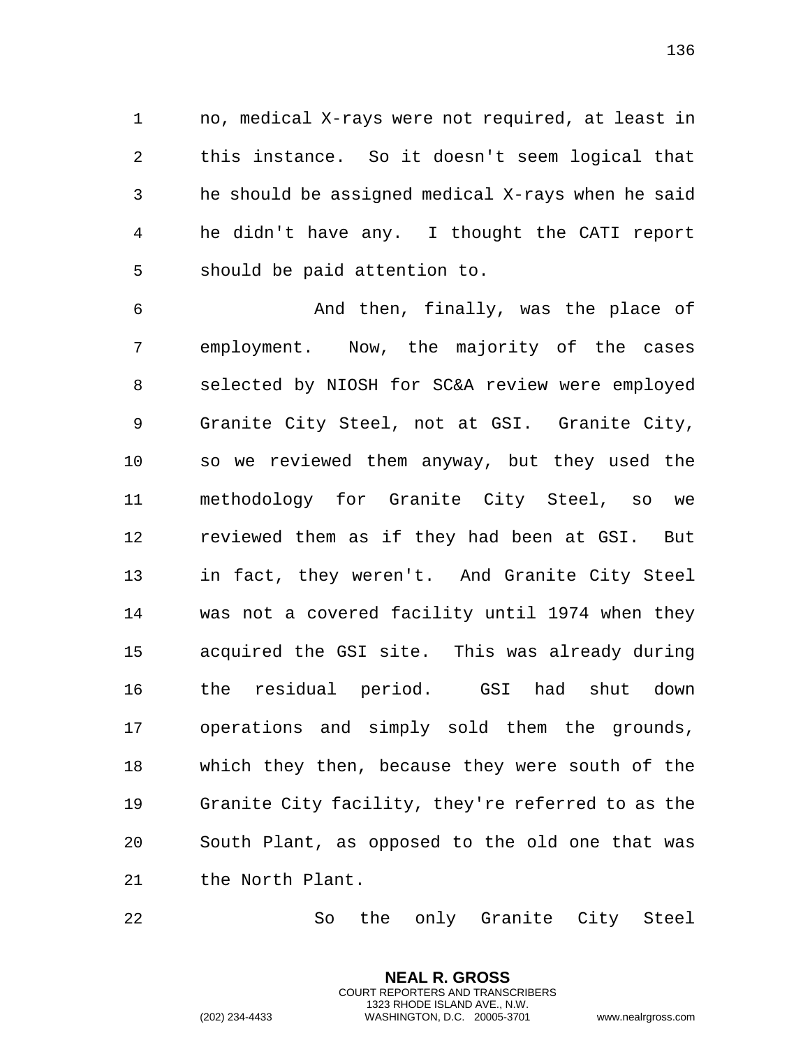no, medical X-rays were not required, at least in this instance. So it doesn't seem logical that he should be assigned medical X-rays when he said he didn't have any. I thought the CATI report should be paid attention to.

And then, finally, was the place of employment. Now, the majority of the cases selected by NIOSH for SC&A review were employed Granite City Steel, not at GSI. Granite City, so we reviewed them anyway, but they used the methodology for Granite City Steel, so we reviewed them as if they had been at GSI. But in fact, they weren't. And Granite City Steel was not a covered facility until 1974 when they acquired the GSI site. This was already during the residual period. GSI had shut down operations and simply sold them the grounds, which they then, because they were south of the Granite City facility, they're referred to as the South Plant, as opposed to the old one that was the North Plant.

So the only Granite City Steel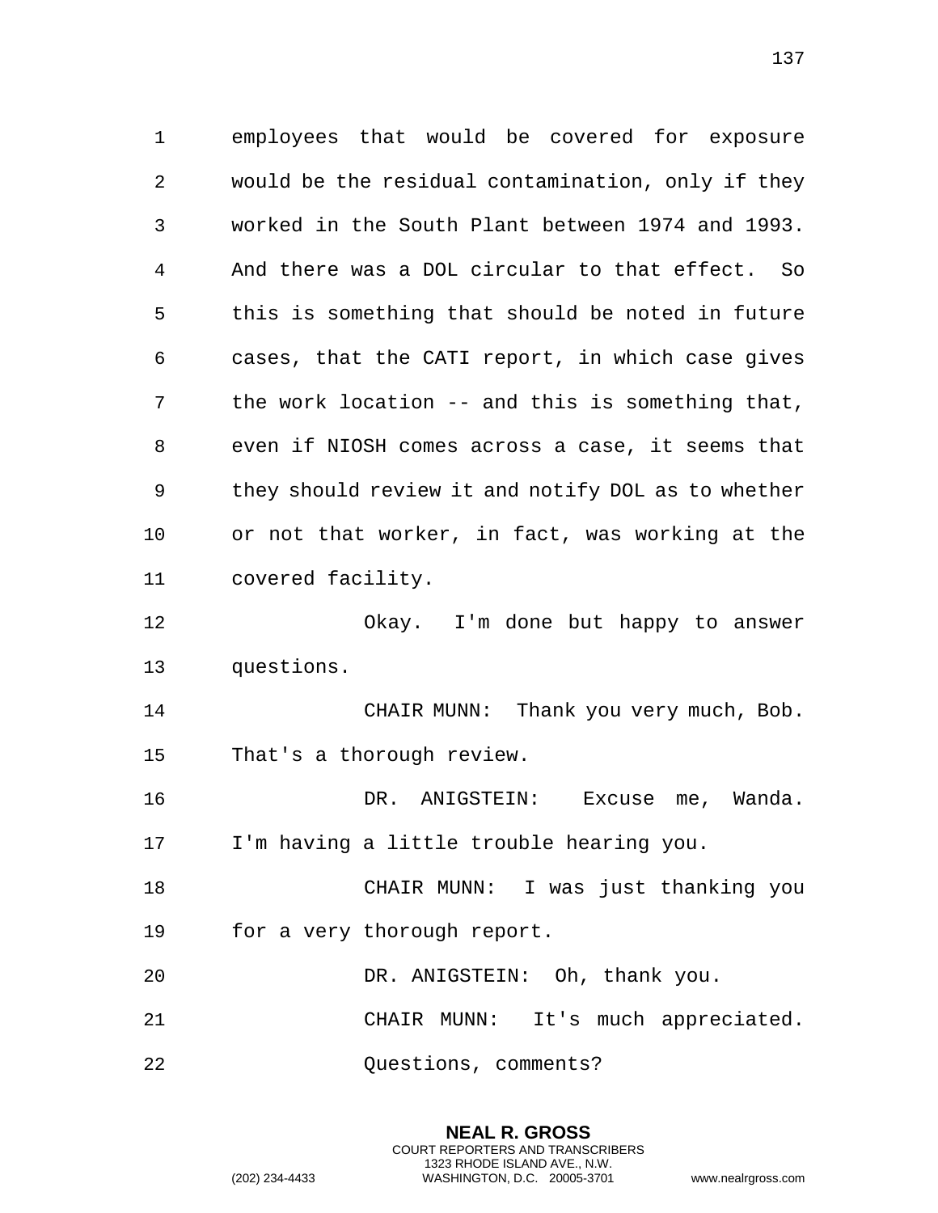employees that would be covered for exposure would be the residual contamination, only if they worked in the South Plant between 1974 and 1993. And there was a DOL circular to that effect. So this is something that should be noted in future cases, that the CATI report, in which case gives the work location -- and this is something that, even if NIOSH comes across a case, it seems that they should review it and notify DOL as to whether or not that worker, in fact, was working at the covered facility.

Okay. I'm done but happy to answer questions.

CHAIR MUNN: Thank you very much, Bob. That's a thorough review.

DR. ANIGSTEIN: Excuse me, Wanda. I'm having a little trouble hearing you.

CHAIR MUNN: I was just thanking you for a very thorough report.

DR. ANIGSTEIN: Oh, thank you.

CHAIR MUNN: It's much appreciated. Questions, comments?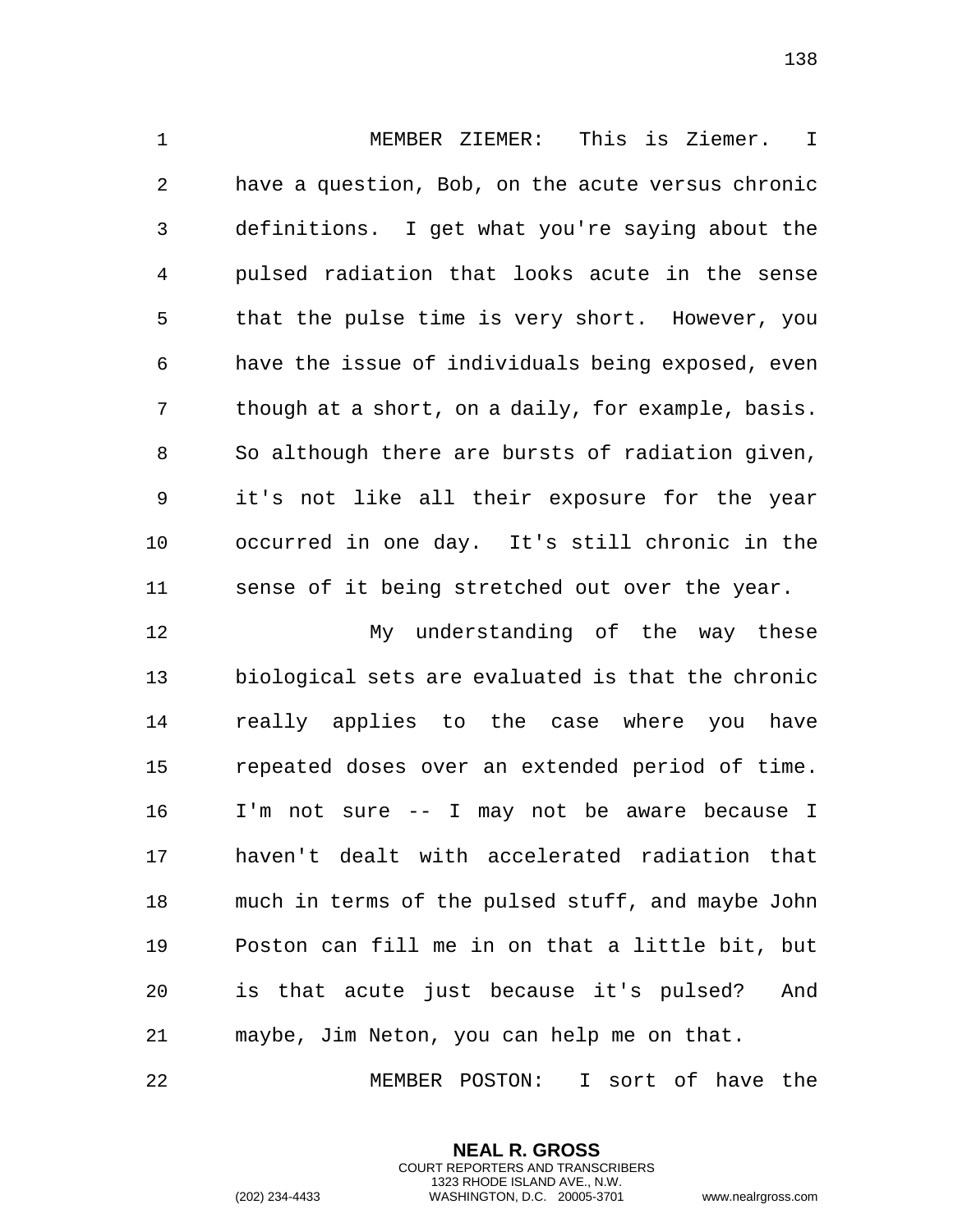MEMBER ZIEMER: This is Ziemer. I have a question, Bob, on the acute versus chronic definitions. I get what you're saying about the pulsed radiation that looks acute in the sense that the pulse time is very short. However, you have the issue of individuals being exposed, even though at a short, on a daily, for example, basis. So although there are bursts of radiation given, it's not like all their exposure for the year occurred in one day. It's still chronic in the sense of it being stretched out over the year.

My understanding of the way these biological sets are evaluated is that the chronic really applies to the case where you have repeated doses over an extended period of time. I'm not sure -- I may not be aware because I haven't dealt with accelerated radiation that much in terms of the pulsed stuff, and maybe John Poston can fill me in on that a little bit, but is that acute just because it's pulsed? And maybe, Jim Neton, you can help me on that.

MEMBER POSTON: I sort of have the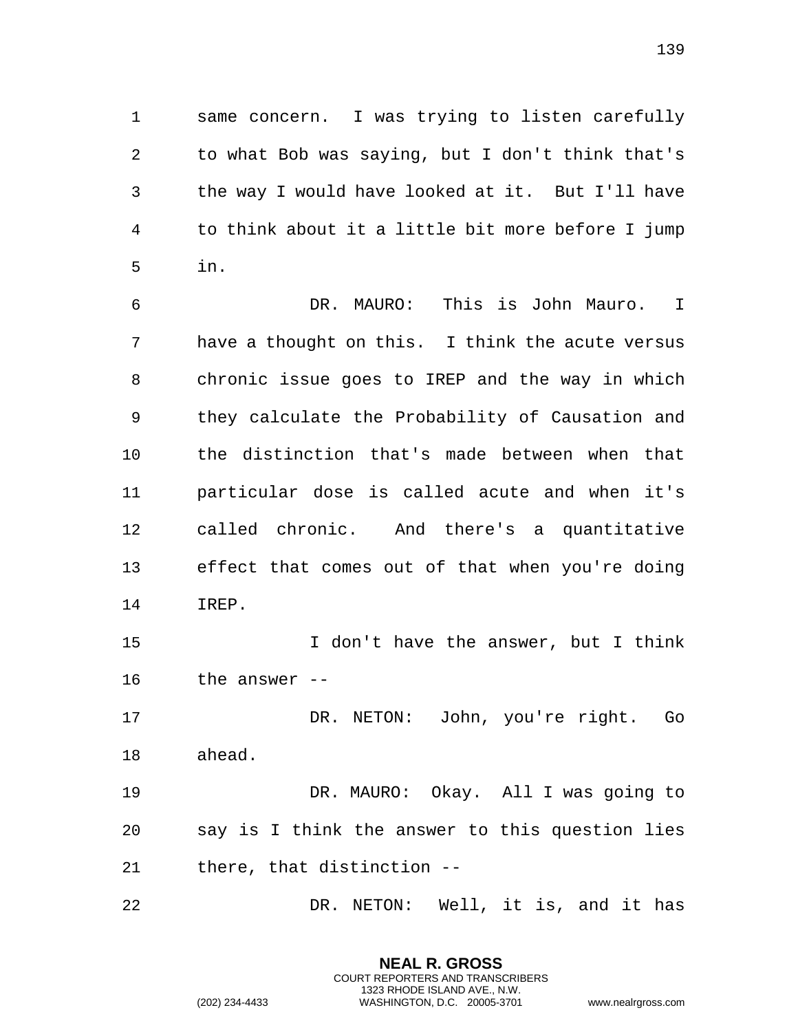same concern. I was trying to listen carefully to what Bob was saying, but I don't think that's the way I would have looked at it. But I'll have to think about it a little bit more before I jump in.

DR. MAURO: This is John Mauro. I have a thought on this. I think the acute versus chronic issue goes to IREP and the way in which they calculate the Probability of Causation and the distinction that's made between when that particular dose is called acute and when it's called chronic. And there's a quantitative effect that comes out of that when you're doing IREP.

I don't have the answer, but I think the answer --

DR. NETON: John, you're right. Go ahead.

DR. MAURO: Okay. All I was going to say is I think the answer to this question lies there, that distinction --

DR. NETON: Well, it is, and it has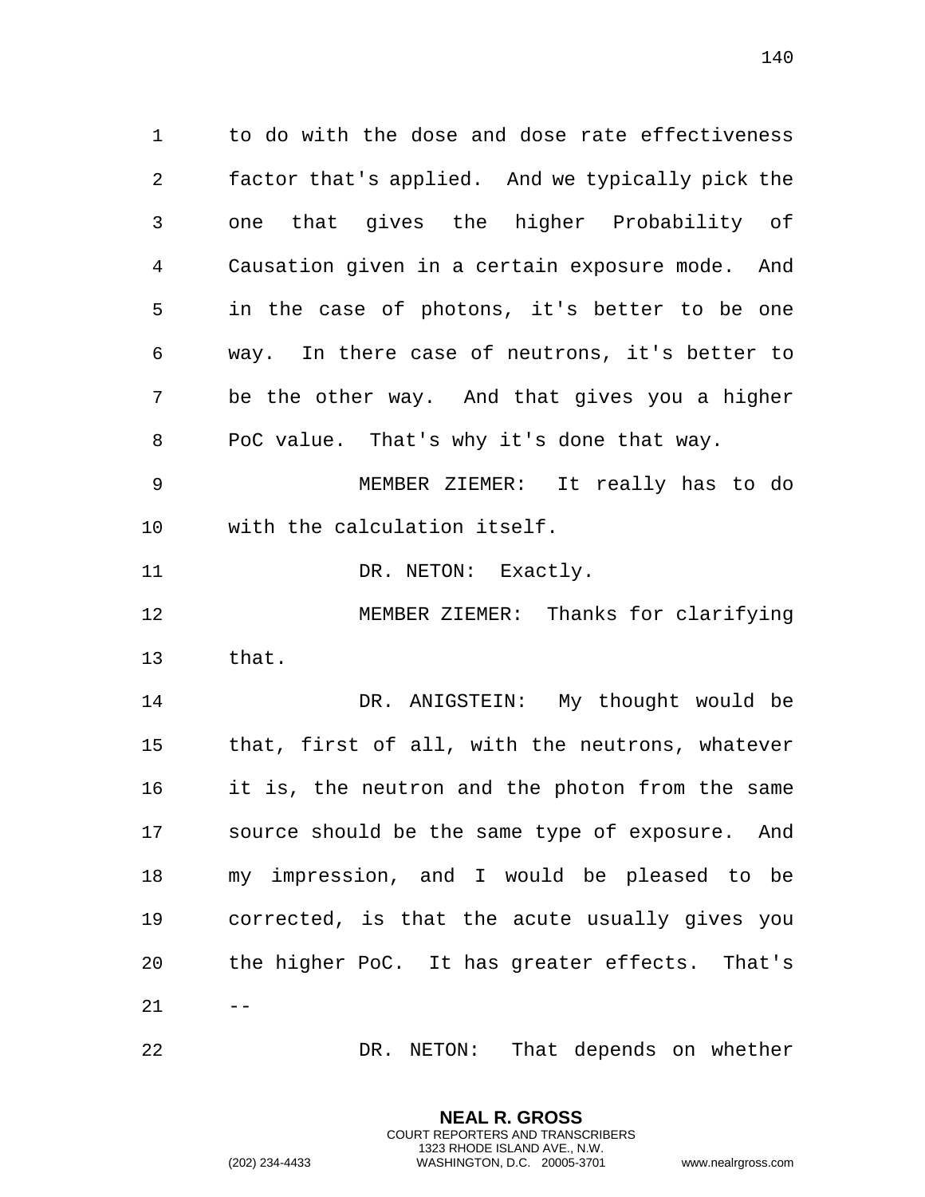to do with the dose and dose rate effectiveness factor that's applied. And we typically pick the one that gives the higher Probability of Causation given in a certain exposure mode. And in the case of photons, it's better to be one way. In there case of neutrons, it's better to be the other way. And that gives you a higher PoC value. That's why it's done that way.

MEMBER ZIEMER: It really has to do with the calculation itself.

DR. NETON: Exactly.

MEMBER ZIEMER: Thanks for clarifying that.

DR. ANIGSTEIN: My thought would be that, first of all, with the neutrons, whatever it is, the neutron and the photon from the same source should be the same type of exposure. And my impression, and I would be pleased to be corrected, is that the acute usually gives you the higher PoC. It has greater effects. That's --

DR. NETON: That depends on whether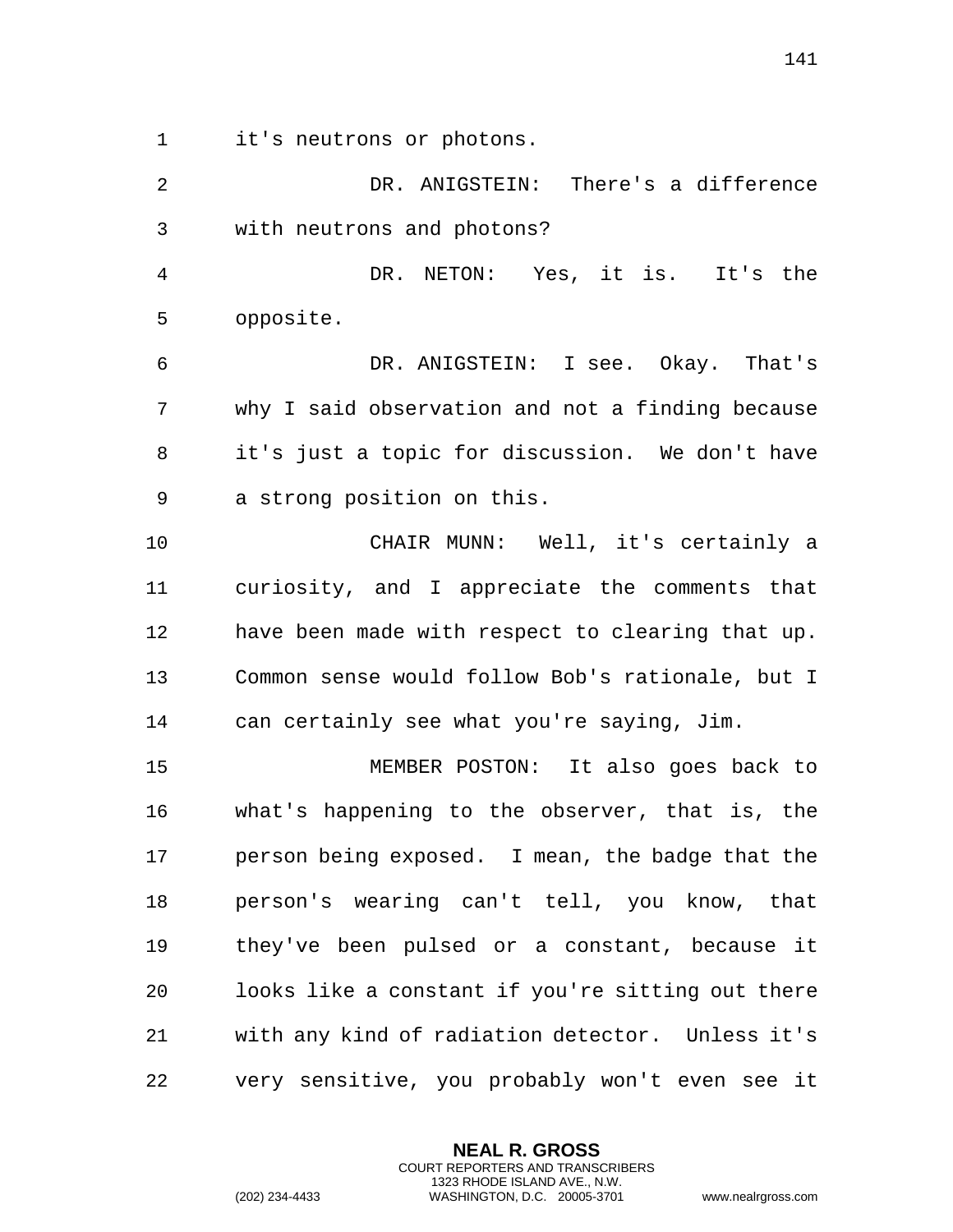it's neutrons or photons.

DR. ANIGSTEIN: There's a difference with neutrons and photons?

DR. NETON: Yes, it is. It's the opposite.

DR. ANIGSTEIN: I see. Okay. That's why I said observation and not a finding because it's just a topic for discussion. We don't have a strong position on this.

CHAIR MUNN: Well, it's certainly a curiosity, and I appreciate the comments that have been made with respect to clearing that up. Common sense would follow Bob's rationale, but I can certainly see what you're saying, Jim.

MEMBER POSTON: It also goes back to what's happening to the observer, that is, the person being exposed. I mean, the badge that the person's wearing can't tell, you know, that they've been pulsed or a constant, because it looks like a constant if you're sitting out there with any kind of radiation detector. Unless it's very sensitive, you probably won't even see it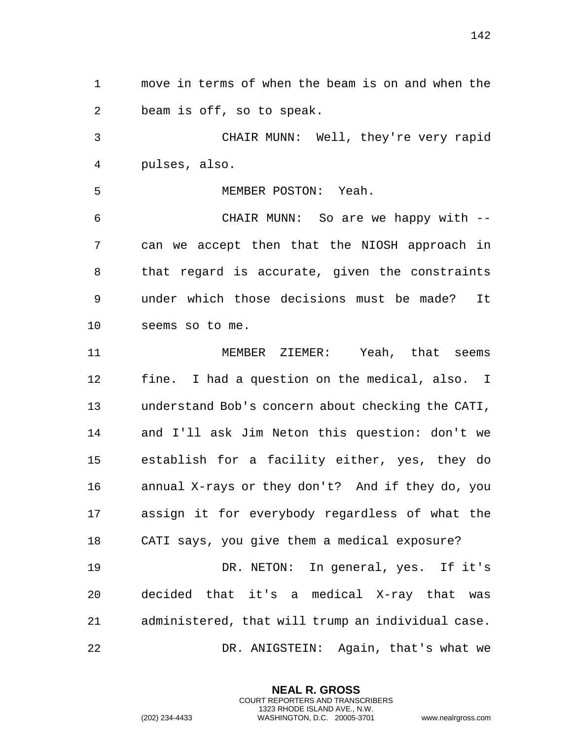move in terms of when the beam is on and when the beam is off, so to speak.

CHAIR MUNN: Well, they're very rapid pulses, also.

MEMBER POSTON: Yeah.

CHAIR MUNN: So are we happy with -- can we accept then that the NIOSH approach in that regard is accurate, given the constraints under which those decisions must be made? It seems so to me.

MEMBER ZIEMER: Yeah, that seems fine. I had a question on the medical, also. I understand Bob's concern about checking the CATI, and I'll ask Jim Neton this question: don't we establish for a facility either, yes, they do annual X-rays or they don't? And if they do, you assign it for everybody regardless of what the CATI says, you give them a medical exposure?

DR. NETON: In general, yes. If it's decided that it's a medical X-ray that was administered, that will trump an individual case.

DR. ANIGSTEIN: Again, that's what we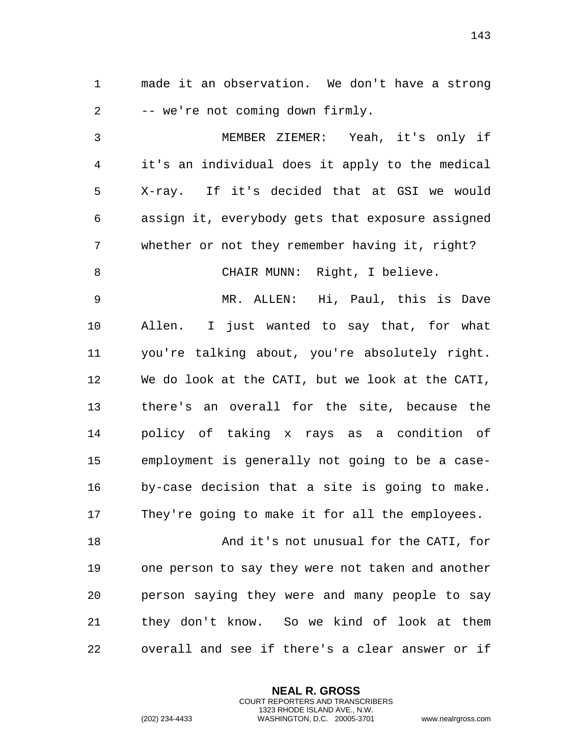made it an observation. We don't have a strong -- we're not coming down firmly.

MEMBER ZIEMER: Yeah, it's only if it's an individual does it apply to the medical X-ray. If it's decided that at GSI we would assign it, everybody gets that exposure assigned whether or not they remember having it, right?

CHAIR MUNN: Right, I believe.

MR. ALLEN: Hi, Paul, this is Dave Allen. I just wanted to say that, for what you're talking about, you're absolutely right. We do look at the CATI, but we look at the CATI, there's an overall for the site, because the policy of taking x rays as a condition of employment is generally not going to be a case-by-case decision that a site is going to make. They're going to make it for all the employees.

And it's not unusual for the CATI, for one person to say they were not taken and another person saying they were and many people to say they don't know. So we kind of look at them overall and see if there's a clear answer or if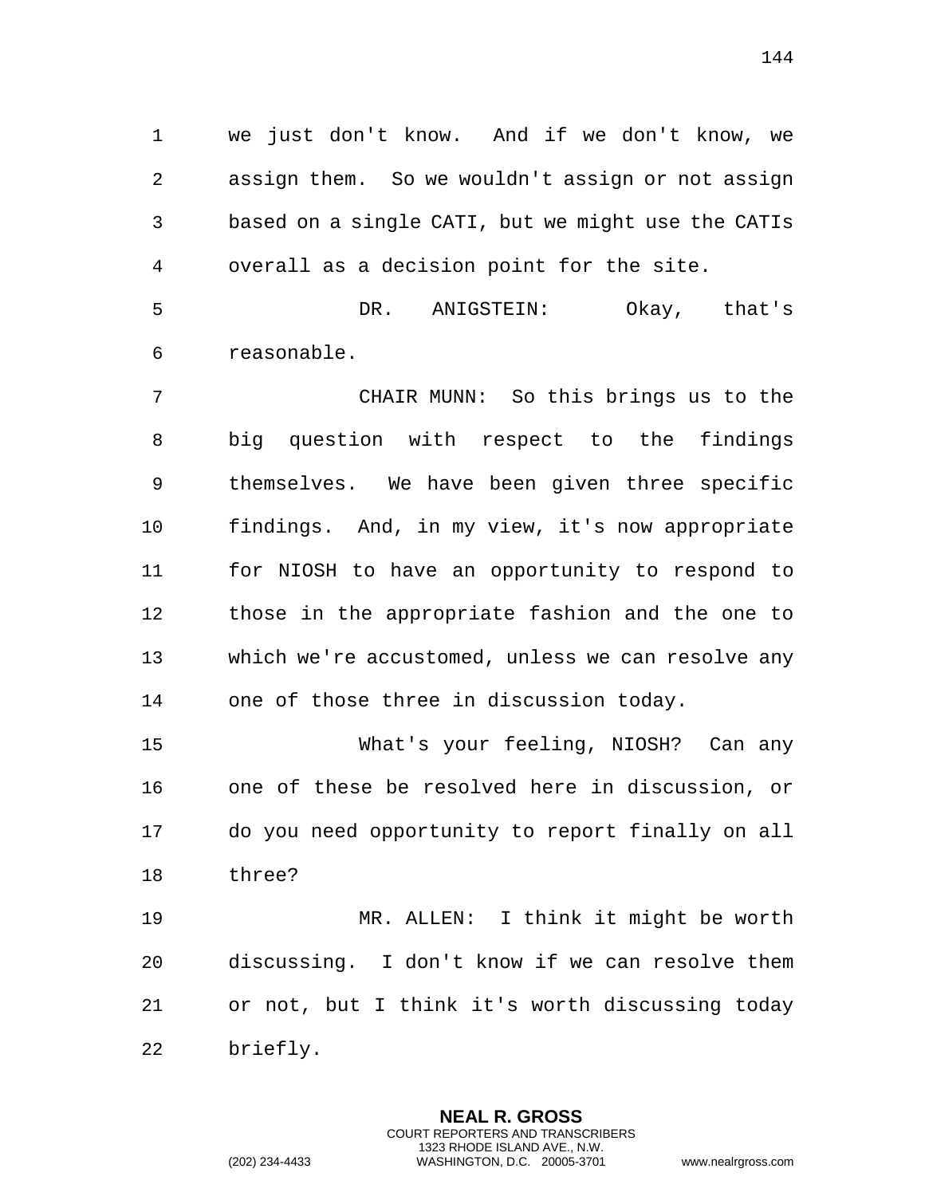we just don't know. And if we don't know, we assign them. So we wouldn't assign or not assign based on a single CATI, but we might use the CATIs overall as a decision point for the site.

DR. ANIGSTEIN: Okay, that's reasonable.

CHAIR MUNN: So this brings us to the big question with respect to the findings themselves. We have been given three specific findings. And, in my view, it's now appropriate for NIOSH to have an opportunity to respond to those in the appropriate fashion and the one to which we're accustomed, unless we can resolve any one of those three in discussion today.

What's your feeling, NIOSH? Can any one of these be resolved here in discussion, or do you need opportunity to report finally on all three?

MR. ALLEN: I think it might be worth discussing. I don't know if we can resolve them or not, but I think it's worth discussing today briefly.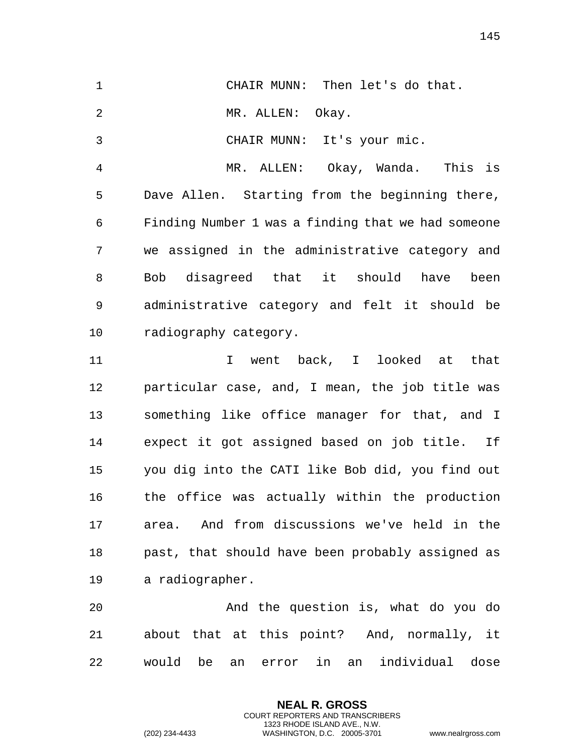CHAIR MUNN: Then let's do that.

MR. ALLEN: Okay.

CHAIR MUNN: It's your mic.

MR. ALLEN: Okay, Wanda. This is Dave Allen. Starting from the beginning there, Finding Number 1 was a finding that we had someone we assigned in the administrative category and Bob disagreed that it should have been administrative category and felt it should be radiography category.

I went back, I looked at that particular case, and, I mean, the job title was something like office manager for that, and I expect it got assigned based on job title. If you dig into the CATI like Bob did, you find out the office was actually within the production area. And from discussions we've held in the past, that should have been probably assigned as a radiographer.

And the question is, what do you do about that at this point? And, normally, it would be an error in an individual dose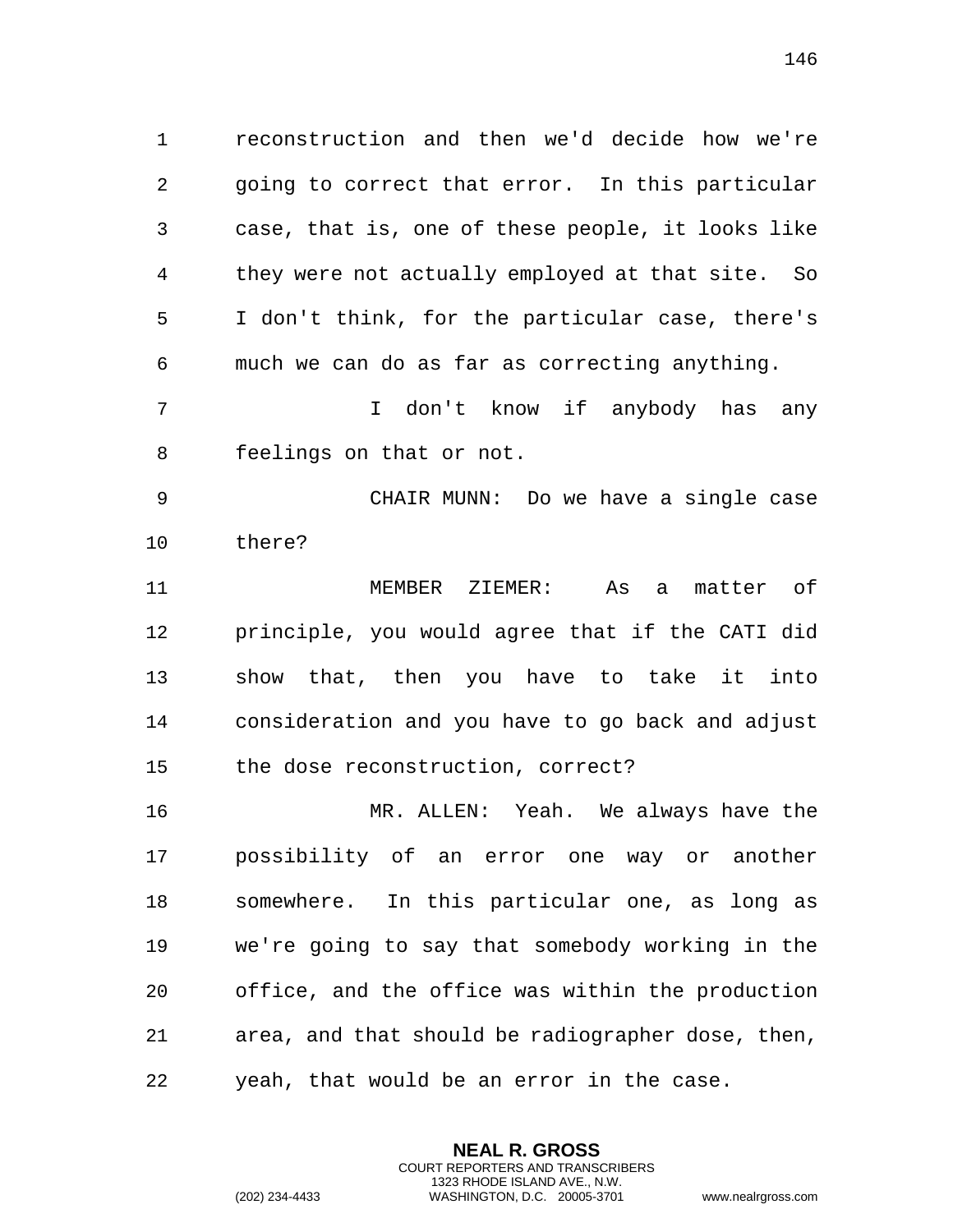reconstruction and then we'd decide how we're going to correct that error. In this particular case, that is, one of these people, it looks like they were not actually employed at that site. So I don't think, for the particular case, there's much we can do as far as correcting anything.

I don't know if anybody has any feelings on that or not.

CHAIR MUNN: Do we have a single case there?

MEMBER ZIEMER: As a matter of principle, you would agree that if the CATI did show that, then you have to take it into consideration and you have to go back and adjust the dose reconstruction, correct?

MR. ALLEN: Yeah. We always have the possibility of an error one way or another somewhere. In this particular one, as long as we're going to say that somebody working in the office, and the office was within the production area, and that should be radiographer dose, then, yeah, that would be an error in the case.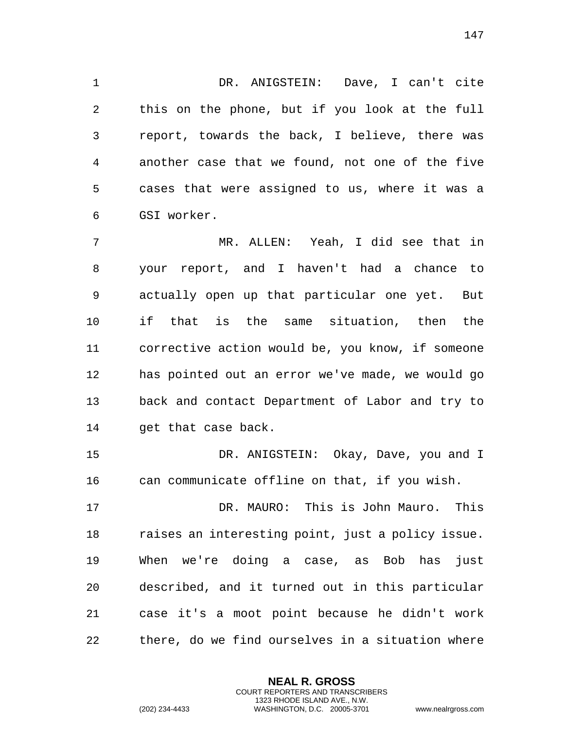DR. ANIGSTEIN: Dave, I can't cite this on the phone, but if you look at the full report, towards the back, I believe, there was another case that we found, not one of the five cases that were assigned to us, where it was a GSI worker.

MR. ALLEN: Yeah, I did see that in your report, and I haven't had a chance to actually open up that particular one yet. But if that is the same situation, then the corrective action would be, you know, if someone has pointed out an error we've made, we would go back and contact Department of Labor and try to get that case back.

DR. ANIGSTEIN: Okay, Dave, you and I can communicate offline on that, if you wish.

DR. MAURO: This is John Mauro. This raises an interesting point, just a policy issue. When we're doing a case, as Bob has just described, and it turned out in this particular case it's a moot point because he didn't work there, do we find ourselves in a situation where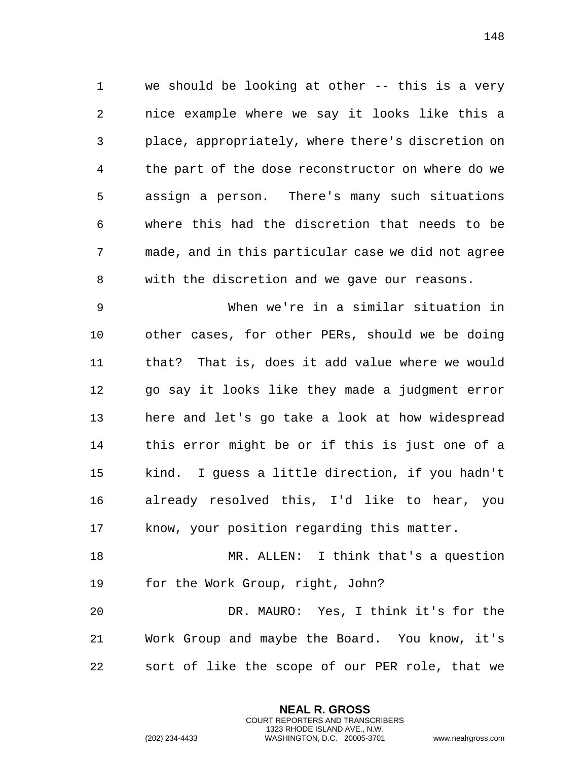we should be looking at other -- this is a very nice example where we say it looks like this a place, appropriately, where there's discretion on the part of the dose reconstructor on where do we assign a person. There's many such situations where this had the discretion that needs to be made, and in this particular case we did not agree with the discretion and we gave our reasons.

When we're in a similar situation in other cases, for other PERs, should we be doing that? That is, does it add value where we would go say it looks like they made a judgment error here and let's go take a look at how widespread this error might be or if this is just one of a kind. I guess a little direction, if you hadn't already resolved this, I'd like to hear, you know, your position regarding this matter.

MR. ALLEN: I think that's a question for the Work Group, right, John?

DR. MAURO: Yes, I think it's for the Work Group and maybe the Board. You know, it's sort of like the scope of our PER role, that we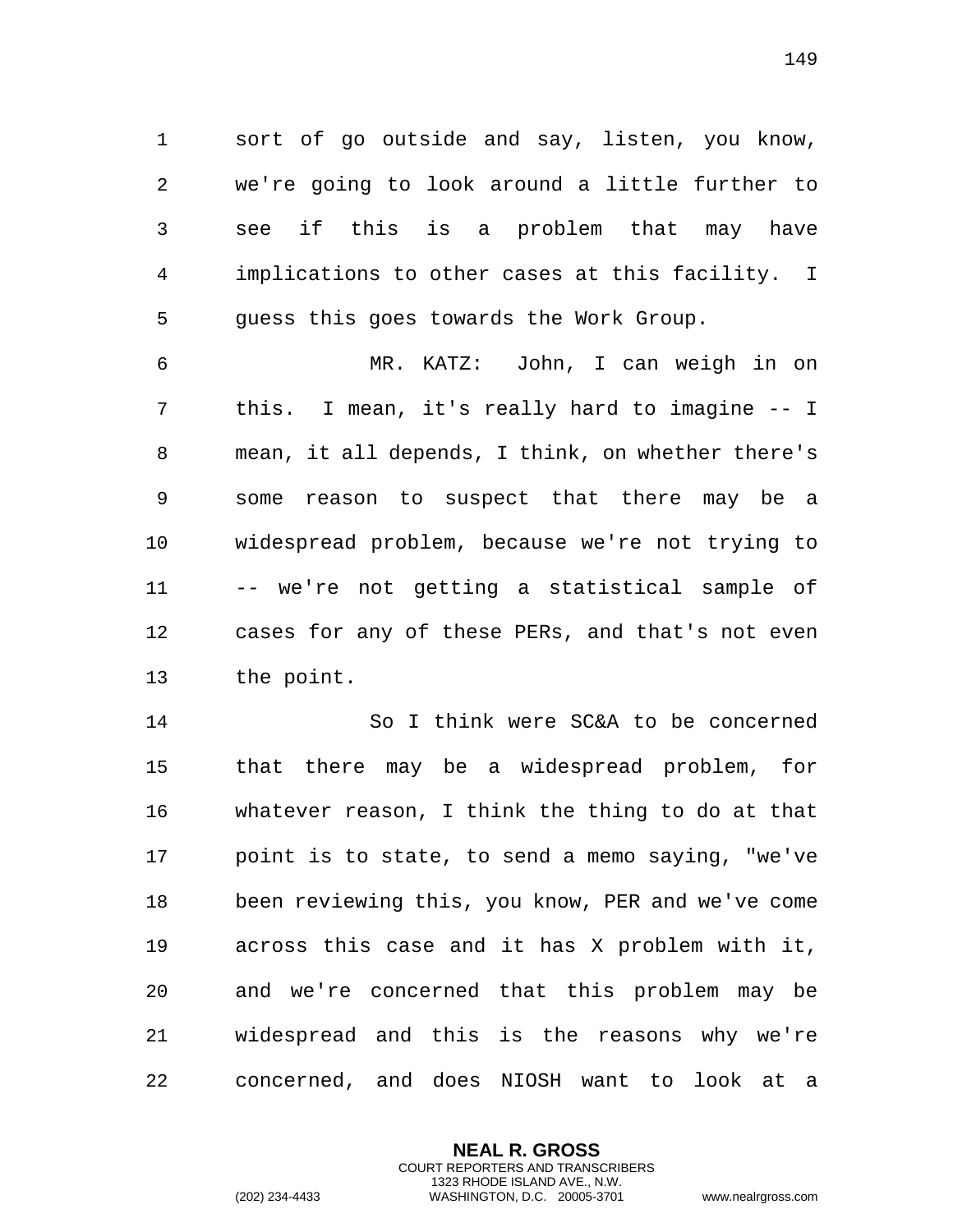sort of go outside and say, listen, you know, we're going to look around a little further to see if this is a problem that may have implications to other cases at this facility. I guess this goes towards the Work Group.

MR. KATZ: John, I can weigh in on this. I mean, it's really hard to imagine -- I mean, it all depends, I think, on whether there's some reason to suspect that there may be a widespread problem, because we're not trying to -- we're not getting a statistical sample of cases for any of these PERs, and that's not even the point.

So I think were SC&A to be concerned that there may be a widespread problem, for whatever reason, I think the thing to do at that point is to state, to send a memo saying, "we've been reviewing this, you know, PER and we've come across this case and it has X problem with it, and we're concerned that this problem may be widespread and this is the reasons why we're concerned, and does NIOSH want to look at a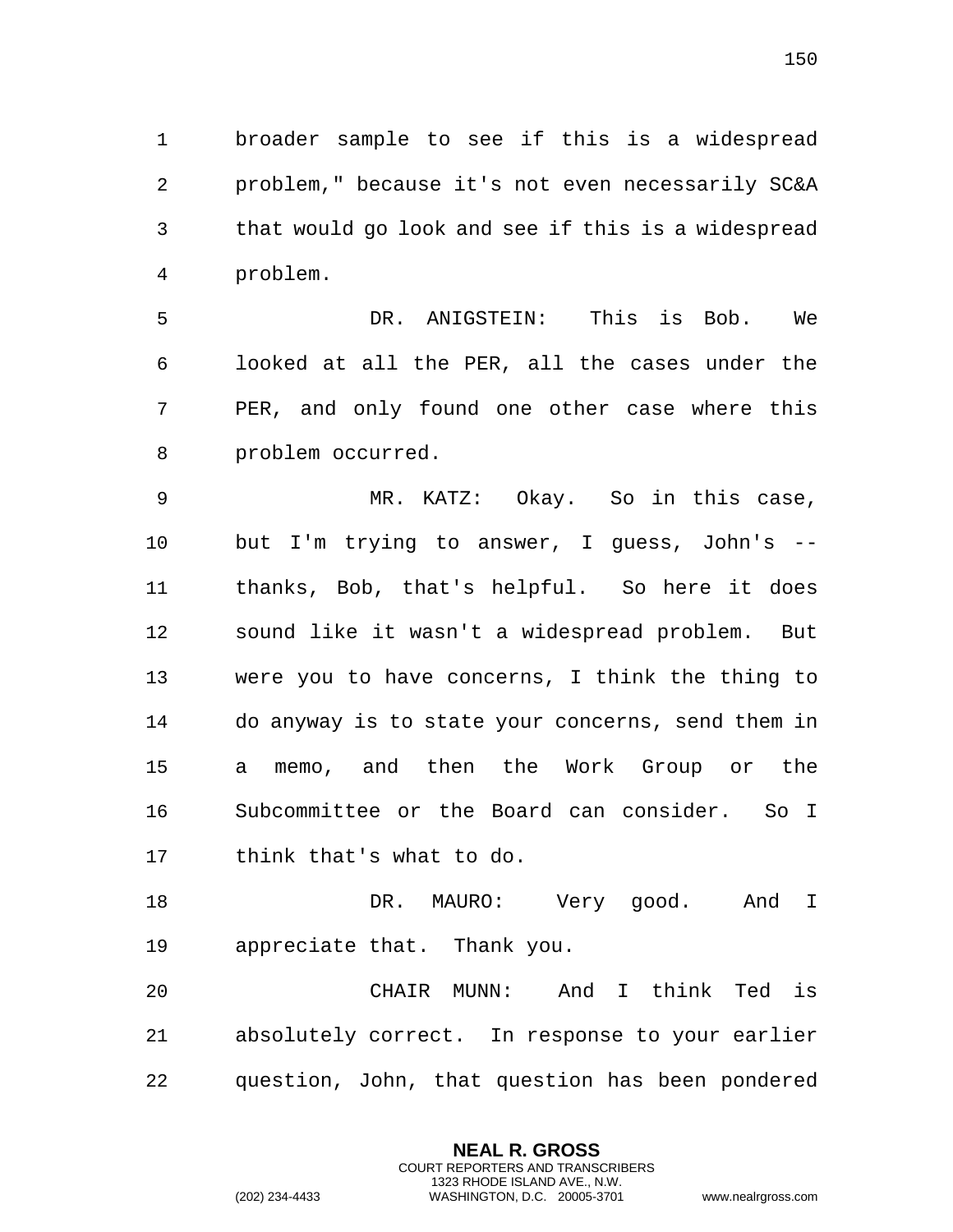broader sample to see if this is a widespread problem," because it's not even necessarily SC&A that would go look and see if this is a widespread problem.

DR. ANIGSTEIN: This is Bob. We looked at all the PER, all the cases under the PER, and only found one other case where this problem occurred.

MR. KATZ: Okay. So in this case, but I'm trying to answer, I guess, John's -- thanks, Bob, that's helpful. So here it does sound like it wasn't a widespread problem. But were you to have concerns, I think the thing to do anyway is to state your concerns, send them in a memo, and then the Work Group or the Subcommittee or the Board can consider. So I think that's what to do.

DR. MAURO: Very good. And I appreciate that. Thank you.

CHAIR MUNN: And I think Ted is absolutely correct. In response to your earlier question, John, that question has been pondered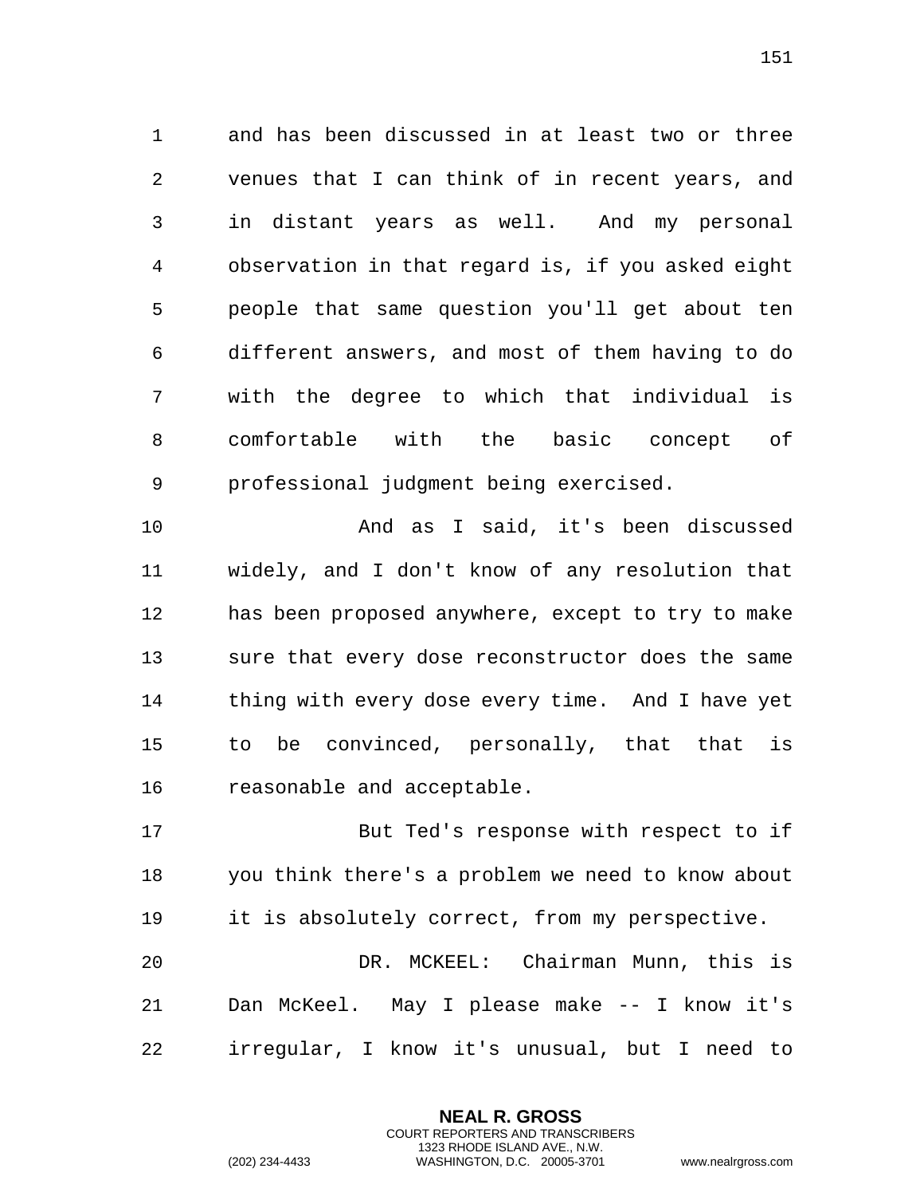and has been discussed in at least two or three venues that I can think of in recent years, and in distant years as well. And my personal observation in that regard is, if you asked eight people that same question you'll get about ten different answers, and most of them having to do with the degree to which that individual is comfortable with the basic concept of professional judgment being exercised.

And as I said, it's been discussed widely, and I don't know of any resolution that has been proposed anywhere, except to try to make sure that every dose reconstructor does the same thing with every dose every time. And I have yet to be convinced, personally, that that is reasonable and acceptable.

But Ted's response with respect to if you think there's a problem we need to know about it is absolutely correct, from my perspective.

DR. MCKEEL: Chairman Munn, this is Dan McKeel. May I please make -- I know it's irregular, I know it's unusual, but I need to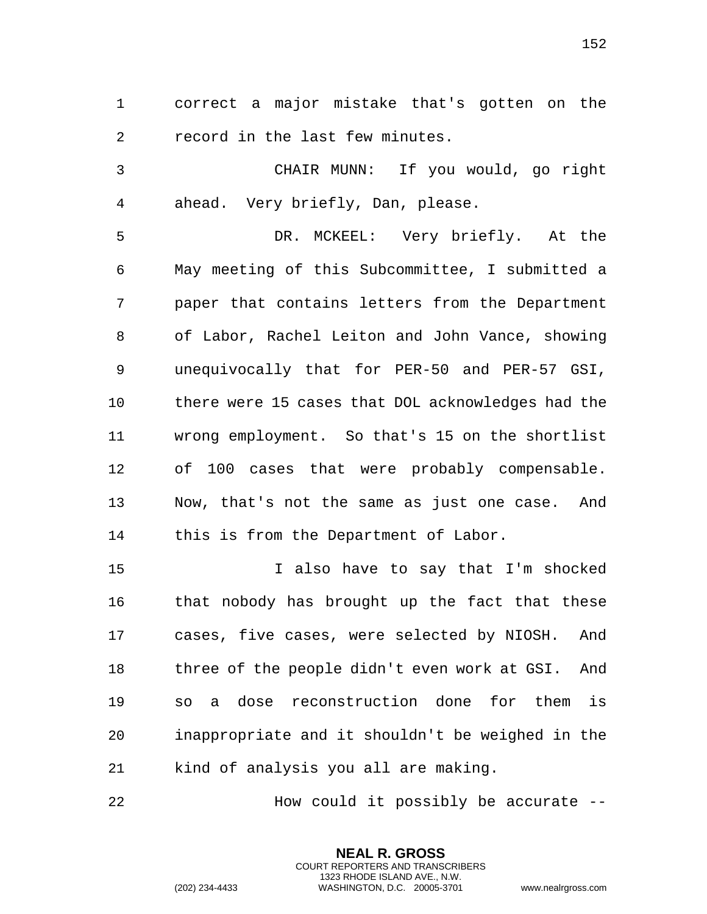correct a major mistake that's gotten on the record in the last few minutes.

CHAIR MUNN: If you would, go right ahead. Very briefly, Dan, please.

DR. MCKEEL: Very briefly. At the May meeting of this Subcommittee, I submitted a paper that contains letters from the Department of Labor, Rachel Leiton and John Vance, showing unequivocally that for PER-50 and PER-57 GSI, there were 15 cases that DOL acknowledges had the wrong employment. So that's 15 on the shortlist of 100 cases that were probably compensable. Now, that's not the same as just one case. And this is from the Department of Labor.

I also have to say that I'm shocked that nobody has brought up the fact that these cases, five cases, were selected by NIOSH. And three of the people didn't even work at GSI. And so a dose reconstruction done for them is inappropriate and it shouldn't be weighed in the kind of analysis you all are making.

How could it possibly be accurate --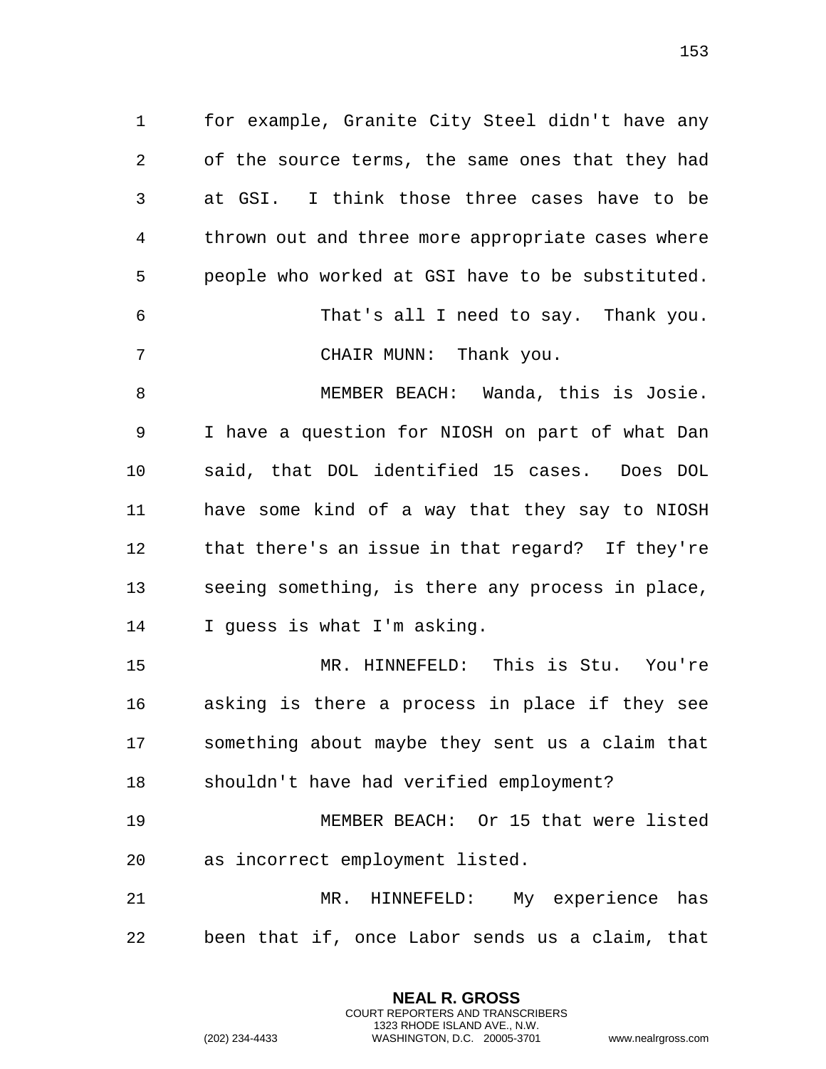for example, Granite City Steel didn't have any of the source terms, the same ones that they had at GSI. I think those three cases have to be thrown out and three more appropriate cases where people who worked at GSI have to be substituted.

That's all I need to say. Thank you.

CHAIR MUNN: Thank you.

MEMBER BEACH: Wanda, this is Josie. I have a question for NIOSH on part of what Dan said, that DOL identified 15 cases. Does DOL have some kind of a way that they say to NIOSH that there's an issue in that regard? If they're seeing something, is there any process in place, I guess is what I'm asking.

MR. HINNEFELD: This is Stu. You're asking is there a process in place if they see something about maybe they sent us a claim that shouldn't have had verified employment?

MEMBER BEACH: Or 15 that were listed as incorrect employment listed.

MR. HINNEFELD: My experience has been that if, once Labor sends us a claim, that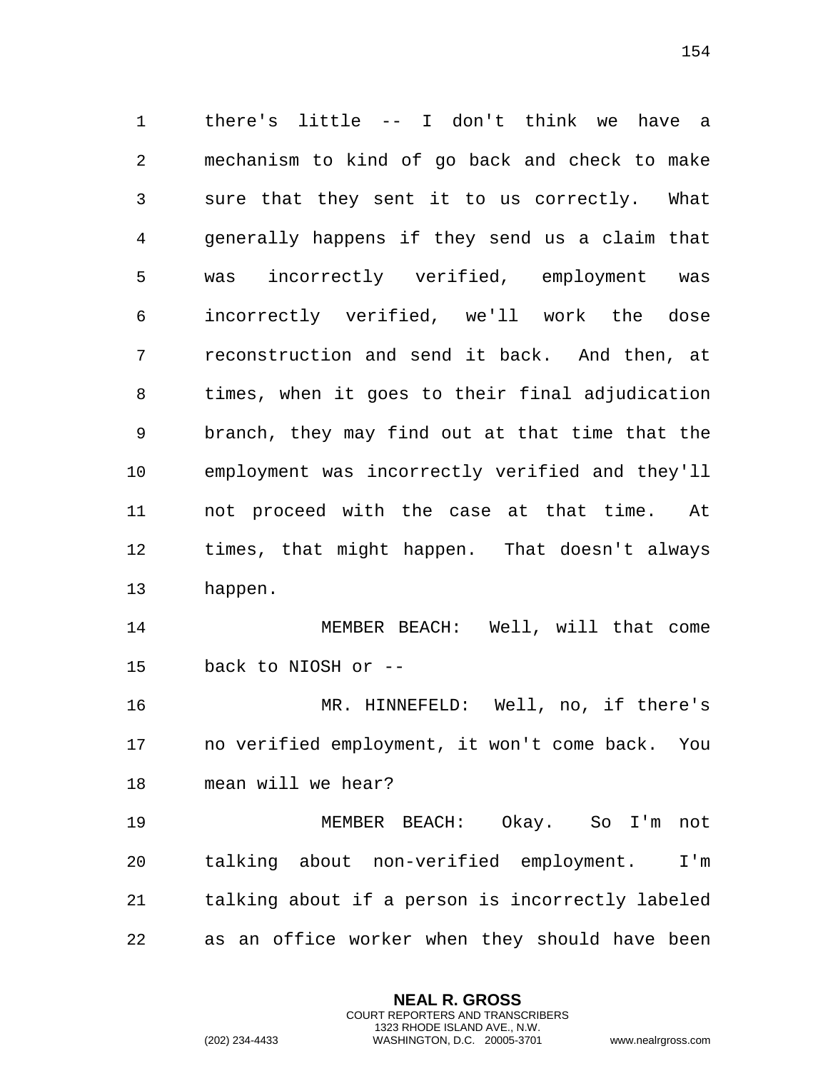there's little -- I don't think we have a mechanism to kind of go back and check to make sure that they sent it to us correctly. What generally happens if they send us a claim that was incorrectly verified, employment was incorrectly verified, we'll work the dose reconstruction and send it back. And then, at times, when it goes to their final adjudication branch, they may find out at that time that the employment was incorrectly verified and they'll not proceed with the case at that time. At times, that might happen. That doesn't always happen.

MEMBER BEACH: Well, will that come back to NIOSH or --

MR. HINNEFELD: Well, no, if there's no verified employment, it won't come back. You mean will we hear?

MEMBER BEACH: Okay. So I'm not talking about non-verified employment. I'm talking about if a person is incorrectly labeled as an office worker when they should have been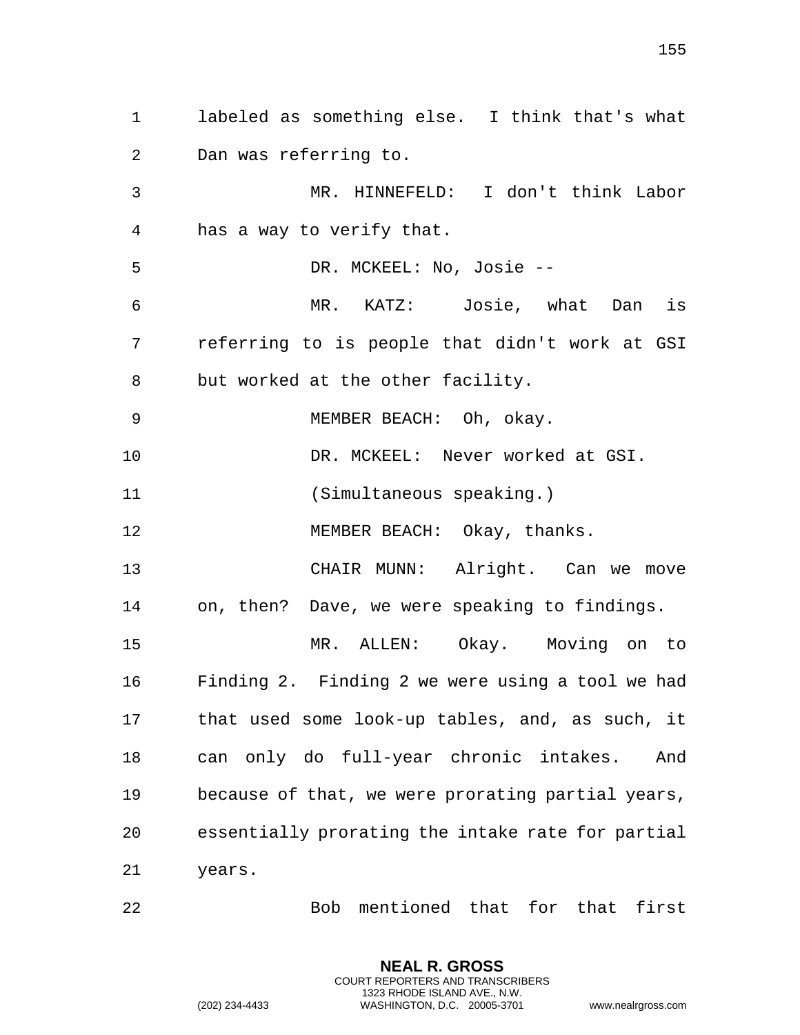labeled as something else. I think that's what Dan was referring to.

MR. HINNEFELD: I don't think Labor has a way to verify that.

DR. MCKEEL: No, Josie --

MR. KATZ: Josie, what Dan is referring to is people that didn't work at GSI but worked at the other facility.

MEMBER BEACH: Oh, okay.

DR. MCKEEL: Never worked at GSI.

(Simultaneous speaking.)

MEMBER BEACH: Okay, thanks.

CHAIR MUNN: Alright. Can we move on, then? Dave, we were speaking to findings.

MR. ALLEN: Okay. Moving on to Finding 2. Finding 2 we were using a tool we had that used some look-up tables, and, as such, it can only do full-year chronic intakes. And because of that, we were prorating partial years, essentially prorating the intake rate for partial years.

Bob mentioned that for that first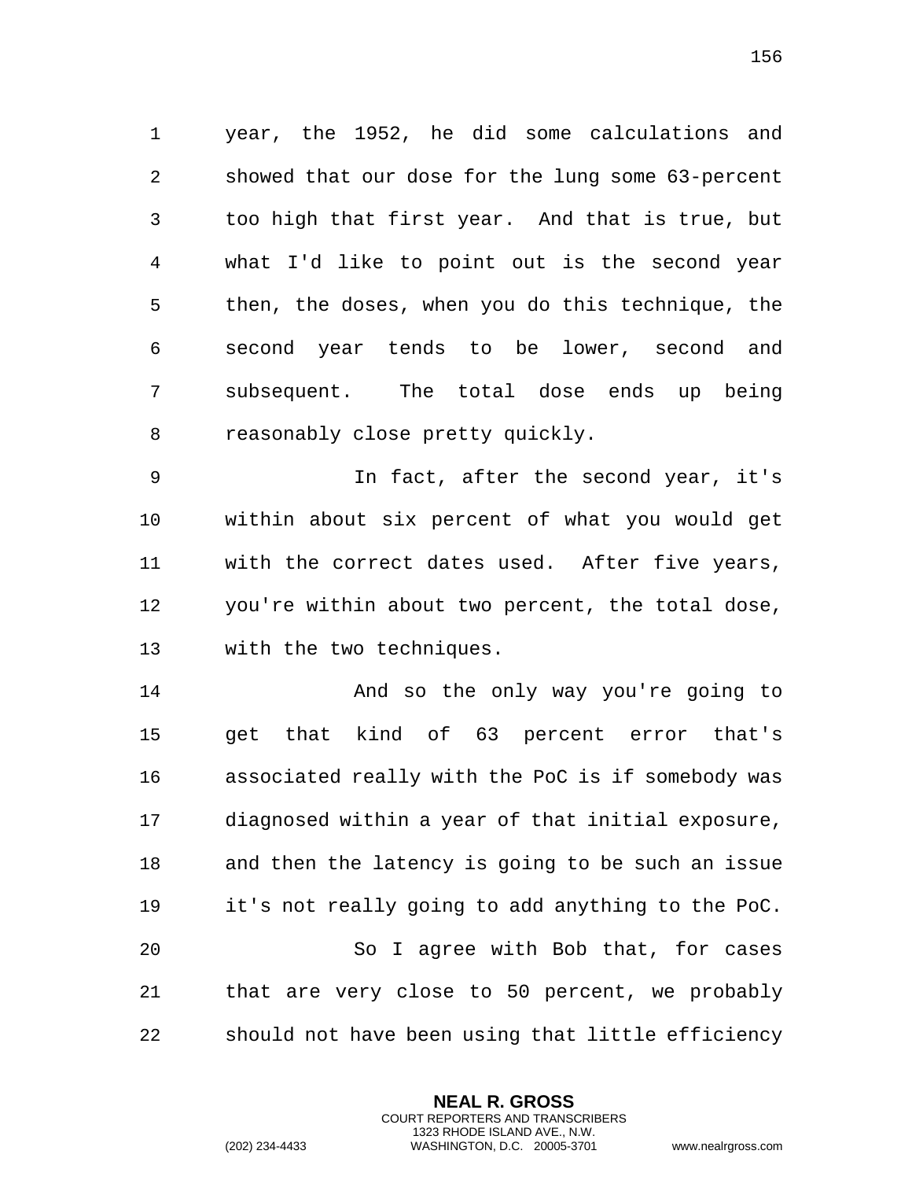year, the 1952, he did some calculations and showed that our dose for the lung some 63-percent too high that first year. And that is true, but what I'd like to point out is the second year then, the doses, when you do this technique, the second year tends to be lower, second and subsequent. The total dose ends up being reasonably close pretty quickly.

In fact, after the second year, it's within about six percent of what you would get with the correct dates used. After five years, you're within about two percent, the total dose, with the two techniques.

And so the only way you're going to get that kind of 63 percent error that's associated really with the PoC is if somebody was diagnosed within a year of that initial exposure, and then the latency is going to be such an issue it's not really going to add anything to the PoC.

So I agree with Bob that, for cases that are very close to 50 percent, we probably should not have been using that little efficiency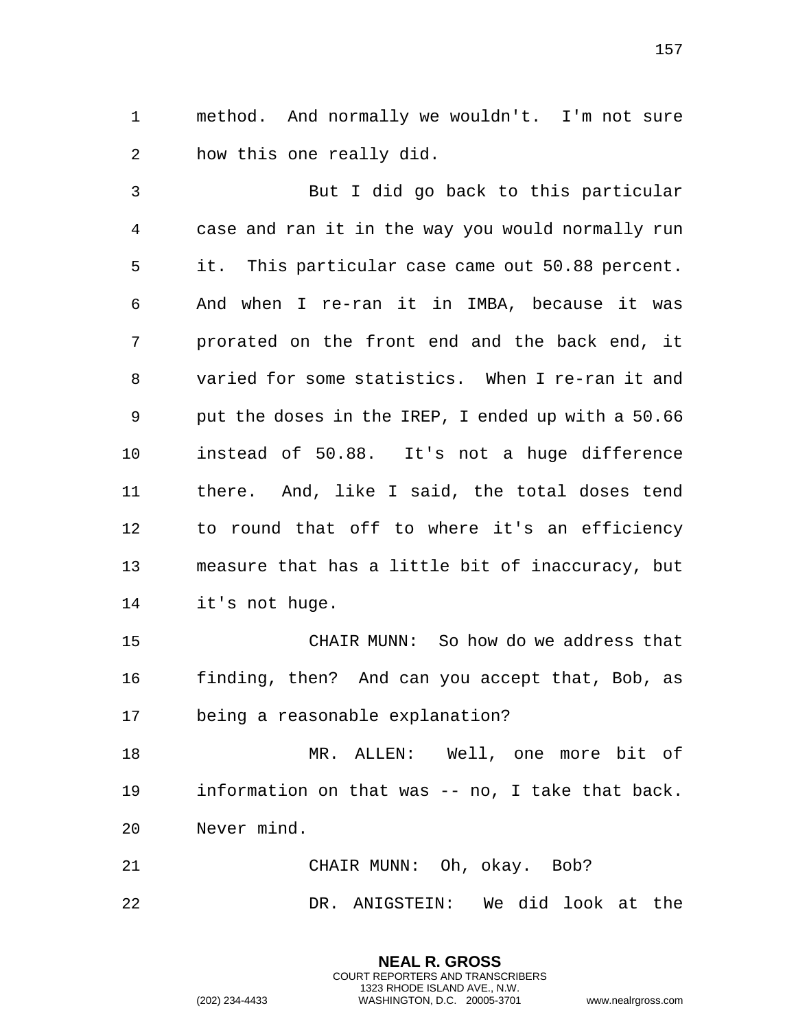method. And normally we wouldn't. I'm not sure how this one really did.

But I did go back to this particular case and ran it in the way you would normally run it. This particular case came out 50.88 percent. And when I re-ran it in IMBA, because it was prorated on the front end and the back end, it varied for some statistics. When I re-ran it and put the doses in the IREP, I ended up with a 50.66 instead of 50.88. It's not a huge difference there. And, like I said, the total doses tend to round that off to where it's an efficiency measure that has a little bit of inaccuracy, but it's not huge.

CHAIR MUNN: So how do we address that finding, then? And can you accept that, Bob, as being a reasonable explanation?

MR. ALLEN: Well, one more bit of information on that was -- no, I take that back. Never mind.

CHAIR MUNN: Oh, okay. Bob?

DR. ANIGSTEIN: We did look at the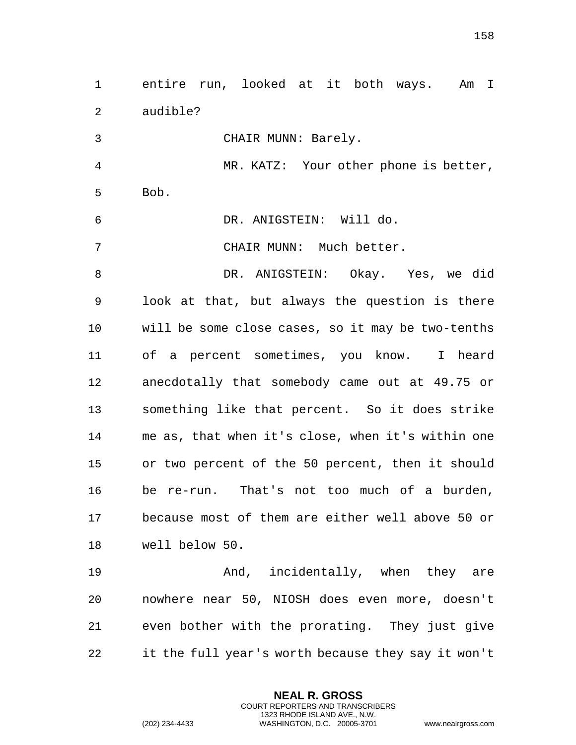entire run, looked at it both ways. Am I audible?

CHAIR MUNN: Barely.

MR. KATZ: Your other phone is better, Bob.

DR. ANIGSTEIN: Will do.

CHAIR MUNN: Much better.

DR. ANIGSTEIN: Okay. Yes, we did look at that, but always the question is there will be some close cases, so it may be two-tenths of a percent sometimes, you know. I heard anecdotally that somebody came out at 49.75 or something like that percent. So it does strike me as, that when it's close, when it's within one or two percent of the 50 percent, then it should be re-run. That's not too much of a burden, because most of them are either well above 50 or well below 50.

And, incidentally, when they are nowhere near 50, NIOSH does even more, doesn't even bother with the prorating. They just give it the full year's worth because they say it won't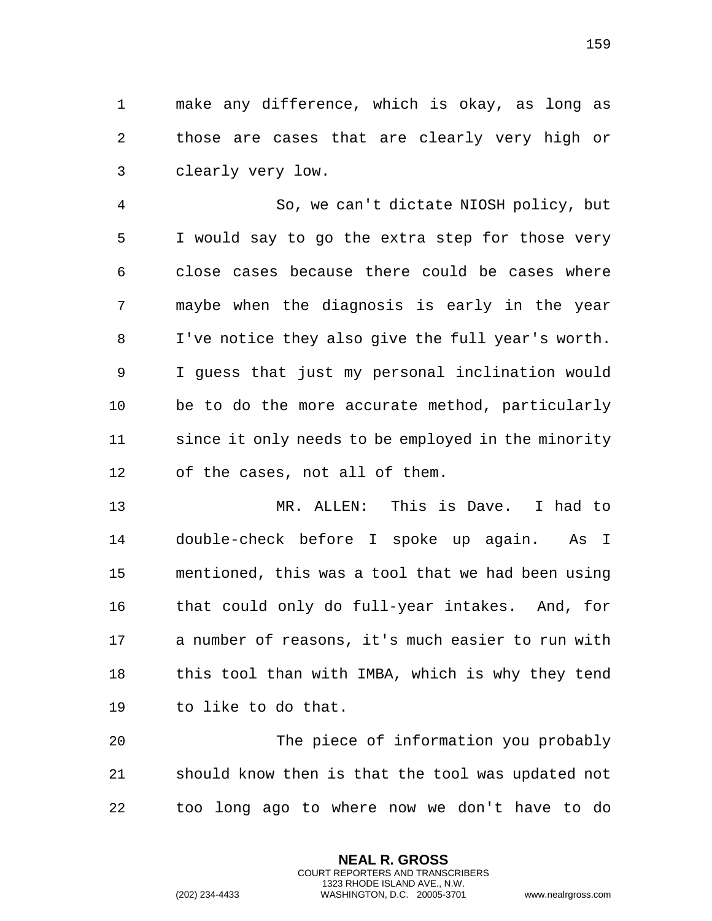make any difference, which is okay, as long as those are cases that are clearly very high or clearly very low.

So, we can't dictate NIOSH policy, but I would say to go the extra step for those very close cases because there could be cases where maybe when the diagnosis is early in the year I've notice they also give the full year's worth. I guess that just my personal inclination would be to do the more accurate method, particularly since it only needs to be employed in the minority of the cases, not all of them.

MR. ALLEN: This is Dave. I had to double-check before I spoke up again. As I mentioned, this was a tool that we had been using that could only do full-year intakes. And, for a number of reasons, it's much easier to run with this tool than with IMBA, which is why they tend to like to do that.

The piece of information you probably should know then is that the tool was updated not too long ago to where now we don't have to do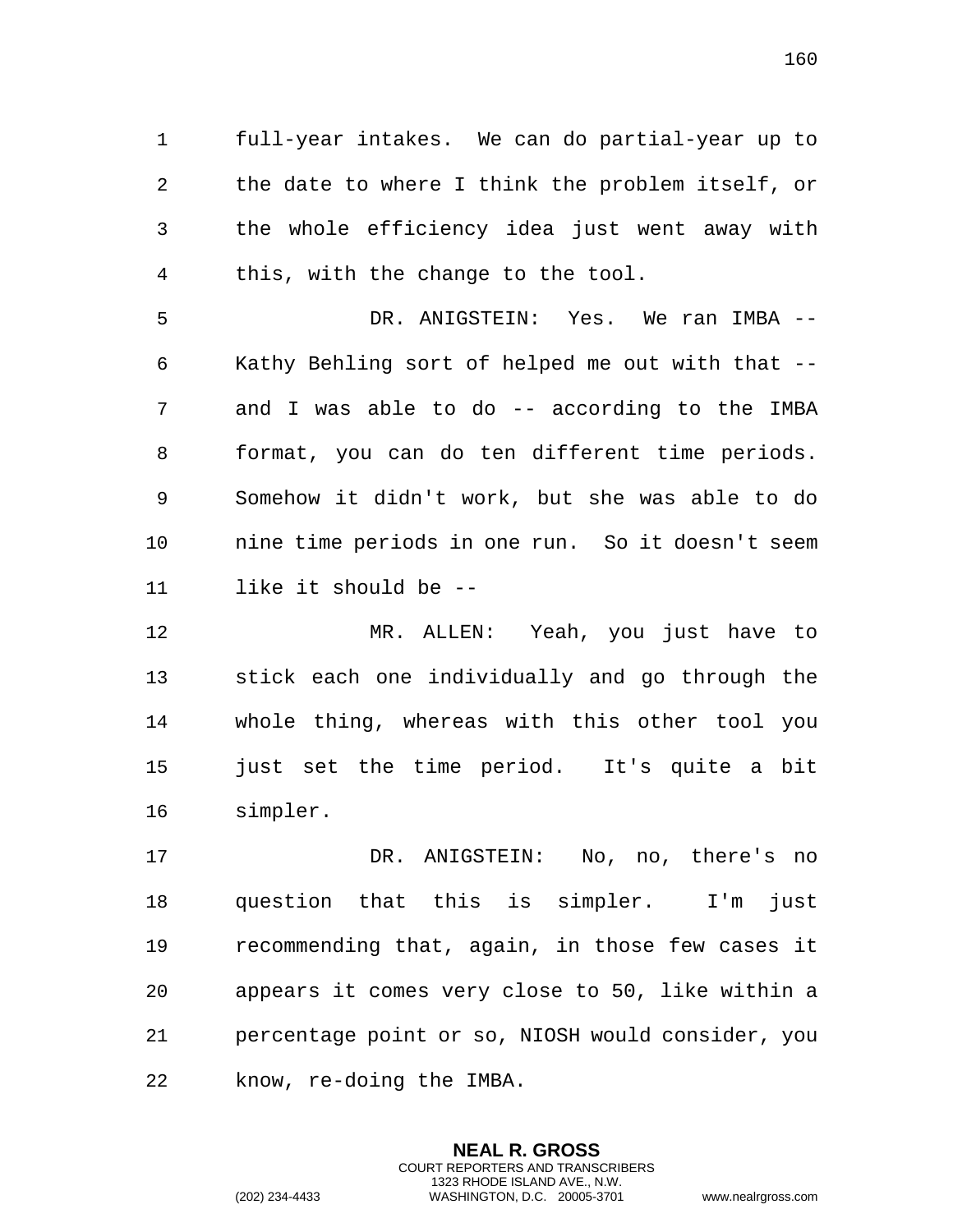full-year intakes. We can do partial-year up to the date to where I think the problem itself, or the whole efficiency idea just went away with this, with the change to the tool.

DR. ANIGSTEIN: Yes. We ran IMBA -- Kathy Behling sort of helped me out with that -- and I was able to do -- according to the IMBA format, you can do ten different time periods. Somehow it didn't work, but she was able to do nine time periods in one run. So it doesn't seem like it should be --

MR. ALLEN: Yeah, you just have to stick each one individually and go through the whole thing, whereas with this other tool you just set the time period. It's quite a bit simpler.

DR. ANIGSTEIN: No, no, there's no question that this is simpler. I'm just recommending that, again, in those few cases it appears it comes very close to 50, like within a percentage point or so, NIOSH would consider, you know, re-doing the IMBA.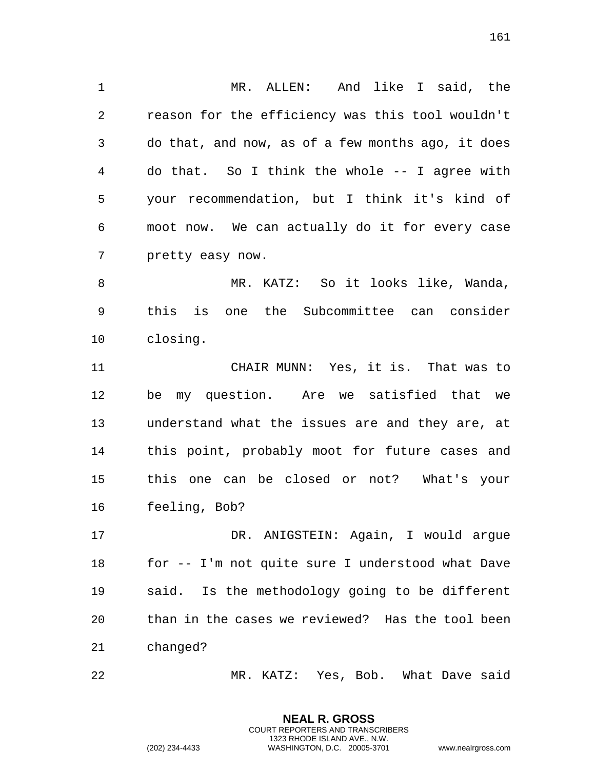MR. ALLEN: And like I said, the reason for the efficiency was this tool wouldn't do that, and now, as of a few months ago, it does do that. So I think the whole -- I agree with your recommendation, but I think it's kind of moot now. We can actually do it for every case pretty easy now.

MR. KATZ: So it looks like, Wanda, this is one the Subcommittee can consider closing.

CHAIR MUNN: Yes, it is. That was to be my question. Are we satisfied that we understand what the issues are and they are, at this point, probably moot for future cases and this one can be closed or not? What's your feeling, Bob?

DR. ANIGSTEIN: Again, I would argue for -- I'm not quite sure I understood what Dave said. Is the methodology going to be different than in the cases we reviewed? Has the tool been changed?

MR. KATZ: Yes, Bob. What Dave said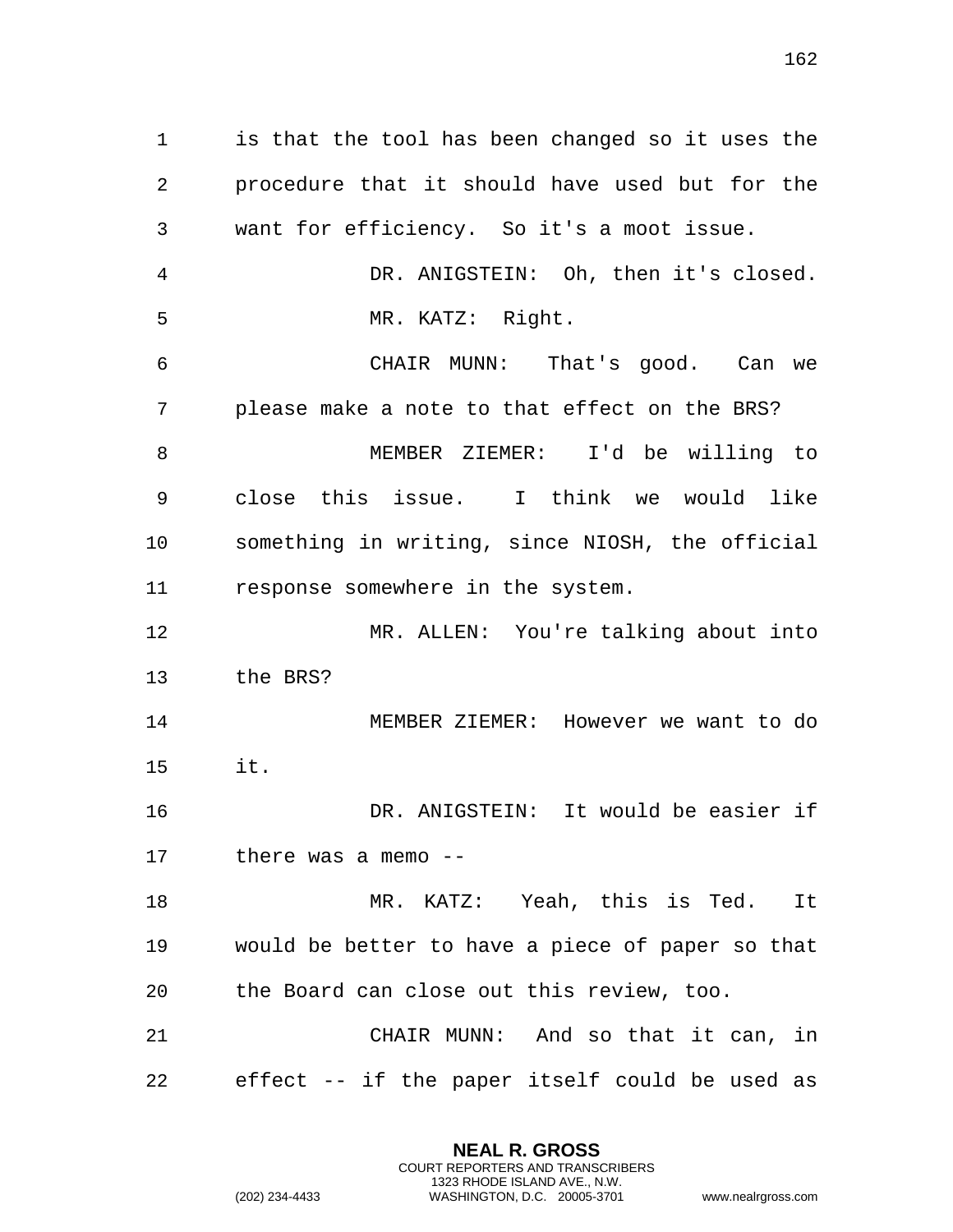is that the tool has been changed so it uses the procedure that it should have used but for the want for efficiency. So it's a moot issue.

DR. ANIGSTEIN: Oh, then it's closed.

MR. KATZ: Right.

CHAIR MUNN: That's good. Can we please make a note to that effect on the BRS?

MEMBER ZIEMER: I'd be willing to close this issue. I think we would like something in writing, since NIOSH, the official response somewhere in the system.

MR. ALLEN: You're talking about into the BRS?

MEMBER ZIEMER: However we want to do it.

DR. ANIGSTEIN: It would be easier if there was a memo --

MR. KATZ: Yeah, this is Ted. It would be better to have a piece of paper so that the Board can close out this review, too.

CHAIR MUNN: And so that it can, in effect -- if the paper itself could be used as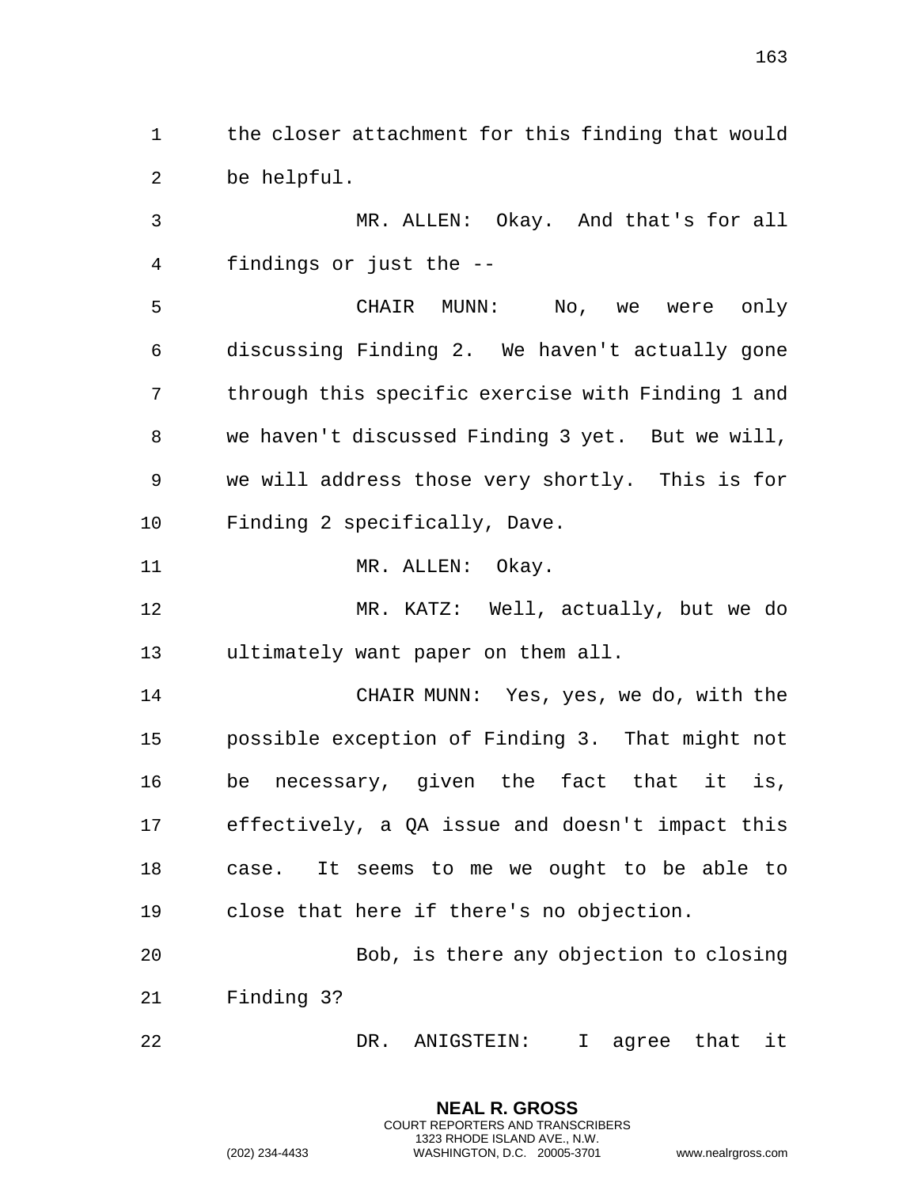the closer attachment for this finding that would be helpful.

MR. ALLEN: Okay. And that's for all findings or just the --

CHAIR MUNN: No, we were only discussing Finding 2. We haven't actually gone through this specific exercise with Finding 1 and we haven't discussed Finding 3 yet. But we will, we will address those very shortly. This is for Finding 2 specifically, Dave.

MR. ALLEN: Okay.

MR. KATZ: Well, actually, but we do ultimately want paper on them all.

CHAIR MUNN: Yes, yes, we do, with the possible exception of Finding 3. That might not be necessary, given the fact that it is, effectively, a QA issue and doesn't impact this case. It seems to me we ought to be able to close that here if there's no objection.

Bob, is there any objection to closing Finding 3?

DR. ANIGSTEIN: I agree that it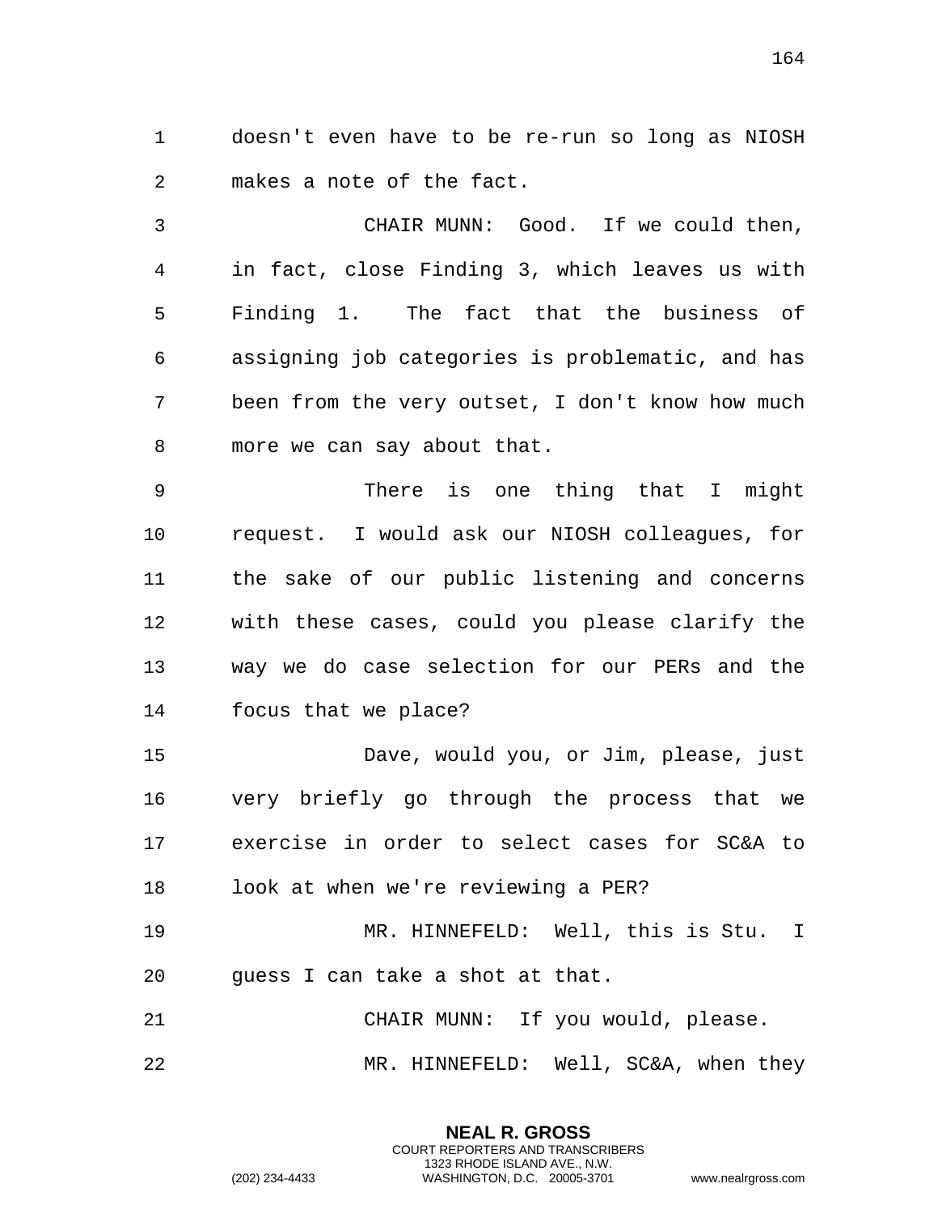doesn't even have to be re-run so long as NIOSH makes a note of the fact.

CHAIR MUNN: Good. If we could then, in fact, close Finding 3, which leaves us with Finding 1. The fact that the business of assigning job categories is problematic, and has been from the very outset, I don't know how much more we can say about that.

There is one thing that I might request. I would ask our NIOSH colleagues, for the sake of our public listening and concerns with these cases, could you please clarify the way we do case selection for our PERs and the focus that we place?

Dave, would you, or Jim, please, just very briefly go through the process that we exercise in order to select cases for SC&A to look at when we're reviewing a PER?

MR. HINNEFELD: Well, this is Stu. I guess I can take a shot at that.

CHAIR MUNN: If you would, please.

MR. HINNEFELD: Well, SC&A, when they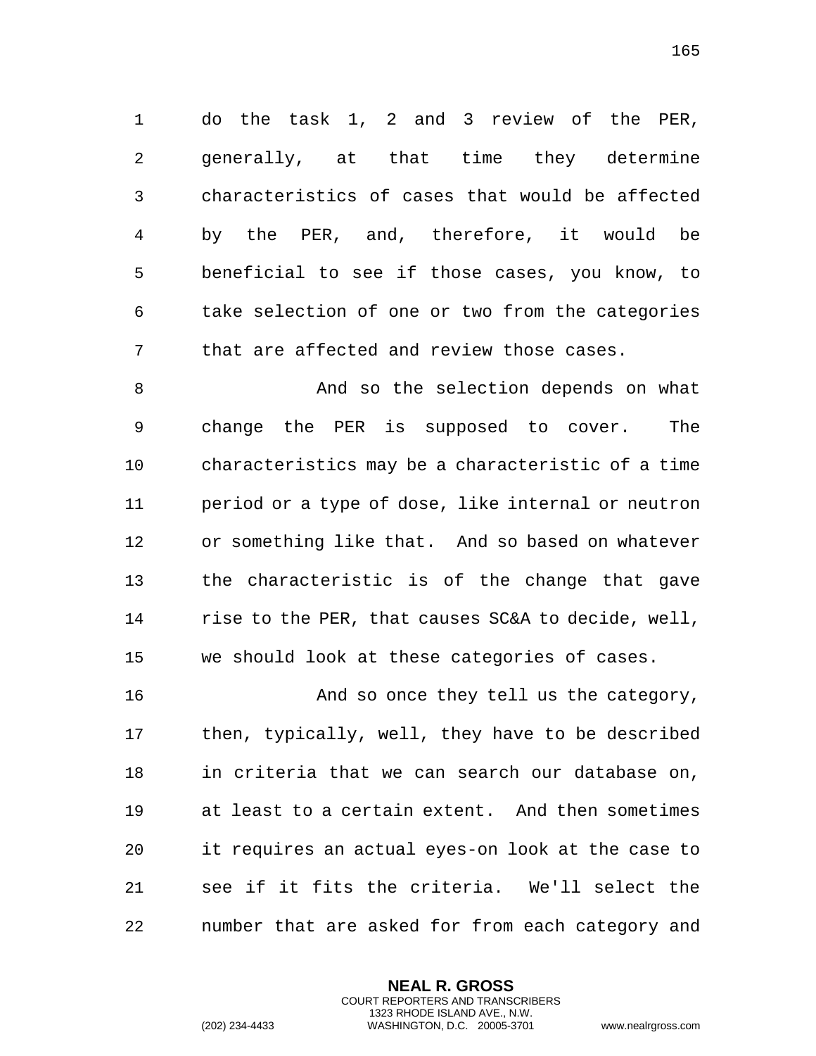do the task 1, 2 and 3 review of the PER, generally, at that time they determine characteristics of cases that would be affected by the PER, and, therefore, it would be beneficial to see if those cases, you know, to take selection of one or two from the categories that are affected and review those cases.

And so the selection depends on what change the PER is supposed to cover. The characteristics may be a characteristic of a time period or a type of dose, like internal or neutron or something like that. And so based on whatever the characteristic is of the change that gave rise to the PER, that causes SC&A to decide, well, we should look at these categories of cases.

And so once they tell us the category, then, typically, well, they have to be described in criteria that we can search our database on, at least to a certain extent. And then sometimes it requires an actual eyes-on look at the case to see if it fits the criteria. We'll select the number that are asked for from each category and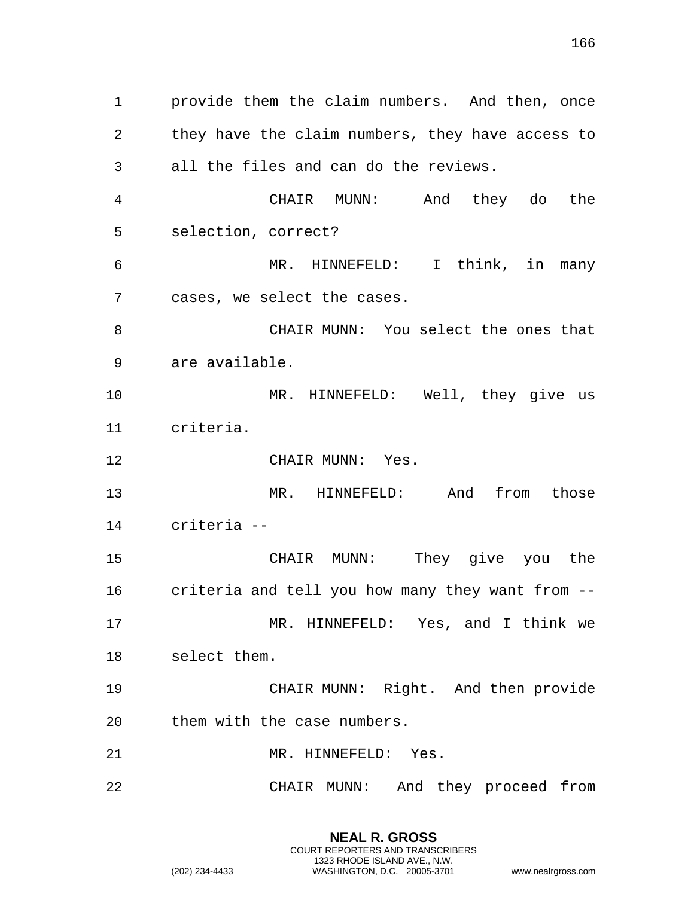provide them the claim numbers. And then, once they have the claim numbers, they have access to all the files and can do the reviews.

CHAIR MUNN: And they do the selection, correct?

MR. HINNEFELD: I think, in many cases, we select the cases.

CHAIR MUNN: You select the ones that are available.

MR. HINNEFELD: Well, they give us criteria.

CHAIR MUNN: Yes.

MR. HINNEFELD: And from those criteria --

CHAIR MUNN: They give you the criteria and tell you how many they want from --

MR. HINNEFELD: Yes, and I think we select them.

CHAIR MUNN: Right. And then provide them with the case numbers.

MR. HINNEFELD: Yes.

CHAIR MUNN: And they proceed from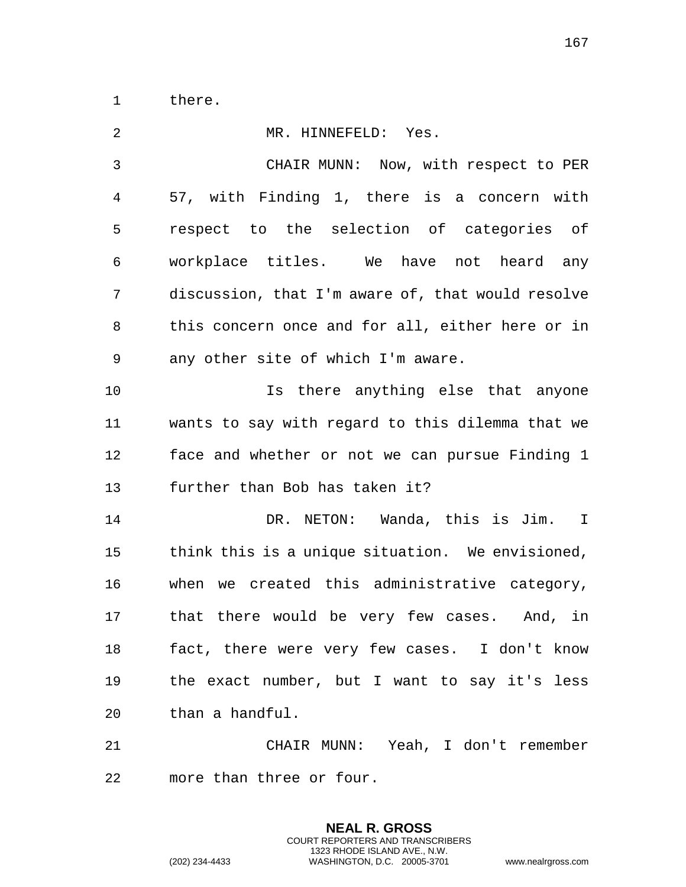there.

MR. HINNEFELD: Yes.

CHAIR MUNN: Now, with respect to PER 57, with Finding 1, there is a concern with respect to the selection of categories of workplace titles. We have not heard any discussion, that I'm aware of, that would resolve this concern once and for all, either here or in any other site of which I'm aware.

Is there anything else that anyone wants to say with regard to this dilemma that we face and whether or not we can pursue Finding 1 further than Bob has taken it?

DR. NETON: Wanda, this is Jim. I think this is a unique situation. We envisioned, when we created this administrative category, that there would be very few cases. And, in fact, there were very few cases. I don't know the exact number, but I want to say it's less than a handful.

CHAIR MUNN: Yeah, I don't remember more than three or four.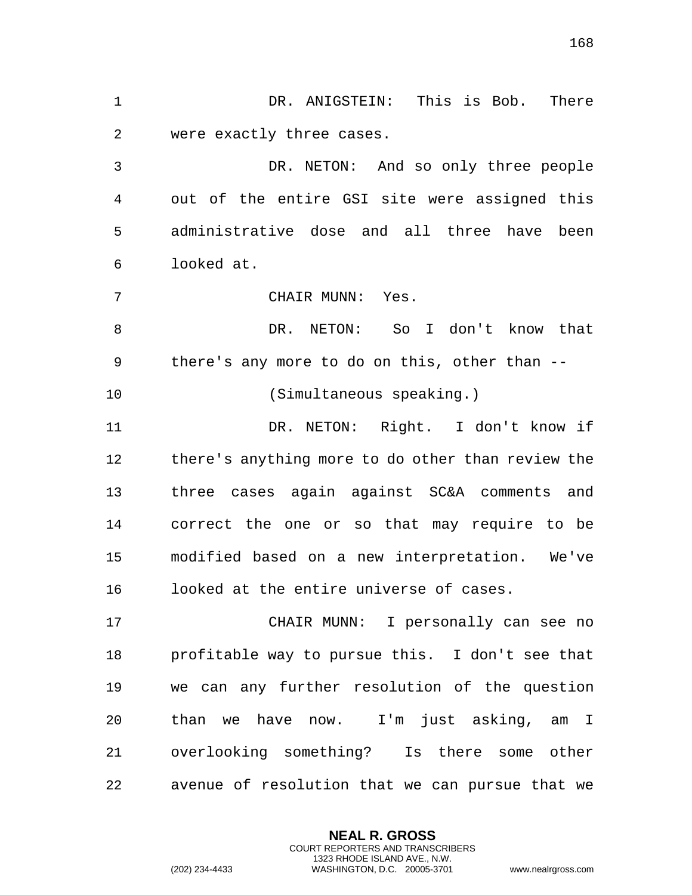DR. ANIGSTEIN: This is Bob. There were exactly three cases.

DR. NETON: And so only three people out of the entire GSI site were assigned this administrative dose and all three have been looked at.

CHAIR MUNN: Yes.

DR. NETON: So I don't know that there's any more to do on this, other than --

(Simultaneous speaking.)

DR. NETON: Right. I don't know if there's anything more to do other than review the three cases again against SC&A comments and correct the one or so that may require to be modified based on a new interpretation. We've looked at the entire universe of cases.

CHAIR MUNN: I personally can see no profitable way to pursue this. I don't see that we can any further resolution of the question than we have now. I'm just asking, am I overlooking something? Is there some other avenue of resolution that we can pursue that we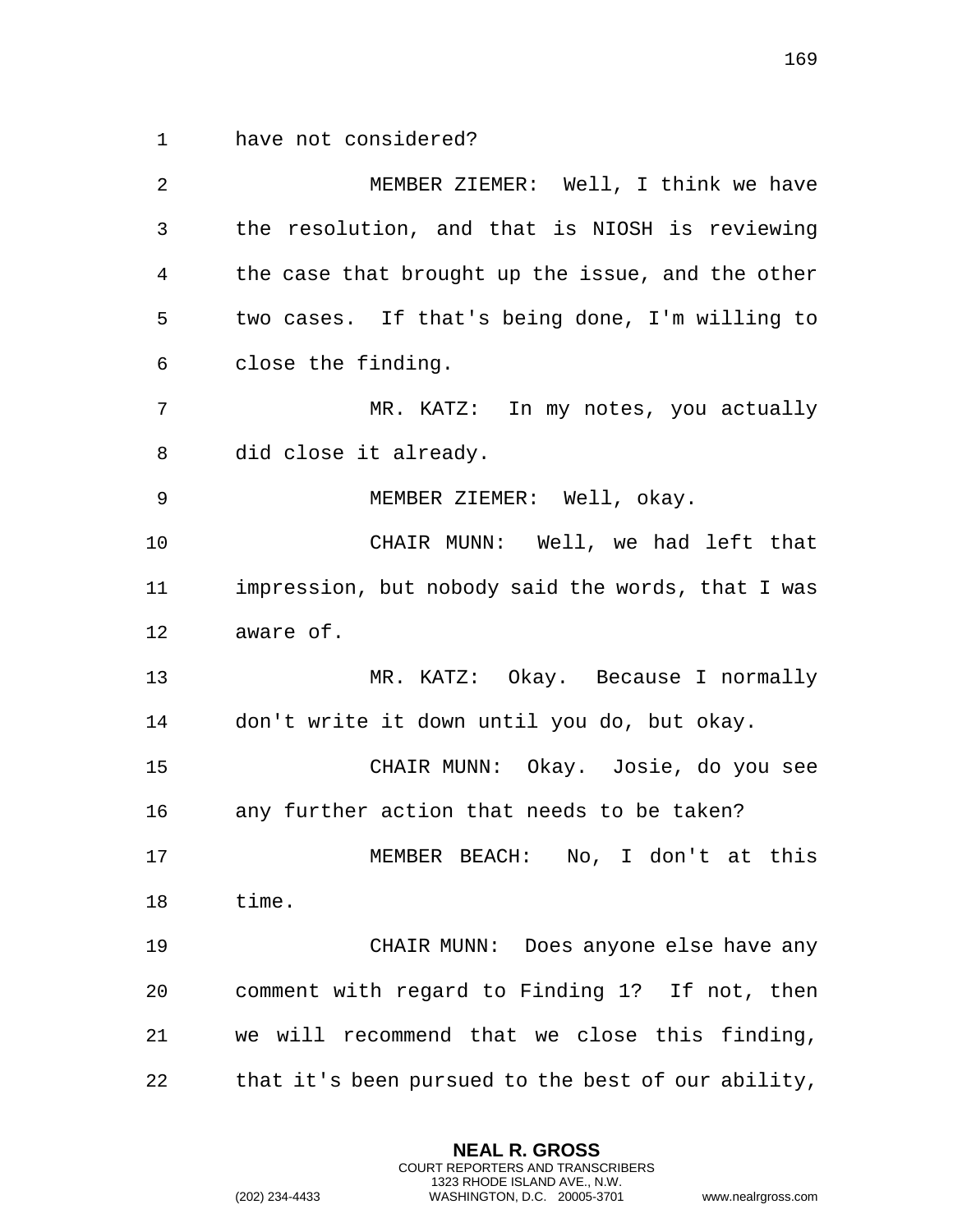have not considered?

MEMBER ZIEMER: Well, I think we have the resolution, and that is NIOSH is reviewing the case that brought up the issue, and the other two cases. If that's being done, I'm willing to close the finding.

MR. KATZ: In my notes, you actually did close it already.

MEMBER ZIEMER: Well, okay.

CHAIR MUNN: Well, we had left that impression, but nobody said the words, that I was aware of.

MR. KATZ: Okay. Because I normally don't write it down until you do, but okay.

CHAIR MUNN: Okay. Josie, do you see any further action that needs to be taken?

MEMBER BEACH: No, I don't at this time.

CHAIR MUNN: Does anyone else have any comment with regard to Finding 1? If not, then we will recommend that we close this finding, that it's been pursued to the best of our ability,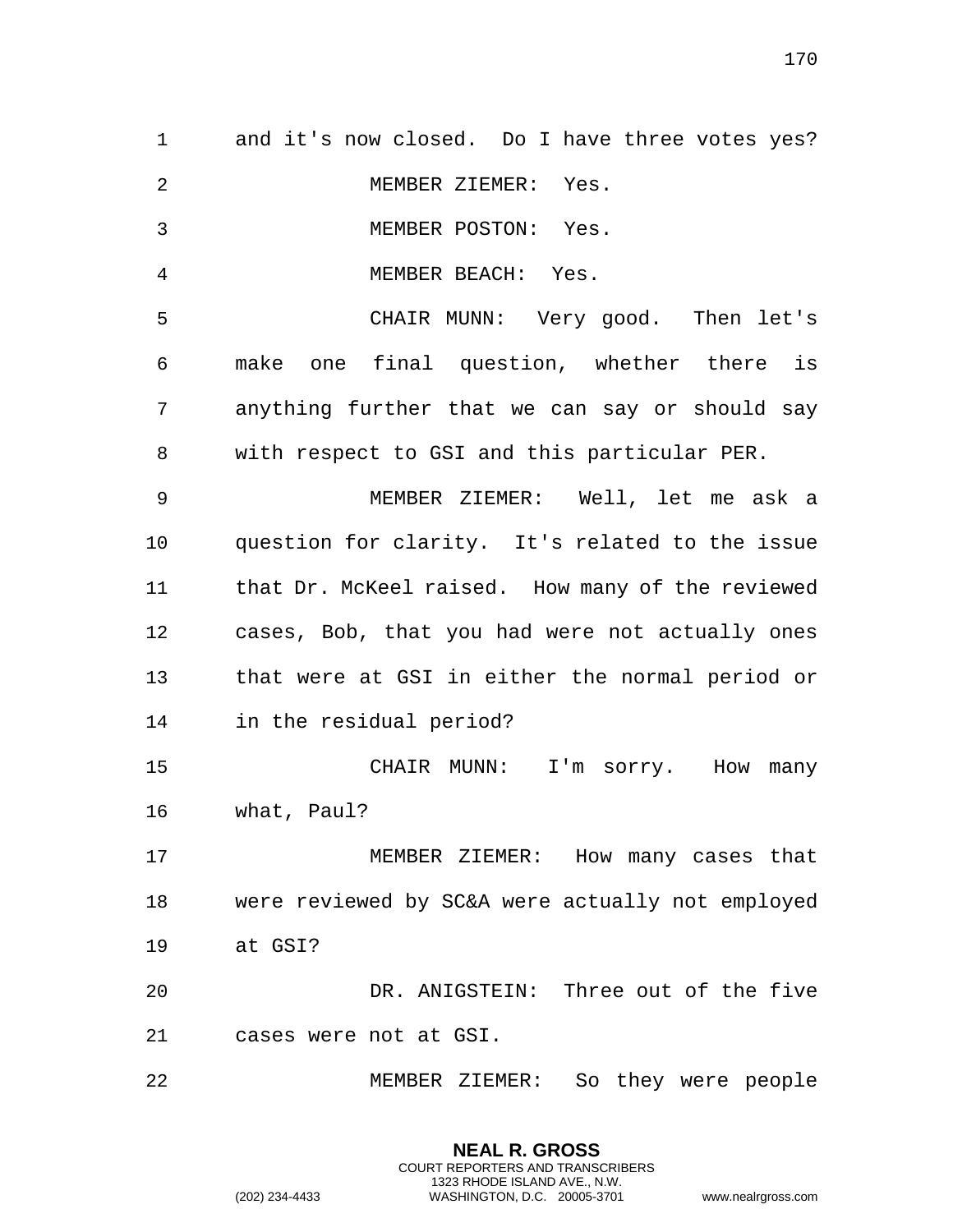and it's now closed. Do I have three votes yes?

MEMBER ZIEMER: Yes.

MEMBER POSTON: Yes.

MEMBER BEACH: Yes.

CHAIR MUNN: Very good. Then let's make one final question, whether there is anything further that we can say or should say with respect to GSI and this particular PER.

MEMBER ZIEMER: Well, let me ask a question for clarity. It's related to the issue that Dr. McKeel raised. How many of the reviewed cases, Bob, that you had were not actually ones that were at GSI in either the normal period or in the residual period?

CHAIR MUNN: I'm sorry. How many what, Paul?

MEMBER ZIEMER: How many cases that were reviewed by SC&A were actually not employed at GSI?

DR. ANIGSTEIN: Three out of the five cases were not at GSI.

MEMBER ZIEMER: So they were people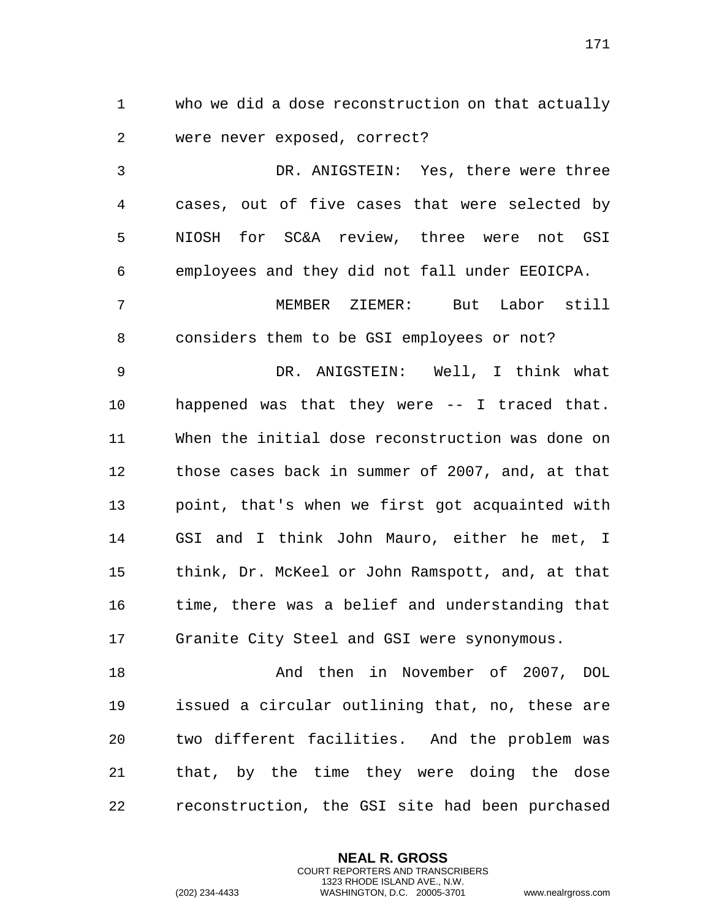who we did a dose reconstruction on that actually were never exposed, correct?

DR. ANIGSTEIN: Yes, there were three cases, out of five cases that were selected by NIOSH for SC&A review, three were not GSI employees and they did not fall under EEOICPA.

MEMBER ZIEMER: But Labor still considers them to be GSI employees or not?

DR. ANIGSTEIN: Well, I think what happened was that they were -- I traced that. When the initial dose reconstruction was done on those cases back in summer of 2007, and, at that point, that's when we first got acquainted with GSI and I think John Mauro, either he met, I think, Dr. McKeel or John Ramspott, and, at that time, there was a belief and understanding that Granite City Steel and GSI were synonymous.

And then in November of 2007, DOL issued a circular outlining that, no, these are two different facilities. And the problem was that, by the time they were doing the dose reconstruction, the GSI site had been purchased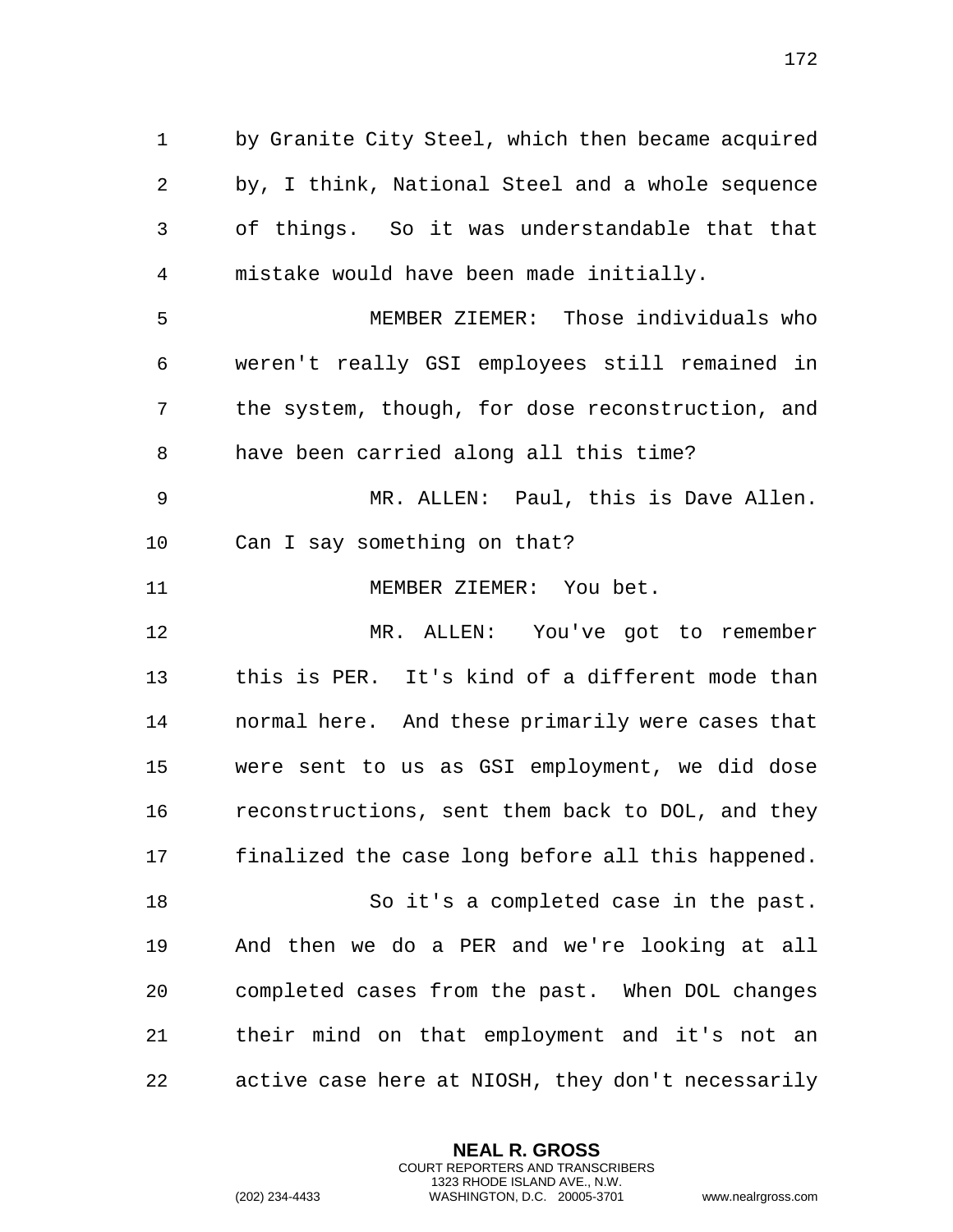by Granite City Steel, which then became acquired by, I think, National Steel and a whole sequence of things. So it was understandable that that mistake would have been made initially.

MEMBER ZIEMER: Those individuals who weren't really GSI employees still remained in the system, though, for dose reconstruction, and have been carried along all this time?

MR. ALLEN: Paul, this is Dave Allen. Can I say something on that?

MEMBER ZIEMER: You bet.

MR. ALLEN: You've got to remember this is PER. It's kind of a different mode than normal here. And these primarily were cases that were sent to us as GSI employment, we did dose reconstructions, sent them back to DOL, and they finalized the case long before all this happened.

So it's a completed case in the past. And then we do a PER and we're looking at all completed cases from the past. When DOL changes their mind on that employment and it's not an active case here at NIOSH, they don't necessarily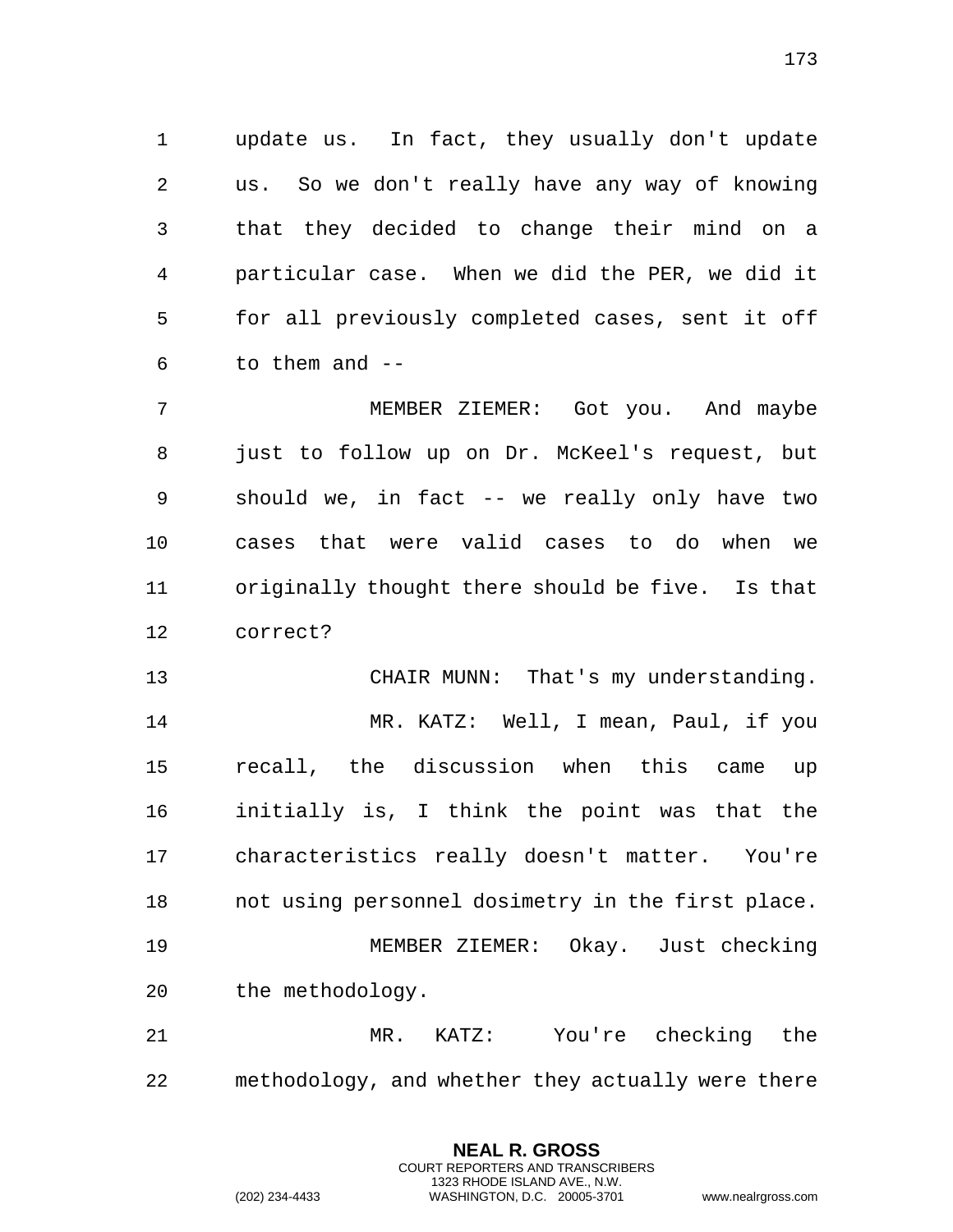update us. In fact, they usually don't update us. So we don't really have any way of knowing that they decided to change their mind on a particular case. When we did the PER, we did it for all previously completed cases, sent it off to them and --

MEMBER ZIEMER: Got you. And maybe just to follow up on Dr. McKeel's request, but should we, in fact -- we really only have two cases that were valid cases to do when we originally thought there should be five. Is that correct?

CHAIR MUNN: That's my understanding.

MR. KATZ: Well, I mean, Paul, if you recall, the discussion when this came up initially is, I think the point was that the characteristics really doesn't matter. You're not using personnel dosimetry in the first place.

MEMBER ZIEMER: Okay. Just checking the methodology.

MR. KATZ: You're checking the methodology, and whether they actually were there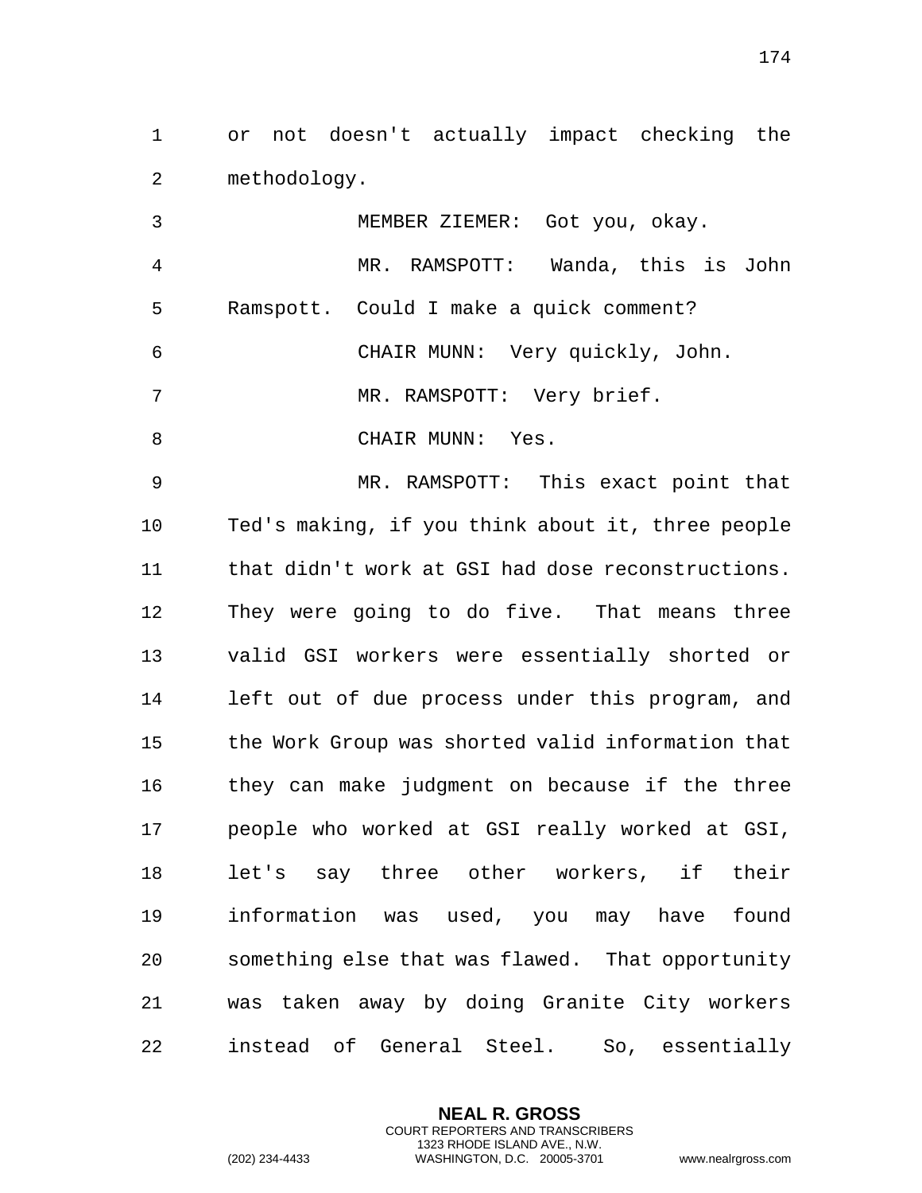or not doesn't actually impact checking the methodology.

MEMBER ZIEMER: Got you, okay.

MR. RAMSPOTT: Wanda, this is John Ramspott. Could I make a quick comment?

CHAIR MUNN: Very quickly, John.

MR. RAMSPOTT: Very brief.

CHAIR MUNN: Yes.

MR. RAMSPOTT: This exact point that Ted's making, if you think about it, three people that didn't work at GSI had dose reconstructions. They were going to do five. That means three valid GSI workers were essentially shorted or left out of due process under this program, and the Work Group was shorted valid information that they can make judgment on because if the three people who worked at GSI really worked at GSI, let's say three other workers, if their information was used, you may have found something else that was flawed. That opportunity was taken away by doing Granite City workers instead of General Steel. So, essentially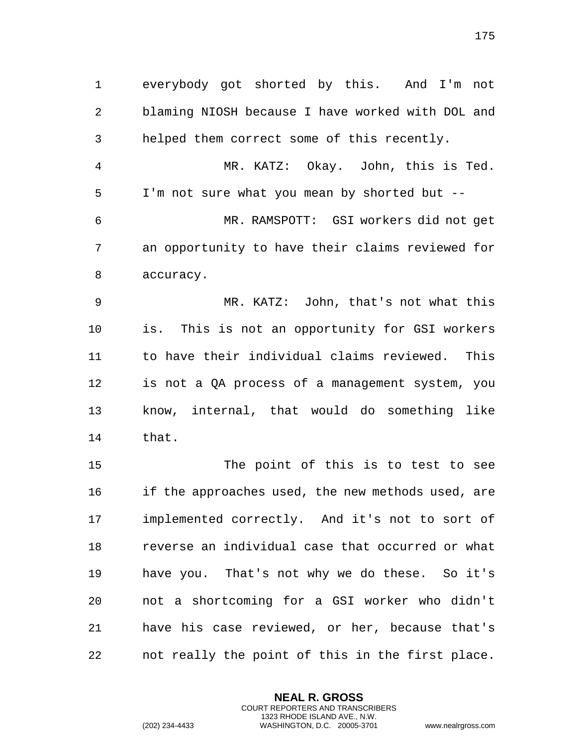everybody got shorted by this. And I'm not blaming NIOSH because I have worked with DOL and helped them correct some of this recently.

MR. KATZ: Okay. John, this is Ted. I'm not sure what you mean by shorted but --

MR. RAMSPOTT: GSI workers did not get an opportunity to have their claims reviewed for accuracy.

MR. KATZ: John, that's not what this is. This is not an opportunity for GSI workers to have their individual claims reviewed. This is not a QA process of a management system, you know, internal, that would do something like that.

The point of this is to test to see if the approaches used, the new methods used, are implemented correctly. And it's not to sort of reverse an individual case that occurred or what have you. That's not why we do these. So it's not a shortcoming for a GSI worker who didn't have his case reviewed, or her, because that's not really the point of this in the first place.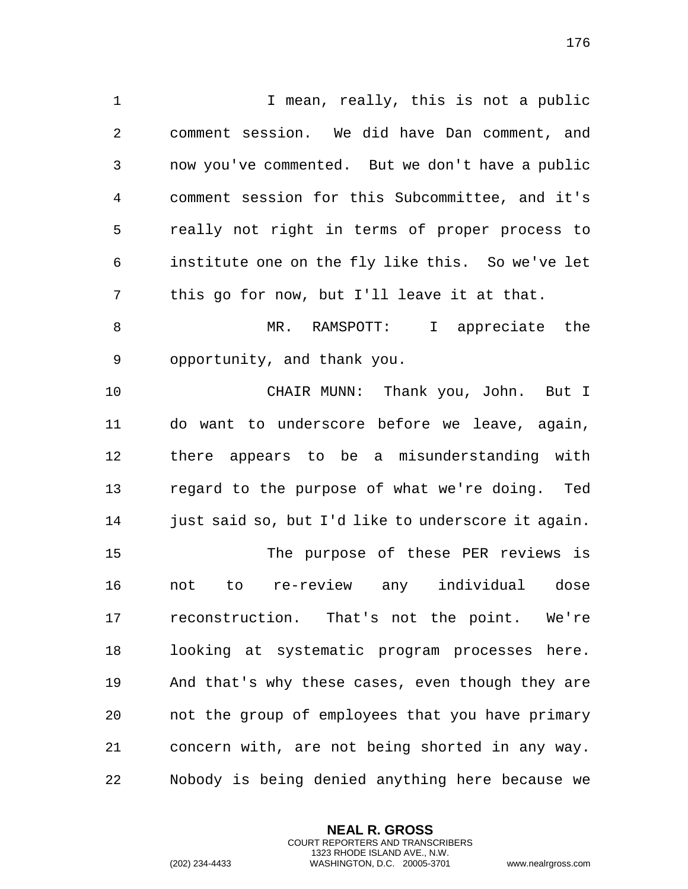I mean, really, this is not a public comment session. We did have Dan comment, and now you've commented. But we don't have a public comment session for this Subcommittee, and it's really not right in terms of proper process to institute one on the fly like this. So we've let this go for now, but I'll leave it at that.

MR. RAMSPOTT: I appreciate the opportunity, and thank you.

CHAIR MUNN: Thank you, John. But I do want to underscore before we leave, again, there appears to be a misunderstanding with regard to the purpose of what we're doing. Ted just said so, but I'd like to underscore it again.

The purpose of these PER reviews is not to re-review any individual dose reconstruction. That's not the point. We're looking at systematic program processes here. And that's why these cases, even though they are not the group of employees that you have primary concern with, are not being shorted in any way. Nobody is being denied anything here because we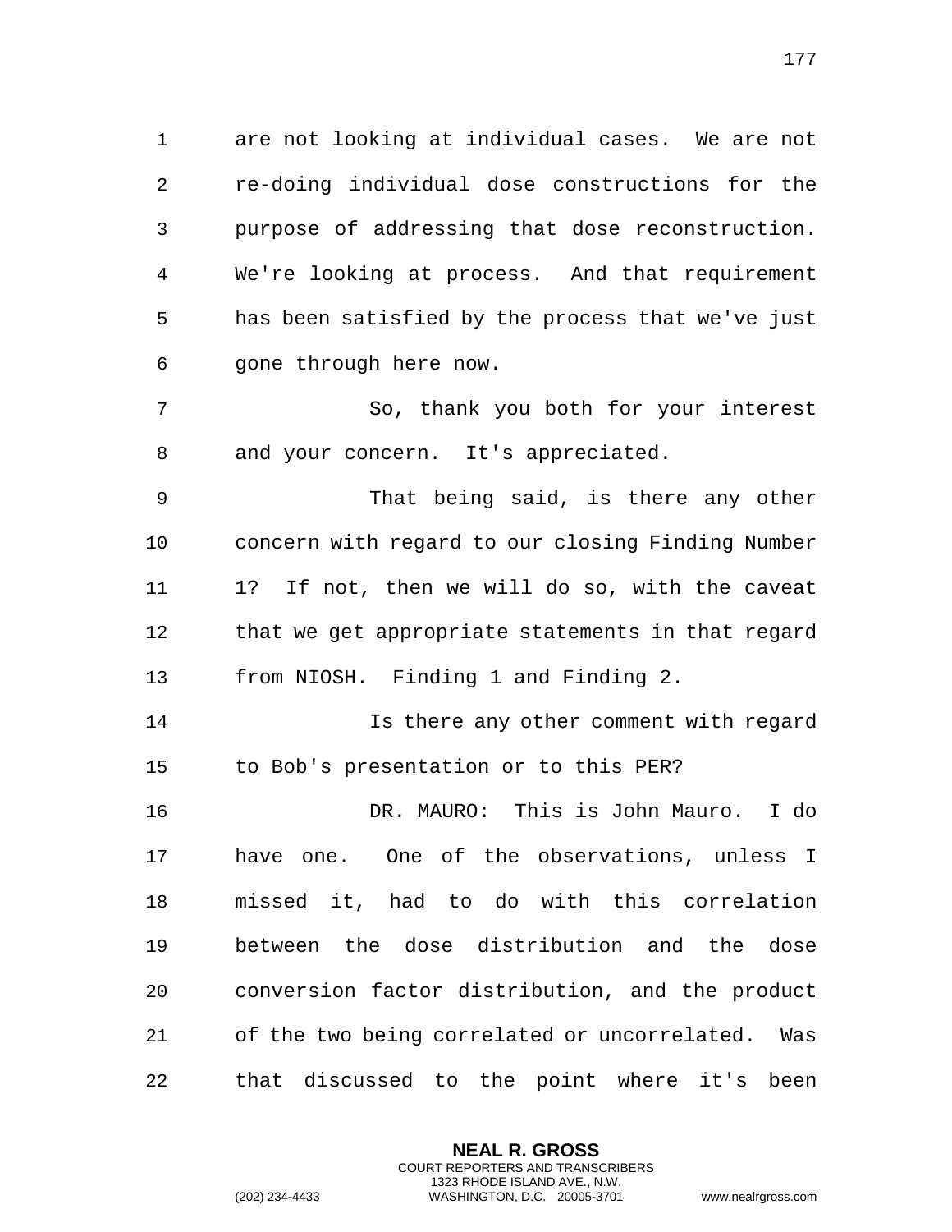are not looking at individual cases. We are not re-doing individual dose constructions for the purpose of addressing that dose reconstruction. We're looking at process. And that requirement has been satisfied by the process that we've just gone through here now.

So, thank you both for your interest and your concern. It's appreciated.

That being said, is there any other concern with regard to our closing Finding Number 1? If not, then we will do so, with the caveat that we get appropriate statements in that regard from NIOSH. Finding 1 and Finding 2.

Is there any other comment with regard to Bob's presentation or to this PER?

DR. MAURO: This is John Mauro. I do have one. One of the observations, unless I missed it, had to do with this correlation between the dose distribution and the dose conversion factor distribution, and the product of the two being correlated or uncorrelated. Was that discussed to the point where it's been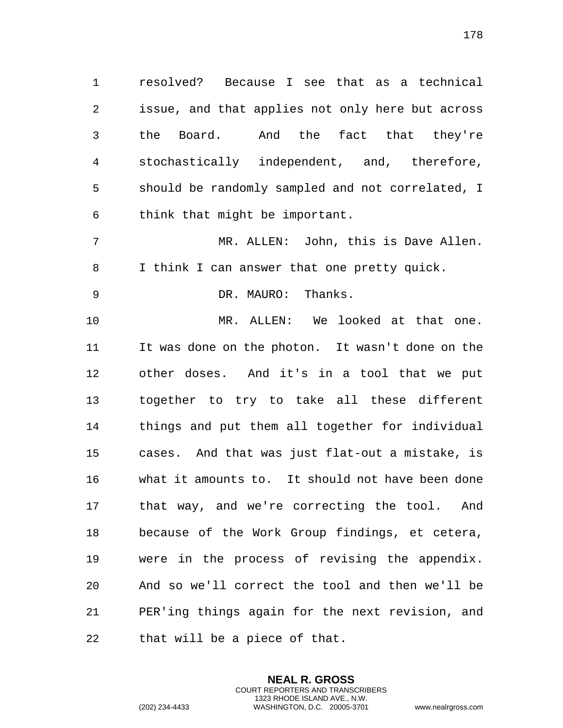resolved? Because I see that as a technical issue, and that applies not only here but across the Board. And the fact that they're stochastically independent, and, therefore, should be randomly sampled and not correlated, I think that might be important.

MR. ALLEN: John, this is Dave Allen. I think I can answer that one pretty quick.

DR. MAURO: Thanks.

MR. ALLEN: We looked at that one. It was done on the photon. It wasn't done on the other doses. And it's in a tool that we put together to try to take all these different things and put them all together for individual cases. And that was just flat-out a mistake, is what it amounts to. It should not have been done that way, and we're correcting the tool. And because of the Work Group findings, et cetera, were in the process of revising the appendix. And so we'll correct the tool and then we'll be PER'ing things again for the next revision, and that will be a piece of that.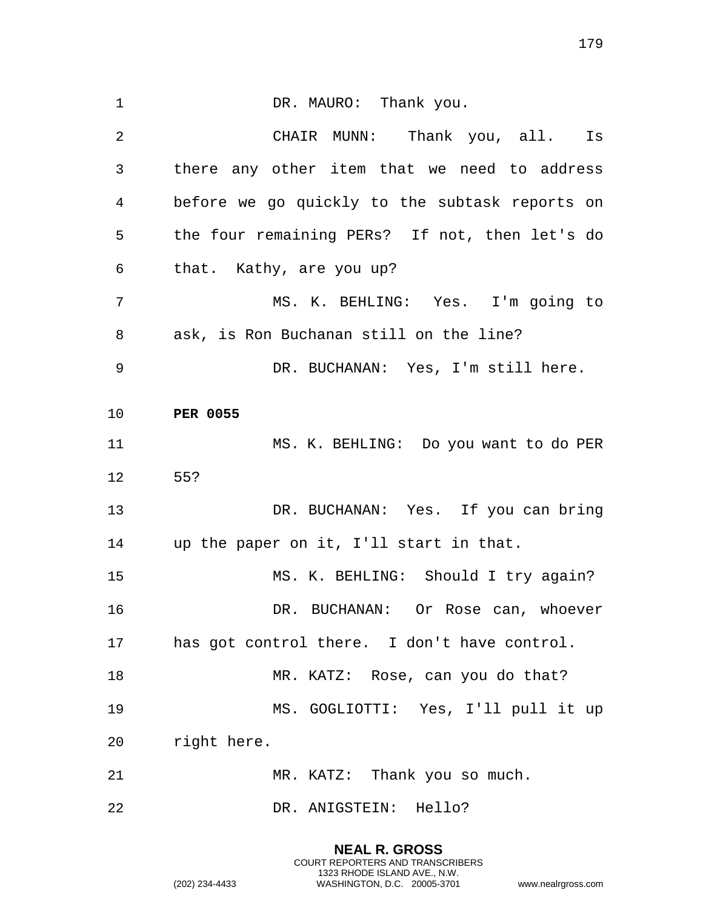DR. MAURO: Thank you.

CHAIR MUNN: Thank you, all. Is there any other item that we need to address before we go quickly to the subtask reports on the four remaining PERs? If not, then let's do that. Kathy, are you up?

MS. K. BEHLING: Yes. I'm going to ask, is Ron Buchanan still on the line?

DR. BUCHANAN: Yes, I'm still here.

**PER 0055**

MS. K. BEHLING: Do you want to do PER 55?

DR. BUCHANAN: Yes. If you can bring up the paper on it, I'll start in that.

MS. K. BEHLING: Should I try again?

DR. BUCHANAN: Or Rose can, whoever has got control there. I don't have control.

MR. KATZ: Rose, can you do that?

MS. GOGLIOTTI: Yes, I'll pull it up right here.

MR. KATZ: Thank you so much.

DR. ANIGSTEIN: Hello?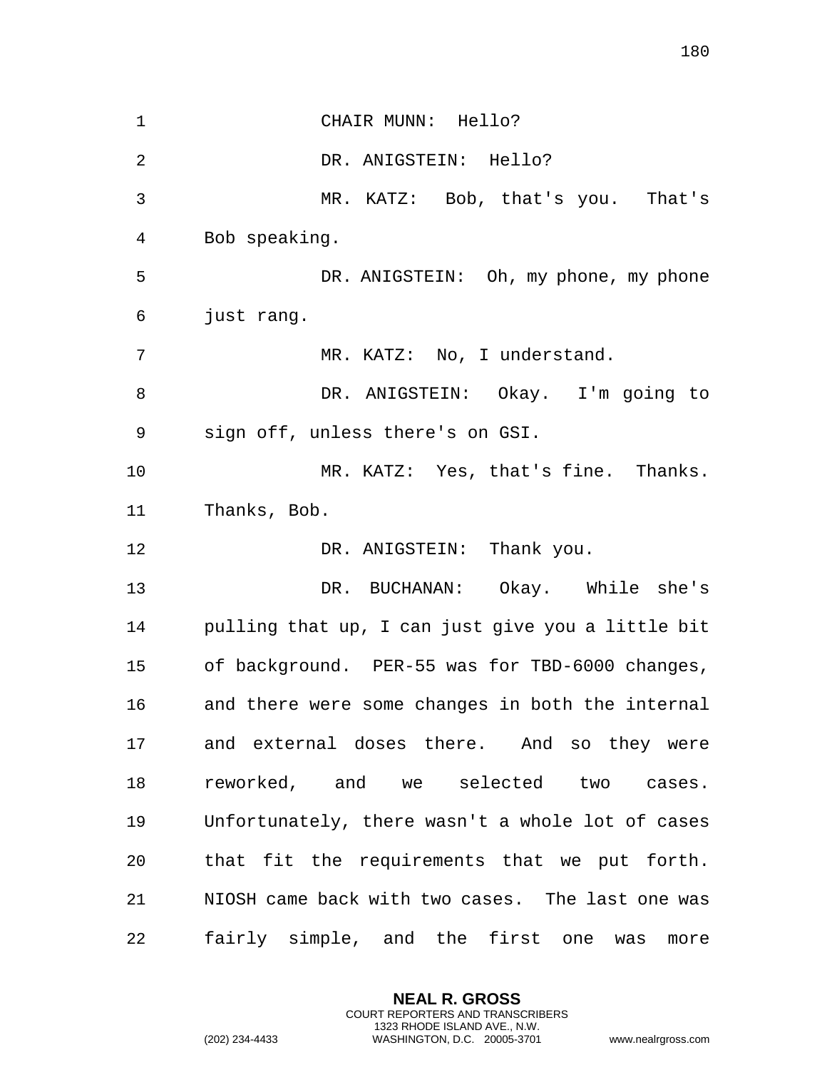CHAIR MUNN: Hello?

DR. ANIGSTEIN: Hello?

MR. KATZ: Bob, that's you. That's Bob speaking.

DR. ANIGSTEIN: Oh, my phone, my phone just rang.

MR. KATZ: No, I understand.

DR. ANIGSTEIN: Okay. I'm going to sign off, unless there's on GSI.

MR. KATZ: Yes, that's fine. Thanks. Thanks, Bob.

DR. ANIGSTEIN: Thank you.

DR. BUCHANAN: Okay. While she's pulling that up, I can just give you a little bit of background. PER-55 was for TBD-6000 changes, and there were some changes in both the internal and external doses there. And so they were reworked, and we selected two cases. Unfortunately, there wasn't a whole lot of cases that fit the requirements that we put forth. NIOSH came back with two cases. The last one was fairly simple, and the first one was more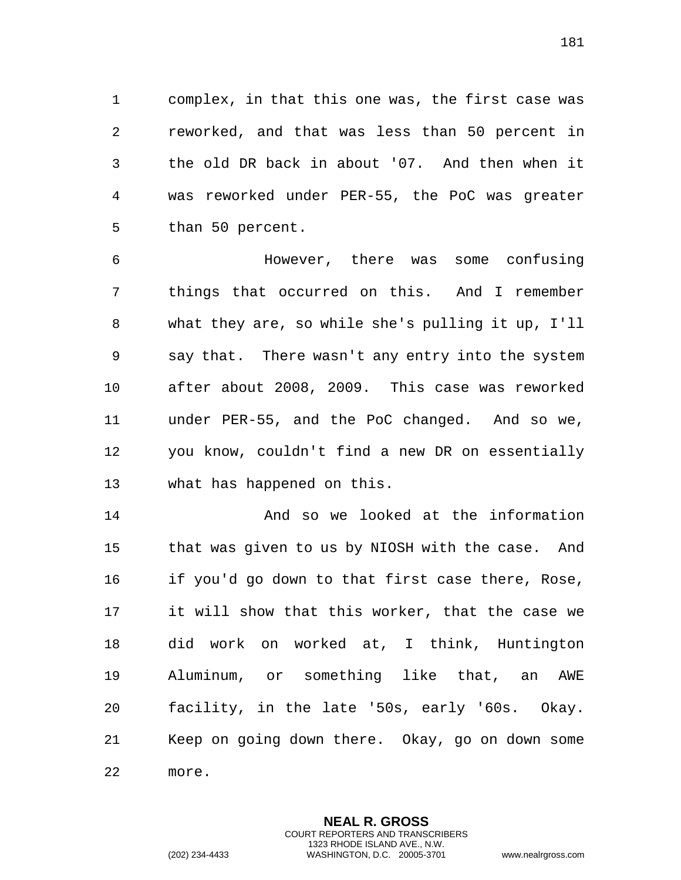complex, in that this one was, the first case was reworked, and that was less than 50 percent in the old DR back in about '07. And then when it was reworked under PER-55, the PoC was greater than 50 percent.

However, there was some confusing things that occurred on this. And I remember what they are, so while she's pulling it up, I'll say that. There wasn't any entry into the system after about 2008, 2009. This case was reworked under PER-55, and the PoC changed. And so we, you know, couldn't find a new DR on essentially what has happened on this.

And so we looked at the information that was given to us by NIOSH with the case. And if you'd go down to that first case there, Rose, it will show that this worker, that the case we did work on worked at, I think, Huntington Aluminum, or something like that, an AWE facility, in the late '50s, early '60s. Okay. Keep on going down there. Okay, go on down some more.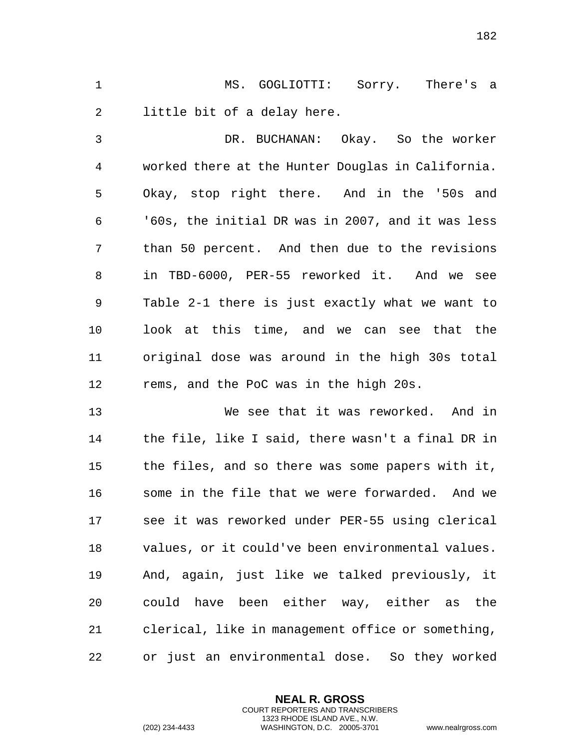MS. GOGLIOTTI: Sorry. There's a little bit of a delay here.

DR. BUCHANAN: Okay. So the worker worked there at the Hunter Douglas in California. Okay, stop right there. And in the '50s and '60s, the initial DR was in 2007, and it was less than 50 percent. And then due to the revisions in TBD-6000, PER-55 reworked it. And we see Table 2-1 there is just exactly what we want to look at this time, and we can see that the original dose was around in the high 30s total rems, and the PoC was in the high 20s.

We see that it was reworked. And in the file, like I said, there wasn't a final DR in the files, and so there was some papers with it, some in the file that we were forwarded. And we see it was reworked under PER-55 using clerical values, or it could've been environmental values. And, again, just like we talked previously, it could have been either way, either as the clerical, like in management office or something, or just an environmental dose. So they worked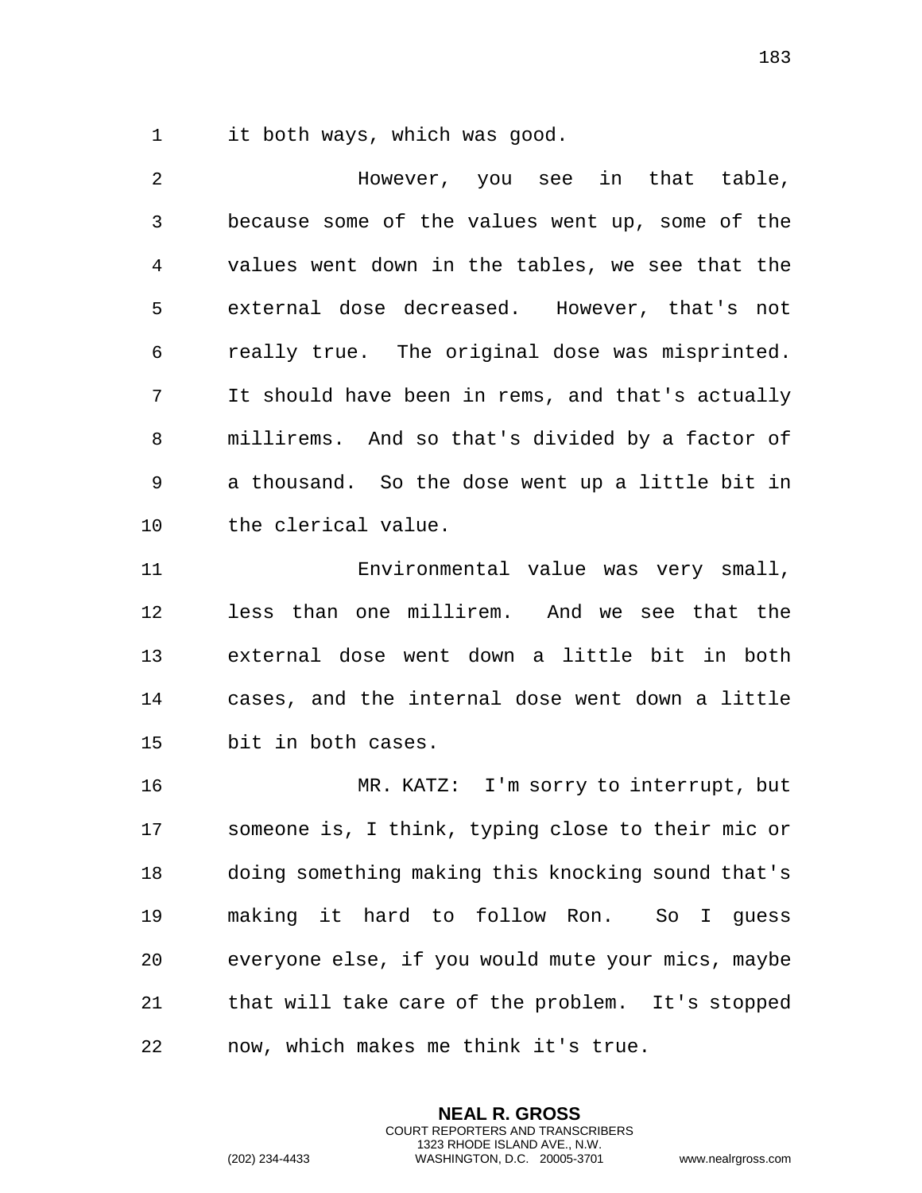it both ways, which was good.

However, you see in that table, because some of the values went up, some of the values went down in the tables, we see that the external dose decreased. However, that's not really true. The original dose was misprinted. It should have been in rems, and that's actually millirems. And so that's divided by a factor of a thousand. So the dose went up a little bit in the clerical value.

Environmental value was very small, less than one millirem. And we see that the external dose went down a little bit in both cases, and the internal dose went down a little bit in both cases.

MR. KATZ: I'm sorry to interrupt, but someone is, I think, typing close to their mic or doing something making this knocking sound that's making it hard to follow Ron. So I guess everyone else, if you would mute your mics, maybe that will take care of the problem. It's stopped now, which makes me think it's true.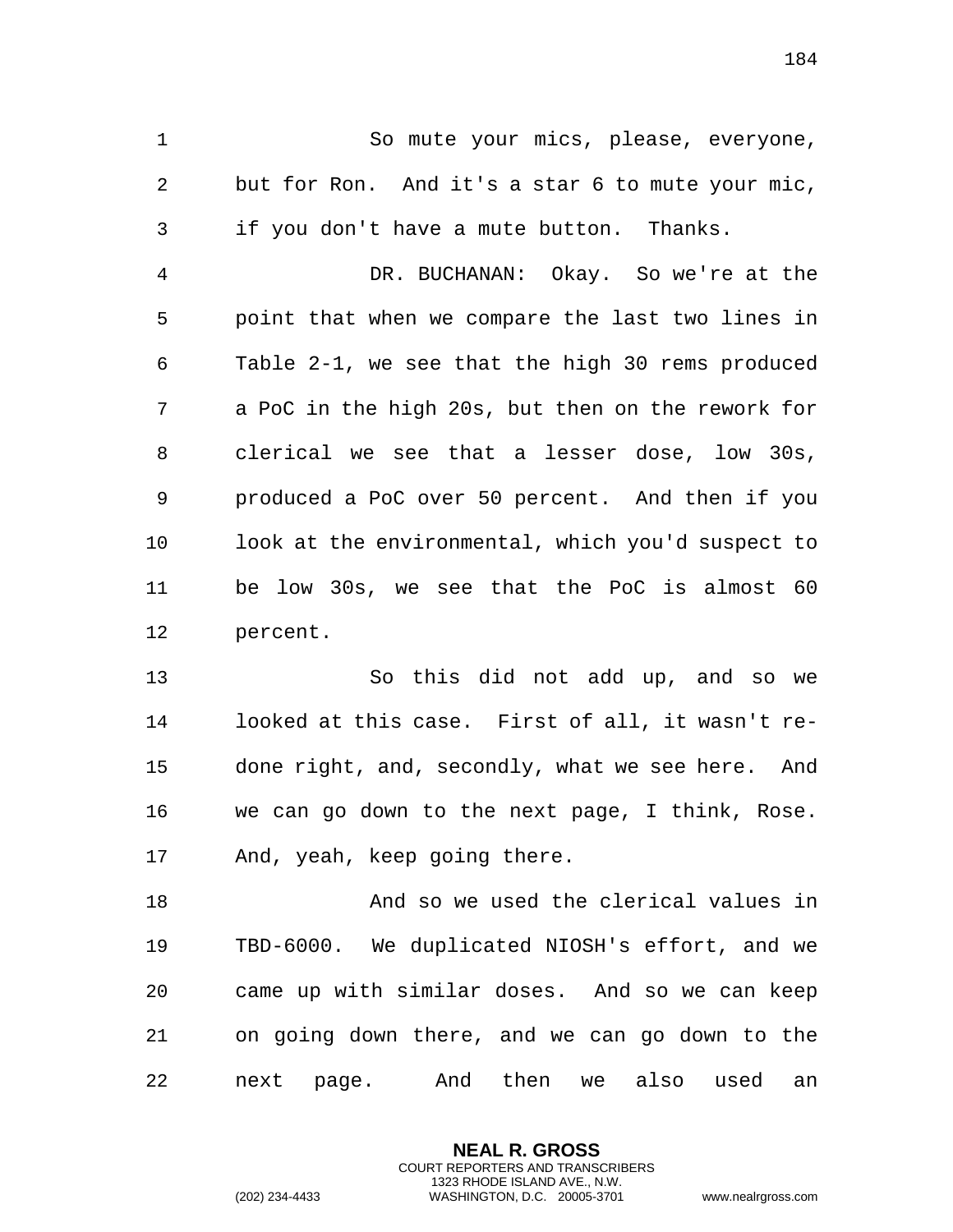So mute your mics, please, everyone, but for Ron. And it's a star 6 to mute your mic, if you don't have a mute button. Thanks.

DR. BUCHANAN: Okay. So we're at the point that when we compare the last two lines in Table 2-1, we see that the high 30 rems produced a PoC in the high 20s, but then on the rework for clerical we see that a lesser dose, low 30s, produced a PoC over 50 percent. And then if you look at the environmental, which you'd suspect to be low 30s, we see that the PoC is almost 60 percent.

So this did not add up, and so we looked at this case. First of all, it wasn't re-done right, and, secondly, what we see here. And we can go down to the next page, I think, Rose. And, yeah, keep going there.

And so we used the clerical values in TBD-6000. We duplicated NIOSH's effort, and we came up with similar doses. And so we can keep on going down there, and we can go down to the next page. And then we also used an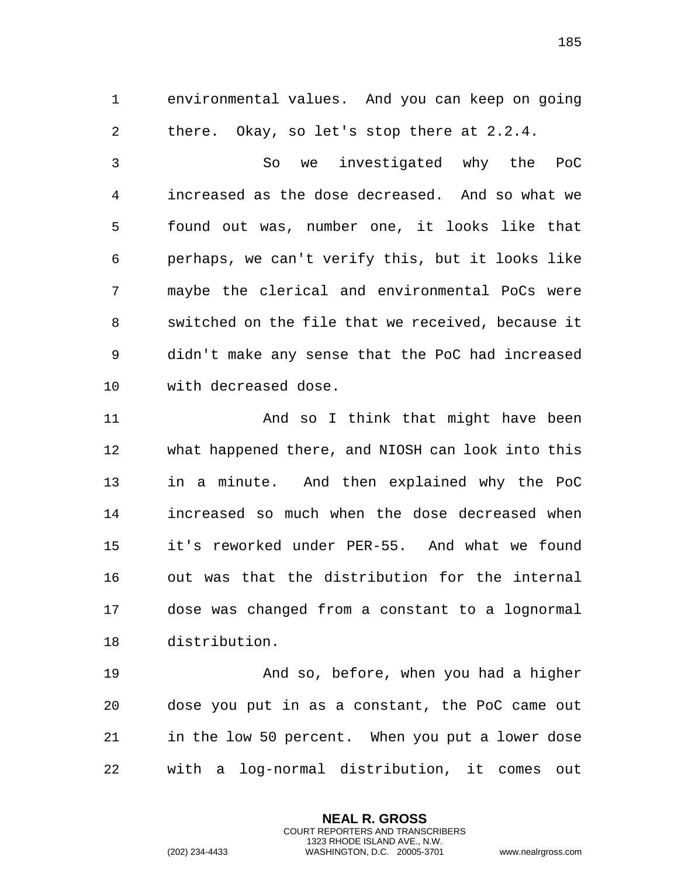environmental values. And you can keep on going there. Okay, so let's stop there at 2.2.4.

So we investigated why the PoC increased as the dose decreased. And so what we found out was, number one, it looks like that perhaps, we can't verify this, but it looks like maybe the clerical and environmental PoCs were switched on the file that we received, because it didn't make any sense that the PoC had increased with decreased dose.

And so I think that might have been what happened there, and NIOSH can look into this in a minute. And then explained why the PoC increased so much when the dose decreased when it's reworked under PER-55. And what we found out was that the distribution for the internal dose was changed from a constant to a lognormal distribution.

And so, before, when you had a higher dose you put in as a constant, the PoC came out in the low 50 percent. When you put a lower dose with a log-normal distribution, it comes out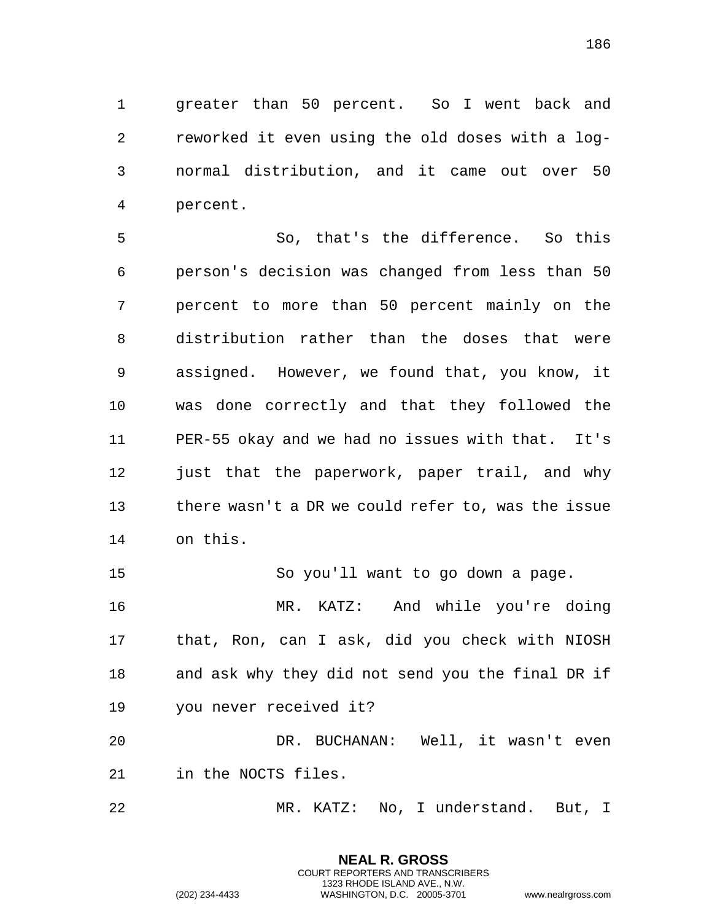greater than 50 percent. So I went back and reworked it even using the old doses with a log-normal distribution, and it came out over 50 percent.

So, that's the difference. So this person's decision was changed from less than 50 percent to more than 50 percent mainly on the distribution rather than the doses that were assigned. However, we found that, you know, it was done correctly and that they followed the PER-55 okay and we had no issues with that. It's just that the paperwork, paper trail, and why there wasn't a DR we could refer to, was the issue on this.

So you'll want to go down a page.

MR. KATZ: And while you're doing that, Ron, can I ask, did you check with NIOSH and ask why they did not send you the final DR if you never received it?

DR. BUCHANAN: Well, it wasn't even in the NOCTS files.

MR. KATZ: No, I understand. But, I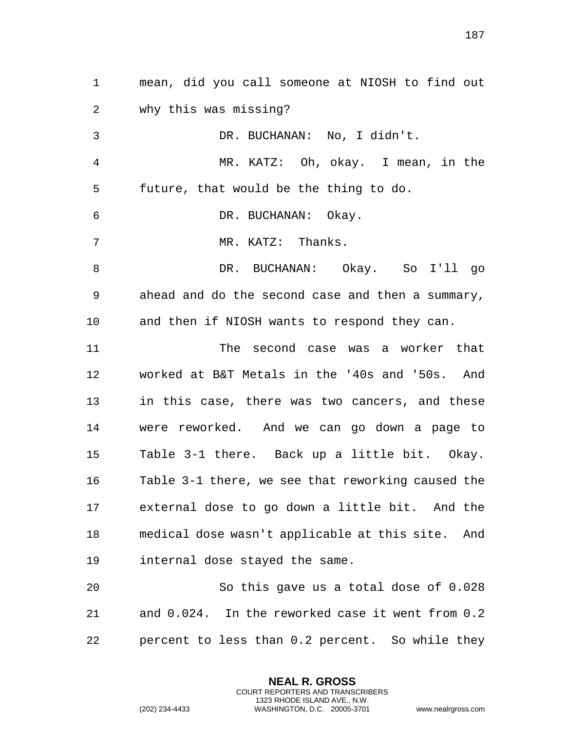mean, did you call someone at NIOSH to find out why this was missing?

DR. BUCHANAN: No, I didn't.

MR. KATZ: Oh, okay. I mean, in the future, that would be the thing to do.

DR. BUCHANAN: Okay.

MR. KATZ: Thanks.

DR. BUCHANAN: Okay. So I'll go ahead and do the second case and then a summary, and then if NIOSH wants to respond they can.

The second case was a worker that worked at B&T Metals in the '40s and '50s. And in this case, there was two cancers, and these were reworked. And we can go down a page to Table 3-1 there. Back up a little bit. Okay. Table 3-1 there, we see that reworking caused the external dose to go down a little bit. And the medical dose wasn't applicable at this site. And internal dose stayed the same.

So this gave us a total dose of 0.028 and 0.024. In the reworked case it went from 0.2 percent to less than 0.2 percent. So while they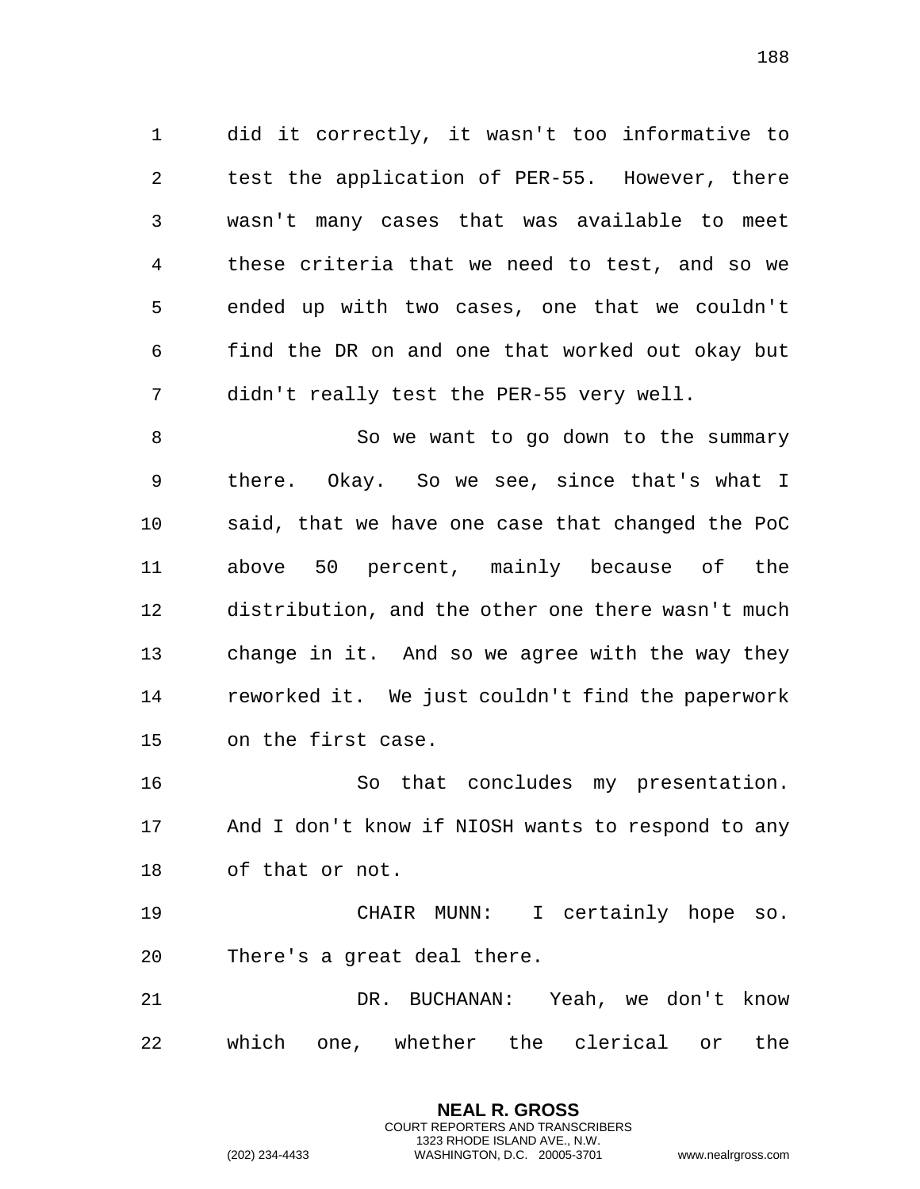did it correctly, it wasn't too informative to test the application of PER-55. However, there wasn't many cases that was available to meet these criteria that we need to test, and so we ended up with two cases, one that we couldn't find the DR on and one that worked out okay but didn't really test the PER-55 very well.

So we want to go down to the summary there. Okay. So we see, since that's what I said, that we have one case that changed the PoC above 50 percent, mainly because of the distribution, and the other one there wasn't much change in it. And so we agree with the way they reworked it. We just couldn't find the paperwork on the first case.

So that concludes my presentation. And I don't know if NIOSH wants to respond to any of that or not.

CHAIR MUNN: I certainly hope so. There's a great deal there.

DR. BUCHANAN: Yeah, we don't know which one, whether the clerical or the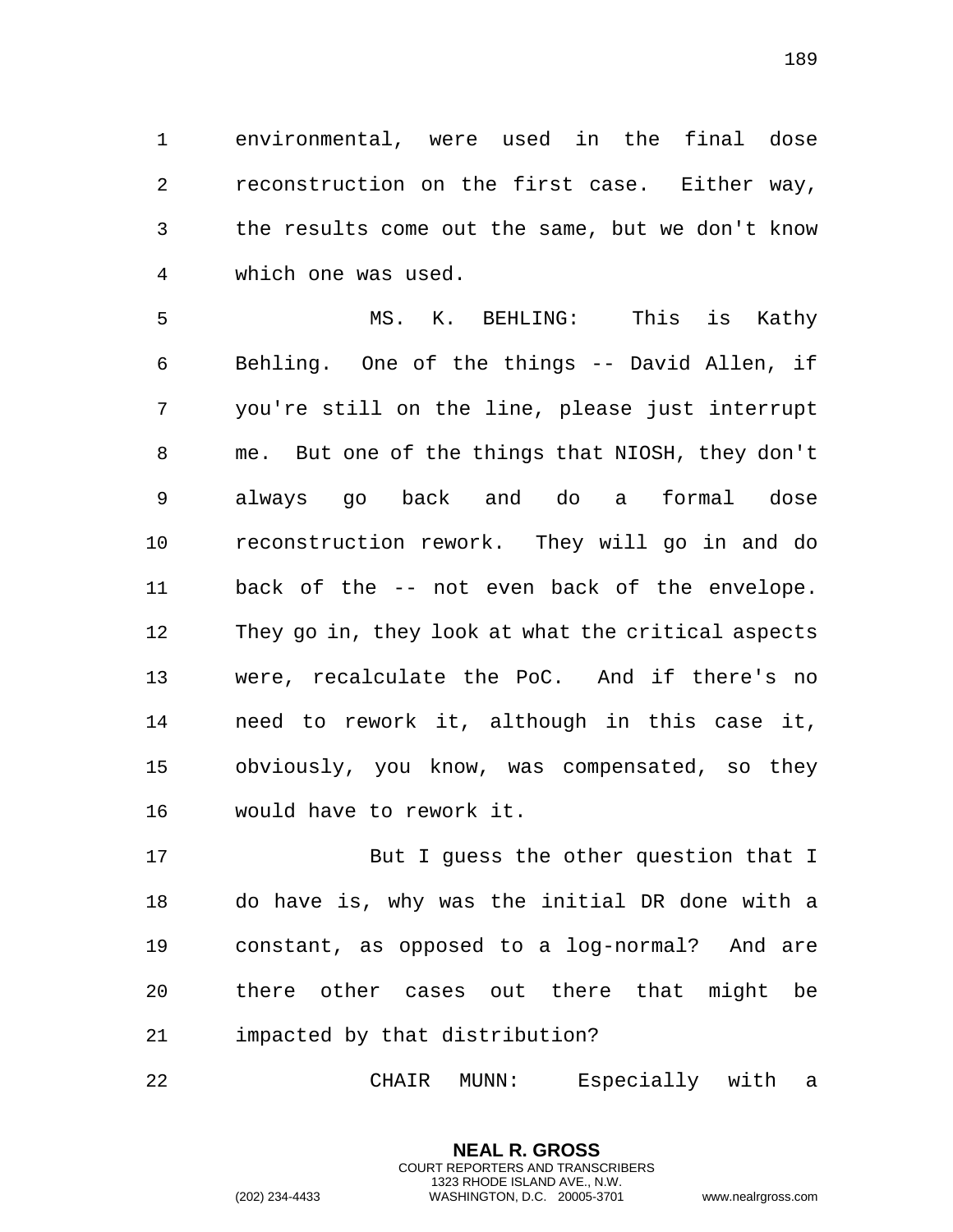environmental, were used in the final dose reconstruction on the first case. Either way, the results come out the same, but we don't know which one was used.

MS. K. BEHLING: This is Kathy Behling. One of the things -- David Allen, if you're still on the line, please just interrupt me. But one of the things that NIOSH, they don't always go back and do a formal dose reconstruction rework. They will go in and do back of the -- not even back of the envelope. They go in, they look at what the critical aspects were, recalculate the PoC. And if there's no need to rework it, although in this case it, obviously, you know, was compensated, so they would have to rework it.

But I guess the other question that I do have is, why was the initial DR done with a constant, as opposed to a log-normal? And are there other cases out there that might be impacted by that distribution?

CHAIR MUNN: Especially with a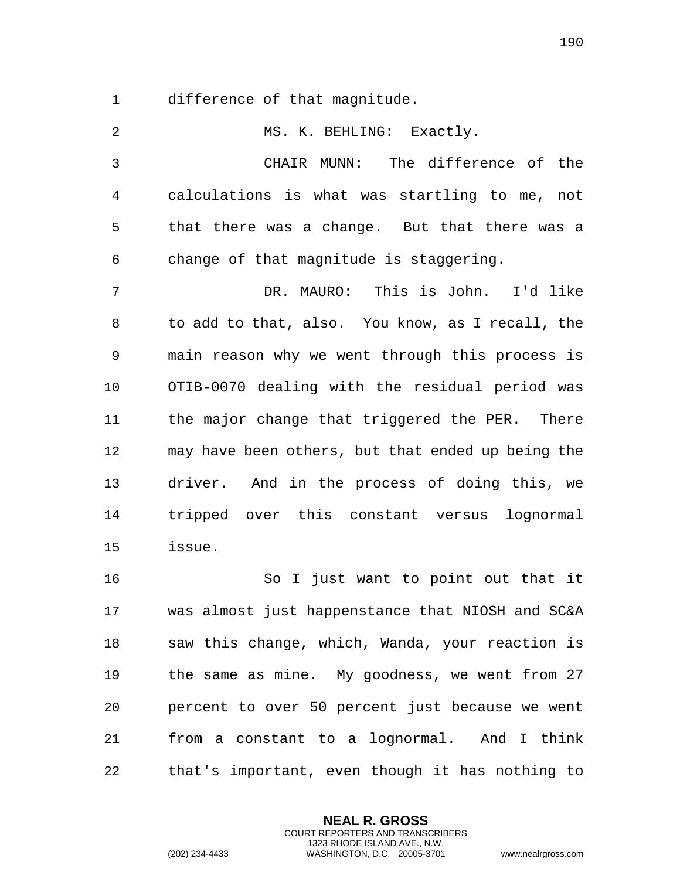difference of that magnitude.

MS. K. BEHLING: Exactly.

CHAIR MUNN: The difference of the calculations is what was startling to me, not that there was a change. But that there was a change of that magnitude is staggering.

DR. MAURO: This is John. I'd like to add to that, also. You know, as I recall, the main reason why we went through this process is OTIB-0070 dealing with the residual period was the major change that triggered the PER. There may have been others, but that ended up being the driver. And in the process of doing this, we tripped over this constant versus lognormal issue.

So I just want to point out that it was almost just happenstance that NIOSH and SC&A saw this change, which, Wanda, your reaction is the same as mine. My goodness, we went from 27 percent to over 50 percent just because we went from a constant to a lognormal. And I think that's important, even though it has nothing to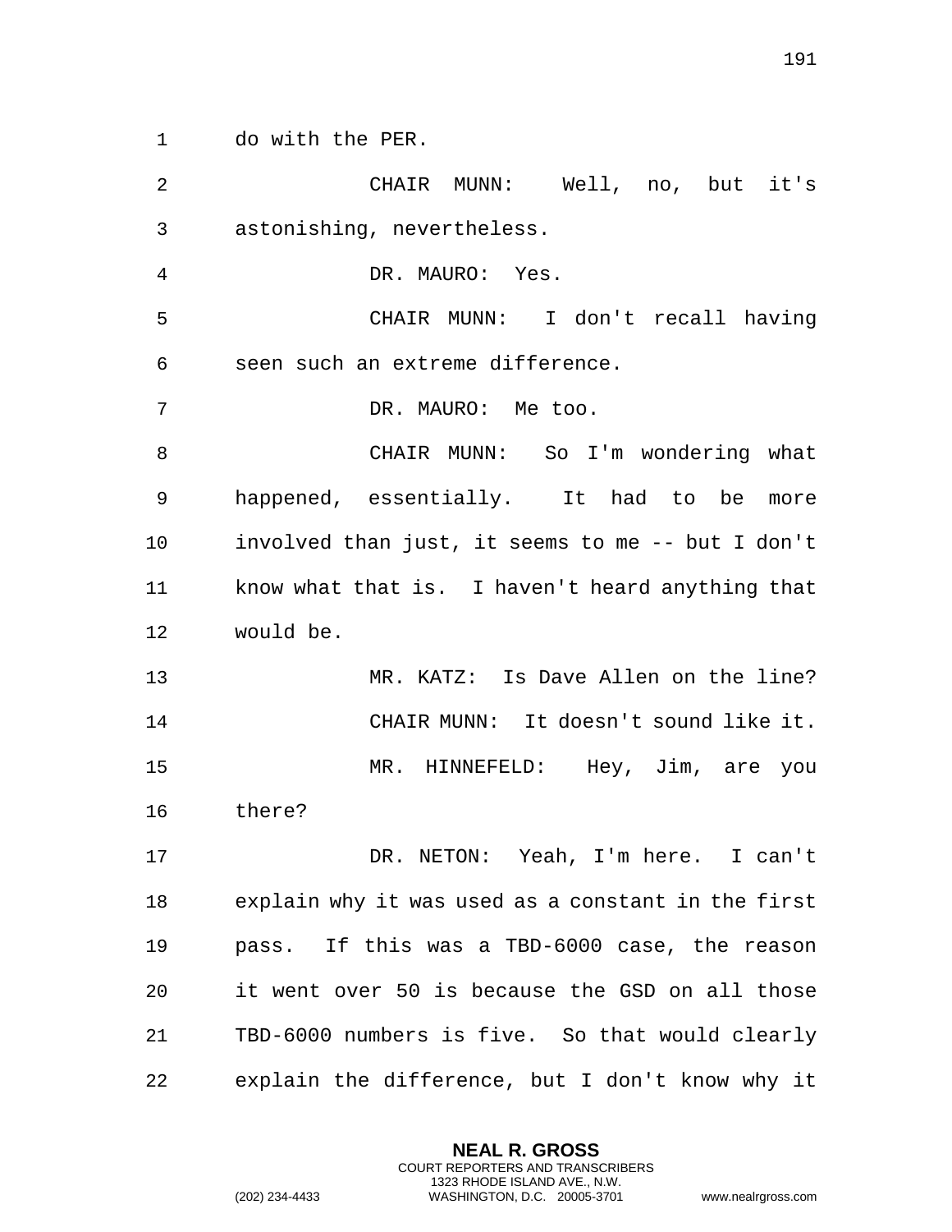do with the PER.

CHAIR MUNN: Well, no, but it's astonishing, nevertheless.

DR. MAURO: Yes.

CHAIR MUNN: I don't recall having seen such an extreme difference.

DR. MAURO: Me too.

CHAIR MUNN: So I'm wondering what happened, essentially. It had to be more involved than just, it seems to me -- but I don't know what that is. I haven't heard anything that would be.

MR. KATZ: Is Dave Allen on the line?

CHAIR MUNN: It doesn't sound like it.

MR. HINNEFELD: Hey, Jim, are you there?

DR. NETON: Yeah, I'm here. I can't explain why it was used as a constant in the first pass. If this was a TBD-6000 case, the reason it went over 50 is because the GSD on all those TBD-6000 numbers is five. So that would clearly explain the difference, but I don't know why it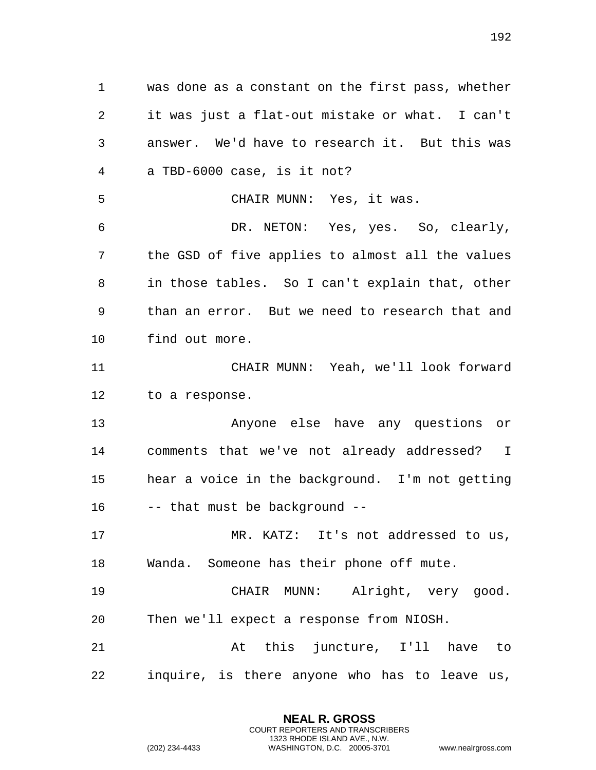was done as a constant on the first pass, whether it was just a flat-out mistake or what. I can't answer. We'd have to research it. But this was a TBD-6000 case, is it not?

CHAIR MUNN: Yes, it was.

DR. NETON: Yes, yes. So, clearly, the GSD of five applies to almost all the values in those tables. So I can't explain that, other than an error. But we need to research that and find out more.

CHAIR MUNN: Yeah, we'll look forward to a response.

Anyone else have any questions or comments that we've not already addressed? I hear a voice in the background. I'm not getting -- that must be background --

MR. KATZ: It's not addressed to us, Wanda. Someone has their phone off mute.

CHAIR MUNN: Alright, very good. Then we'll expect a response from NIOSH.

At this juncture, I'll have to inquire, is there anyone who has to leave us,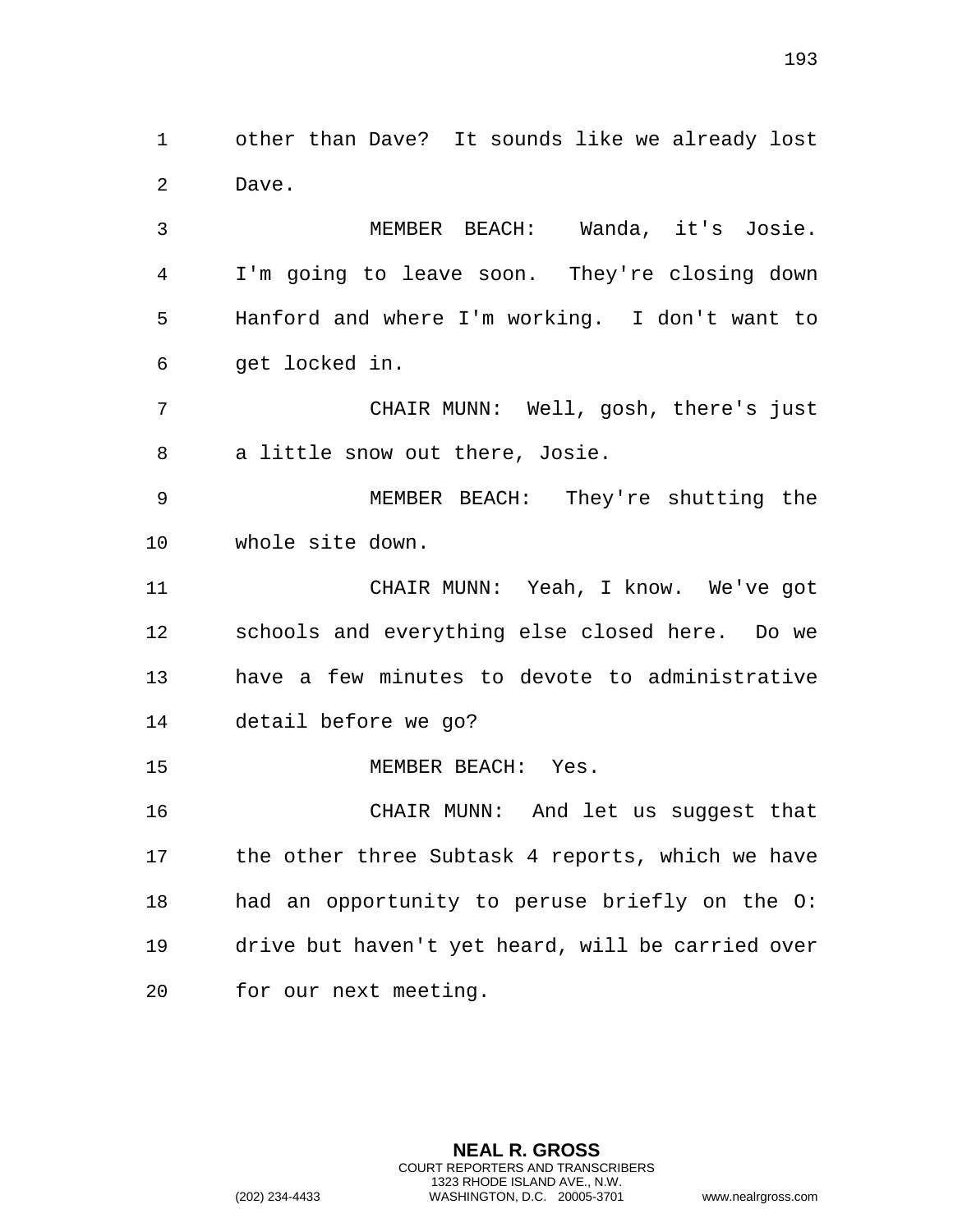other than Dave? It sounds like we already lost Dave.

MEMBER BEACH: Wanda, it's Josie. I'm going to leave soon. They're closing down Hanford and where I'm working. I don't want to get locked in.

CHAIR MUNN: Well, gosh, there's just a little snow out there, Josie.

MEMBER BEACH: They're shutting the whole site down.

CHAIR MUNN: Yeah, I know. We've got schools and everything else closed here. Do we have a few minutes to devote to administrative detail before we go?

MEMBER BEACH: Yes.

CHAIR MUNN: And let us suggest that the other three Subtask 4 reports, which we have had an opportunity to peruse briefly on the O: drive but haven't yet heard, will be carried over for our next meeting.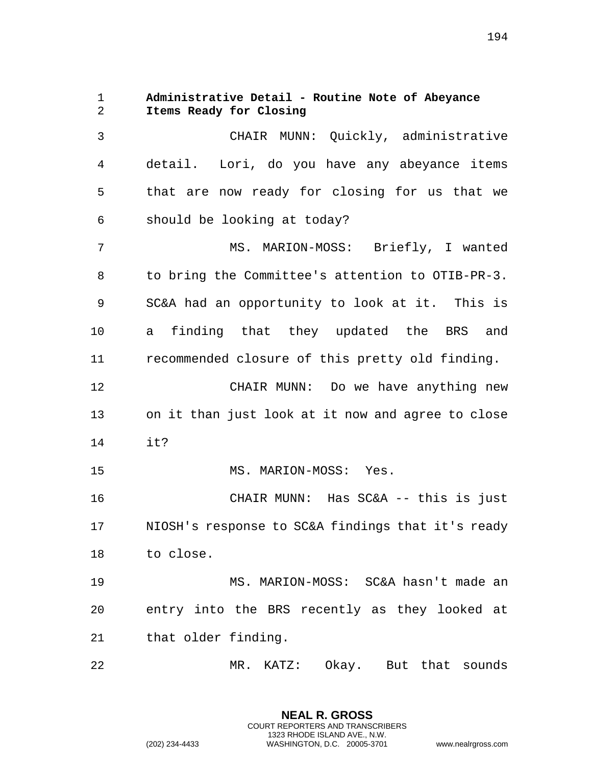**Administrative Detail - Routine Note of Abeyance Items Ready for Closing**

CHAIR MUNN: Quickly, administrative detail. Lori, do you have any abeyance items that are now ready for closing for us that we should be looking at today?

MS. MARION-MOSS: Briefly, I wanted to bring the Committee's attention to OTIB-PR-3. SC&A had an opportunity to look at it. This is a finding that they updated the BRS and recommended closure of this pretty old finding.

CHAIR MUNN: Do we have anything new on it than just look at it now and agree to close it?

MS. MARION-MOSS: Yes.

CHAIR MUNN: Has SC&A -- this is just NIOSH's response to SC&A findings that it's ready to close.

MS. MARION-MOSS: SC&A hasn't made an entry into the BRS recently as they looked at that older finding.

MR. KATZ: Okay. But that sounds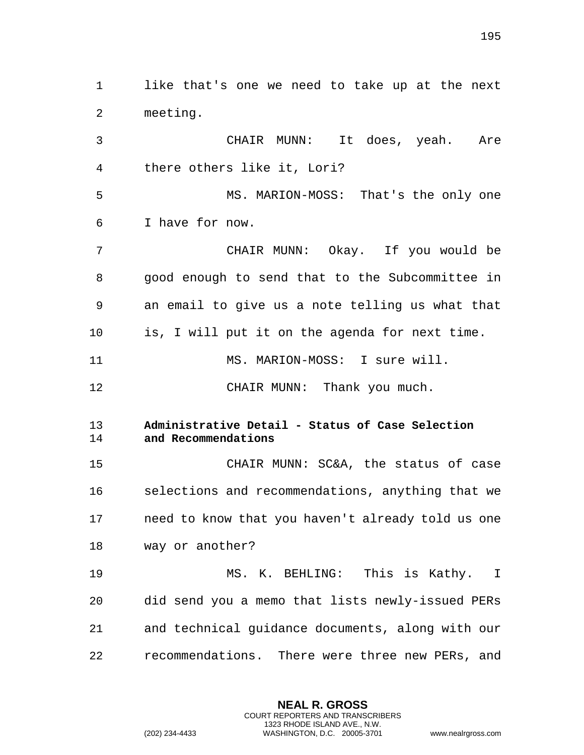like that's one we need to take up at the next meeting.

CHAIR MUNN: It does, yeah. Are there others like it, Lori?

MS. MARION-MOSS: That's the only one I have for now.

CHAIR MUNN: Okay. If you would be good enough to send that to the Subcommittee in an email to give us a note telling us what that is, I will put it on the agenda for next time.

MS. MARION-MOSS: I sure will.

CHAIR MUNN: Thank you much.

**Administrative Detail - Status of Case Selection and Recommendations**

CHAIR MUNN: SC&A, the status of case selections and recommendations, anything that we need to know that you haven't already told us one way or another?

MS. K. BEHLING: This is Kathy. I did send you a memo that lists newly-issued PERs and technical guidance documents, along with our recommendations. There were three new PERs, and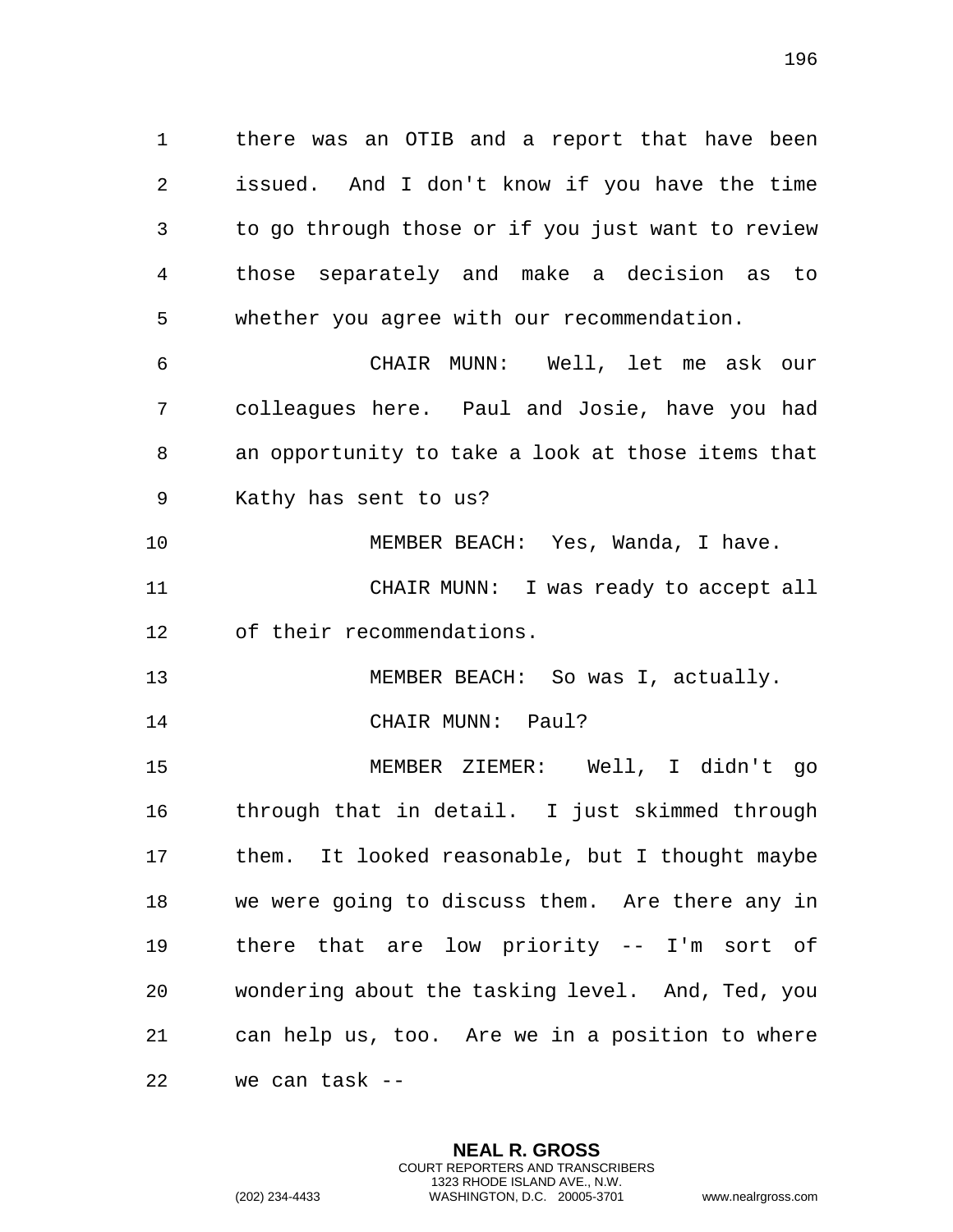there was an OTIB and a report that have been issued. And I don't know if you have the time to go through those or if you just want to review those separately and make a decision as to whether you agree with our recommendation.

CHAIR MUNN: Well, let me ask our colleagues here. Paul and Josie, have you had an opportunity to take a look at those items that Kathy has sent to us?

MEMBER BEACH: Yes, Wanda, I have.

CHAIR MUNN: I was ready to accept all of their recommendations.

MEMBER BEACH: So was I, actually.

CHAIR MUNN: Paul?

MEMBER ZIEMER: Well, I didn't go through that in detail. I just skimmed through them. It looked reasonable, but I thought maybe we were going to discuss them. Are there any in there that are low priority -- I'm sort of wondering about the tasking level. And, Ted, you can help us, too. Are we in a position to where we can task --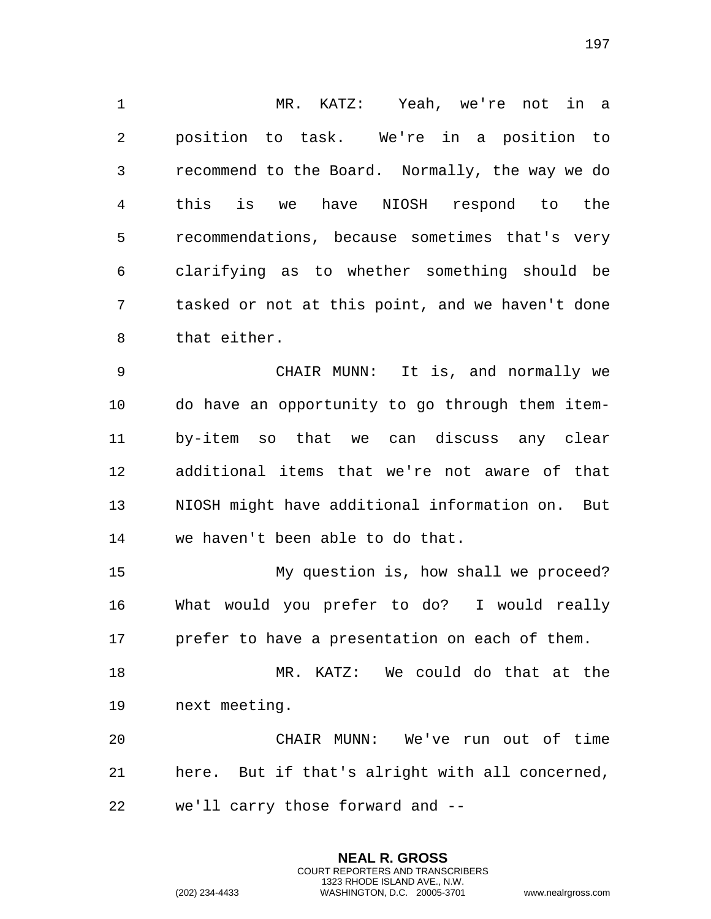MR. KATZ: Yeah, we're not in a position to task. We're in a position to recommend to the Board. Normally, the way we do this is we have NIOSH respond to the recommendations, because sometimes that's very clarifying as to whether something should be tasked or not at this point, and we haven't done that either.

CHAIR MUNN: It is, and normally we do have an opportunity to go through them item-by-item so that we can discuss any clear additional items that we're not aware of that NIOSH might have additional information on. But we haven't been able to do that.

My question is, how shall we proceed? What would you prefer to do? I would really prefer to have a presentation on each of them.

MR. KATZ: We could do that at the next meeting.

CHAIR MUNN: We've run out of time here. But if that's alright with all concerned, we'll carry those forward and --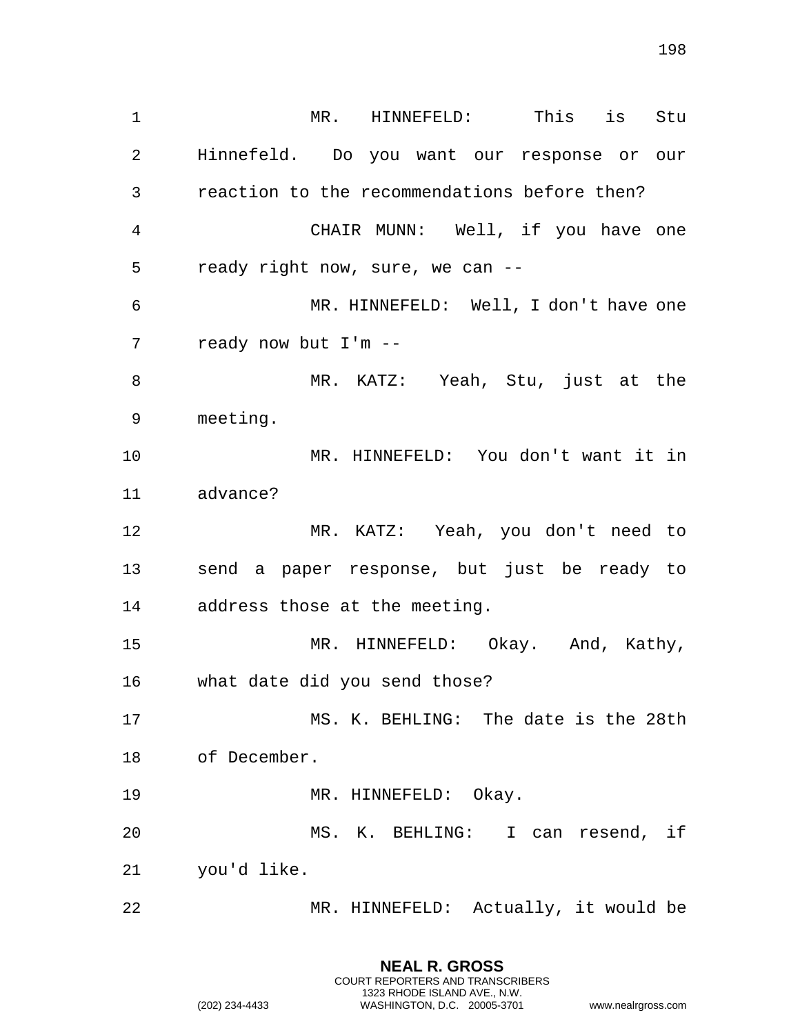MR. HINNEFELD: This is Stu Hinnefeld. Do you want our response or our reaction to the recommendations before then?

CHAIR MUNN: Well, if you have one ready right now, sure, we can --

MR. HINNEFELD: Well, I don't have one ready now but I'm --

MR. KATZ: Yeah, Stu, just at the meeting.

MR. HINNEFELD: You don't want it in advance?

MR. KATZ: Yeah, you don't need to send a paper response, but just be ready to address those at the meeting.

MR. HINNEFELD: Okay. And, Kathy, what date did you send those?

MS. K. BEHLING: The date is the 28th of December.

MR. HINNEFELD: Okay.

MS. K. BEHLING: I can resend, if you'd like.

MR. HINNEFELD: Actually, it would be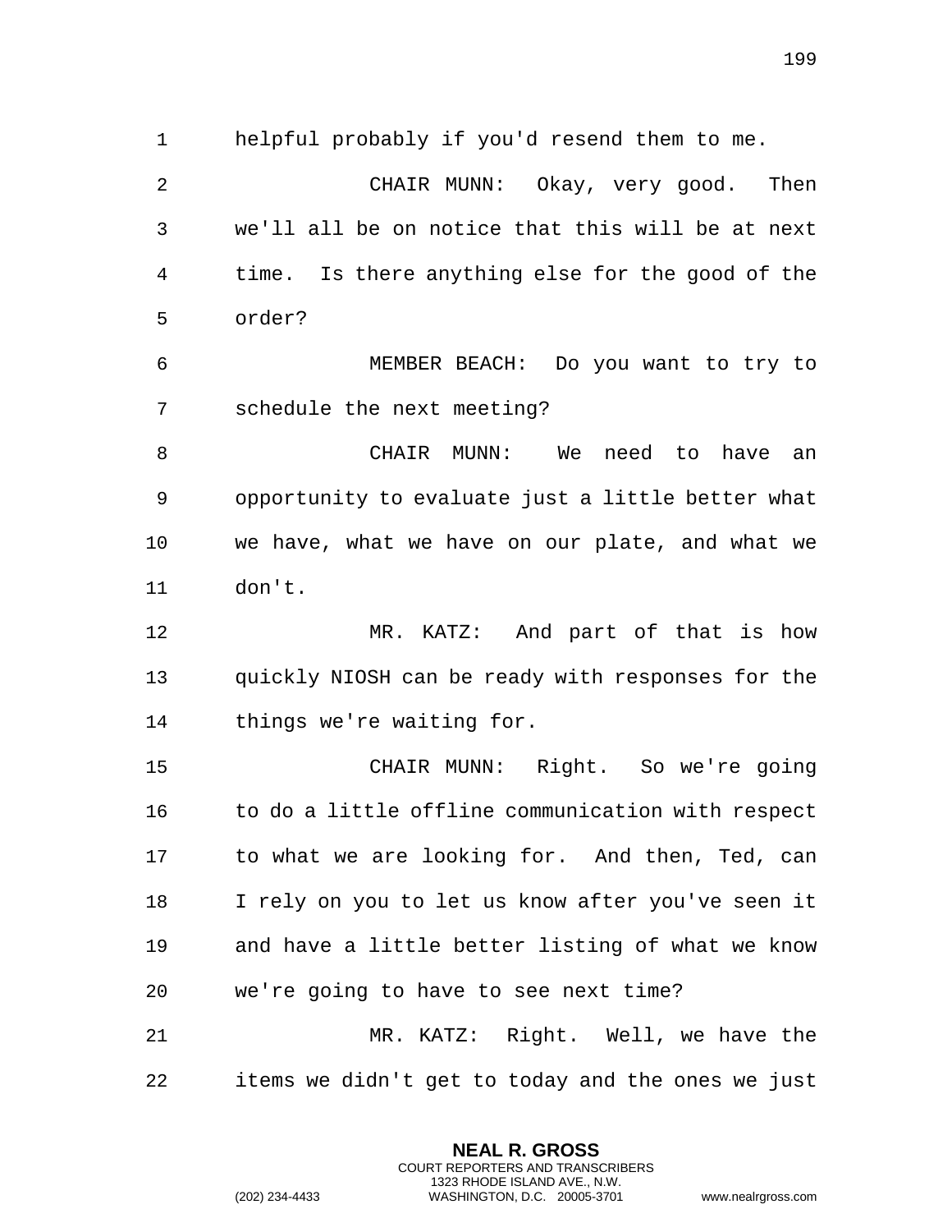helpful probably if you'd resend them to me.

CHAIR MUNN: Okay, very good. Then we'll all be on notice that this will be at next time. Is there anything else for the good of the order?

MEMBER BEACH: Do you want to try to schedule the next meeting?

CHAIR MUNN: We need to have an opportunity to evaluate just a little better what we have, what we have on our plate, and what we don't.

MR. KATZ: And part of that is how quickly NIOSH can be ready with responses for the things we're waiting for.

CHAIR MUNN: Right. So we're going to do a little offline communication with respect to what we are looking for. And then, Ted, can I rely on you to let us know after you've seen it and have a little better listing of what we know we're going to have to see next time?

MR. KATZ: Right. Well, we have the items we didn't get to today and the ones we just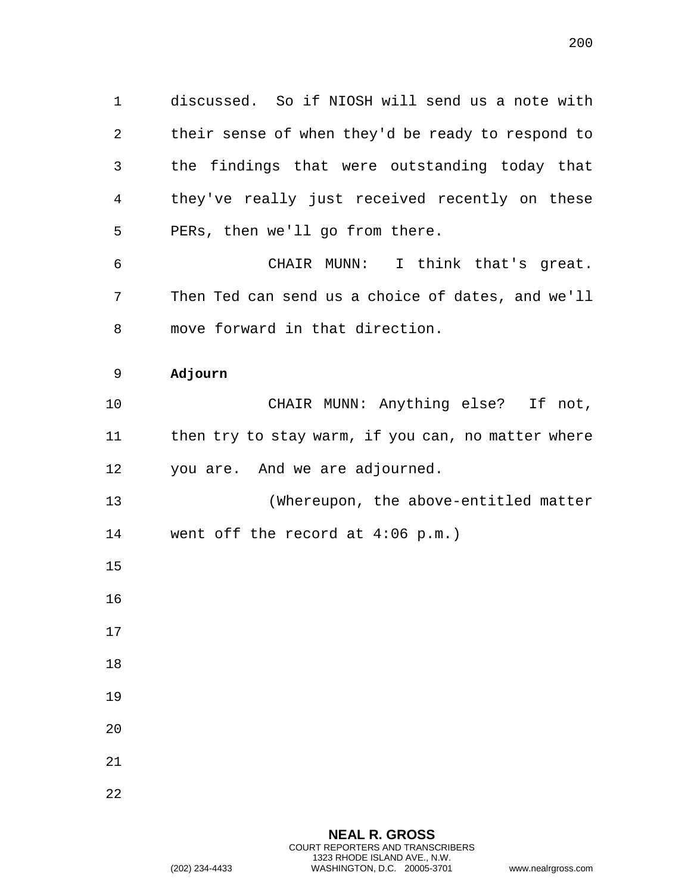discussed. So if NIOSH will send us a note with their sense of when they'd be ready to respond to the findings that were outstanding today that they've really just received recently on these PERs, then we'll go from there.

CHAIR MUNN: I think that's great. Then Ted can send us a choice of dates, and we'll move forward in that direction.

**Adjourn**

CHAIR MUNN: Anything else? If not, then try to stay warm, if you can, no matter where you are. And we are adjourned.

(Whereupon, the above-entitled matter went off the record at 4:06 p.m.)